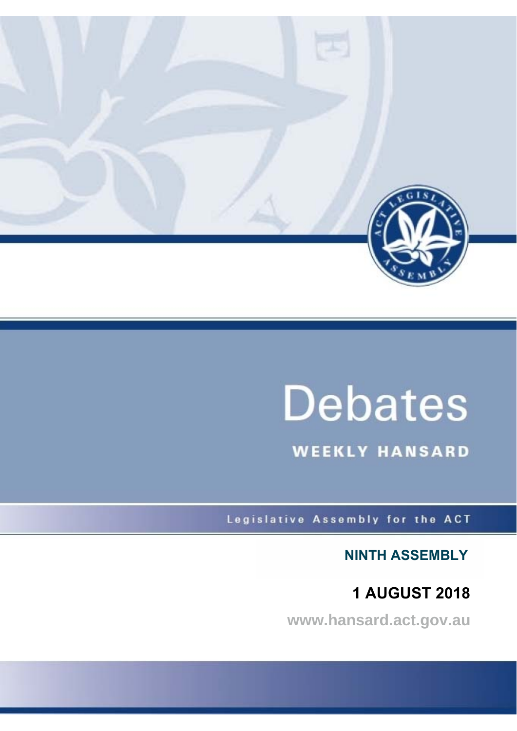# Debates

## WEEKLY HANSARD

Legislative Assembly for the ACT

**NINTH ASSEMBLY**

**1 AUGUST 2018**

www.hansard.act.gov.au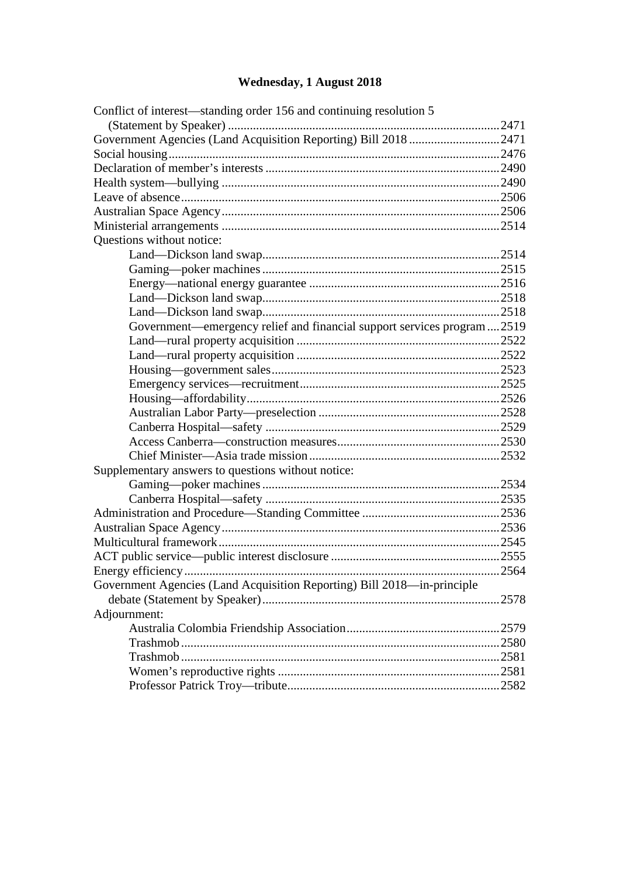## Wednesday, 1 August 2018

Conflict of interest—standing order 156 and continuing resolution 5 (Statement by Speaker) ..... 2471
Government Agencies (Land Acquisition Reporting) Bill 2018 ..... 2471
Social housing ..... 2476
Declaration of member's interests ..... 2490
Health system—bullying ..... 2490
Leave of absence ..... 2506
Australian Space Agency ..... 2506
Ministerial arrangements ..... 2514
Questions without notice:
- Land—Dickson land swap ..... 2514
- Gaming—poker machines ..... 2515
- Energy—national energy guarantee ..... 2516
- Land—Dickson land swap ..... 2518
- Land—Dickson land swap ..... 2518
- Government—emergency relief and financial support services program ..... 2519
- Land—rural property acquisition ..... 2522
- Land—rural property acquisition ..... 2522
- Housing—government sales ..... 2523
- Emergency services—recruitment ..... 2525
- Housing—affordability ..... 2526
- Australian Labor Party—preselection ..... 2528
- Canberra Hospital—safety ..... 2529
- Access Canberra—construction measures ..... 2530
- Chief Minister—Asia trade mission ..... 2532

Supplementary answers to questions without notice:
- Gaming—poker machines ..... 2534
- Canberra Hospital—safety ..... 2535

Administration and Procedure—Standing Committee ..... 2536
Australian Space Agency ..... 2536
Multicultural framework ..... 2545
ACT public service—public interest disclosure ..... 2555
Energy efficiency ..... 2564
Government Agencies (Land Acquisition Reporting) Bill 2018—in-principle debate (Statement by Speaker) ..... 2578
Adjournment:
- Australia Colombia Friendship Association ..... 2579
- Trashmob ..... 2580
- Trashmob ..... 2581
- Women's reproductive rights ..... 2581
- Professor Patrick Troy—tribute ..... 2582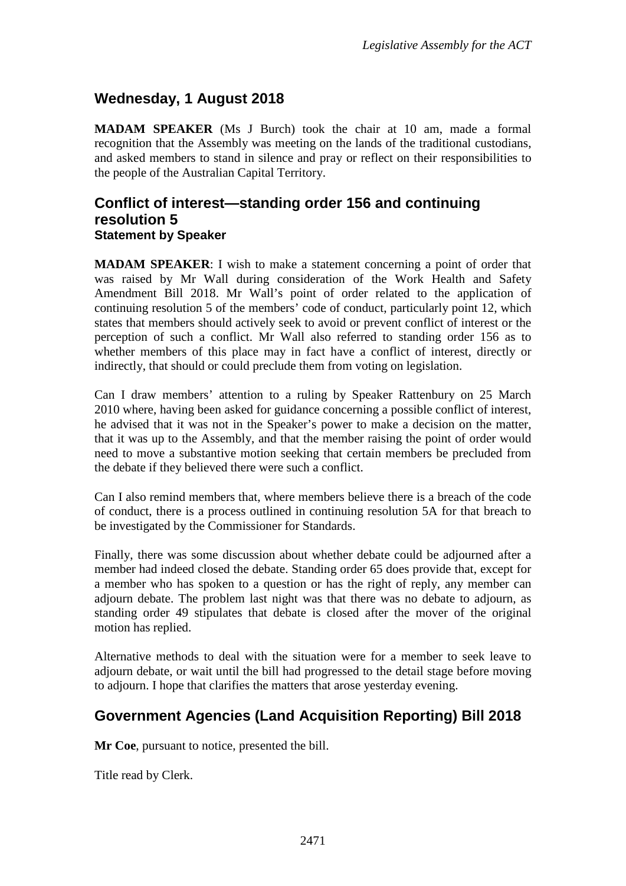## Wednesday, 1 August 2018

**MADAM SPEAKER** (Ms J Burch) took the chair at 10 am, made a formal recognition that the Assembly was meeting on the lands of the traditional custodians, and asked members to stand in silence and pray or reflect on their responsibilities to the people of the Australian Capital Territory.

## Conflict of interest—standing order 156 and continuing resolution 5

### Statement by Speaker

**MADAM SPEAKER**: I wish to make a statement concerning a point of order that was raised by Mr Wall during consideration of the Work Health and Safety Amendment Bill 2018. Mr Wall's point of order related to the application of continuing resolution 5 of the members' code of conduct, particularly point 12, which states that members should actively seek to avoid or prevent conflict of interest or the perception of such a conflict. Mr Wall also referred to standing order 156 as to whether members of this place may in fact have a conflict of interest, directly or indirectly, that should or could preclude them from voting on legislation.

Can I draw members' attention to a ruling by Speaker Rattenbury on 25 March 2010 where, having been asked for guidance concerning a possible conflict of interest, he advised that it was not in the Speaker's power to make a decision on the matter, that it was up to the Assembly, and that the member raising the point of order would need to move a substantive motion seeking that certain members be precluded from the debate if they believed there were such a conflict.

Can I also remind members that, where members believe there is a breach of the code of conduct, there is a process outlined in continuing resolution 5A for that breach to be investigated by the Commissioner for Standards.

Finally, there was some discussion about whether debate could be adjourned after a member had indeed closed the debate. Standing order 65 does provide that, except for a member who has spoken to a question or has the right of reply, any member can adjourn debate. The problem last night was that there was no debate to adjourn, as standing order 49 stipulates that debate is closed after the mover of the original motion has replied.

Alternative methods to deal with the situation were for a member to seek leave to adjourn debate, or wait until the bill had progressed to the detail stage before moving to adjourn. I hope that clarifies the matters that arose yesterday evening.

## Government Agencies (Land Acquisition Reporting) Bill 2018

**Mr Coe**, pursuant to notice, presented the bill.

Title read by Clerk.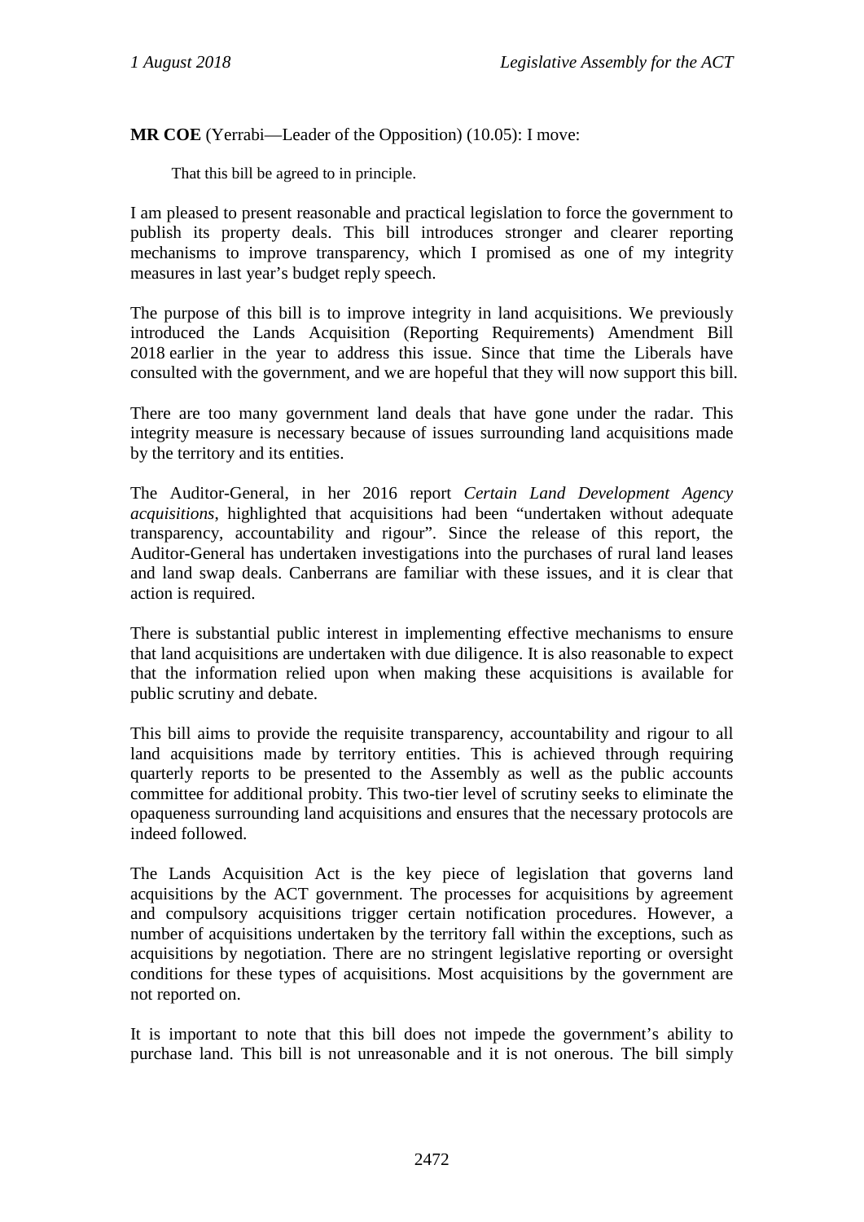**MR COE** (Yerrabi—Leader of the Opposition) (10.05): I move:

That this bill be agreed to in principle.

I am pleased to present reasonable and practical legislation to force the government to publish its property deals. This bill introduces stronger and clearer reporting mechanisms to improve transparency, which I promised as one of my integrity measures in last year's budget reply speech.

The purpose of this bill is to improve integrity in land acquisitions. We previously introduced the Lands Acquisition (Reporting Requirements) Amendment Bill 2018 earlier in the year to address this issue. Since that time the Liberals have consulted with the government, and we are hopeful that they will now support this bill.

There are too many government land deals that have gone under the radar. This integrity measure is necessary because of issues surrounding land acquisitions made by the territory and its entities.

The Auditor-General, in her 2016 report *Certain Land Development Agency acquisitions*, highlighted that acquisitions had been "undertaken without adequate transparency, accountability and rigour". Since the release of this report, the Auditor-General has undertaken investigations into the purchases of rural land leases and land swap deals. Canberrans are familiar with these issues, and it is clear that action is required.

There is substantial public interest in implementing effective mechanisms to ensure that land acquisitions are undertaken with due diligence. It is also reasonable to expect that the information relied upon when making these acquisitions is available for public scrutiny and debate.

This bill aims to provide the requisite transparency, accountability and rigour to all land acquisitions made by territory entities. This is achieved through requiring quarterly reports to be presented to the Assembly as well as the public accounts committee for additional probity. This two-tier level of scrutiny seeks to eliminate the opaqueness surrounding land acquisitions and ensures that the necessary protocols are indeed followed.

The Lands Acquisition Act is the key piece of legislation that governs land acquisitions by the ACT government. The processes for acquisitions by agreement and compulsory acquisitions trigger certain notification procedures. However, a number of acquisitions undertaken by the territory fall within the exceptions, such as acquisitions by negotiation. There are no stringent legislative reporting or oversight conditions for these types of acquisitions. Most acquisitions by the government are not reported on.

It is important to note that this bill does not impede the government's ability to purchase land. This bill is not unreasonable and it is not onerous. The bill simply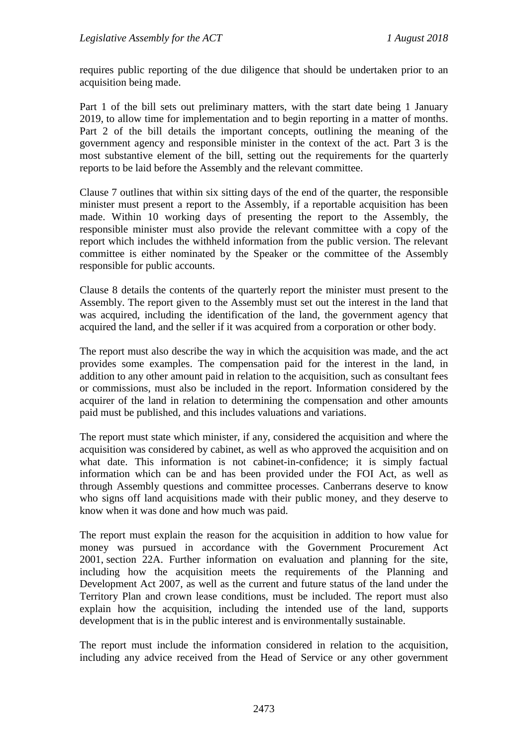requires public reporting of the due diligence that should be undertaken prior to an acquisition being made.

Part 1 of the bill sets out preliminary matters, with the start date being 1 January 2019, to allow time for implementation and to begin reporting in a matter of months. Part 2 of the bill details the important concepts, outlining the meaning of the government agency and responsible minister in the context of the act. Part 3 is the most substantive element of the bill, setting out the requirements for the quarterly reports to be laid before the Assembly and the relevant committee.

Clause 7 outlines that within six sitting days of the end of the quarter, the responsible minister must present a report to the Assembly, if a reportable acquisition has been made. Within 10 working days of presenting the report to the Assembly, the responsible minister must also provide the relevant committee with a copy of the report which includes the withheld information from the public version. The relevant committee is either nominated by the Speaker or the committee of the Assembly responsible for public accounts.

Clause 8 details the contents of the quarterly report the minister must present to the Assembly. The report given to the Assembly must set out the interest in the land that was acquired, including the identification of the land, the government agency that acquired the land, and the seller if it was acquired from a corporation or other body.

The report must also describe the way in which the acquisition was made, and the act provides some examples. The compensation paid for the interest in the land, in addition to any other amount paid in relation to the acquisition, such as consultant fees or commissions, must also be included in the report. Information considered by the acquirer of the land in relation to determining the compensation and other amounts paid must be published, and this includes valuations and variations.

The report must state which minister, if any, considered the acquisition and where the acquisition was considered by cabinet, as well as who approved the acquisition and on what date. This information is not cabinet-in-confidence; it is simply factual information which can be and has been provided under the FOI Act, as well as through Assembly questions and committee processes. Canberrans deserve to know who signs off land acquisitions made with their public money, and they deserve to know when it was done and how much was paid.

The report must explain the reason for the acquisition in addition to how value for money was pursued in accordance with the Government Procurement Act 2001, section 22A. Further information on evaluation and planning for the site, including how the acquisition meets the requirements of the Planning and Development Act 2007, as well as the current and future status of the land under the Territory Plan and crown lease conditions, must be included. The report must also explain how the acquisition, including the intended use of the land, supports development that is in the public interest and is environmentally sustainable.

The report must include the information considered in relation to the acquisition, including any advice received from the Head of Service or any other government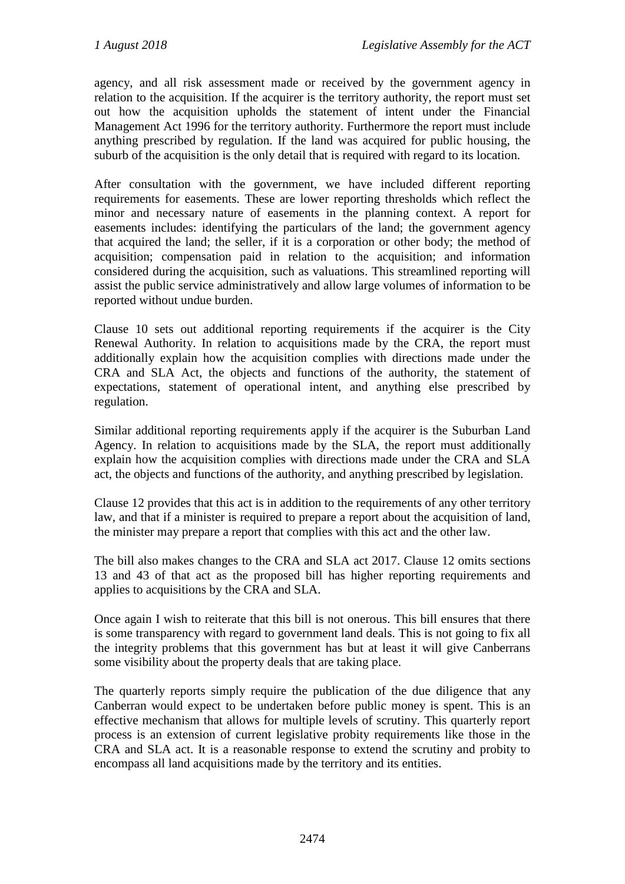agency, and all risk assessment made or received by the government agency in relation to the acquisition. If the acquirer is the territory authority, the report must set out how the acquisition upholds the statement of intent under the Financial Management Act 1996 for the territory authority. Furthermore the report must include anything prescribed by regulation. If the land was acquired for public housing, the suburb of the acquisition is the only detail that is required with regard to its location.

After consultation with the government, we have included different reporting requirements for easements. These are lower reporting thresholds which reflect the minor and necessary nature of easements in the planning context. A report for easements includes: identifying the particulars of the land; the government agency that acquired the land; the seller, if it is a corporation or other body; the method of acquisition; compensation paid in relation to the acquisition; and information considered during the acquisition, such as valuations. This streamlined reporting will assist the public service administratively and allow large volumes of information to be reported without undue burden.

Clause 10 sets out additional reporting requirements if the acquirer is the City Renewal Authority. In relation to acquisitions made by the CRA, the report must additionally explain how the acquisition complies with directions made under the CRA and SLA Act, the objects and functions of the authority, the statement of expectations, statement of operational intent, and anything else prescribed by regulation.

Similar additional reporting requirements apply if the acquirer is the Suburban Land Agency. In relation to acquisitions made by the SLA, the report must additionally explain how the acquisition complies with directions made under the CRA and SLA act, the objects and functions of the authority, and anything prescribed by legislation.

Clause 12 provides that this act is in addition to the requirements of any other territory law, and that if a minister is required to prepare a report about the acquisition of land, the minister may prepare a report that complies with this act and the other law.

The bill also makes changes to the CRA and SLA act 2017. Clause 12 omits sections 13 and 43 of that act as the proposed bill has higher reporting requirements and applies to acquisitions by the CRA and SLA.

Once again I wish to reiterate that this bill is not onerous. This bill ensures that there is some transparency with regard to government land deals. This is not going to fix all the integrity problems that this government has but at least it will give Canberrans some visibility about the property deals that are taking place.

The quarterly reports simply require the publication of the due diligence that any Canberran would expect to be undertaken before public money is spent. This is an effective mechanism that allows for multiple levels of scrutiny. This quarterly report process is an extension of current legislative probity requirements like those in the CRA and SLA act. It is a reasonable response to extend the scrutiny and probity to encompass all land acquisitions made by the territory and its entities.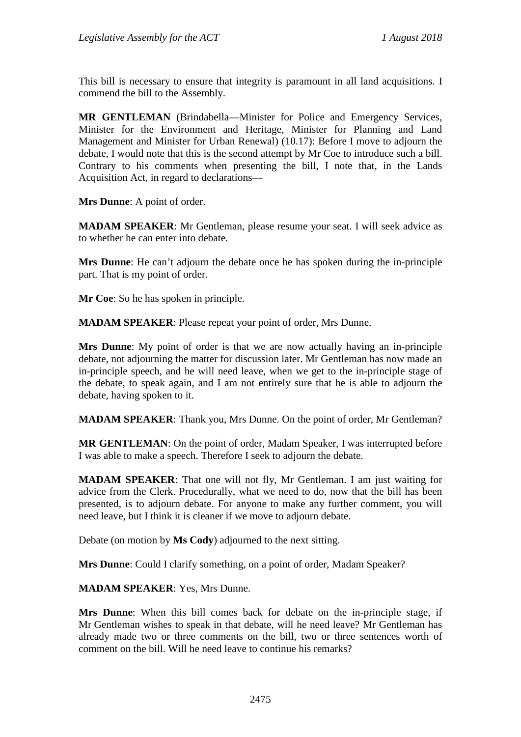This bill is necessary to ensure that integrity is paramount in all land acquisitions. I commend the bill to the Assembly.

**MR GENTLEMAN** (Brindabella—Minister for Police and Emergency Services, Minister for the Environment and Heritage, Minister for Planning and Land Management and Minister for Urban Renewal) (10.17): Before I move to adjourn the debate, I would note that this is the second attempt by Mr Coe to introduce such a bill. Contrary to his comments when presenting the bill, I note that, in the Lands Acquisition Act, in regard to declarations—

**Mrs Dunne**: A point of order.

**MADAM SPEAKER**: Mr Gentleman, please resume your seat. I will seek advice as to whether he can enter into debate.

**Mrs Dunne**: He can't adjourn the debate once he has spoken during the in-principle part. That is my point of order.

**Mr Coe**: So he has spoken in principle.

**MADAM SPEAKER**: Please repeat your point of order, Mrs Dunne.

**Mrs Dunne**: My point of order is that we are now actually having an in-principle debate, not adjourning the matter for discussion later. Mr Gentleman has now made an in-principle speech, and he will need leave, when we get to the in-principle stage of the debate, to speak again, and I am not entirely sure that he is able to adjourn the debate, having spoken to it.

**MADAM SPEAKER**: Thank you, Mrs Dunne. On the point of order, Mr Gentleman?

**MR GENTLEMAN**: On the point of order, Madam Speaker, I was interrupted before I was able to make a speech. Therefore I seek to adjourn the debate.

**MADAM SPEAKER**: That one will not fly, Mr Gentleman. I am just waiting for advice from the Clerk. Procedurally, what we need to do, now that the bill has been presented, is to adjourn debate. For anyone to make any further comment, you will need leave, but I think it is cleaner if we move to adjourn debate.

Debate (on motion by **Ms Cody**) adjourned to the next sitting.

**Mrs Dunne**: Could I clarify something, on a point of order, Madam Speaker?

**MADAM SPEAKER**: Yes, Mrs Dunne.

**Mrs Dunne**: When this bill comes back for debate on the in-principle stage, if Mr Gentleman wishes to speak in that debate, will he need leave? Mr Gentleman has already made two or three comments on the bill, two or three sentences worth of comment on the bill. Will he need leave to continue his remarks?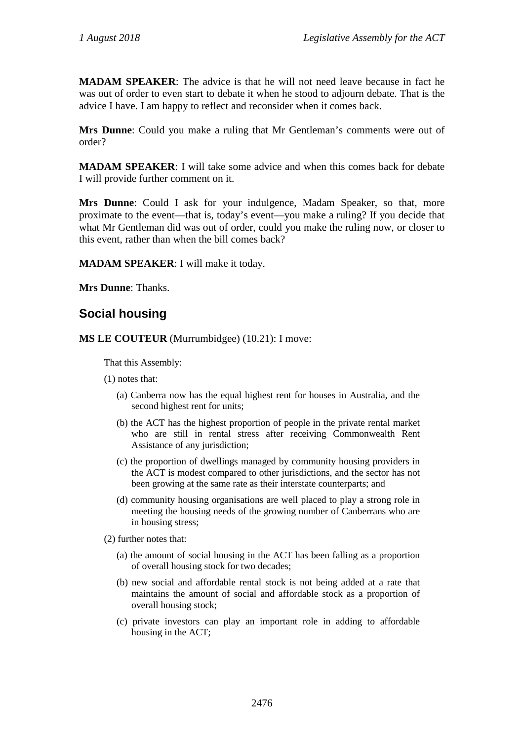**MADAM SPEAKER**: The advice is that he will not need leave because in fact he was out of order to even start to debate it when he stood to adjourn debate. That is the advice I have. I am happy to reflect and reconsider when it comes back.

**Mrs Dunne**: Could you make a ruling that Mr Gentleman's comments were out of order?

**MADAM SPEAKER**: I will take some advice and when this comes back for debate I will provide further comment on it.

**Mrs Dunne**: Could I ask for your indulgence, Madam Speaker, so that, more proximate to the event—that is, today's event—you make a ruling? If you decide that what Mr Gentleman did was out of order, could you make the ruling now, or closer to this event, rather than when the bill comes back?

**MADAM SPEAKER**: I will make it today.

**Mrs Dunne**: Thanks.

## Social housing

**MS LE COUTEUR** (Murrumbidgee) (10.21): I move:

> That this Assembly:
>
> (1) notes that:
>
> (a) Canberra now has the equal highest rent for houses in Australia, and the second highest rent for units;
>
> (b) the ACT has the highest proportion of people in the private rental market who are still in rental stress after receiving Commonwealth Rent Assistance of any jurisdiction;
>
> (c) the proportion of dwellings managed by community housing providers in the ACT is modest compared to other jurisdictions, and the sector has not been growing at the same rate as their interstate counterparts; and
>
> (d) community housing organisations are well placed to play a strong role in meeting the housing needs of the growing number of Canberrans who are in housing stress;
>
> (2) further notes that:
>
> (a) the amount of social housing in the ACT has been falling as a proportion of overall housing stock for two decades;
>
> (b) new social and affordable rental stock is not being added at a rate that maintains the amount of social and affordable stock as a proportion of overall housing stock;
>
> (c) private investors can play an important role in adding to affordable housing in the ACT;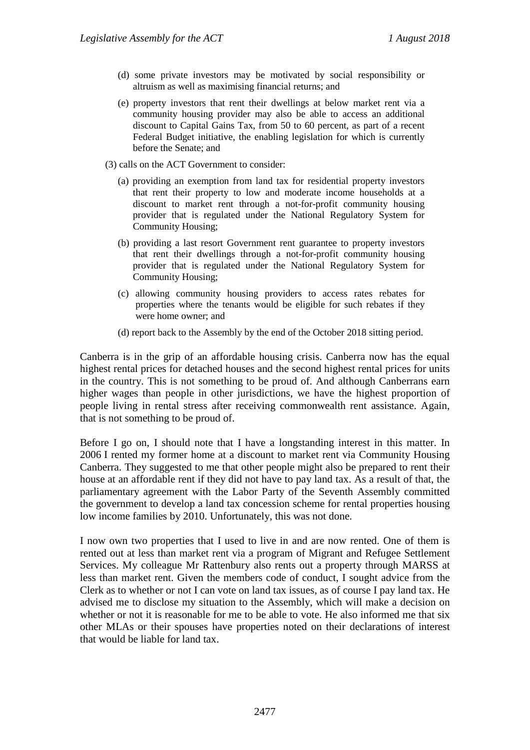(d) some private investors may be motivated by social responsibility or altruism as well as maximising financial returns; and

(e) property investors that rent their dwellings at below market rent via a community housing provider may also be able to access an additional discount to Capital Gains Tax, from 50 to 60 percent, as part of a recent Federal Budget initiative, the enabling legislation for which is currently before the Senate; and

(3) calls on the ACT Government to consider:

(a) providing an exemption from land tax for residential property investors that rent their property to low and moderate income households at a discount to market rent through a not-for-profit community housing provider that is regulated under the National Regulatory System for Community Housing;

(b) providing a last resort Government rent guarantee to property investors that rent their dwellings through a not-for-profit community housing provider that is regulated under the National Regulatory System for Community Housing;

(c) allowing community housing providers to access rates rebates for properties where the tenants would be eligible for such rebates if they were home owner; and

(d) report back to the Assembly by the end of the October 2018 sitting period.

Canberra is in the grip of an affordable housing crisis. Canberra now has the equal highest rental prices for detached houses and the second highest rental prices for units in the country. This is not something to be proud of. And although Canberrans earn higher wages than people in other jurisdictions, we have the highest proportion of people living in rental stress after receiving commonwealth rent assistance. Again, that is not something to be proud of.

Before I go on, I should note that I have a longstanding interest in this matter. In 2006 I rented my former home at a discount to market rent via Community Housing Canberra. They suggested to me that other people might also be prepared to rent their house at an affordable rent if they did not have to pay land tax. As a result of that, the parliamentary agreement with the Labor Party of the Seventh Assembly committed the government to develop a land tax concession scheme for rental properties housing low income families by 2010. Unfortunately, this was not done.

I now own two properties that I used to live in and are now rented. One of them is rented out at less than market rent via a program of Migrant and Refugee Settlement Services. My colleague Mr Rattenbury also rents out a property through MARSS at less than market rent. Given the members code of conduct, I sought advice from the Clerk as to whether or not I can vote on land tax issues, as of course I pay land tax. He advised me to disclose my situation to the Assembly, which will make a decision on whether or not it is reasonable for me to be able to vote. He also informed me that six other MLAs or their spouses have properties noted on their declarations of interest that would be liable for land tax.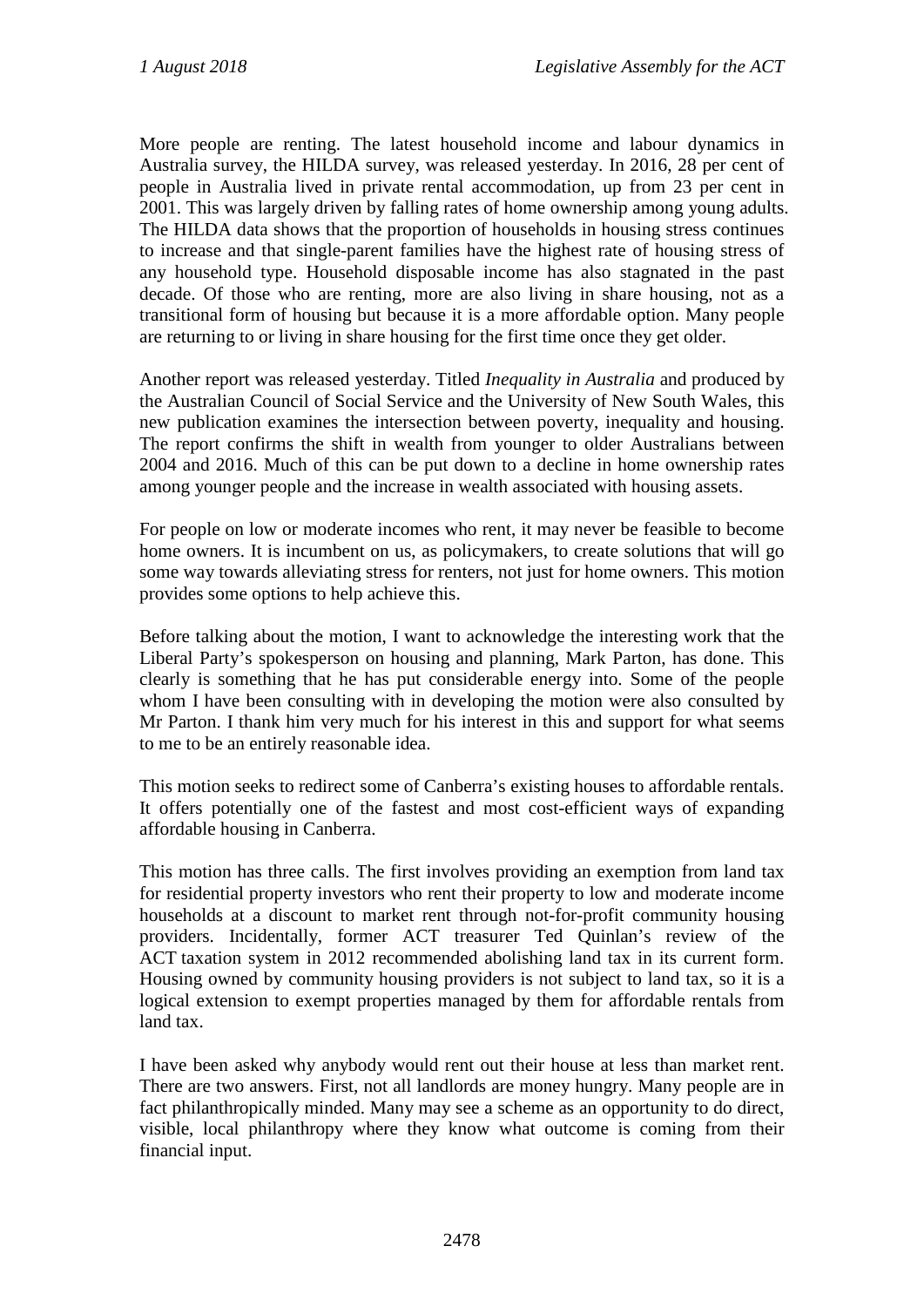More people are renting. The latest household income and labour dynamics in Australia survey, the HILDA survey, was released yesterday. In 2016, 28 per cent of people in Australia lived in private rental accommodation, up from 23 per cent in 2001. This was largely driven by falling rates of home ownership among young adults. The HILDA data shows that the proportion of households in housing stress continues to increase and that single-parent families have the highest rate of housing stress of any household type. Household disposable income has also stagnated in the past decade. Of those who are renting, more are also living in share housing, not as a transitional form of housing but because it is a more affordable option. Many people are returning to or living in share housing for the first time once they get older.

Another report was released yesterday. Titled *Inequality in Australia* and produced by the Australian Council of Social Service and the University of New South Wales, this new publication examines the intersection between poverty, inequality and housing. The report confirms the shift in wealth from younger to older Australians between 2004 and 2016. Much of this can be put down to a decline in home ownership rates among younger people and the increase in wealth associated with housing assets.

For people on low or moderate incomes who rent, it may never be feasible to become home owners. It is incumbent on us, as policymakers, to create solutions that will go some way towards alleviating stress for renters, not just for home owners. This motion provides some options to help achieve this.

Before talking about the motion, I want to acknowledge the interesting work that the Liberal Party's spokesperson on housing and planning, Mark Parton, has done. This clearly is something that he has put considerable energy into. Some of the people whom I have been consulting with in developing the motion were also consulted by Mr Parton. I thank him very much for his interest in this and support for what seems to me to be an entirely reasonable idea.

This motion seeks to redirect some of Canberra's existing houses to affordable rentals. It offers potentially one of the fastest and most cost-efficient ways of expanding affordable housing in Canberra.

This motion has three calls. The first involves providing an exemption from land tax for residential property investors who rent their property to low and moderate income households at a discount to market rent through not-for-profit community housing providers. Incidentally, former ACT treasurer Ted Quinlan's review of the ACT taxation system in 2012 recommended abolishing land tax in its current form. Housing owned by community housing providers is not subject to land tax, so it is a logical extension to exempt properties managed by them for affordable rentals from land tax.

I have been asked why anybody would rent out their house at less than market rent. There are two answers. First, not all landlords are money hungry. Many people are in fact philanthropically minded. Many may see a scheme as an opportunity to do direct, visible, local philanthropy where they know what outcome is coming from their financial input.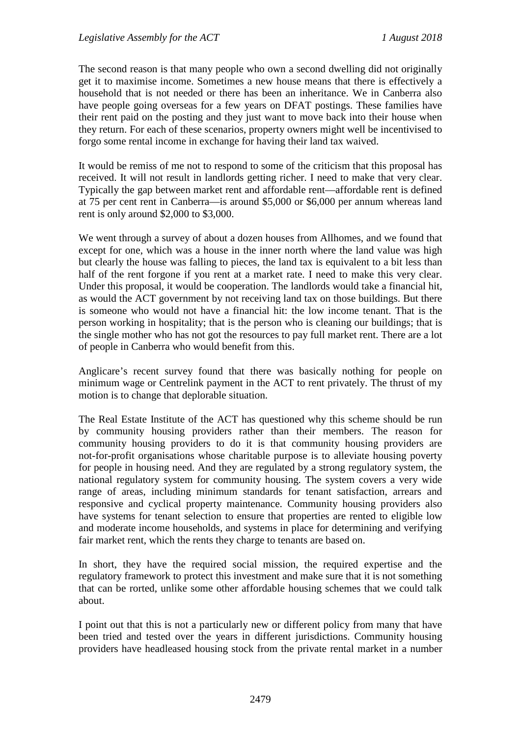The second reason is that many people who own a second dwelling did not originally get it to maximise income. Sometimes a new house means that there is effectively a household that is not needed or there has been an inheritance. We in Canberra also have people going overseas for a few years on DFAT postings. These families have their rent paid on the posting and they just want to move back into their house when they return. For each of these scenarios, property owners might well be incentivised to forgo some rental income in exchange for having their land tax waived.

It would be remiss of me not to respond to some of the criticism that this proposal has received. It will not result in landlords getting richer. I need to make that very clear. Typically the gap between market rent and affordable rent—affordable rent is defined at 75 per cent rent in Canberra—is around $5,000 or $6,000 per annum whereas land rent is only around $2,000 to $3,000.

We went through a survey of about a dozen houses from Allhomes, and we found that except for one, which was a house in the inner north where the land value was high but clearly the house was falling to pieces, the land tax is equivalent to a bit less than half of the rent forgone if you rent at a market rate. I need to make this very clear. Under this proposal, it would be cooperation. The landlords would take a financial hit, as would the ACT government by not receiving land tax on those buildings. But there is someone who would not have a financial hit: the low income tenant. That is the person working in hospitality; that is the person who is cleaning our buildings; that is the single mother who has not got the resources to pay full market rent. There are a lot of people in Canberra who would benefit from this.

Anglicare's recent survey found that there was basically nothing for people on minimum wage or Centrelink payment in the ACT to rent privately. The thrust of my motion is to change that deplorable situation.

The Real Estate Institute of the ACT has questioned why this scheme should be run by community housing providers rather than their members. The reason for community housing providers to do it is that community housing providers are not-for-profit organisations whose charitable purpose is to alleviate housing poverty for people in housing need. And they are regulated by a strong regulatory system, the national regulatory system for community housing. The system covers a very wide range of areas, including minimum standards for tenant satisfaction, arrears and responsive and cyclical property maintenance. Community housing providers also have systems for tenant selection to ensure that properties are rented to eligible low and moderate income households, and systems in place for determining and verifying fair market rent, which the rents they charge to tenants are based on.

In short, they have the required social mission, the required expertise and the regulatory framework to protect this investment and make sure that it is not something that can be rorted, unlike some other affordable housing schemes that we could talk about.

I point out that this is not a particularly new or different policy from many that have been tried and tested over the years in different jurisdictions. Community housing providers have headleased housing stock from the private rental market in a number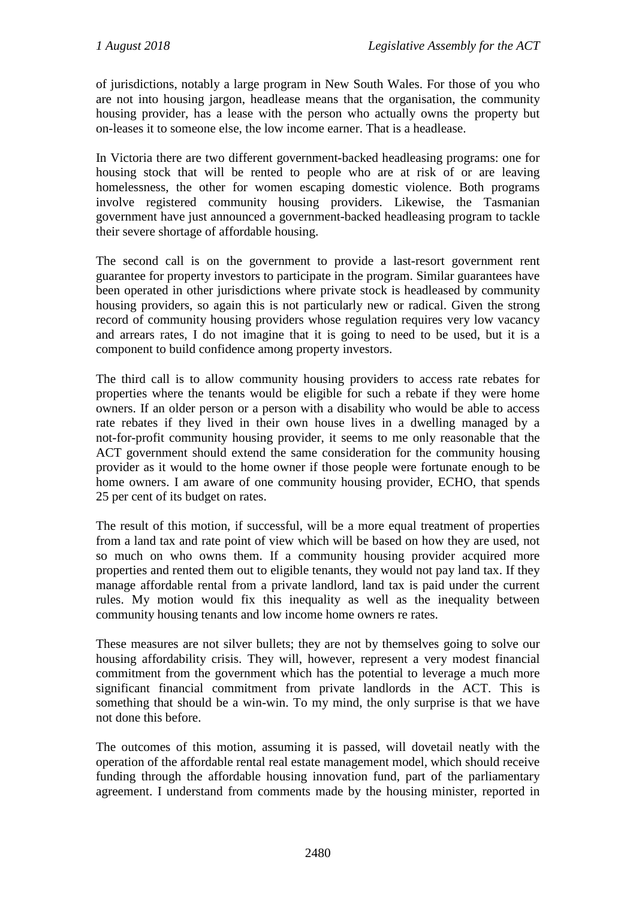of jurisdictions, notably a large program in New South Wales. For those of you who are not into housing jargon, headlease means that the organisation, the community housing provider, has a lease with the person who actually owns the property but on-leases it to someone else, the low income earner. That is a headlease.

In Victoria there are two different government-backed headleasing programs: one for housing stock that will be rented to people who are at risk of or are leaving homelessness, the other for women escaping domestic violence. Both programs involve registered community housing providers. Likewise, the Tasmanian government have just announced a government-backed headleasing program to tackle their severe shortage of affordable housing.

The second call is on the government to provide a last-resort government rent guarantee for property investors to participate in the program. Similar guarantees have been operated in other jurisdictions where private stock is headleased by community housing providers, so again this is not particularly new or radical. Given the strong record of community housing providers whose regulation requires very low vacancy and arrears rates, I do not imagine that it is going to need to be used, but it is a component to build confidence among property investors.

The third call is to allow community housing providers to access rate rebates for properties where the tenants would be eligible for such a rebate if they were home owners. If an older person or a person with a disability who would be able to access rate rebates if they lived in their own house lives in a dwelling managed by a not-for-profit community housing provider, it seems to me only reasonable that the ACT government should extend the same consideration for the community housing provider as it would to the home owner if those people were fortunate enough to be home owners. I am aware of one community housing provider, ECHO, that spends 25 per cent of its budget on rates.

The result of this motion, if successful, will be a more equal treatment of properties from a land tax and rate point of view which will be based on how they are used, not so much on who owns them. If a community housing provider acquired more properties and rented them out to eligible tenants, they would not pay land tax. If they manage affordable rental from a private landlord, land tax is paid under the current rules. My motion would fix this inequality as well as the inequality between community housing tenants and low income home owners re rates.

These measures are not silver bullets; they are not by themselves going to solve our housing affordability crisis. They will, however, represent a very modest financial commitment from the government which has the potential to leverage a much more significant financial commitment from private landlords in the ACT. This is something that should be a win-win. To my mind, the only surprise is that we have not done this before.

The outcomes of this motion, assuming it is passed, will dovetail neatly with the operation of the affordable rental real estate management model, which should receive funding through the affordable housing innovation fund, part of the parliamentary agreement. I understand from comments made by the housing minister, reported in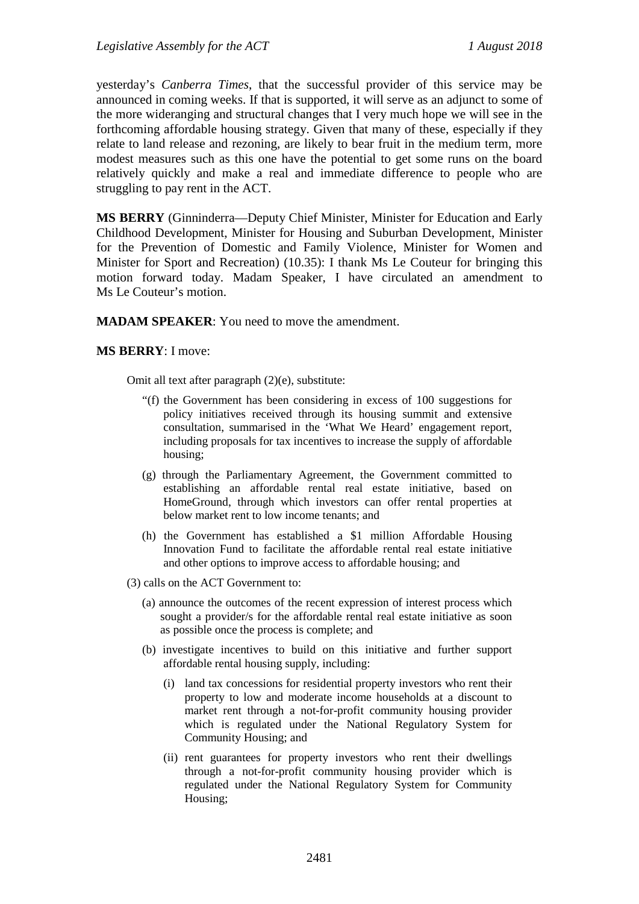yesterday's *Canberra Times*, that the successful provider of this service may be announced in coming weeks. If that is supported, it will serve as an adjunct to some of the more wideranging and structural changes that I very much hope we will see in the forthcoming affordable housing strategy. Given that many of these, especially if they relate to land release and rezoning, are likely to bear fruit in the medium term, more modest measures such as this one have the potential to get some runs on the board relatively quickly and make a real and immediate difference to people who are struggling to pay rent in the ACT.

**MS BERRY** (Ginninderra—Deputy Chief Minister, Minister for Education and Early Childhood Development, Minister for Housing and Suburban Development, Minister for the Prevention of Domestic and Family Violence, Minister for Women and Minister for Sport and Recreation) (10.35): I thank Ms Le Couteur for bringing this motion forward today. Madam Speaker, I have circulated an amendment to Ms Le Couteur's motion.

**MADAM SPEAKER**: You need to move the amendment.

**MS BERRY**: I move:

> Omit all text after paragraph (2)(e), substitute:
>
> "(f) the Government has been considering in excess of 100 suggestions for policy initiatives received through its housing summit and extensive consultation, summarised in the 'What We Heard' engagement report, including proposals for tax incentives to increase the supply of affordable housing;
>
> (g) through the Parliamentary Agreement, the Government committed to establishing an affordable rental real estate initiative, based on HomeGround, through which investors can offer rental properties at below market rent to low income tenants; and
>
> (h) the Government has established a $1 million Affordable Housing Innovation Fund to facilitate the affordable rental real estate initiative and other options to improve access to affordable housing; and
>
> (3) calls on the ACT Government to:
>
> (a) announce the outcomes of the recent expression of interest process which sought a provider/s for the affordable rental real estate initiative as soon as possible once the process is complete; and
>
> (b) investigate incentives to build on this initiative and further support affordable rental housing supply, including:
>
> (i) land tax concessions for residential property investors who rent their property to low and moderate income households at a discount to market rent through a not-for-profit community housing provider which is regulated under the National Regulatory System for Community Housing; and
>
> (ii) rent guarantees for property investors who rent their dwellings through a not-for-profit community housing provider which is regulated under the National Regulatory System for Community Housing;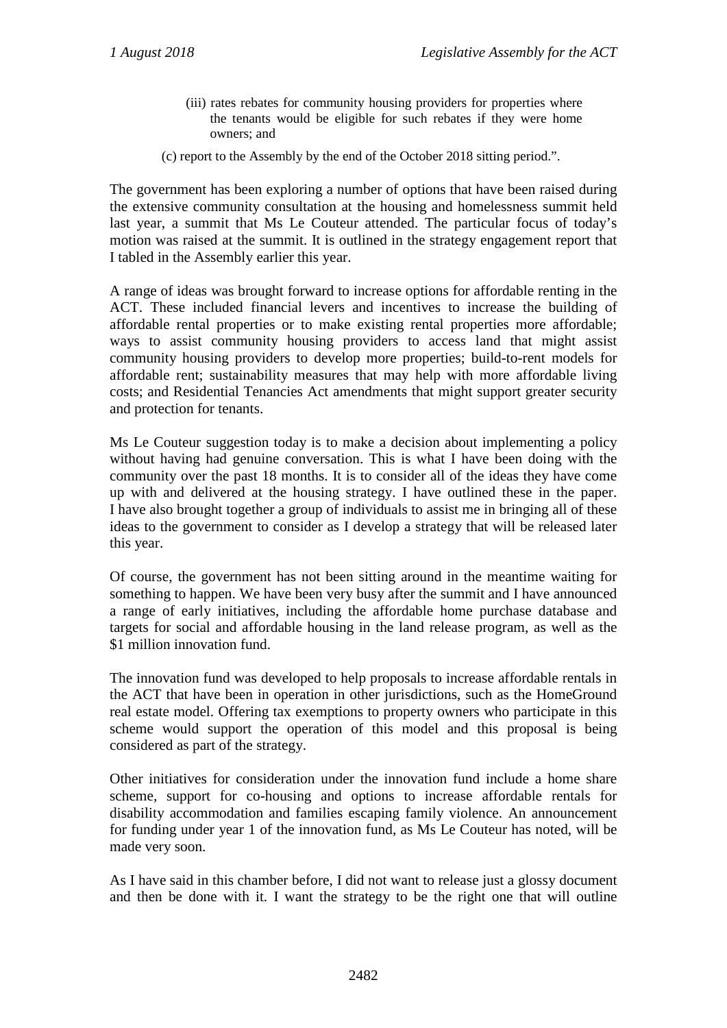(iii) rates rebates for community housing providers for properties where the tenants would be eligible for such rebates if they were home owners; and

(c) report to the Assembly by the end of the October 2018 sitting period.".

The government has been exploring a number of options that have been raised during the extensive community consultation at the housing and homelessness summit held last year, a summit that Ms Le Couteur attended. The particular focus of today's motion was raised at the summit. It is outlined in the strategy engagement report that I tabled in the Assembly earlier this year.

A range of ideas was brought forward to increase options for affordable renting in the ACT. These included financial levers and incentives to increase the building of affordable rental properties or to make existing rental properties more affordable; ways to assist community housing providers to access land that might assist community housing providers to develop more properties; build-to-rent models for affordable rent; sustainability measures that may help with more affordable living costs; and Residential Tenancies Act amendments that might support greater security and protection for tenants.

Ms Le Couteur suggestion today is to make a decision about implementing a policy without having had genuine conversation. This is what I have been doing with the community over the past 18 months. It is to consider all of the ideas they have come up with and delivered at the housing strategy. I have outlined these in the paper. I have also brought together a group of individuals to assist me in bringing all of these ideas to the government to consider as I develop a strategy that will be released later this year.

Of course, the government has not been sitting around in the meantime waiting for something to happen. We have been very busy after the summit and I have announced a range of early initiatives, including the affordable home purchase database and targets for social and affordable housing in the land release program, as well as the $1 million innovation fund.

The innovation fund was developed to help proposals to increase affordable rentals in the ACT that have been in operation in other jurisdictions, such as the HomeGround real estate model. Offering tax exemptions to property owners who participate in this scheme would support the operation of this model and this proposal is being considered as part of the strategy.

Other initiatives for consideration under the innovation fund include a home share scheme, support for co-housing and options to increase affordable rentals for disability accommodation and families escaping family violence. An announcement for funding under year 1 of the innovation fund, as Ms Le Couteur has noted, will be made very soon.

As I have said in this chamber before, I did not want to release just a glossy document and then be done with it. I want the strategy to be the right one that will outline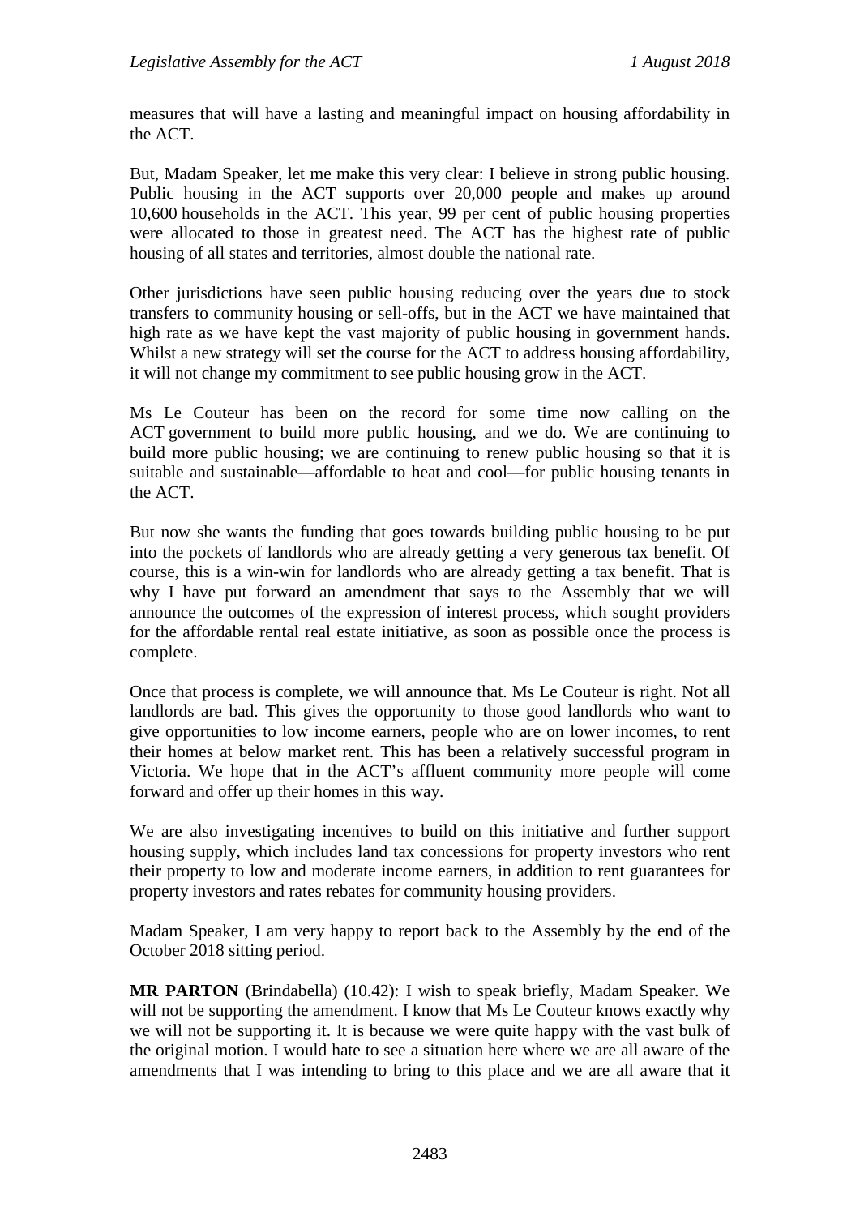measures that will have a lasting and meaningful impact on housing affordability in the ACT.

But, Madam Speaker, let me make this very clear: I believe in strong public housing. Public housing in the ACT supports over 20,000 people and makes up around 10,600 households in the ACT. This year, 99 per cent of public housing properties were allocated to those in greatest need. The ACT has the highest rate of public housing of all states and territories, almost double the national rate.

Other jurisdictions have seen public housing reducing over the years due to stock transfers to community housing or sell-offs, but in the ACT we have maintained that high rate as we have kept the vast majority of public housing in government hands. Whilst a new strategy will set the course for the ACT to address housing affordability, it will not change my commitment to see public housing grow in the ACT.

Ms Le Couteur has been on the record for some time now calling on the ACT government to build more public housing, and we do. We are continuing to build more public housing; we are continuing to renew public housing so that it is suitable and sustainable—affordable to heat and cool—for public housing tenants in the ACT.

But now she wants the funding that goes towards building public housing to be put into the pockets of landlords who are already getting a very generous tax benefit. Of course, this is a win-win for landlords who are already getting a tax benefit. That is why I have put forward an amendment that says to the Assembly that we will announce the outcomes of the expression of interest process, which sought providers for the affordable rental real estate initiative, as soon as possible once the process is complete.

Once that process is complete, we will announce that. Ms Le Couteur is right. Not all landlords are bad. This gives the opportunity to those good landlords who want to give opportunities to low income earners, people who are on lower incomes, to rent their homes at below market rent. This has been a relatively successful program in Victoria. We hope that in the ACT's affluent community more people will come forward and offer up their homes in this way.

We are also investigating incentives to build on this initiative and further support housing supply, which includes land tax concessions for property investors who rent their property to low and moderate income earners, in addition to rent guarantees for property investors and rates rebates for community housing providers.

Madam Speaker, I am very happy to report back to the Assembly by the end of the October 2018 sitting period.

**MR PARTON** (Brindabella) (10.42): I wish to speak briefly, Madam Speaker. We will not be supporting the amendment. I know that Ms Le Couteur knows exactly why we will not be supporting it. It is because we were quite happy with the vast bulk of the original motion. I would hate to see a situation here where we are all aware of the amendments that I was intending to bring to this place and we are all aware that it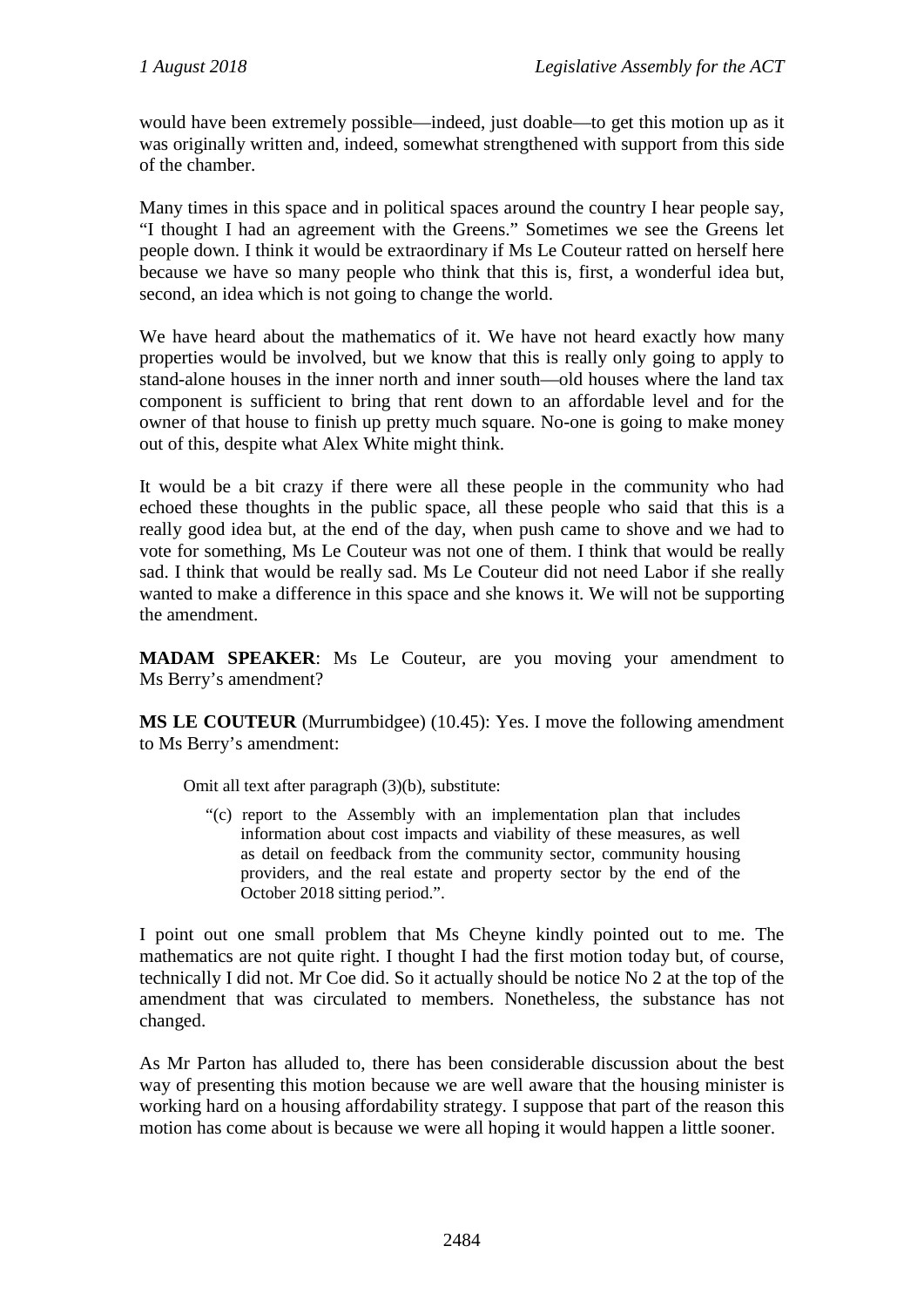would have been extremely possible—indeed, just doable—to get this motion up as it was originally written and, indeed, somewhat strengthened with support from this side of the chamber.

Many times in this space and in political spaces around the country I hear people say, "I thought I had an agreement with the Greens." Sometimes we see the Greens let people down. I think it would be extraordinary if Ms Le Couteur ratted on herself here because we have so many people who think that this is, first, a wonderful idea but, second, an idea which is not going to change the world.

We have heard about the mathematics of it. We have not heard exactly how many properties would be involved, but we know that this is really only going to apply to stand-alone houses in the inner north and inner south—old houses where the land tax component is sufficient to bring that rent down to an affordable level and for the owner of that house to finish up pretty much square. No-one is going to make money out of this, despite what Alex White might think.

It would be a bit crazy if there were all these people in the community who had echoed these thoughts in the public space, all these people who said that this is a really good idea but, at the end of the day, when push came to shove and we had to vote for something, Ms Le Couteur was not one of them. I think that would be really sad. I think that would be really sad. Ms Le Couteur did not need Labor if she really wanted to make a difference in this space and she knows it. We will not be supporting the amendment.

**MADAM SPEAKER**: Ms Le Couteur, are you moving your amendment to Ms Berry's amendment?

**MS LE COUTEUR** (Murrumbidgee) (10.45): Yes. I move the following amendment to Ms Berry's amendment:

> Omit all text after paragraph (3)(b), substitute:
>
> "(c) report to the Assembly with an implementation plan that includes information about cost impacts and viability of these measures, as well as detail on feedback from the community sector, community housing providers, and the real estate and property sector by the end of the October 2018 sitting period.".

I point out one small problem that Ms Cheyne kindly pointed out to me. The mathematics are not quite right. I thought I had the first motion today but, of course, technically I did not. Mr Coe did. So it actually should be notice No 2 at the top of the amendment that was circulated to members. Nonetheless, the substance has not changed.

As Mr Parton has alluded to, there has been considerable discussion about the best way of presenting this motion because we are well aware that the housing minister is working hard on a housing affordability strategy. I suppose that part of the reason this motion has come about is because we were all hoping it would happen a little sooner.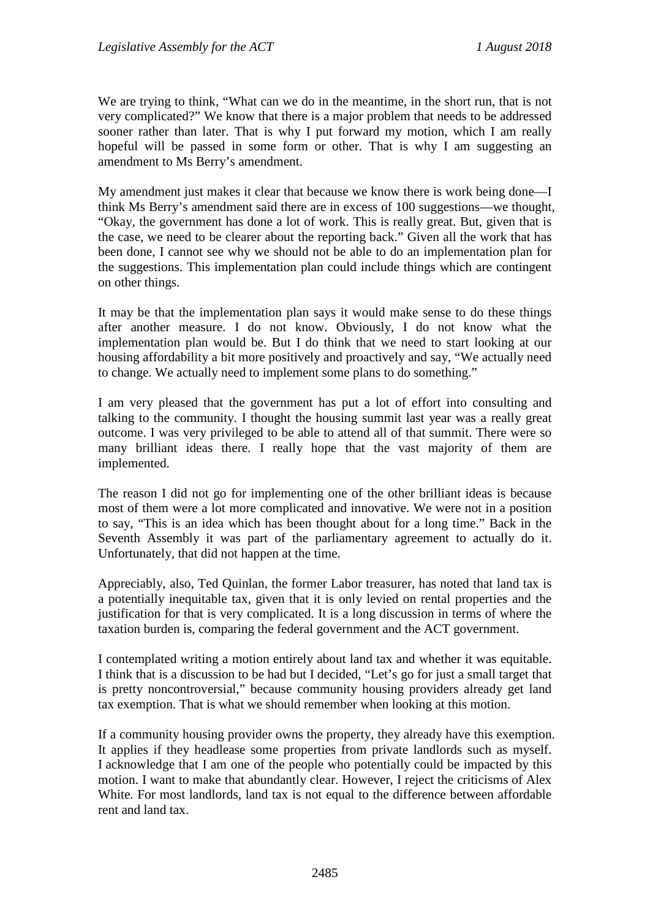We are trying to think, "What can we do in the meantime, in the short run, that is not very complicated?" We know that there is a major problem that needs to be addressed sooner rather than later. That is why I put forward my motion, which I am really hopeful will be passed in some form or other. That is why I am suggesting an amendment to Ms Berry's amendment.

My amendment just makes it clear that because we know there is work being done—I think Ms Berry's amendment said there are in excess of 100 suggestions—we thought, "Okay, the government has done a lot of work. This is really great. But, given that is the case, we need to be clearer about the reporting back." Given all the work that has been done, I cannot see why we should not be able to do an implementation plan for the suggestions. This implementation plan could include things which are contingent on other things.

It may be that the implementation plan says it would make sense to do these things after another measure. I do not know. Obviously, I do not know what the implementation plan would be. But I do think that we need to start looking at our housing affordability a bit more positively and proactively and say, "We actually need to change. We actually need to implement some plans to do something."

I am very pleased that the government has put a lot of effort into consulting and talking to the community. I thought the housing summit last year was a really great outcome. I was very privileged to be able to attend all of that summit. There were so many brilliant ideas there. I really hope that the vast majority of them are implemented.

The reason I did not go for implementing one of the other brilliant ideas is because most of them were a lot more complicated and innovative. We were not in a position to say, "This is an idea which has been thought about for a long time." Back in the Seventh Assembly it was part of the parliamentary agreement to actually do it. Unfortunately, that did not happen at the time.

Appreciably, also, Ted Quinlan, the former Labor treasurer, has noted that land tax is a potentially inequitable tax, given that it is only levied on rental properties and the justification for that is very complicated. It is a long discussion in terms of where the taxation burden is, comparing the federal government and the ACT government.

I contemplated writing a motion entirely about land tax and whether it was equitable. I think that is a discussion to be had but I decided, "Let's go for just a small target that is pretty noncontroversial," because community housing providers already get land tax exemption. That is what we should remember when looking at this motion.

If a community housing provider owns the property, they already have this exemption. It applies if they headlease some properties from private landlords such as myself. I acknowledge that I am one of the people who potentially could be impacted by this motion. I want to make that abundantly clear. However, I reject the criticisms of Alex White. For most landlords, land tax is not equal to the difference between affordable rent and land tax.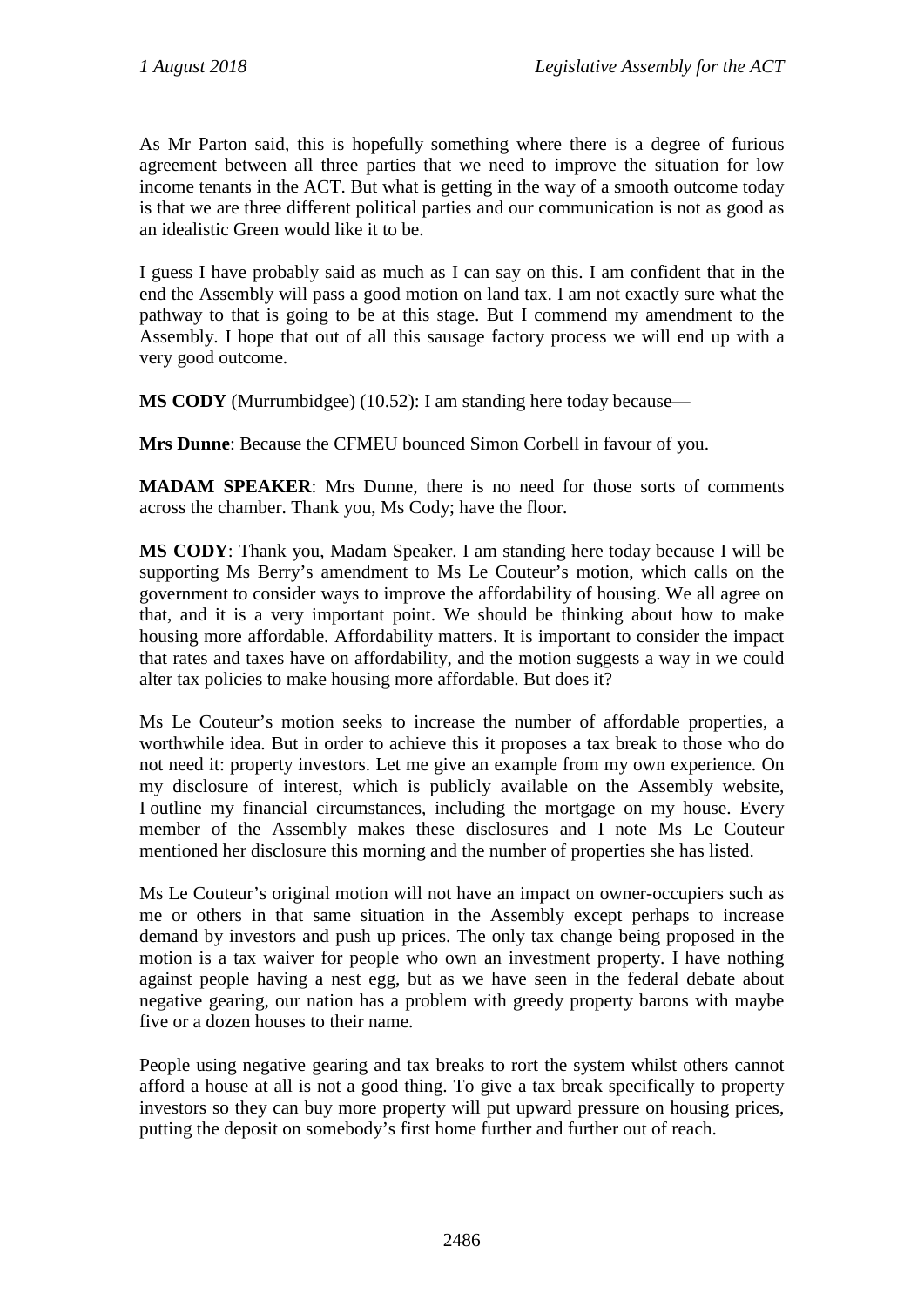As Mr Parton said, this is hopefully something where there is a degree of furious agreement between all three parties that we need to improve the situation for low income tenants in the ACT. But what is getting in the way of a smooth outcome today is that we are three different political parties and our communication is not as good as an idealistic Green would like it to be.

I guess I have probably said as much as I can say on this. I am confident that in the end the Assembly will pass a good motion on land tax. I am not exactly sure what the pathway to that is going to be at this stage. But I commend my amendment to the Assembly. I hope that out of all this sausage factory process we will end up with a very good outcome.

**MS CODY** (Murrumbidgee) (10.52): I am standing here today because—

**Mrs Dunne**: Because the CFMEU bounced Simon Corbell in favour of you.

**MADAM SPEAKER**: Mrs Dunne, there is no need for those sorts of comments across the chamber. Thank you, Ms Cody; have the floor.

**MS CODY**: Thank you, Madam Speaker. I am standing here today because I will be supporting Ms Berry's amendment to Ms Le Couteur's motion, which calls on the government to consider ways to improve the affordability of housing. We all agree on that, and it is a very important point. We should be thinking about how to make housing more affordable. Affordability matters. It is important to consider the impact that rates and taxes have on affordability, and the motion suggests a way in we could alter tax policies to make housing more affordable. But does it?

Ms Le Couteur's motion seeks to increase the number of affordable properties, a worthwhile idea. But in order to achieve this it proposes a tax break to those who do not need it: property investors. Let me give an example from my own experience. On my disclosure of interest, which is publicly available on the Assembly website, I outline my financial circumstances, including the mortgage on my house. Every member of the Assembly makes these disclosures and I note Ms Le Couteur mentioned her disclosure this morning and the number of properties she has listed.

Ms Le Couteur's original motion will not have an impact on owner-occupiers such as me or others in that same situation in the Assembly except perhaps to increase demand by investors and push up prices. The only tax change being proposed in the motion is a tax waiver for people who own an investment property. I have nothing against people having a nest egg, but as we have seen in the federal debate about negative gearing, our nation has a problem with greedy property barons with maybe five or a dozen houses to their name.

People using negative gearing and tax breaks to rort the system whilst others cannot afford a house at all is not a good thing. To give a tax break specifically to property investors so they can buy more property will put upward pressure on housing prices, putting the deposit on somebody's first home further and further out of reach.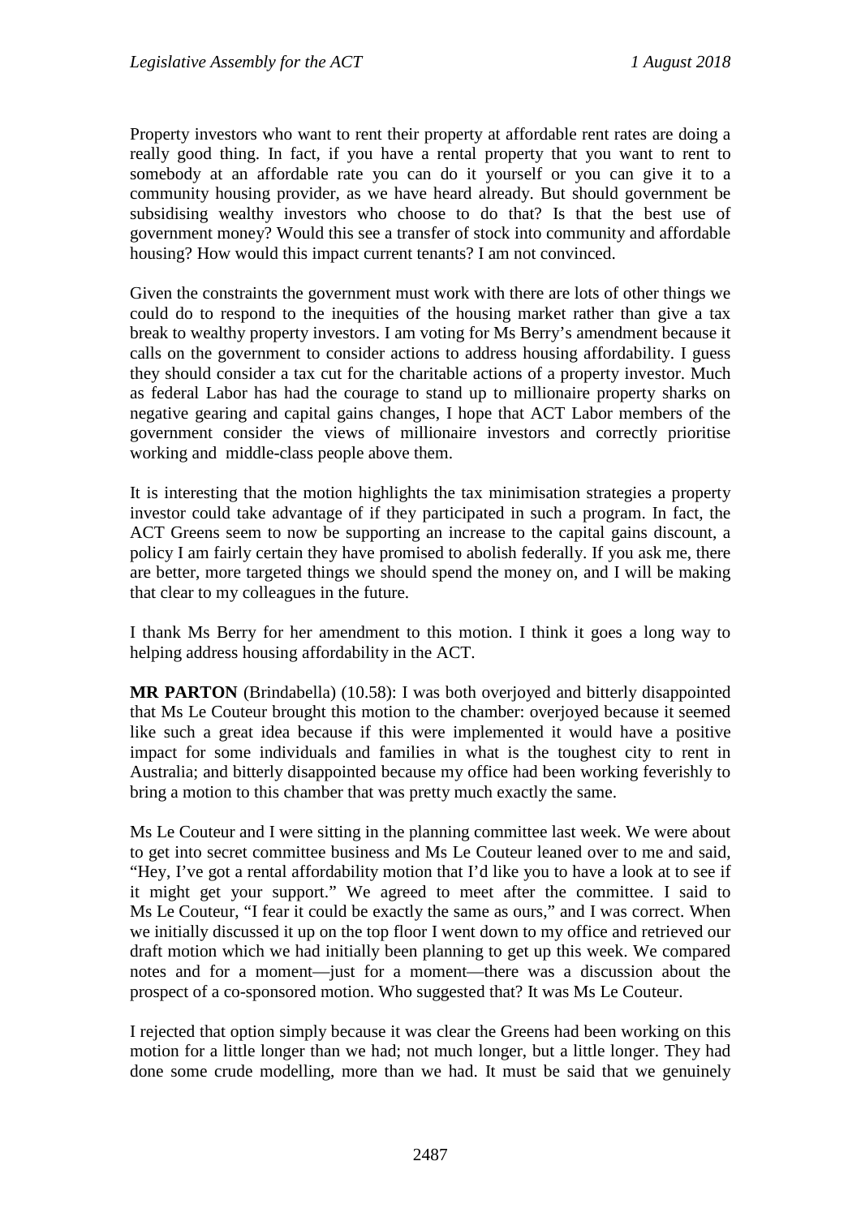Property investors who want to rent their property at affordable rent rates are doing a really good thing. In fact, if you have a rental property that you want to rent to somebody at an affordable rate you can do it yourself or you can give it to a community housing provider, as we have heard already. But should government be subsidising wealthy investors who choose to do that? Is that the best use of government money? Would this see a transfer of stock into community and affordable housing? How would this impact current tenants? I am not convinced.

Given the constraints the government must work with there are lots of other things we could do to respond to the inequities of the housing market rather than give a tax break to wealthy property investors. I am voting for Ms Berry's amendment because it calls on the government to consider actions to address housing affordability. I guess they should consider a tax cut for the charitable actions of a property investor. Much as federal Labor has had the courage to stand up to millionaire property sharks on negative gearing and capital gains changes, I hope that ACT Labor members of the government consider the views of millionaire investors and correctly prioritise working and middle-class people above them.

It is interesting that the motion highlights the tax minimisation strategies a property investor could take advantage of if they participated in such a program. In fact, the ACT Greens seem to now be supporting an increase to the capital gains discount, a policy I am fairly certain they have promised to abolish federally. If you ask me, there are better, more targeted things we should spend the money on, and I will be making that clear to my colleagues in the future.

I thank Ms Berry for her amendment to this motion. I think it goes a long way to helping address housing affordability in the ACT.

**MR PARTON** (Brindabella) (10.58): I was both overjoyed and bitterly disappointed that Ms Le Couteur brought this motion to the chamber: overjoyed because it seemed like such a great idea because if this were implemented it would have a positive impact for some individuals and families in what is the toughest city to rent in Australia; and bitterly disappointed because my office had been working feverishly to bring a motion to this chamber that was pretty much exactly the same.

Ms Le Couteur and I were sitting in the planning committee last week. We were about to get into secret committee business and Ms Le Couteur leaned over to me and said, "Hey, I've got a rental affordability motion that I'd like you to have a look at to see if it might get your support." We agreed to meet after the committee. I said to Ms Le Couteur, "I fear it could be exactly the same as ours," and I was correct. When we initially discussed it up on the top floor I went down to my office and retrieved our draft motion which we had initially been planning to get up this week. We compared notes and for a moment—just for a moment—there was a discussion about the prospect of a co-sponsored motion. Who suggested that? It was Ms Le Couteur.

I rejected that option simply because it was clear the Greens had been working on this motion for a little longer than we had; not much longer, but a little longer. They had done some crude modelling, more than we had. It must be said that we genuinely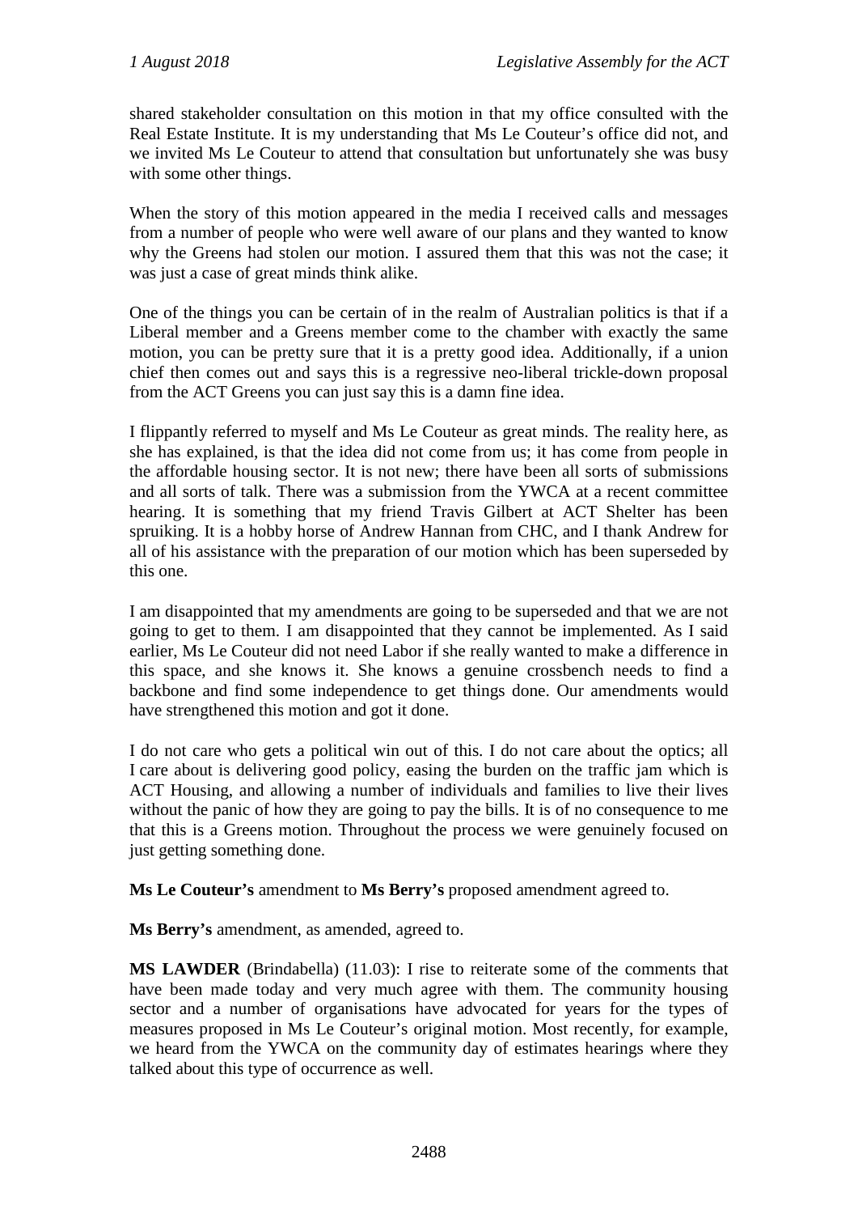shared stakeholder consultation on this motion in that my office consulted with the Real Estate Institute. It is my understanding that Ms Le Couteur's office did not, and we invited Ms Le Couteur to attend that consultation but unfortunately she was busy with some other things.

When the story of this motion appeared in the media I received calls and messages from a number of people who were well aware of our plans and they wanted to know why the Greens had stolen our motion. I assured them that this was not the case; it was just a case of great minds think alike.

One of the things you can be certain of in the realm of Australian politics is that if a Liberal member and a Greens member come to the chamber with exactly the same motion, you can be pretty sure that it is a pretty good idea. Additionally, if a union chief then comes out and says this is a regressive neo-liberal trickle-down proposal from the ACT Greens you can just say this is a damn fine idea.

I flippantly referred to myself and Ms Le Couteur as great minds. The reality here, as she has explained, is that the idea did not come from us; it has come from people in the affordable housing sector. It is not new; there have been all sorts of submissions and all sorts of talk. There was a submission from the YWCA at a recent committee hearing. It is something that my friend Travis Gilbert at ACT Shelter has been spruiking. It is a hobby horse of Andrew Hannan from CHC, and I thank Andrew for all of his assistance with the preparation of our motion which has been superseded by this one.

I am disappointed that my amendments are going to be superseded and that we are not going to get to them. I am disappointed that they cannot be implemented. As I said earlier, Ms Le Couteur did not need Labor if she really wanted to make a difference in this space, and she knows it. She knows a genuine crossbench needs to find a backbone and find some independence to get things done. Our amendments would have strengthened this motion and got it done.

I do not care who gets a political win out of this. I do not care about the optics; all I care about is delivering good policy, easing the burden on the traffic jam which is ACT Housing, and allowing a number of individuals and families to live their lives without the panic of how they are going to pay the bills. It is of no consequence to me that this is a Greens motion. Throughout the process we were genuinely focused on just getting something done.

**Ms Le Couteur's** amendment to **Ms Berry's** proposed amendment agreed to.

**Ms Berry's** amendment, as amended, agreed to.

**MS LAWDER** (Brindabella) (11.03): I rise to reiterate some of the comments that have been made today and very much agree with them. The community housing sector and a number of organisations have advocated for years for the types of measures proposed in Ms Le Couteur's original motion. Most recently, for example, we heard from the YWCA on the community day of estimates hearings where they talked about this type of occurrence as well.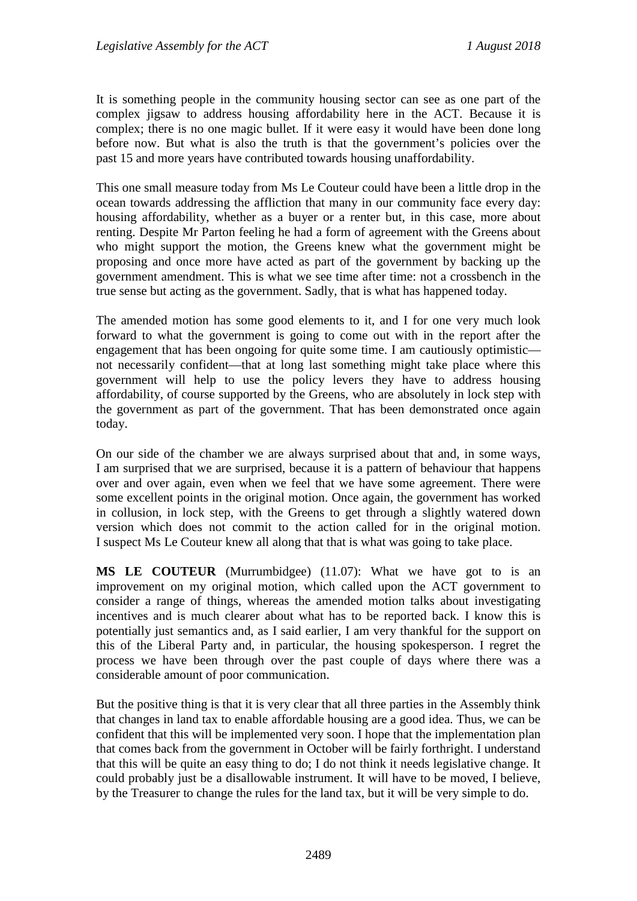It is something people in the community housing sector can see as one part of the complex jigsaw to address housing affordability here in the ACT. Because it is complex; there is no one magic bullet. If it were easy it would have been done long before now. But what is also the truth is that the government's policies over the past 15 and more years have contributed towards housing unaffordability.

This one small measure today from Ms Le Couteur could have been a little drop in the ocean towards addressing the affliction that many in our community face every day: housing affordability, whether as a buyer or a renter but, in this case, more about renting. Despite Mr Parton feeling he had a form of agreement with the Greens about who might support the motion, the Greens knew what the government might be proposing and once more have acted as part of the government by backing up the government amendment. This is what we see time after time: not a crossbench in the true sense but acting as the government. Sadly, that is what has happened today.

The amended motion has some good elements to it, and I for one very much look forward to what the government is going to come out with in the report after the engagement that has been ongoing for quite some time. I am cautiously optimistic—not necessarily confident—that at long last something might take place where this government will help to use the policy levers they have to address housing affordability, of course supported by the Greens, who are absolutely in lock step with the government as part of the government. That has been demonstrated once again today.

On our side of the chamber we are always surprised about that and, in some ways, I am surprised that we are surprised, because it is a pattern of behaviour that happens over and over again, even when we feel that we have some agreement. There were some excellent points in the original motion. Once again, the government has worked in collusion, in lock step, with the Greens to get through a slightly watered down version which does not commit to the action called for in the original motion. I suspect Ms Le Couteur knew all along that that is what was going to take place.

**MS LE COUTEUR** (Murrumbidgee) (11.07): What we have got to is an improvement on my original motion, which called upon the ACT government to consider a range of things, whereas the amended motion talks about investigating incentives and is much clearer about what has to be reported back. I know this is potentially just semantics and, as I said earlier, I am very thankful for the support on this of the Liberal Party and, in particular, the housing spokesperson. I regret the process we have been through over the past couple of days where there was a considerable amount of poor communication.

But the positive thing is that it is very clear that all three parties in the Assembly think that changes in land tax to enable affordable housing are a good idea. Thus, we can be confident that this will be implemented very soon. I hope that the implementation plan that comes back from the government in October will be fairly forthright. I understand that this will be quite an easy thing to do; I do not think it needs legislative change. It could probably just be a disallowable instrument. It will have to be moved, I believe, by the Treasurer to change the rules for the land tax, but it will be very simple to do.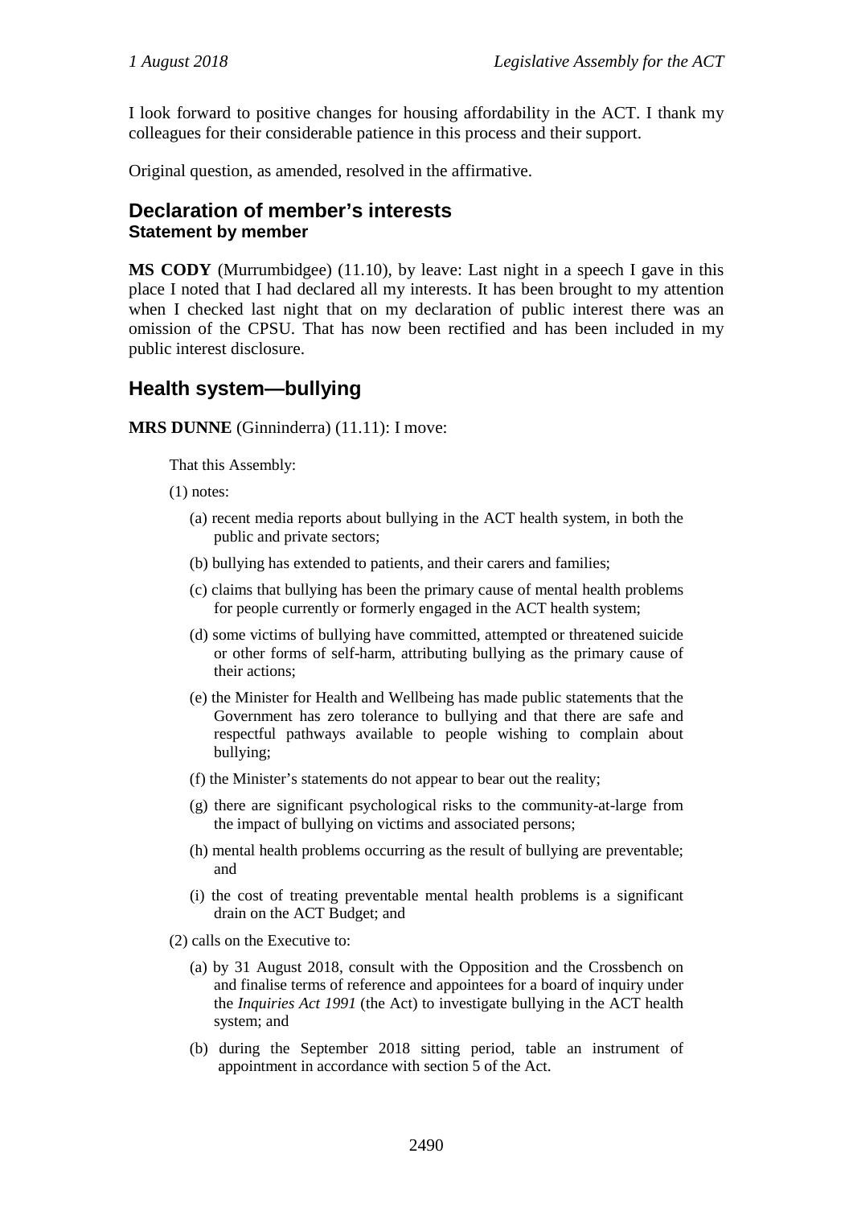I look forward to positive changes for housing affordability in the ACT. I thank my colleagues for their considerable patience in this process and their support.

Original question, as amended, resolved in the affirmative.

## Declaration of member's interests

### Statement by member

**MS CODY** (Murrumbidgee) (11.10), by leave: Last night in a speech I gave in this place I noted that I had declared all my interests. It has been brought to my attention when I checked last night that on my declaration of public interest there was an omission of the CPSU. That has now been rectified and has been included in my public interest disclosure.

## Health system—bullying

**MRS DUNNE** (Ginninderra) (11.11): I move:

That this Assembly:

(1) notes:

(a) recent media reports about bullying in the ACT health system, in both the public and private sectors;

(b) bullying has extended to patients, and their carers and families;

(c) claims that bullying has been the primary cause of mental health problems for people currently or formerly engaged in the ACT health system;

(d) some victims of bullying have committed, attempted or threatened suicide or other forms of self-harm, attributing bullying as the primary cause of their actions;

(e) the Minister for Health and Wellbeing has made public statements that the Government has zero tolerance to bullying and that there are safe and respectful pathways available to people wishing to complain about bullying;

(f) the Minister's statements do not appear to bear out the reality;

(g) there are significant psychological risks to the community-at-large from the impact of bullying on victims and associated persons;

(h) mental health problems occurring as the result of bullying are preventable; and

(i) the cost of treating preventable mental health problems is a significant drain on the ACT Budget; and

(2) calls on the Executive to:

(a) by 31 August 2018, consult with the Opposition and the Crossbench on and finalise terms of reference and appointees for a board of inquiry under the *Inquiries Act 1991* (the Act) to investigate bullying in the ACT health system; and

(b) during the September 2018 sitting period, table an instrument of appointment in accordance with section 5 of the Act.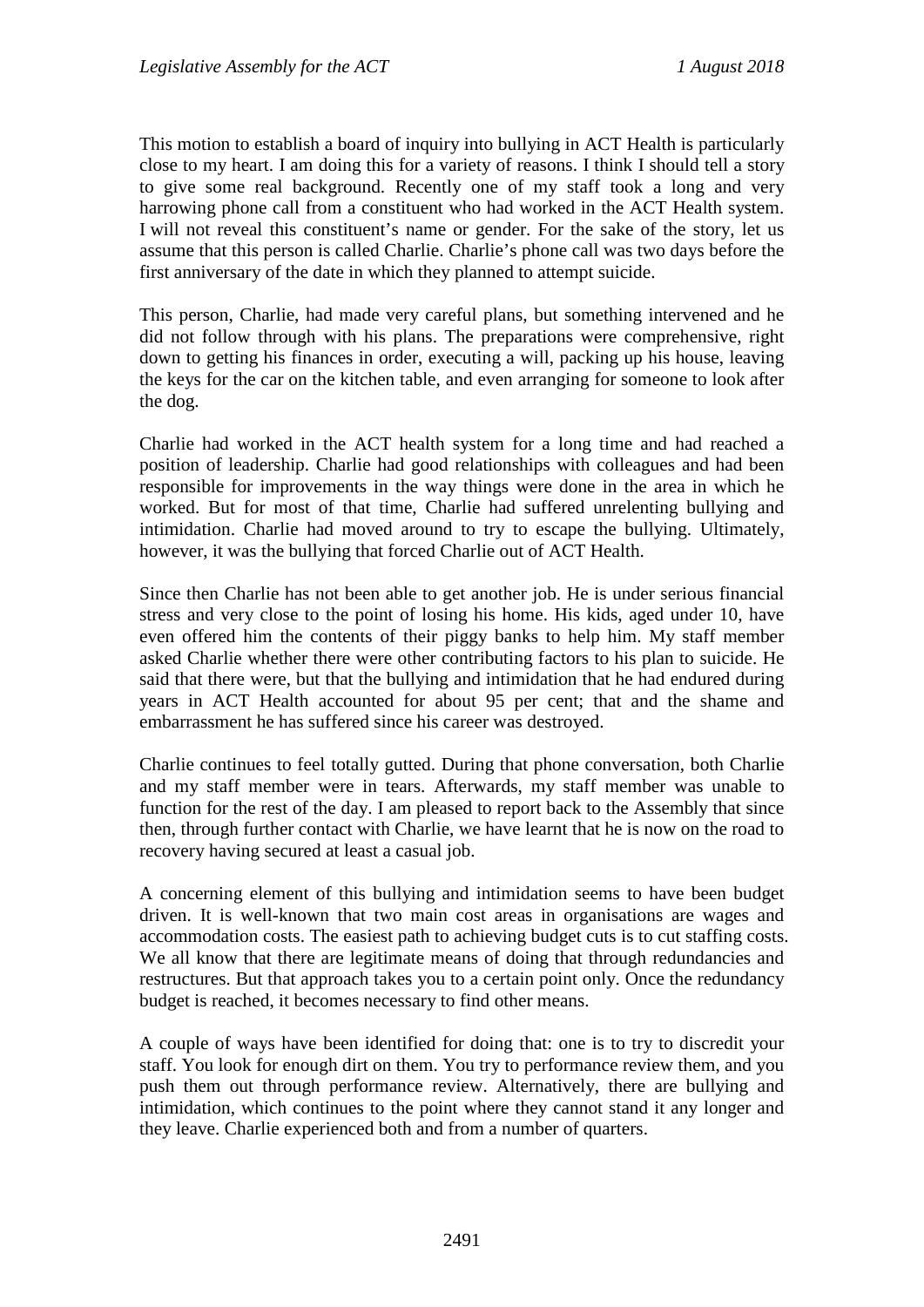This motion to establish a board of inquiry into bullying in ACT Health is particularly close to my heart. I am doing this for a variety of reasons. I think I should tell a story to give some real background. Recently one of my staff took a long and very harrowing phone call from a constituent who had worked in the ACT Health system. I will not reveal this constituent's name or gender. For the sake of the story, let us assume that this person is called Charlie. Charlie's phone call was two days before the first anniversary of the date in which they planned to attempt suicide.

This person, Charlie, had made very careful plans, but something intervened and he did not follow through with his plans. The preparations were comprehensive, right down to getting his finances in order, executing a will, packing up his house, leaving the keys for the car on the kitchen table, and even arranging for someone to look after the dog.

Charlie had worked in the ACT health system for a long time and had reached a position of leadership. Charlie had good relationships with colleagues and had been responsible for improvements in the way things were done in the area in which he worked. But for most of that time, Charlie had suffered unrelenting bullying and intimidation. Charlie had moved around to try to escape the bullying. Ultimately, however, it was the bullying that forced Charlie out of ACT Health.

Since then Charlie has not been able to get another job. He is under serious financial stress and very close to the point of losing his home. His kids, aged under 10, have even offered him the contents of their piggy banks to help him. My staff member asked Charlie whether there were other contributing factors to his plan to suicide. He said that there were, but that the bullying and intimidation that he had endured during years in ACT Health accounted for about 95 per cent; that and the shame and embarrassment he has suffered since his career was destroyed.

Charlie continues to feel totally gutted. During that phone conversation, both Charlie and my staff member were in tears. Afterwards, my staff member was unable to function for the rest of the day. I am pleased to report back to the Assembly that since then, through further contact with Charlie, we have learnt that he is now on the road to recovery having secured at least a casual job.

A concerning element of this bullying and intimidation seems to have been budget driven. It is well-known that two main cost areas in organisations are wages and accommodation costs. The easiest path to achieving budget cuts is to cut staffing costs. We all know that there are legitimate means of doing that through redundancies and restructures. But that approach takes you to a certain point only. Once the redundancy budget is reached, it becomes necessary to find other means.

A couple of ways have been identified for doing that: one is to try to discredit your staff. You look for enough dirt on them. You try to performance review them, and you push them out through performance review. Alternatively, there are bullying and intimidation, which continues to the point where they cannot stand it any longer and they leave. Charlie experienced both and from a number of quarters.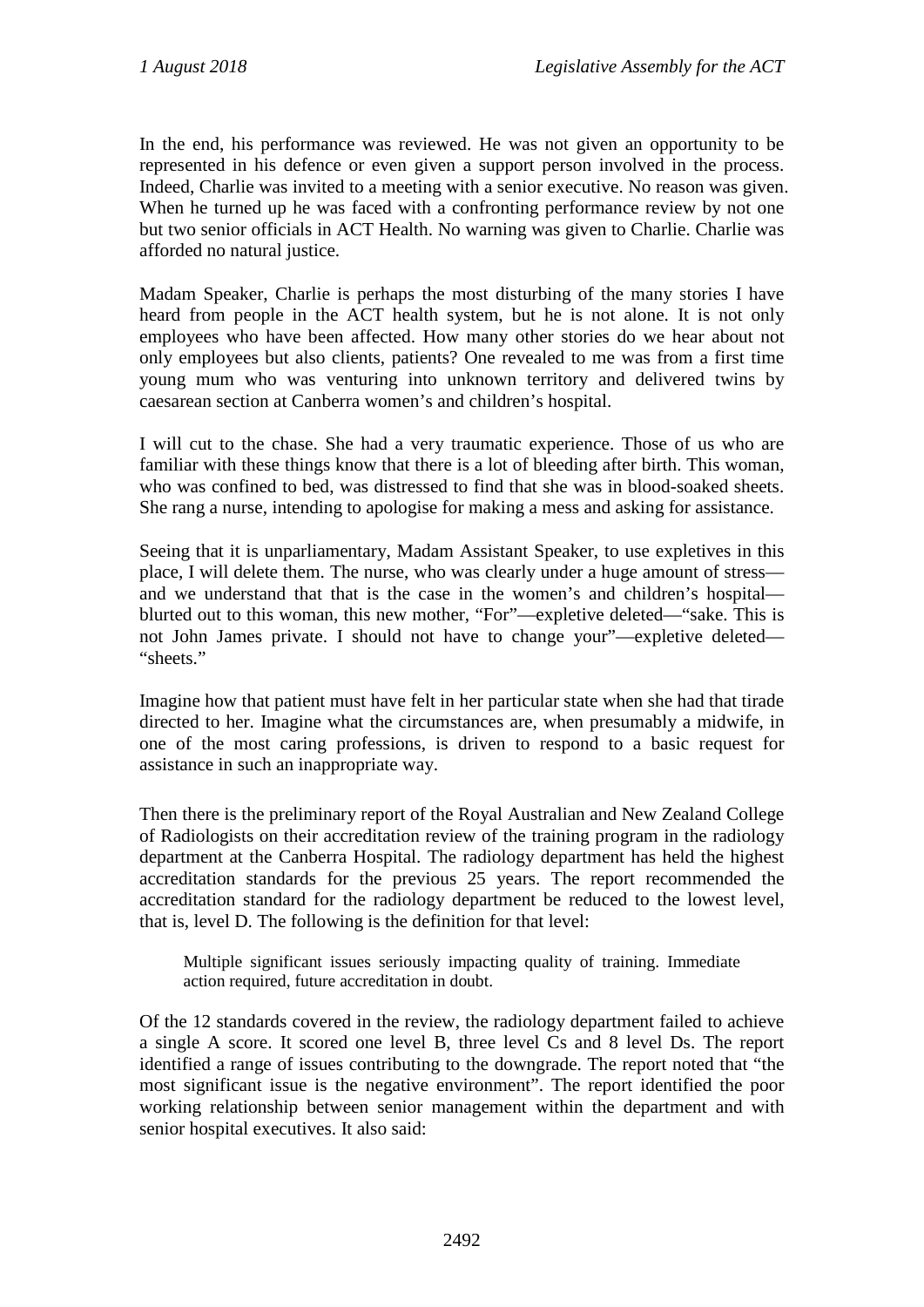In the end, his performance was reviewed. He was not given an opportunity to be represented in his defence or even given a support person involved in the process. Indeed, Charlie was invited to a meeting with a senior executive. No reason was given. When he turned up he was faced with a confronting performance review by not one but two senior officials in ACT Health. No warning was given to Charlie. Charlie was afforded no natural justice.

Madam Speaker, Charlie is perhaps the most disturbing of the many stories I have heard from people in the ACT health system, but he is not alone. It is not only employees who have been affected. How many other stories do we hear about not only employees but also clients, patients? One revealed to me was from a first time young mum who was venturing into unknown territory and delivered twins by caesarean section at Canberra women's and children's hospital.

I will cut to the chase. She had a very traumatic experience. Those of us who are familiar with these things know that there is a lot of bleeding after birth. This woman, who was confined to bed, was distressed to find that she was in blood-soaked sheets. She rang a nurse, intending to apologise for making a mess and asking for assistance.

Seeing that it is unparliamentary, Madam Assistant Speaker, to use expletives in this place, I will delete them. The nurse, who was clearly under a huge amount of stress—and we understand that that is the case in the women's and children's hospital—blurted out to this woman, this new mother, "For"—expletive deleted—"sake. This is not John James private. I should not have to change your"—expletive deleted—"sheets."

Imagine how that patient must have felt in her particular state when she had that tirade directed to her. Imagine what the circumstances are, when presumably a midwife, in one of the most caring professions, is driven to respond to a basic request for assistance in such an inappropriate way.

Then there is the preliminary report of the Royal Australian and New Zealand College of Radiologists on their accreditation review of the training program in the radiology department at the Canberra Hospital. The radiology department has held the highest accreditation standards for the previous 25 years. The report recommended the accreditation standard for the radiology department be reduced to the lowest level, that is, level D. The following is the definition for that level:

> Multiple significant issues seriously impacting quality of training. Immediate action required, future accreditation in doubt.

Of the 12 standards covered in the review, the radiology department failed to achieve a single A score. It scored one level B, three level Cs and 8 level Ds. The report identified a range of issues contributing to the downgrade. The report noted that "the most significant issue is the negative environment". The report identified the poor working relationship between senior management within the department and with senior hospital executives. It also said: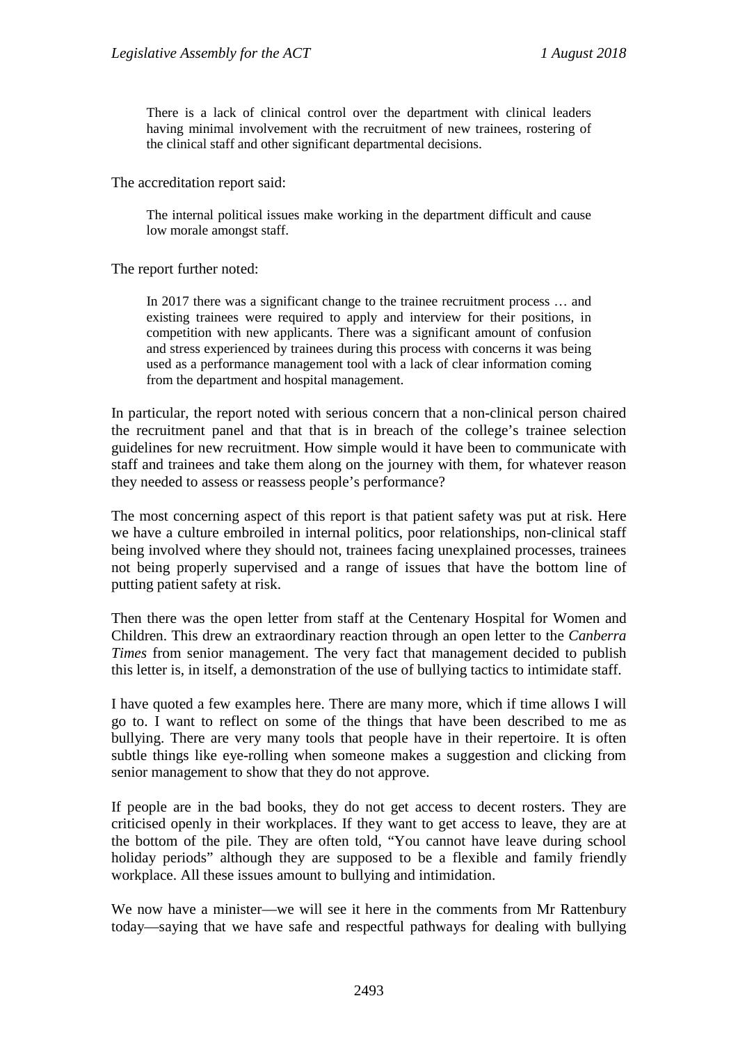> There is a lack of clinical control over the department with clinical leaders having minimal involvement with the recruitment of new trainees, rostering of the clinical staff and other significant departmental decisions.

The accreditation report said:

> The internal political issues make working in the department difficult and cause low morale amongst staff.

The report further noted:

> In 2017 there was a significant change to the trainee recruitment process … and existing trainees were required to apply and interview for their positions, in competition with new applicants. There was a significant amount of confusion and stress experienced by trainees during this process with concerns it was being used as a performance management tool with a lack of clear information coming from the department and hospital management.

In particular, the report noted with serious concern that a non-clinical person chaired the recruitment panel and that that is in breach of the college's trainee selection guidelines for new recruitment. How simple would it have been to communicate with staff and trainees and take them along on the journey with them, for whatever reason they needed to assess or reassess people's performance?

The most concerning aspect of this report is that patient safety was put at risk. Here we have a culture embroiled in internal politics, poor relationships, non-clinical staff being involved where they should not, trainees facing unexplained processes, trainees not being properly supervised and a range of issues that have the bottom line of putting patient safety at risk.

Then there was the open letter from staff at the Centenary Hospital for Women and Children. This drew an extraordinary reaction through an open letter to the *Canberra Times* from senior management. The very fact that management decided to publish this letter is, in itself, a demonstration of the use of bullying tactics to intimidate staff.

I have quoted a few examples here. There are many more, which if time allows I will go to. I want to reflect on some of the things that have been described to me as bullying. There are very many tools that people have in their repertoire. It is often subtle things like eye-rolling when someone makes a suggestion and clicking from senior management to show that they do not approve.

If people are in the bad books, they do not get access to decent rosters. They are criticised openly in their workplaces. If they want to get access to leave, they are at the bottom of the pile. They are often told, "You cannot have leave during school holiday periods" although they are supposed to be a flexible and family friendly workplace. All these issues amount to bullying and intimidation.

We now have a minister—we will see it here in the comments from Mr Rattenbury today—saying that we have safe and respectful pathways for dealing with bullying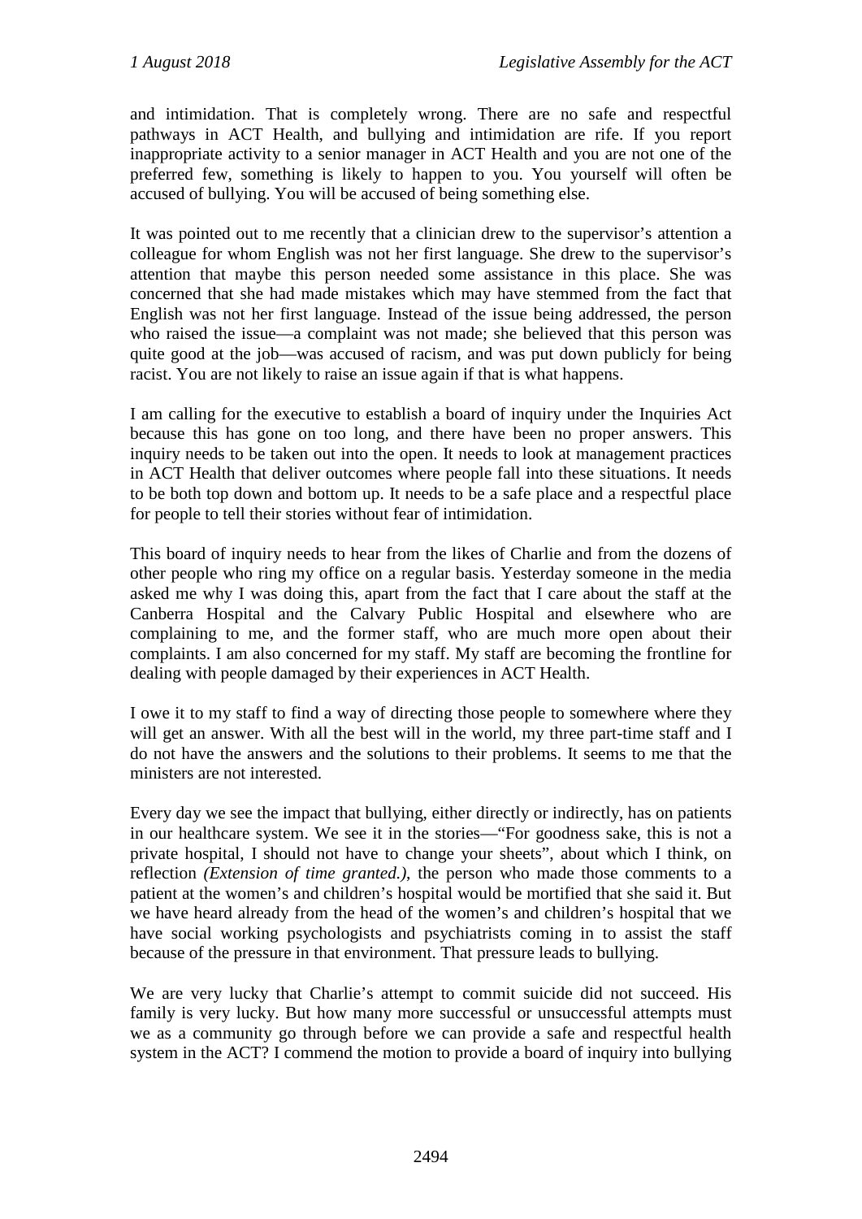and intimidation. That is completely wrong. There are no safe and respectful pathways in ACT Health, and bullying and intimidation are rife. If you report inappropriate activity to a senior manager in ACT Health and you are not one of the preferred few, something is likely to happen to you. You yourself will often be accused of bullying. You will be accused of being something else.

It was pointed out to me recently that a clinician drew to the supervisor's attention a colleague for whom English was not her first language. She drew to the supervisor's attention that maybe this person needed some assistance in this place. She was concerned that she had made mistakes which may have stemmed from the fact that English was not her first language. Instead of the issue being addressed, the person who raised the issue—a complaint was not made; she believed that this person was quite good at the job—was accused of racism, and was put down publicly for being racist. You are not likely to raise an issue again if that is what happens.

I am calling for the executive to establish a board of inquiry under the Inquiries Act because this has gone on too long, and there have been no proper answers. This inquiry needs to be taken out into the open. It needs to look at management practices in ACT Health that deliver outcomes where people fall into these situations. It needs to be both top down and bottom up. It needs to be a safe place and a respectful place for people to tell their stories without fear of intimidation.

This board of inquiry needs to hear from the likes of Charlie and from the dozens of other people who ring my office on a regular basis. Yesterday someone in the media asked me why I was doing this, apart from the fact that I care about the staff at the Canberra Hospital and the Calvary Public Hospital and elsewhere who are complaining to me, and the former staff, who are much more open about their complaints. I am also concerned for my staff. My staff are becoming the frontline for dealing with people damaged by their experiences in ACT Health.

I owe it to my staff to find a way of directing those people to somewhere where they will get an answer. With all the best will in the world, my three part-time staff and I do not have the answers and the solutions to their problems. It seems to me that the ministers are not interested.

Every day we see the impact that bullying, either directly or indirectly, has on patients in our healthcare system. We see it in the stories—"For goodness sake, this is not a private hospital, I should not have to change your sheets", about which I think, on reflection *(Extension of time granted.)*, the person who made those comments to a patient at the women's and children's hospital would be mortified that she said it. But we have heard already from the head of the women's and children's hospital that we have social working psychologists and psychiatrists coming in to assist the staff because of the pressure in that environment. That pressure leads to bullying.

We are very lucky that Charlie's attempt to commit suicide did not succeed. His family is very lucky. But how many more successful or unsuccessful attempts must we as a community go through before we can provide a safe and respectful health system in the ACT? I commend the motion to provide a board of inquiry into bullying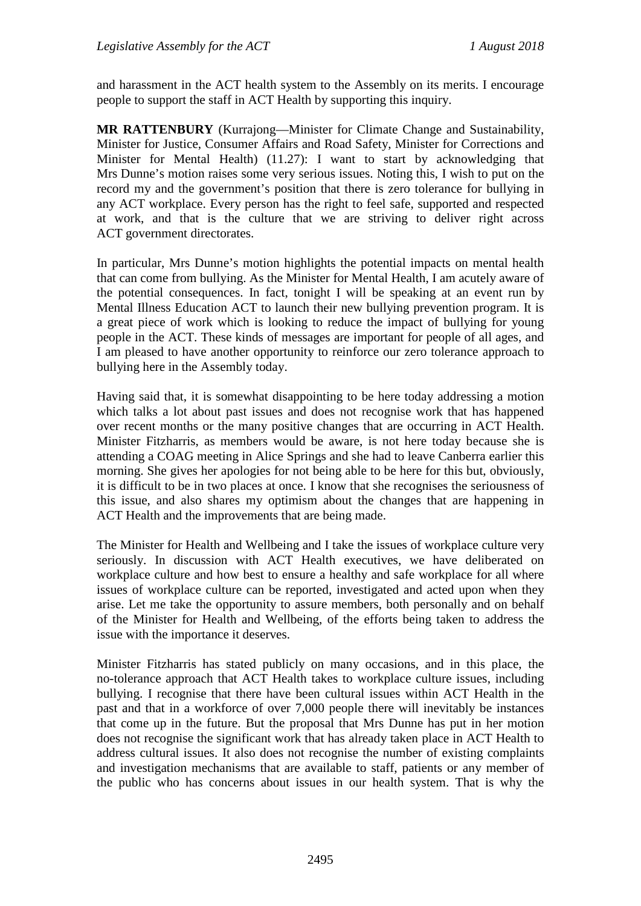and harassment in the ACT health system to the Assembly on its merits. I encourage people to support the staff in ACT Health by supporting this inquiry.

**MR RATTENBURY** (Kurrajong—Minister for Climate Change and Sustainability, Minister for Justice, Consumer Affairs and Road Safety, Minister for Corrections and Minister for Mental Health) (11.27): I want to start by acknowledging that Mrs Dunne's motion raises some very serious issues. Noting this, I wish to put on the record my and the government's position that there is zero tolerance for bullying in any ACT workplace. Every person has the right to feel safe, supported and respected at work, and that is the culture that we are striving to deliver right across ACT government directorates.

In particular, Mrs Dunne's motion highlights the potential impacts on mental health that can come from bullying. As the Minister for Mental Health, I am acutely aware of the potential consequences. In fact, tonight I will be speaking at an event run by Mental Illness Education ACT to launch their new bullying prevention program. It is a great piece of work which is looking to reduce the impact of bullying for young people in the ACT. These kinds of messages are important for people of all ages, and I am pleased to have another opportunity to reinforce our zero tolerance approach to bullying here in the Assembly today.

Having said that, it is somewhat disappointing to be here today addressing a motion which talks a lot about past issues and does not recognise work that has happened over recent months or the many positive changes that are occurring in ACT Health. Minister Fitzharris, as members would be aware, is not here today because she is attending a COAG meeting in Alice Springs and she had to leave Canberra earlier this morning. She gives her apologies for not being able to be here for this but, obviously, it is difficult to be in two places at once. I know that she recognises the seriousness of this issue, and also shares my optimism about the changes that are happening in ACT Health and the improvements that are being made.

The Minister for Health and Wellbeing and I take the issues of workplace culture very seriously. In discussion with ACT Health executives, we have deliberated on workplace culture and how best to ensure a healthy and safe workplace for all where issues of workplace culture can be reported, investigated and acted upon when they arise. Let me take the opportunity to assure members, both personally and on behalf of the Minister for Health and Wellbeing, of the efforts being taken to address the issue with the importance it deserves.

Minister Fitzharris has stated publicly on many occasions, and in this place, the no-tolerance approach that ACT Health takes to workplace culture issues, including bullying. I recognise that there have been cultural issues within ACT Health in the past and that in a workforce of over 7,000 people there will inevitably be instances that come up in the future. But the proposal that Mrs Dunne has put in her motion does not recognise the significant work that has already taken place in ACT Health to address cultural issues. It also does not recognise the number of existing complaints and investigation mechanisms that are available to staff, patients or any member of the public who has concerns about issues in our health system. That is why the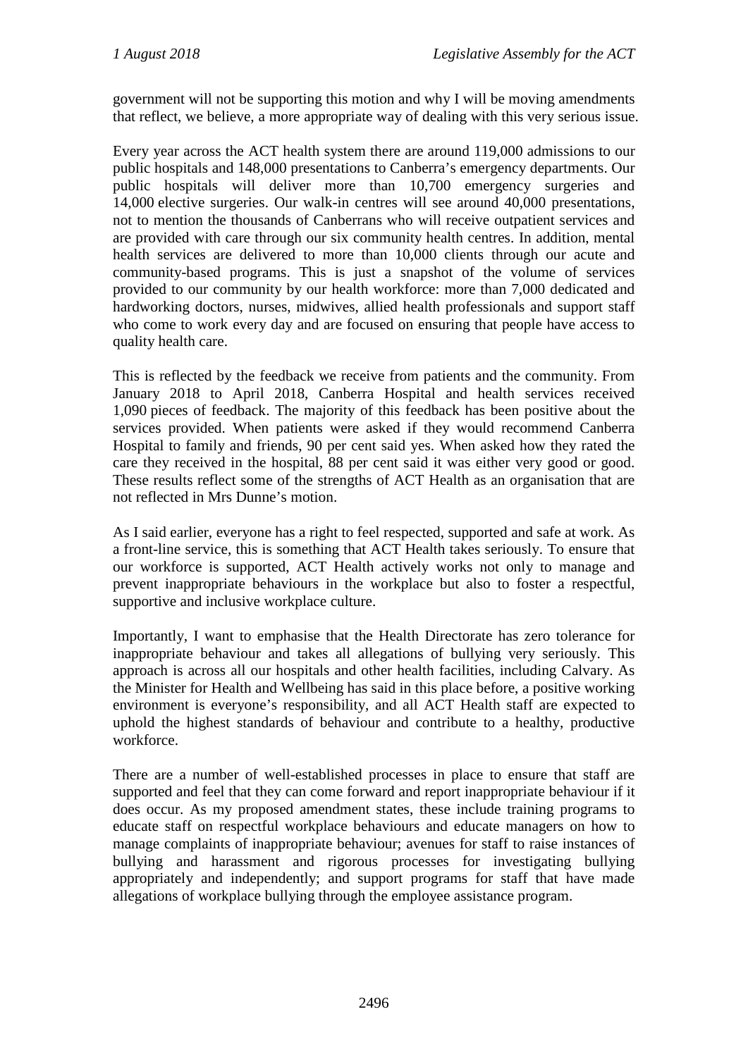government will not be supporting this motion and why I will be moving amendments that reflect, we believe, a more appropriate way of dealing with this very serious issue.

Every year across the ACT health system there are around 119,000 admissions to our public hospitals and 148,000 presentations to Canberra's emergency departments. Our public hospitals will deliver more than 10,700 emergency surgeries and 14,000 elective surgeries. Our walk-in centres will see around 40,000 presentations, not to mention the thousands of Canberrans who will receive outpatient services and are provided with care through our six community health centres. In addition, mental health services are delivered to more than 10,000 clients through our acute and community-based programs. This is just a snapshot of the volume of services provided to our community by our health workforce: more than 7,000 dedicated and hardworking doctors, nurses, midwives, allied health professionals and support staff who come to work every day and are focused on ensuring that people have access to quality health care.

This is reflected by the feedback we receive from patients and the community. From January 2018 to April 2018, Canberra Hospital and health services received 1,090 pieces of feedback. The majority of this feedback has been positive about the services provided. When patients were asked if they would recommend Canberra Hospital to family and friends, 90 per cent said yes. When asked how they rated the care they received in the hospital, 88 per cent said it was either very good or good. These results reflect some of the strengths of ACT Health as an organisation that are not reflected in Mrs Dunne's motion.

As I said earlier, everyone has a right to feel respected, supported and safe at work. As a front-line service, this is something that ACT Health takes seriously. To ensure that our workforce is supported, ACT Health actively works not only to manage and prevent inappropriate behaviours in the workplace but also to foster a respectful, supportive and inclusive workplace culture.

Importantly, I want to emphasise that the Health Directorate has zero tolerance for inappropriate behaviour and takes all allegations of bullying very seriously. This approach is across all our hospitals and other health facilities, including Calvary. As the Minister for Health and Wellbeing has said in this place before, a positive working environment is everyone's responsibility, and all ACT Health staff are expected to uphold the highest standards of behaviour and contribute to a healthy, productive workforce.

There are a number of well-established processes in place to ensure that staff are supported and feel that they can come forward and report inappropriate behaviour if it does occur. As my proposed amendment states, these include training programs to educate staff on respectful workplace behaviours and educate managers on how to manage complaints of inappropriate behaviour; avenues for staff to raise instances of bullying and harassment and rigorous processes for investigating bullying appropriately and independently; and support programs for staff that have made allegations of workplace bullying through the employee assistance program.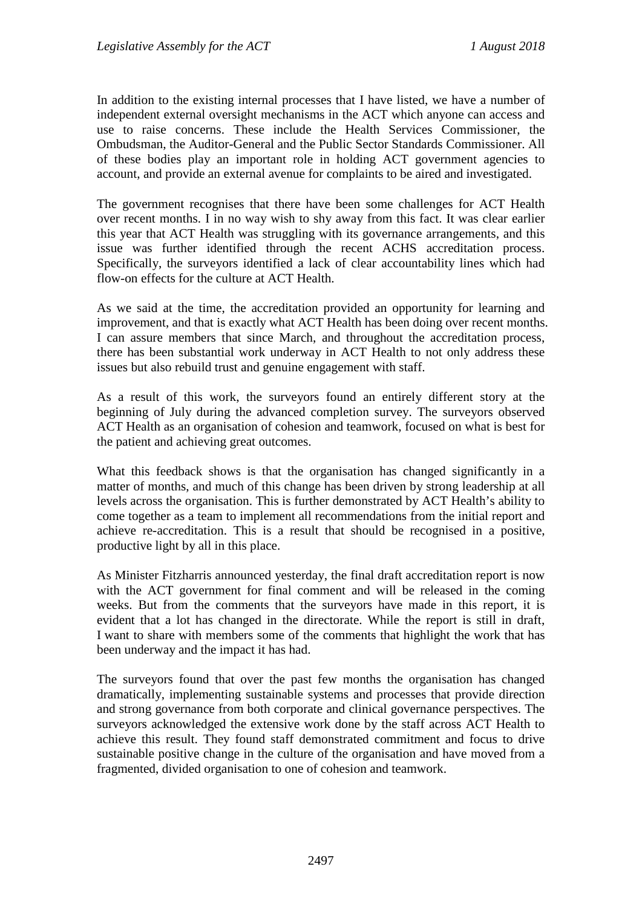In addition to the existing internal processes that I have listed, we have a number of independent external oversight mechanisms in the ACT which anyone can access and use to raise concerns. These include the Health Services Commissioner, the Ombudsman, the Auditor-General and the Public Sector Standards Commissioner. All of these bodies play an important role in holding ACT government agencies to account, and provide an external avenue for complaints to be aired and investigated.

The government recognises that there have been some challenges for ACT Health over recent months. I in no way wish to shy away from this fact. It was clear earlier this year that ACT Health was struggling with its governance arrangements, and this issue was further identified through the recent ACHS accreditation process. Specifically, the surveyors identified a lack of clear accountability lines which had flow-on effects for the culture at ACT Health.

As we said at the time, the accreditation provided an opportunity for learning and improvement, and that is exactly what ACT Health has been doing over recent months. I can assure members that since March, and throughout the accreditation process, there has been substantial work underway in ACT Health to not only address these issues but also rebuild trust and genuine engagement with staff.

As a result of this work, the surveyors found an entirely different story at the beginning of July during the advanced completion survey. The surveyors observed ACT Health as an organisation of cohesion and teamwork, focused on what is best for the patient and achieving great outcomes.

What this feedback shows is that the organisation has changed significantly in a matter of months, and much of this change has been driven by strong leadership at all levels across the organisation. This is further demonstrated by ACT Health's ability to come together as a team to implement all recommendations from the initial report and achieve re-accreditation. This is a result that should be recognised in a positive, productive light by all in this place.

As Minister Fitzharris announced yesterday, the final draft accreditation report is now with the ACT government for final comment and will be released in the coming weeks. But from the comments that the surveyors have made in this report, it is evident that a lot has changed in the directorate. While the report is still in draft, I want to share with members some of the comments that highlight the work that has been underway and the impact it has had.

The surveyors found that over the past few months the organisation has changed dramatically, implementing sustainable systems and processes that provide direction and strong governance from both corporate and clinical governance perspectives. The surveyors acknowledged the extensive work done by the staff across ACT Health to achieve this result. They found staff demonstrated commitment and focus to drive sustainable positive change in the culture of the organisation and have moved from a fragmented, divided organisation to one of cohesion and teamwork.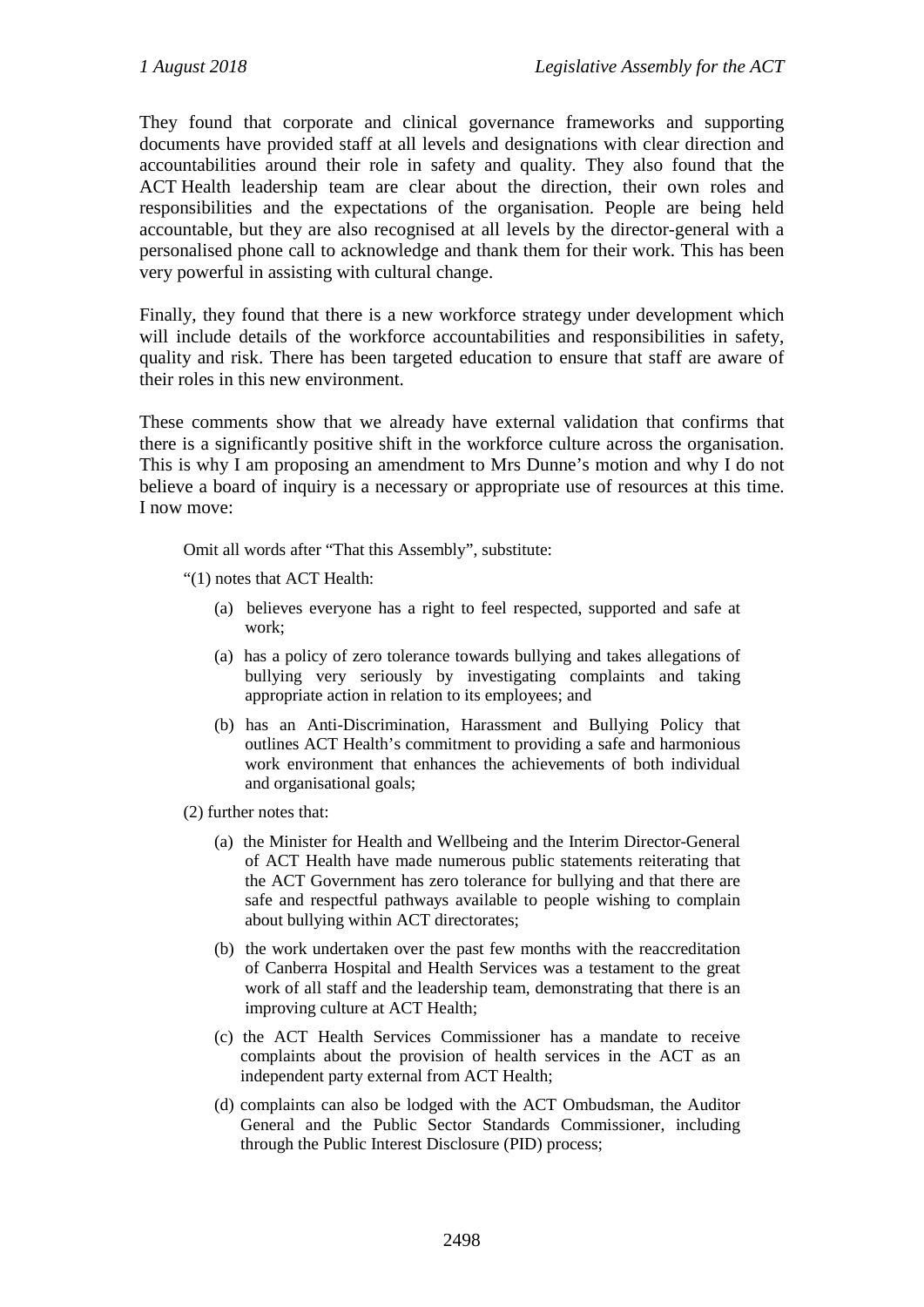They found that corporate and clinical governance frameworks and supporting documents have provided staff at all levels and designations with clear direction and accountabilities around their role in safety and quality. They also found that the ACT Health leadership team are clear about the direction, their own roles and responsibilities and the expectations of the organisation. People are being held accountable, but they are also recognised at all levels by the director-general with a personalised phone call to acknowledge and thank them for their work. This has been very powerful in assisting with cultural change.

Finally, they found that there is a new workforce strategy under development which will include details of the workforce accountabilities and responsibilities in safety, quality and risk. There has been targeted education to ensure that staff are aware of their roles in this new environment.

These comments show that we already have external validation that confirms that there is a significantly positive shift in the workforce culture across the organisation. This is why I am proposing an amendment to Mrs Dunne's motion and why I do not believe a board of inquiry is a necessary or appropriate use of resources at this time. I now move:

> Omit all words after "That this Assembly", substitute:
>
> "(1) notes that ACT Health:
>
> (a) believes everyone has a right to feel respected, supported and safe at work;
>
> (a) has a policy of zero tolerance towards bullying and takes allegations of bullying very seriously by investigating complaints and taking appropriate action in relation to its employees; and
>
> (b) has an Anti-Discrimination, Harassment and Bullying Policy that outlines ACT Health's commitment to providing a safe and harmonious work environment that enhances the achievements of both individual and organisational goals;
>
> (2) further notes that:
>
> (a) the Minister for Health and Wellbeing and the Interim Director-General of ACT Health have made numerous public statements reiterating that the ACT Government has zero tolerance for bullying and that there are safe and respectful pathways available to people wishing to complain about bullying within ACT directorates;
>
> (b) the work undertaken over the past few months with the reaccreditation of Canberra Hospital and Health Services was a testament to the great work of all staff and the leadership team, demonstrating that there is an improving culture at ACT Health;
>
> (c) the ACT Health Services Commissioner has a mandate to receive complaints about the provision of health services in the ACT as an independent party external from ACT Health;
>
> (d) complaints can also be lodged with the ACT Ombudsman, the Auditor General and the Public Sector Standards Commissioner, including through the Public Interest Disclosure (PID) process;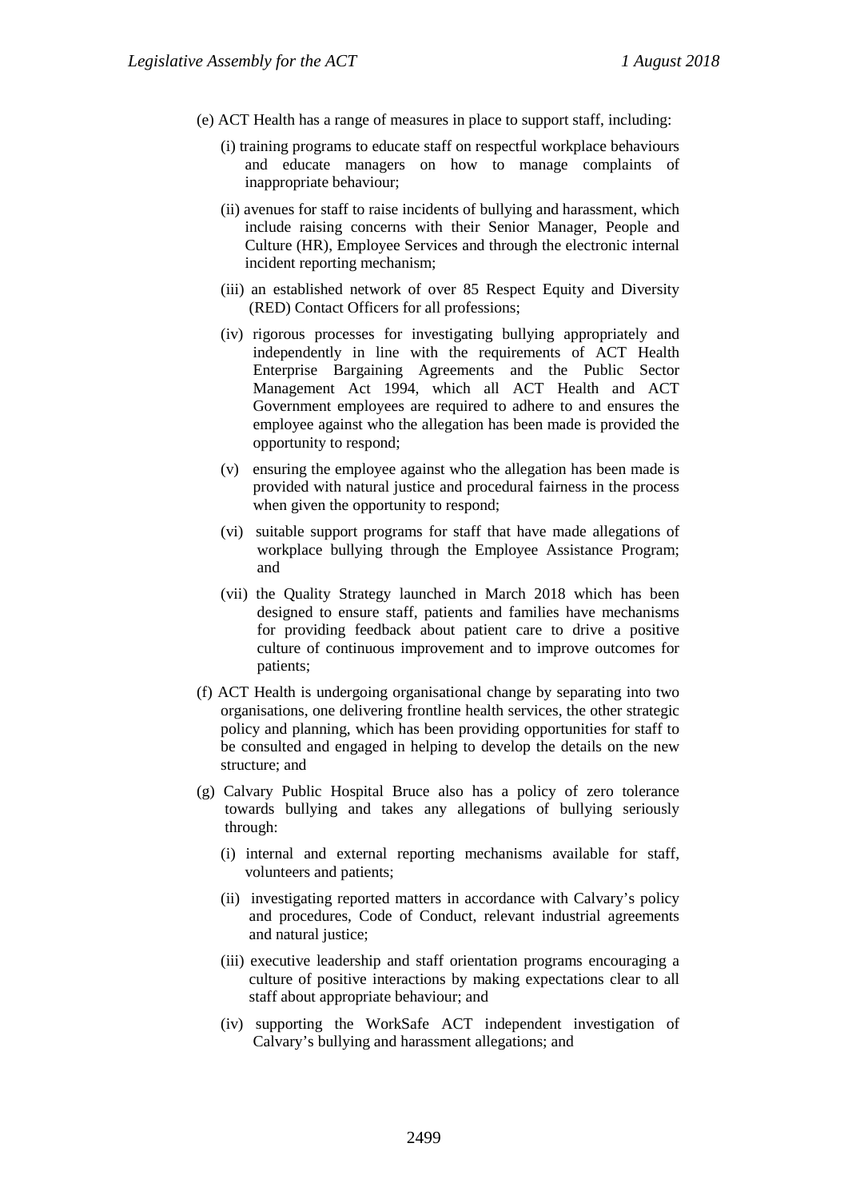(e) ACT Health has a range of measures in place to support staff, including:

(i) training programs to educate staff on respectful workplace behaviours and educate managers on how to manage complaints of inappropriate behaviour;

(ii) avenues for staff to raise incidents of bullying and harassment, which include raising concerns with their Senior Manager, People and Culture (HR), Employee Services and through the electronic internal incident reporting mechanism;

(iii) an established network of over 85 Respect Equity and Diversity (RED) Contact Officers for all professions;

(iv) rigorous processes for investigating bullying appropriately and independently in line with the requirements of ACT Health Enterprise Bargaining Agreements and the Public Sector Management Act 1994, which all ACT Health and ACT Government employees are required to adhere to and ensures the employee against who the allegation has been made is provided the opportunity to respond;

(v) ensuring the employee against who the allegation has been made is provided with natural justice and procedural fairness in the process when given the opportunity to respond;

(vi) suitable support programs for staff that have made allegations of workplace bullying through the Employee Assistance Program; and

(vii) the Quality Strategy launched in March 2018 which has been designed to ensure staff, patients and families have mechanisms for providing feedback about patient care to drive a positive culture of continuous improvement and to improve outcomes for patients;

(f) ACT Health is undergoing organisational change by separating into two organisations, one delivering frontline health services, the other strategic policy and planning, which has been providing opportunities for staff to be consulted and engaged in helping to develop the details on the new structure; and

(g) Calvary Public Hospital Bruce also has a policy of zero tolerance towards bullying and takes any allegations of bullying seriously through:

(i) internal and external reporting mechanisms available for staff, volunteers and patients;

(ii) investigating reported matters in accordance with Calvary's policy and procedures, Code of Conduct, relevant industrial agreements and natural justice;

(iii) executive leadership and staff orientation programs encouraging a culture of positive interactions by making expectations clear to all staff about appropriate behaviour; and

(iv) supporting the WorkSafe ACT independent investigation of Calvary's bullying and harassment allegations; and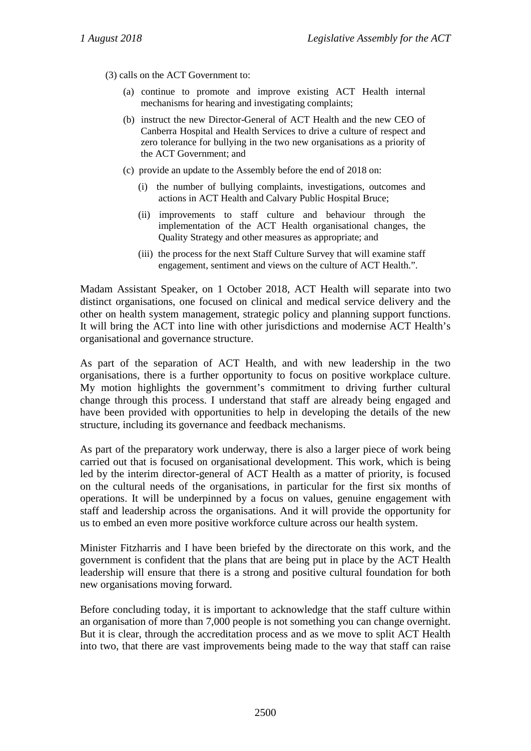(3) calls on the ACT Government to:

(a) continue to promote and improve existing ACT Health internal mechanisms for hearing and investigating complaints;

(b) instruct the new Director-General of ACT Health and the new CEO of Canberra Hospital and Health Services to drive a culture of respect and zero tolerance for bullying in the two new organisations as a priority of the ACT Government; and

(c) provide an update to the Assembly before the end of 2018 on:

(i) the number of bullying complaints, investigations, outcomes and actions in ACT Health and Calvary Public Hospital Bruce;

(ii) improvements to staff culture and behaviour through the implementation of the ACT Health organisational changes, the Quality Strategy and other measures as appropriate; and

(iii) the process for the next Staff Culture Survey that will examine staff engagement, sentiment and views on the culture of ACT Health.".

Madam Assistant Speaker, on 1 October 2018, ACT Health will separate into two distinct organisations, one focused on clinical and medical service delivery and the other on health system management, strategic policy and planning support functions. It will bring the ACT into line with other jurisdictions and modernise ACT Health's organisational and governance structure.

As part of the separation of ACT Health, and with new leadership in the two organisations, there is a further opportunity to focus on positive workplace culture. My motion highlights the government's commitment to driving further cultural change through this process. I understand that staff are already being engaged and have been provided with opportunities to help in developing the details of the new structure, including its governance and feedback mechanisms.

As part of the preparatory work underway, there is also a larger piece of work being carried out that is focused on organisational development. This work, which is being led by the interim director-general of ACT Health as a matter of priority, is focused on the cultural needs of the organisations, in particular for the first six months of operations. It will be underpinned by a focus on values, genuine engagement with staff and leadership across the organisations. And it will provide the opportunity for us to embed an even more positive workforce culture across our health system.

Minister Fitzharris and I have been briefed by the directorate on this work, and the government is confident that the plans that are being put in place by the ACT Health leadership will ensure that there is a strong and positive cultural foundation for both new organisations moving forward.

Before concluding today, it is important to acknowledge that the staff culture within an organisation of more than 7,000 people is not something you can change overnight. But it is clear, through the accreditation process and as we move to split ACT Health into two, that there are vast improvements being made to the way that staff can raise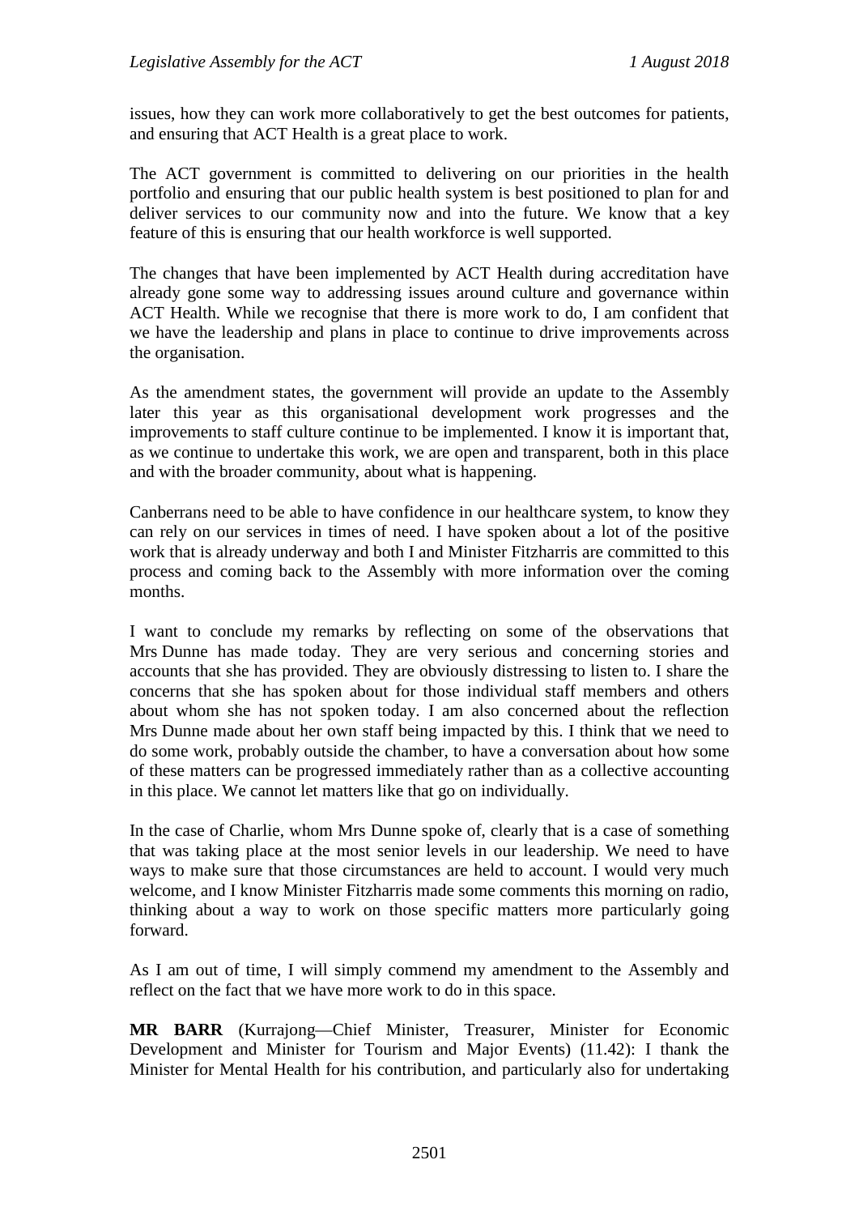issues, how they can work more collaboratively to get the best outcomes for patients, and ensuring that ACT Health is a great place to work.

The ACT government is committed to delivering on our priorities in the health portfolio and ensuring that our public health system is best positioned to plan for and deliver services to our community now and into the future. We know that a key feature of this is ensuring that our health workforce is well supported.

The changes that have been implemented by ACT Health during accreditation have already gone some way to addressing issues around culture and governance within ACT Health. While we recognise that there is more work to do, I am confident that we have the leadership and plans in place to continue to drive improvements across the organisation.

As the amendment states, the government will provide an update to the Assembly later this year as this organisational development work progresses and the improvements to staff culture continue to be implemented. I know it is important that, as we continue to undertake this work, we are open and transparent, both in this place and with the broader community, about what is happening.

Canberrans need to be able to have confidence in our healthcare system, to know they can rely on our services in times of need. I have spoken about a lot of the positive work that is already underway and both I and Minister Fitzharris are committed to this process and coming back to the Assembly with more information over the coming months.

I want to conclude my remarks by reflecting on some of the observations that Mrs Dunne has made today. They are very serious and concerning stories and accounts that she has provided. They are obviously distressing to listen to. I share the concerns that she has spoken about for those individual staff members and others about whom she has not spoken today. I am also concerned about the reflection Mrs Dunne made about her own staff being impacted by this. I think that we need to do some work, probably outside the chamber, to have a conversation about how some of these matters can be progressed immediately rather than as a collective accounting in this place. We cannot let matters like that go on individually.

In the case of Charlie, whom Mrs Dunne spoke of, clearly that is a case of something that was taking place at the most senior levels in our leadership. We need to have ways to make sure that those circumstances are held to account. I would very much welcome, and I know Minister Fitzharris made some comments this morning on radio, thinking about a way to work on those specific matters more particularly going forward.

As I am out of time, I will simply commend my amendment to the Assembly and reflect on the fact that we have more work to do in this space.

**MR BARR** (Kurrajong—Chief Minister, Treasurer, Minister for Economic Development and Minister for Tourism and Major Events) (11.42): I thank the Minister for Mental Health for his contribution, and particularly also for undertaking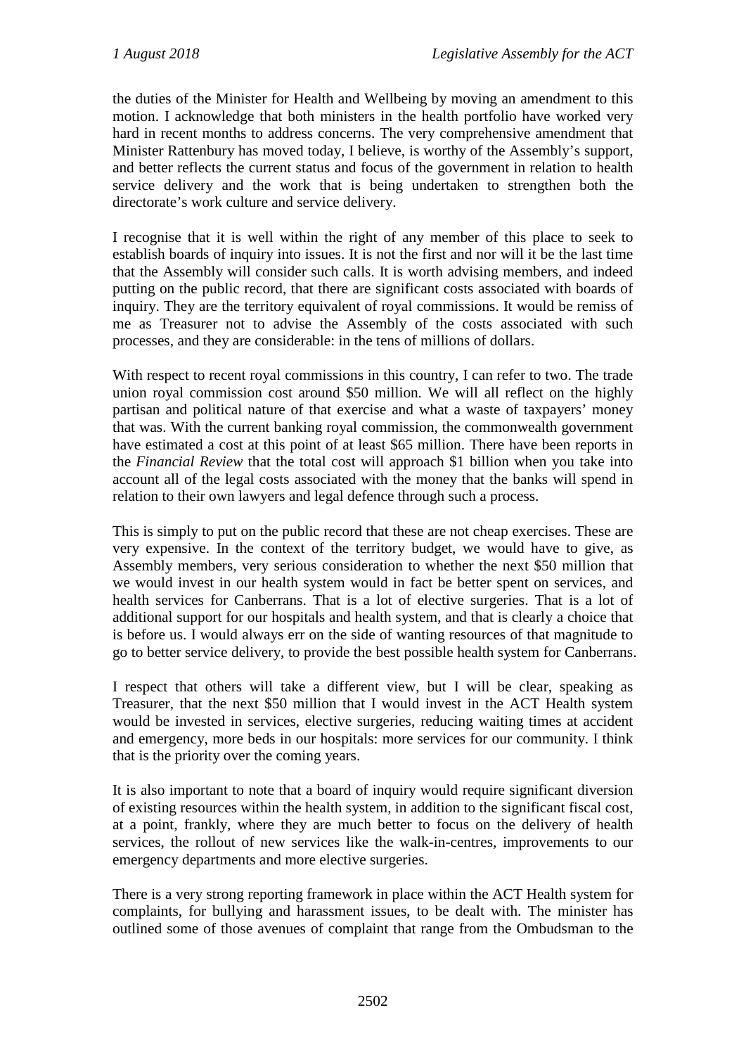the duties of the Minister for Health and Wellbeing by moving an amendment to this motion. I acknowledge that both ministers in the health portfolio have worked very hard in recent months to address concerns. The very comprehensive amendment that Minister Rattenbury has moved today, I believe, is worthy of the Assembly's support, and better reflects the current status and focus of the government in relation to health service delivery and the work that is being undertaken to strengthen both the directorate's work culture and service delivery.

I recognise that it is well within the right of any member of this place to seek to establish boards of inquiry into issues. It is not the first and nor will it be the last time that the Assembly will consider such calls. It is worth advising members, and indeed putting on the public record, that there are significant costs associated with boards of inquiry. They are the territory equivalent of royal commissions. It would be remiss of me as Treasurer not to advise the Assembly of the costs associated with such processes, and they are considerable: in the tens of millions of dollars.

With respect to recent royal commissions in this country, I can refer to two. The trade union royal commission cost around $50 million. We will all reflect on the highly partisan and political nature of that exercise and what a waste of taxpayers' money that was. With the current banking royal commission, the commonwealth government have estimated a cost at this point of at least $65 million. There have been reports in the *Financial Review* that the total cost will approach $1 billion when you take into account all of the legal costs associated with the money that the banks will spend in relation to their own lawyers and legal defence through such a process.

This is simply to put on the public record that these are not cheap exercises. These are very expensive. In the context of the territory budget, we would have to give, as Assembly members, very serious consideration to whether the next $50 million that we would invest in our health system would in fact be better spent on services, and health services for Canberrans. That is a lot of elective surgeries. That is a lot of additional support for our hospitals and health system, and that is clearly a choice that is before us. I would always err on the side of wanting resources of that magnitude to go to better service delivery, to provide the best possible health system for Canberrans.

I respect that others will take a different view, but I will be clear, speaking as Treasurer, that the next $50 million that I would invest in the ACT Health system would be invested in services, elective surgeries, reducing waiting times at accident and emergency, more beds in our hospitals: more services for our community. I think that is the priority over the coming years.

It is also important to note that a board of inquiry would require significant diversion of existing resources within the health system, in addition to the significant fiscal cost, at a point, frankly, where they are much better to focus on the delivery of health services, the rollout of new services like the walk-in-centres, improvements to our emergency departments and more elective surgeries.

There is a very strong reporting framework in place within the ACT Health system for complaints, for bullying and harassment issues, to be dealt with. The minister has outlined some of those avenues of complaint that range from the Ombudsman to the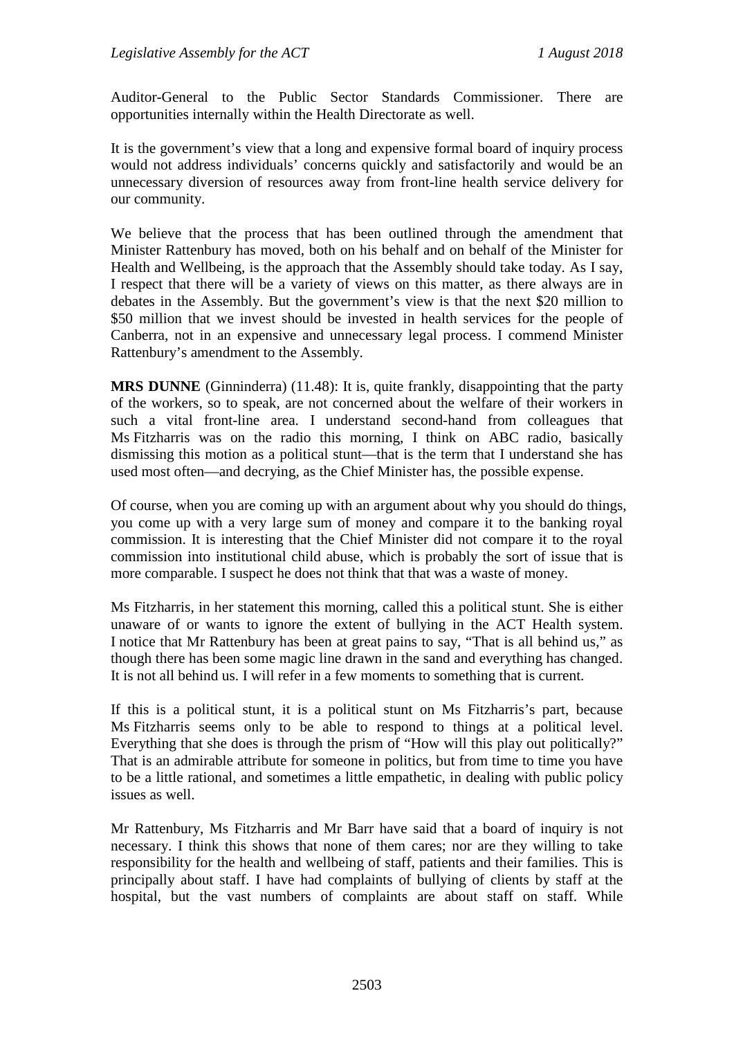Auditor-General to the Public Sector Standards Commissioner. There are opportunities internally within the Health Directorate as well.

It is the government's view that a long and expensive formal board of inquiry process would not address individuals' concerns quickly and satisfactorily and would be an unnecessary diversion of resources away from front-line health service delivery for our community.

We believe that the process that has been outlined through the amendment that Minister Rattenbury has moved, both on his behalf and on behalf of the Minister for Health and Wellbeing, is the approach that the Assembly should take today. As I say, I respect that there will be a variety of views on this matter, as there always are in debates in the Assembly. But the government's view is that the next $20 million to $50 million that we invest should be invested in health services for the people of Canberra, not in an expensive and unnecessary legal process. I commend Minister Rattenbury's amendment to the Assembly.

**MRS DUNNE** (Ginninderra) (11.48): It is, quite frankly, disappointing that the party of the workers, so to speak, are not concerned about the welfare of their workers in such a vital front-line area. I understand second-hand from colleagues that Ms Fitzharris was on the radio this morning, I think on ABC radio, basically dismissing this motion as a political stunt—that is the term that I understand she has used most often—and decrying, as the Chief Minister has, the possible expense.

Of course, when you are coming up with an argument about why you should do things, you come up with a very large sum of money and compare it to the banking royal commission. It is interesting that the Chief Minister did not compare it to the royal commission into institutional child abuse, which is probably the sort of issue that is more comparable. I suspect he does not think that that was a waste of money.

Ms Fitzharris, in her statement this morning, called this a political stunt. She is either unaware of or wants to ignore the extent of bullying in the ACT Health system. I notice that Mr Rattenbury has been at great pains to say, "That is all behind us," as though there has been some magic line drawn in the sand and everything has changed. It is not all behind us. I will refer in a few moments to something that is current.

If this is a political stunt, it is a political stunt on Ms Fitzharris's part, because Ms Fitzharris seems only to be able to respond to things at a political level. Everything that she does is through the prism of "How will this play out politically?" That is an admirable attribute for someone in politics, but from time to time you have to be a little rational, and sometimes a little empathetic, in dealing with public policy issues as well.

Mr Rattenbury, Ms Fitzharris and Mr Barr have said that a board of inquiry is not necessary. I think this shows that none of them cares; nor are they willing to take responsibility for the health and wellbeing of staff, patients and their families. This is principally about staff. I have had complaints of bullying of clients by staff at the hospital, but the vast numbers of complaints are about staff on staff. While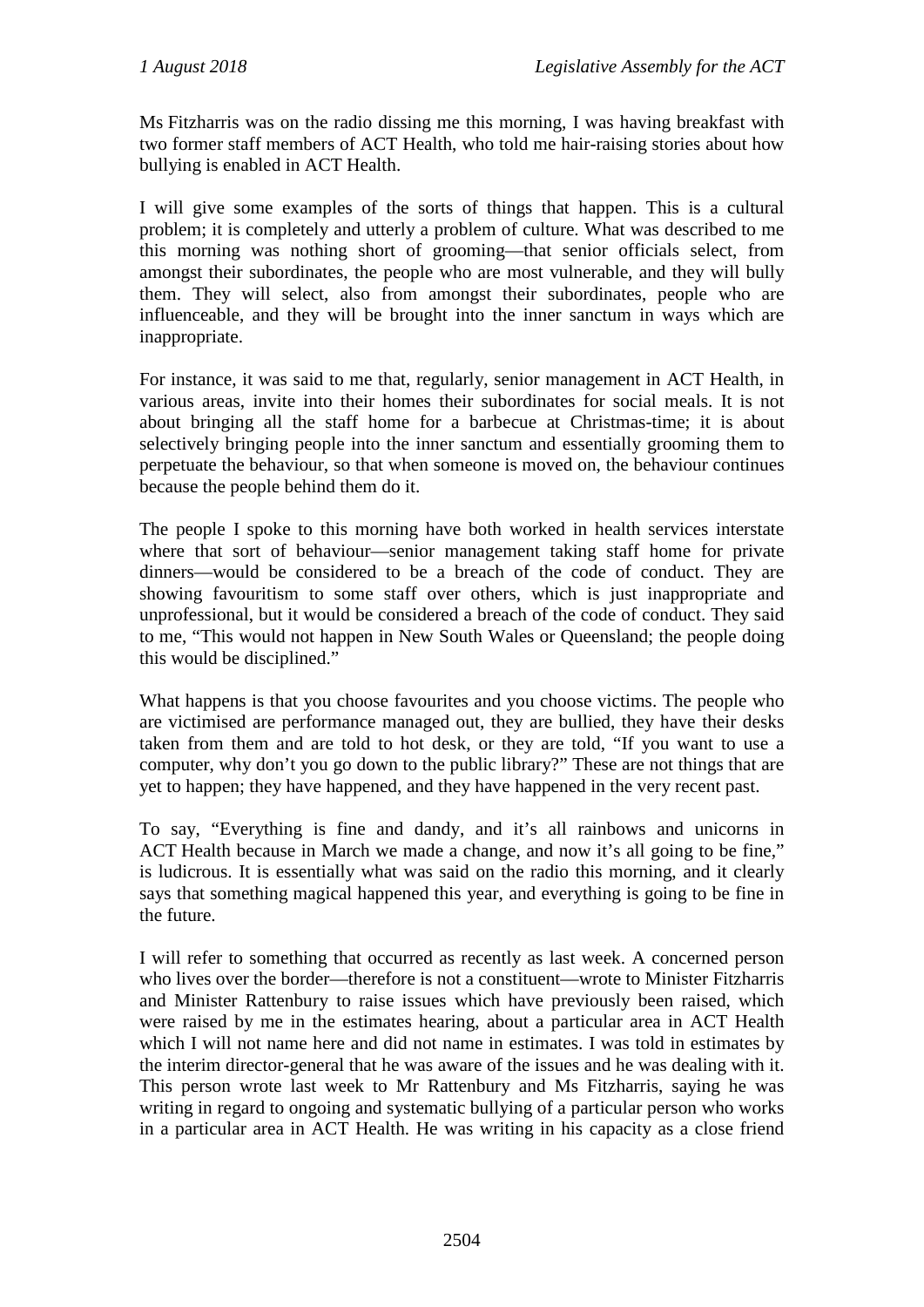Ms Fitzharris was on the radio dissing me this morning, I was having breakfast with two former staff members of ACT Health, who told me hair-raising stories about how bullying is enabled in ACT Health.

I will give some examples of the sorts of things that happen. This is a cultural problem; it is completely and utterly a problem of culture. What was described to me this morning was nothing short of grooming—that senior officials select, from amongst their subordinates, the people who are most vulnerable, and they will bully them. They will select, also from amongst their subordinates, people who are influenceable, and they will be brought into the inner sanctum in ways which are inappropriate.

For instance, it was said to me that, regularly, senior management in ACT Health, in various areas, invite into their homes their subordinates for social meals. It is not about bringing all the staff home for a barbecue at Christmas-time; it is about selectively bringing people into the inner sanctum and essentially grooming them to perpetuate the behaviour, so that when someone is moved on, the behaviour continues because the people behind them do it.

The people I spoke to this morning have both worked in health services interstate where that sort of behaviour—senior management taking staff home for private dinners—would be considered to be a breach of the code of conduct. They are showing favouritism to some staff over others, which is just inappropriate and unprofessional, but it would be considered a breach of the code of conduct. They said to me, "This would not happen in New South Wales or Queensland; the people doing this would be disciplined."

What happens is that you choose favourites and you choose victims. The people who are victimised are performance managed out, they are bullied, they have their desks taken from them and are told to hot desk, or they are told, "If you want to use a computer, why don't you go down to the public library?" These are not things that are yet to happen; they have happened, and they have happened in the very recent past.

To say, "Everything is fine and dandy, and it's all rainbows and unicorns in ACT Health because in March we made a change, and now it's all going to be fine," is ludicrous. It is essentially what was said on the radio this morning, and it clearly says that something magical happened this year, and everything is going to be fine in the future.

I will refer to something that occurred as recently as last week. A concerned person who lives over the border—therefore is not a constituent—wrote to Minister Fitzharris and Minister Rattenbury to raise issues which have previously been raised, which were raised by me in the estimates hearing, about a particular area in ACT Health which I will not name here and did not name in estimates. I was told in estimates by the interim director-general that he was aware of the issues and he was dealing with it. This person wrote last week to Mr Rattenbury and Ms Fitzharris, saying he was writing in regard to ongoing and systematic bullying of a particular person who works in a particular area in ACT Health. He was writing in his capacity as a close friend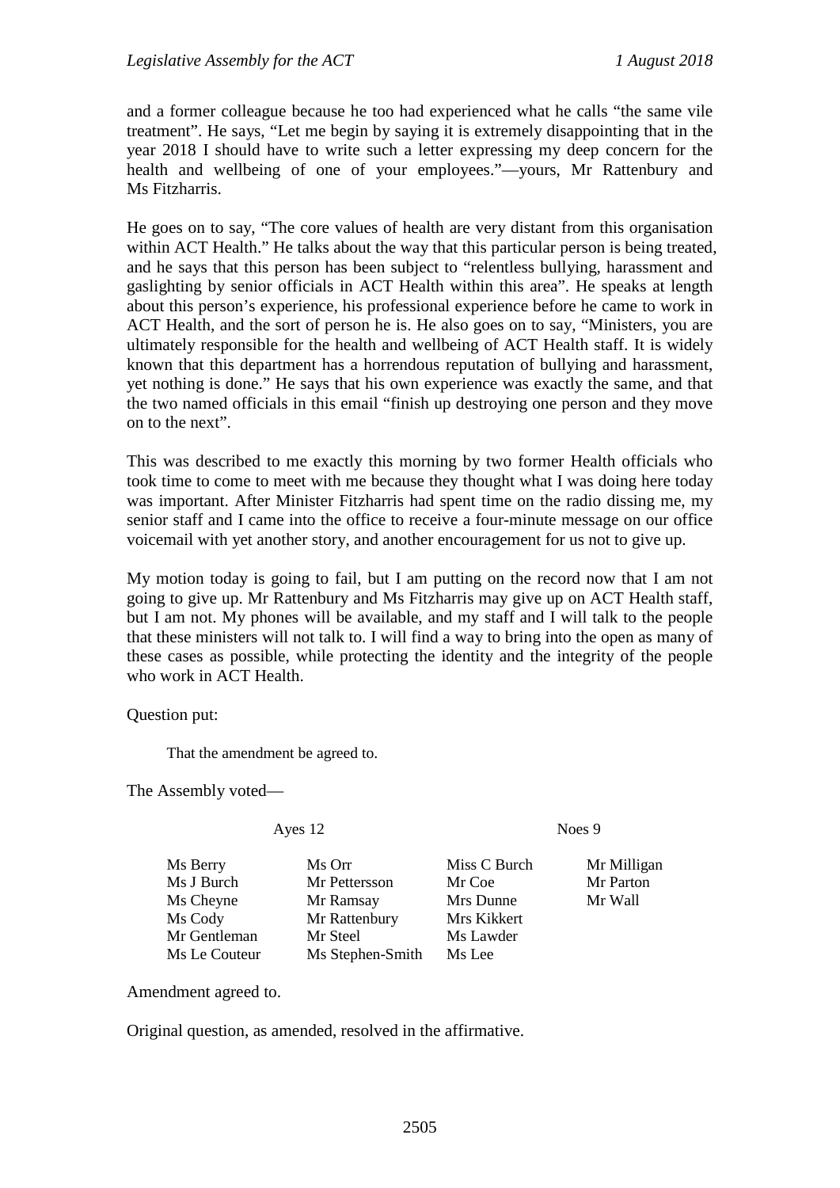and a former colleague because he too had experienced what he calls "the same vile treatment". He says, "Let me begin by saying it is extremely disappointing that in the year 2018 I should have to write such a letter expressing my deep concern for the health and wellbeing of one of your employees."—yours, Mr Rattenbury and Ms Fitzharris.

He goes on to say, "The core values of health are very distant from this organisation within ACT Health." He talks about the way that this particular person is being treated, and he says that this person has been subject to "relentless bullying, harassment and gaslighting by senior officials in ACT Health within this area". He speaks at length about this person's experience, his professional experience before he came to work in ACT Health, and the sort of person he is. He also goes on to say, "Ministers, you are ultimately responsible for the health and wellbeing of ACT Health staff. It is widely known that this department has a horrendous reputation of bullying and harassment, yet nothing is done." He says that his own experience was exactly the same, and that the two named officials in this email "finish up destroying one person and they move on to the next".

This was described to me exactly this morning by two former Health officials who took time to come to meet with me because they thought what I was doing here today was important. After Minister Fitzharris had spent time on the radio dissing me, my senior staff and I came into the office to receive a four-minute message on our office voicemail with yet another story, and another encouragement for us not to give up.

My motion today is going to fail, but I am putting on the record now that I am not going to give up. Mr Rattenbury and Ms Fitzharris may give up on ACT Health staff, but I am not. My phones will be available, and my staff and I will talk to the people that these ministers will not talk to. I will find a way to bring into the open as many of these cases as possible, while protecting the identity and the integrity of the people who work in ACT Health.

Question put:

That the amendment be agreed to.

The Assembly voted—

| Ayes 12 | | Noes 9 | |
|---|---|---|---|
| Ms Berry | Ms Orr | Miss C Burch | Mr Milligan |
| Ms J Burch | Mr Pettersson | Mr Coe | Mr Parton |
| Ms Cheyne | Mr Ramsay | Mrs Dunne | Mr Wall |
| Ms Cody | Mr Rattenbury | Mrs Kikkert | |
| Mr Gentleman | Mr Steel | Ms Lawder | |
| Ms Le Couteur | Ms Stephen-Smith | Ms Lee | |

Amendment agreed to.

Original question, as amended, resolved in the affirmative.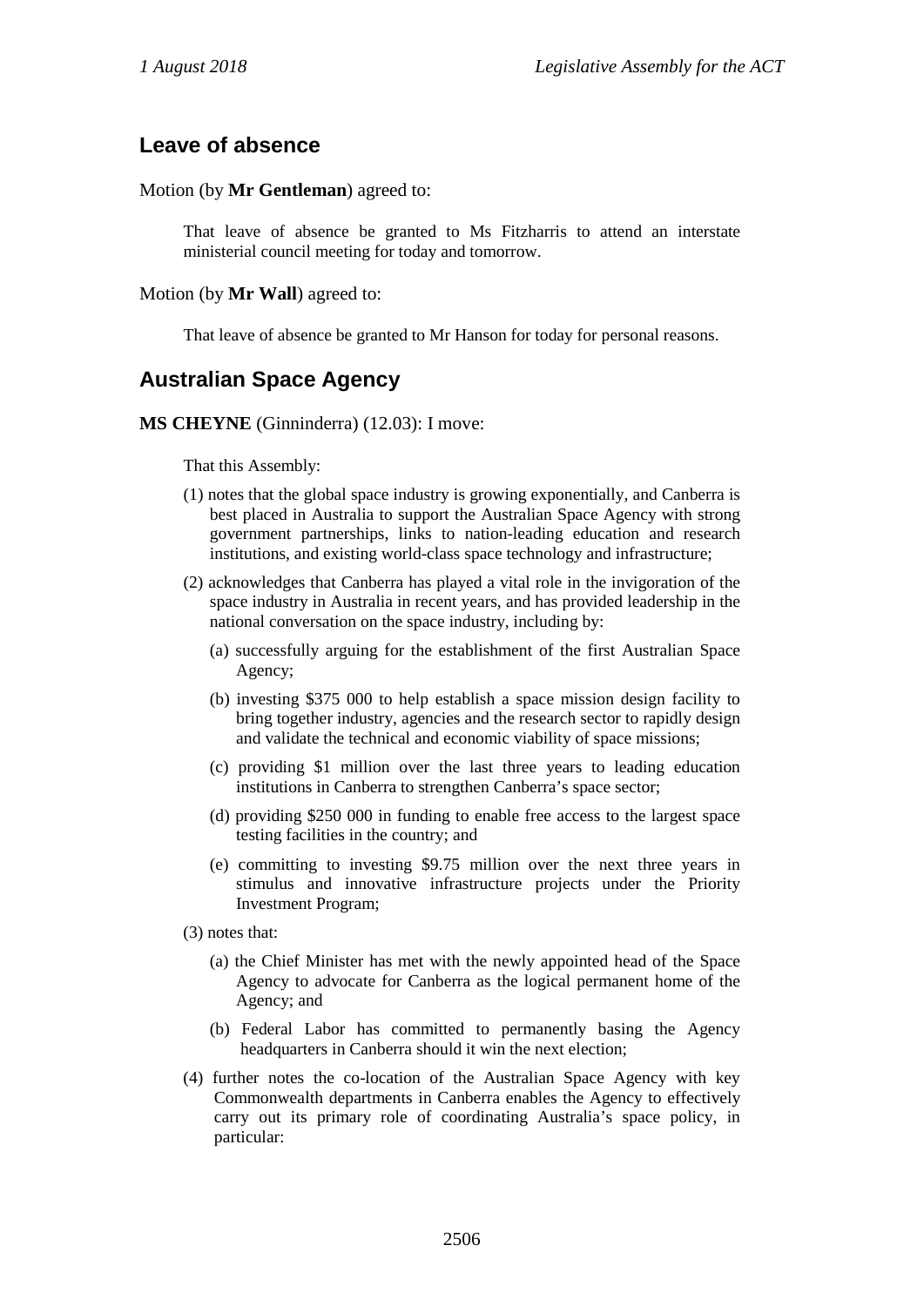## Leave of absence

Motion (by **Mr Gentleman**) agreed to:

> That leave of absence be granted to Ms Fitzharris to attend an interstate ministerial council meeting for today and tomorrow.

Motion (by **Mr Wall**) agreed to:

> That leave of absence be granted to Mr Hanson for today for personal reasons.

## Australian Space Agency

**MS CHEYNE** (Ginninderra) (12.03): I move:

> That this Assembly:
>
> (1) notes that the global space industry is growing exponentially, and Canberra is best placed in Australia to support the Australian Space Agency with strong government partnerships, links to nation-leading education and research institutions, and existing world-class space technology and infrastructure;
>
> (2) acknowledges that Canberra has played a vital role in the invigoration of the space industry in Australia in recent years, and has provided leadership in the national conversation on the space industry, including by:
>
> (a) successfully arguing for the establishment of the first Australian Space Agency;
>
> (b) investing $375 000 to help establish a space mission design facility to bring together industry, agencies and the research sector to rapidly design and validate the technical and economic viability of space missions;
>
> (c) providing $1 million over the last three years to leading education institutions in Canberra to strengthen Canberra's space sector;
>
> (d) providing $250 000 in funding to enable free access to the largest space testing facilities in the country; and
>
> (e) committing to investing $9.75 million over the next three years in stimulus and innovative infrastructure projects under the Priority Investment Program;
>
> (3) notes that:
>
> (a) the Chief Minister has met with the newly appointed head of the Space Agency to advocate for Canberra as the logical permanent home of the Agency; and
>
> (b) Federal Labor has committed to permanently basing the Agency headquarters in Canberra should it win the next election;
>
> (4) further notes the co-location of the Australian Space Agency with key Commonwealth departments in Canberra enables the Agency to effectively carry out its primary role of coordinating Australia's space policy, in particular: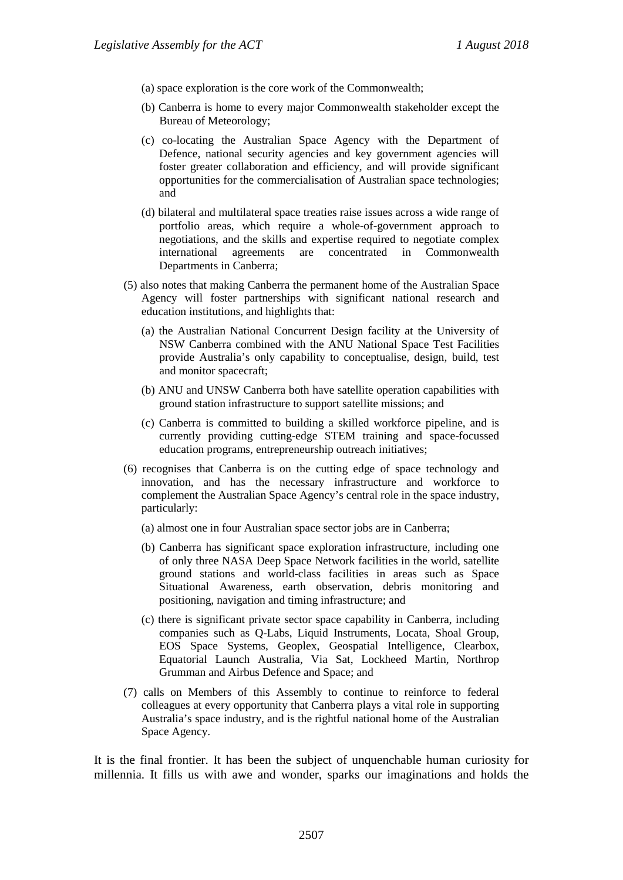(a) space exploration is the core work of the Commonwealth;

(b) Canberra is home to every major Commonwealth stakeholder except the Bureau of Meteorology;

(c) co-locating the Australian Space Agency with the Department of Defence, national security agencies and key government agencies will foster greater collaboration and efficiency, and will provide significant opportunities for the commercialisation of Australian space technologies; and

(d) bilateral and multilateral space treaties raise issues across a wide range of portfolio areas, which require a whole-of-government approach to negotiations, and the skills and expertise required to negotiate complex international agreements are concentrated in Commonwealth Departments in Canberra;

(5) also notes that making Canberra the permanent home of the Australian Space Agency will foster partnerships with significant national research and education institutions, and highlights that:

(a) the Australian National Concurrent Design facility at the University of NSW Canberra combined with the ANU National Space Test Facilities provide Australia's only capability to conceptualise, design, build, test and monitor spacecraft;

(b) ANU and UNSW Canberra both have satellite operation capabilities with ground station infrastructure to support satellite missions; and

(c) Canberra is committed to building a skilled workforce pipeline, and is currently providing cutting-edge STEM training and space-focussed education programs, entrepreneurship outreach initiatives;

(6) recognises that Canberra is on the cutting edge of space technology and innovation, and has the necessary infrastructure and workforce to complement the Australian Space Agency's central role in the space industry, particularly:

(a) almost one in four Australian space sector jobs are in Canberra;

(b) Canberra has significant space exploration infrastructure, including one of only three NASA Deep Space Network facilities in the world, satellite ground stations and world-class facilities in areas such as Space Situational Awareness, earth observation, debris monitoring and positioning, navigation and timing infrastructure; and

(c) there is significant private sector space capability in Canberra, including companies such as Q-Labs, Liquid Instruments, Locata, Shoal Group, EOS Space Systems, Geoplex, Geospatial Intelligence, Clearbox, Equatorial Launch Australia, Via Sat, Lockheed Martin, Northrop Grumman and Airbus Defence and Space; and

(7) calls on Members of this Assembly to continue to reinforce to federal colleagues at every opportunity that Canberra plays a vital role in supporting Australia's space industry, and is the rightful national home of the Australian Space Agency.

It is the final frontier. It has been the subject of unquenchable human curiosity for millennia. It fills us with awe and wonder, sparks our imaginations and holds the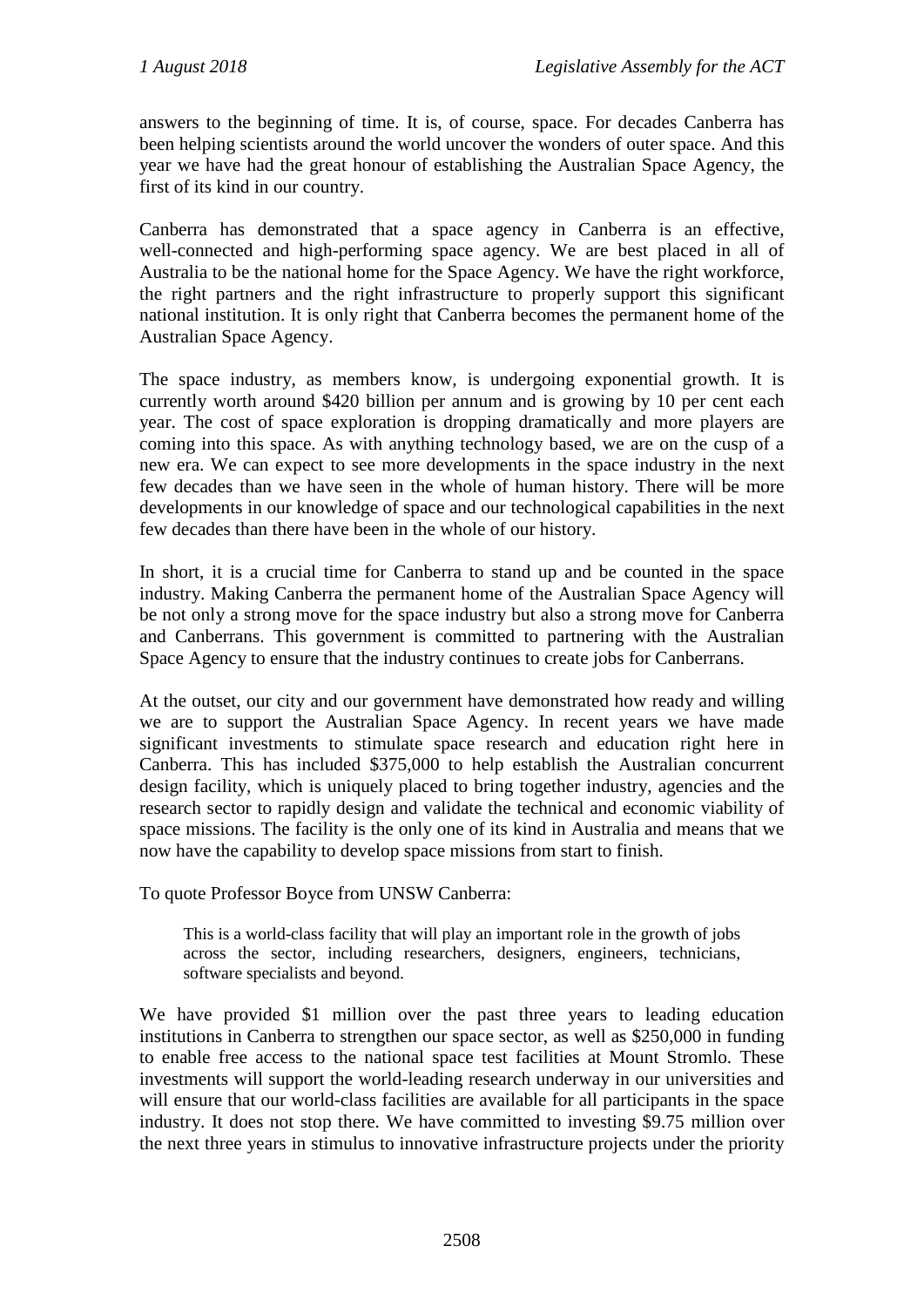answers to the beginning of time. It is, of course, space. For decades Canberra has been helping scientists around the world uncover the wonders of outer space. And this year we have had the great honour of establishing the Australian Space Agency, the first of its kind in our country.

Canberra has demonstrated that a space agency in Canberra is an effective, well-connected and high-performing space agency. We are best placed in all of Australia to be the national home for the Space Agency. We have the right workforce, the right partners and the right infrastructure to properly support this significant national institution. It is only right that Canberra becomes the permanent home of the Australian Space Agency.

The space industry, as members know, is undergoing exponential growth. It is currently worth around $420 billion per annum and is growing by 10 per cent each year. The cost of space exploration is dropping dramatically and more players are coming into this space. As with anything technology based, we are on the cusp of a new era. We can expect to see more developments in the space industry in the next few decades than we have seen in the whole of human history. There will be more developments in our knowledge of space and our technological capabilities in the next few decades than there have been in the whole of our history.

In short, it is a crucial time for Canberra to stand up and be counted in the space industry. Making Canberra the permanent home of the Australian Space Agency will be not only a strong move for the space industry but also a strong move for Canberra and Canberrans. This government is committed to partnering with the Australian Space Agency to ensure that the industry continues to create jobs for Canberrans.

At the outset, our city and our government have demonstrated how ready and willing we are to support the Australian Space Agency. In recent years we have made significant investments to stimulate space research and education right here in Canberra. This has included $375,000 to help establish the Australian concurrent design facility, which is uniquely placed to bring together industry, agencies and the research sector to rapidly design and validate the technical and economic viability of space missions. The facility is the only one of its kind in Australia and means that we now have the capability to develop space missions from start to finish.

To quote Professor Boyce from UNSW Canberra:

> This is a world-class facility that will play an important role in the growth of jobs across the sector, including researchers, designers, engineers, technicians, software specialists and beyond.

We have provided $1 million over the past three years to leading education institutions in Canberra to strengthen our space sector, as well as $250,000 in funding to enable free access to the national space test facilities at Mount Stromlo. These investments will support the world-leading research underway in our universities and will ensure that our world-class facilities are available for all participants in the space industry. It does not stop there. We have committed to investing $9.75 million over the next three years in stimulus to innovative infrastructure projects under the priority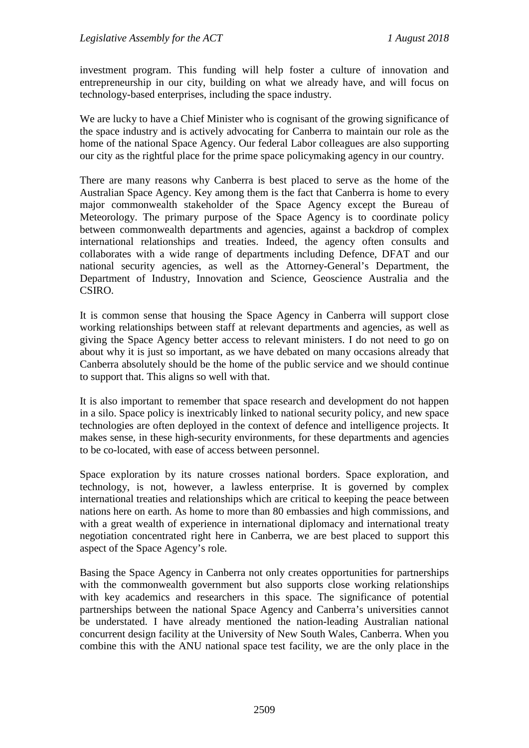investment program. This funding will help foster a culture of innovation and entrepreneurship in our city, building on what we already have, and will focus on technology-based enterprises, including the space industry.

We are lucky to have a Chief Minister who is cognisant of the growing significance of the space industry and is actively advocating for Canberra to maintain our role as the home of the national Space Agency. Our federal Labor colleagues are also supporting our city as the rightful place for the prime space policymaking agency in our country.

There are many reasons why Canberra is best placed to serve as the home of the Australian Space Agency. Key among them is the fact that Canberra is home to every major commonwealth stakeholder of the Space Agency except the Bureau of Meteorology. The primary purpose of the Space Agency is to coordinate policy between commonwealth departments and agencies, against a backdrop of complex international relationships and treaties. Indeed, the agency often consults and collaborates with a wide range of departments including Defence, DFAT and our national security agencies, as well as the Attorney-General's Department, the Department of Industry, Innovation and Science, Geoscience Australia and the CSIRO.

It is common sense that housing the Space Agency in Canberra will support close working relationships between staff at relevant departments and agencies, as well as giving the Space Agency better access to relevant ministers. I do not need to go on about why it is just so important, as we have debated on many occasions already that Canberra absolutely should be the home of the public service and we should continue to support that. This aligns so well with that.

It is also important to remember that space research and development do not happen in a silo. Space policy is inextricably linked to national security policy, and new space technologies are often deployed in the context of defence and intelligence projects. It makes sense, in these high-security environments, for these departments and agencies to be co-located, with ease of access between personnel.

Space exploration by its nature crosses national borders. Space exploration, and technology, is not, however, a lawless enterprise. It is governed by complex international treaties and relationships which are critical to keeping the peace between nations here on earth. As home to more than 80 embassies and high commissions, and with a great wealth of experience in international diplomacy and international treaty negotiation concentrated right here in Canberra, we are best placed to support this aspect of the Space Agency's role.

Basing the Space Agency in Canberra not only creates opportunities for partnerships with the commonwealth government but also supports close working relationships with key academics and researchers in this space. The significance of potential partnerships between the national Space Agency and Canberra's universities cannot be understated. I have already mentioned the nation-leading Australian national concurrent design facility at the University of New South Wales, Canberra. When you combine this with the ANU national space test facility, we are the only place in the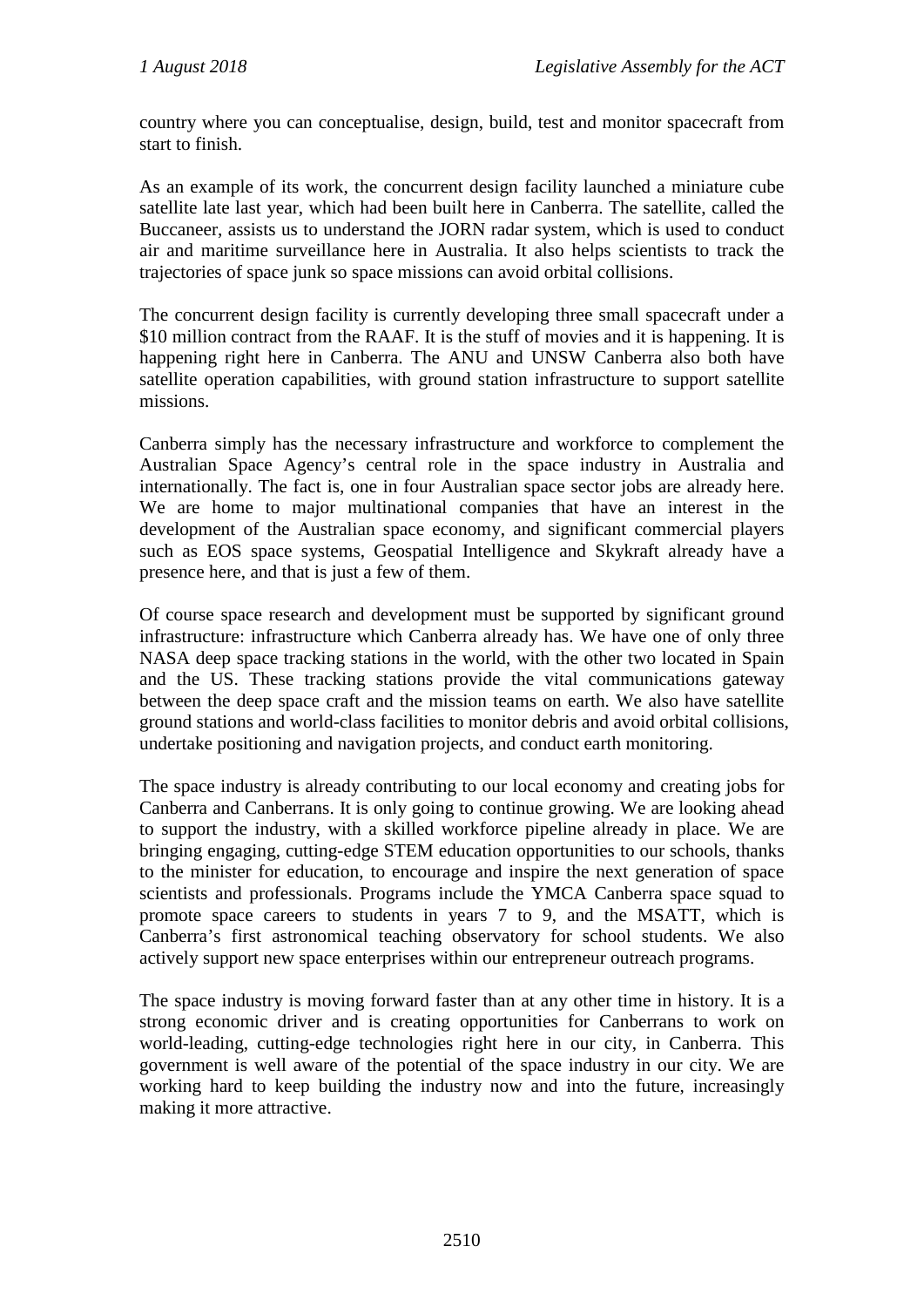country where you can conceptualise, design, build, test and monitor spacecraft from start to finish.

As an example of its work, the concurrent design facility launched a miniature cube satellite late last year, which had been built here in Canberra. The satellite, called the Buccaneer, assists us to understand the JORN radar system, which is used to conduct air and maritime surveillance here in Australia. It also helps scientists to track the trajectories of space junk so space missions can avoid orbital collisions.

The concurrent design facility is currently developing three small spacecraft under a $10 million contract from the RAAF. It is the stuff of movies and it is happening. It is happening right here in Canberra. The ANU and UNSW Canberra also both have satellite operation capabilities, with ground station infrastructure to support satellite missions.

Canberra simply has the necessary infrastructure and workforce to complement the Australian Space Agency's central role in the space industry in Australia and internationally. The fact is, one in four Australian space sector jobs are already here. We are home to major multinational companies that have an interest in the development of the Australian space economy, and significant commercial players such as EOS space systems, Geospatial Intelligence and Skykraft already have a presence here, and that is just a few of them.

Of course space research and development must be supported by significant ground infrastructure: infrastructure which Canberra already has. We have one of only three NASA deep space tracking stations in the world, with the other two located in Spain and the US. These tracking stations provide the vital communications gateway between the deep space craft and the mission teams on earth. We also have satellite ground stations and world-class facilities to monitor debris and avoid orbital collisions, undertake positioning and navigation projects, and conduct earth monitoring.

The space industry is already contributing to our local economy and creating jobs for Canberra and Canberrans. It is only going to continue growing. We are looking ahead to support the industry, with a skilled workforce pipeline already in place. We are bringing engaging, cutting-edge STEM education opportunities to our schools, thanks to the minister for education, to encourage and inspire the next generation of space scientists and professionals. Programs include the YMCA Canberra space squad to promote space careers to students in years 7 to 9, and the MSATT, which is Canberra's first astronomical teaching observatory for school students. We also actively support new space enterprises within our entrepreneur outreach programs.

The space industry is moving forward faster than at any other time in history. It is a strong economic driver and is creating opportunities for Canberrans to work on world-leading, cutting-edge technologies right here in our city, in Canberra. This government is well aware of the potential of the space industry in our city. We are working hard to keep building the industry now and into the future, increasingly making it more attractive.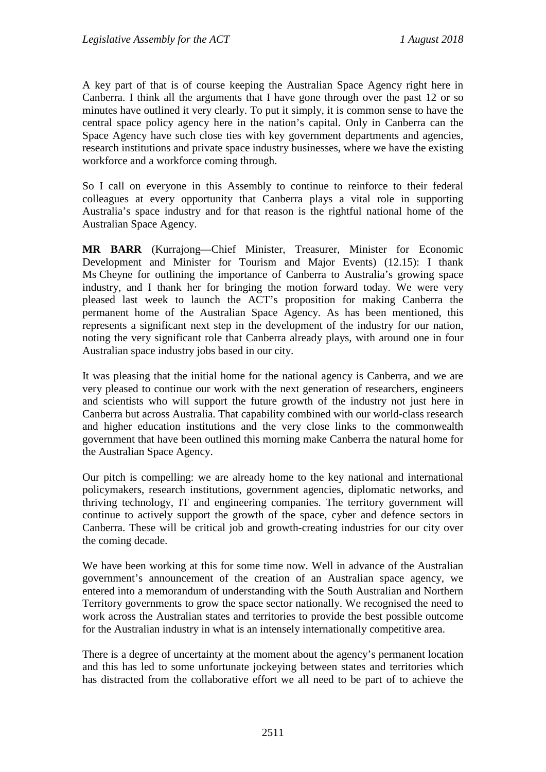A key part of that is of course keeping the Australian Space Agency right here in Canberra. I think all the arguments that I have gone through over the past 12 or so minutes have outlined it very clearly. To put it simply, it is common sense to have the central space policy agency here in the nation's capital. Only in Canberra can the Space Agency have such close ties with key government departments and agencies, research institutions and private space industry businesses, where we have the existing workforce and a workforce coming through.

So I call on everyone in this Assembly to continue to reinforce to their federal colleagues at every opportunity that Canberra plays a vital role in supporting Australia's space industry and for that reason is the rightful national home of the Australian Space Agency.

**MR BARR** (Kurrajong—Chief Minister, Treasurer, Minister for Economic Development and Minister for Tourism and Major Events) (12.15): I thank Ms Cheyne for outlining the importance of Canberra to Australia's growing space industry, and I thank her for bringing the motion forward today. We were very pleased last week to launch the ACT's proposition for making Canberra the permanent home of the Australian Space Agency. As has been mentioned, this represents a significant next step in the development of the industry for our nation, noting the very significant role that Canberra already plays, with around one in four Australian space industry jobs based in our city.

It was pleasing that the initial home for the national agency is Canberra, and we are very pleased to continue our work with the next generation of researchers, engineers and scientists who will support the future growth of the industry not just here in Canberra but across Australia. That capability combined with our world-class research and higher education institutions and the very close links to the commonwealth government that have been outlined this morning make Canberra the natural home for the Australian Space Agency.

Our pitch is compelling: we are already home to the key national and international policymakers, research institutions, government agencies, diplomatic networks, and thriving technology, IT and engineering companies. The territory government will continue to actively support the growth of the space, cyber and defence sectors in Canberra. These will be critical job and growth-creating industries for our city over the coming decade.

We have been working at this for some time now. Well in advance of the Australian government's announcement of the creation of an Australian space agency, we entered into a memorandum of understanding with the South Australian and Northern Territory governments to grow the space sector nationally. We recognised the need to work across the Australian states and territories to provide the best possible outcome for the Australian industry in what is an intensely internationally competitive area.

There is a degree of uncertainty at the moment about the agency's permanent location and this has led to some unfortunate jockeying between states and territories which has distracted from the collaborative effort we all need to be part of to achieve the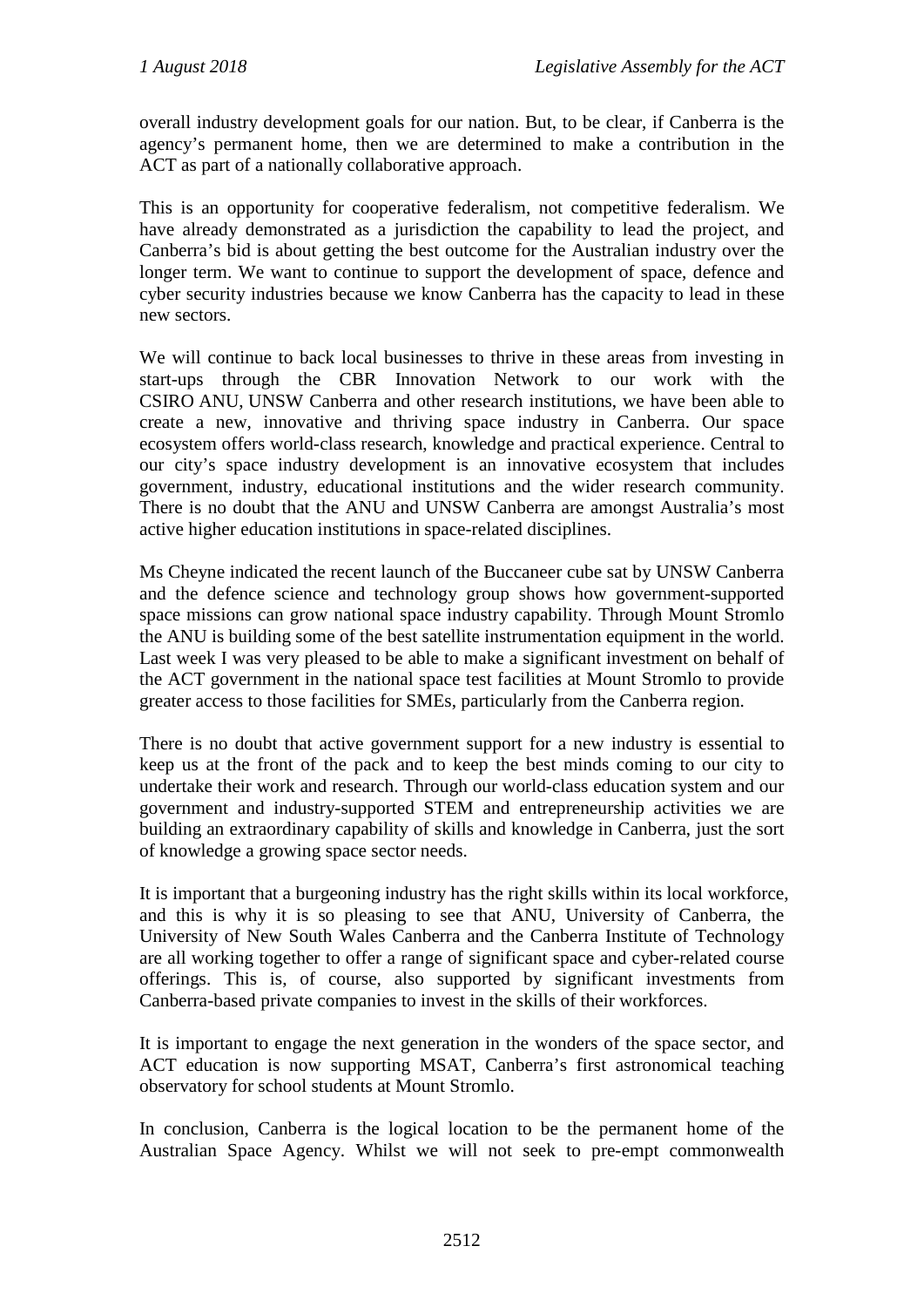overall industry development goals for our nation. But, to be clear, if Canberra is the agency's permanent home, then we are determined to make a contribution in the ACT as part of a nationally collaborative approach.

This is an opportunity for cooperative federalism, not competitive federalism. We have already demonstrated as a jurisdiction the capability to lead the project, and Canberra's bid is about getting the best outcome for the Australian industry over the longer term. We want to continue to support the development of space, defence and cyber security industries because we know Canberra has the capacity to lead in these new sectors.

We will continue to back local businesses to thrive in these areas from investing in start-ups through the CBR Innovation Network to our work with the CSIRO ANU, UNSW Canberra and other research institutions, we have been able to create a new, innovative and thriving space industry in Canberra. Our space ecosystem offers world-class research, knowledge and practical experience. Central to our city's space industry development is an innovative ecosystem that includes government, industry, educational institutions and the wider research community. There is no doubt that the ANU and UNSW Canberra are amongst Australia's most active higher education institutions in space-related disciplines.

Ms Cheyne indicated the recent launch of the Buccaneer cube sat by UNSW Canberra and the defence science and technology group shows how government-supported space missions can grow national space industry capability. Through Mount Stromlo the ANU is building some of the best satellite instrumentation equipment in the world. Last week I was very pleased to be able to make a significant investment on behalf of the ACT government in the national space test facilities at Mount Stromlo to provide greater access to those facilities for SMEs, particularly from the Canberra region.

There is no doubt that active government support for a new industry is essential to keep us at the front of the pack and to keep the best minds coming to our city to undertake their work and research. Through our world-class education system and our government and industry-supported STEM and entrepreneurship activities we are building an extraordinary capability of skills and knowledge in Canberra, just the sort of knowledge a growing space sector needs.

It is important that a burgeoning industry has the right skills within its local workforce, and this is why it is so pleasing to see that ANU, University of Canberra, the University of New South Wales Canberra and the Canberra Institute of Technology are all working together to offer a range of significant space and cyber-related course offerings. This is, of course, also supported by significant investments from Canberra-based private companies to invest in the skills of their workforces.

It is important to engage the next generation in the wonders of the space sector, and ACT education is now supporting MSAT, Canberra's first astronomical teaching observatory for school students at Mount Stromlo.

In conclusion, Canberra is the logical location to be the permanent home of the Australian Space Agency. Whilst we will not seek to pre-empt commonwealth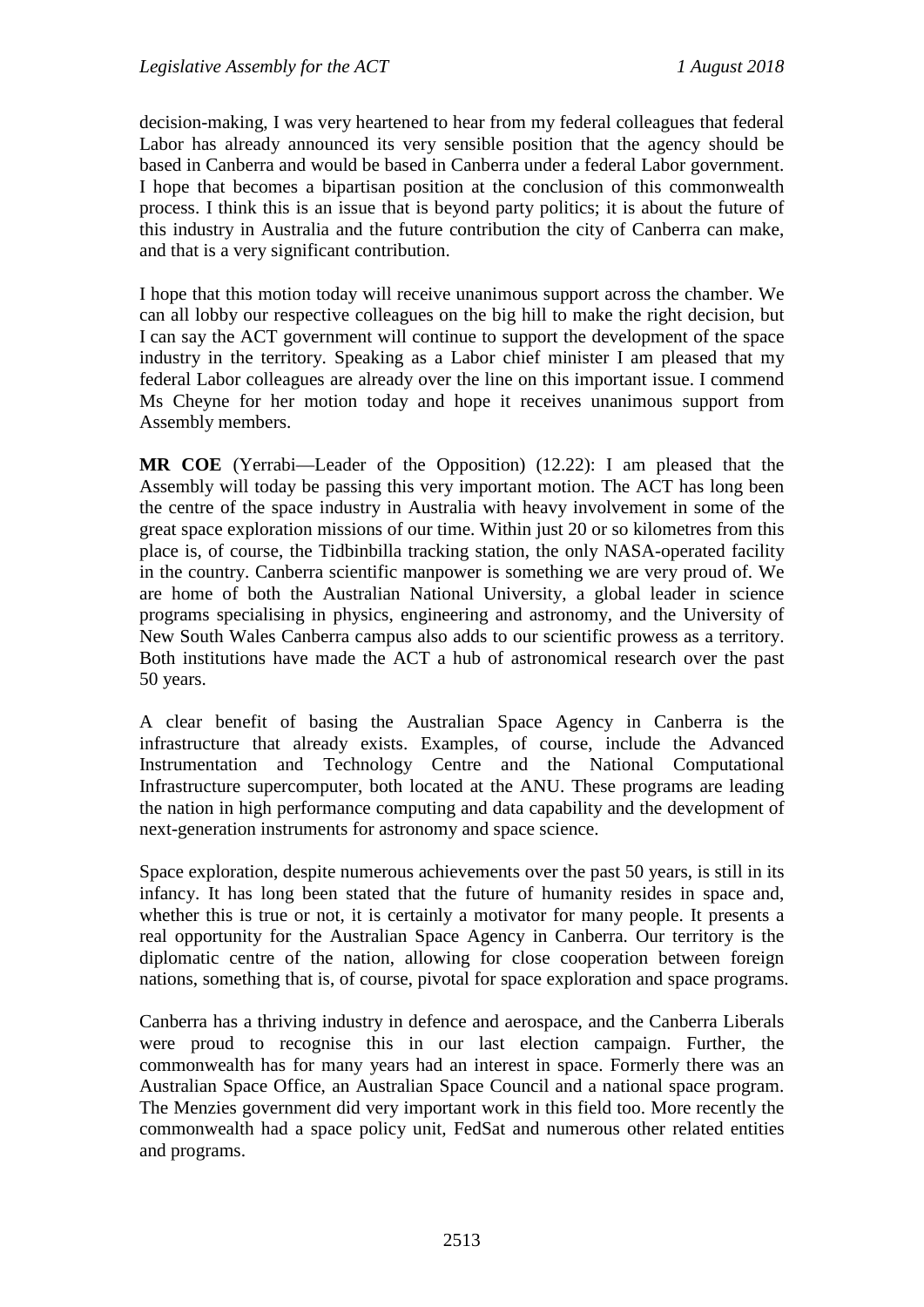decision-making, I was very heartened to hear from my federal colleagues that federal Labor has already announced its very sensible position that the agency should be based in Canberra and would be based in Canberra under a federal Labor government. I hope that becomes a bipartisan position at the conclusion of this commonwealth process. I think this is an issue that is beyond party politics; it is about the future of this industry in Australia and the future contribution the city of Canberra can make, and that is a very significant contribution.

I hope that this motion today will receive unanimous support across the chamber. We can all lobby our respective colleagues on the big hill to make the right decision, but I can say the ACT government will continue to support the development of the space industry in the territory. Speaking as a Labor chief minister I am pleased that my federal Labor colleagues are already over the line on this important issue. I commend Ms Cheyne for her motion today and hope it receives unanimous support from Assembly members.

**MR COE** (Yerrabi—Leader of the Opposition) (12.22): I am pleased that the Assembly will today be passing this very important motion. The ACT has long been the centre of the space industry in Australia with heavy involvement in some of the great space exploration missions of our time. Within just 20 or so kilometres from this place is, of course, the Tidbinbilla tracking station, the only NASA-operated facility in the country. Canberra scientific manpower is something we are very proud of. We are home of both the Australian National University, a global leader in science programs specialising in physics, engineering and astronomy, and the University of New South Wales Canberra campus also adds to our scientific prowess as a territory. Both institutions have made the ACT a hub of astronomical research over the past 50 years.

A clear benefit of basing the Australian Space Agency in Canberra is the infrastructure that already exists. Examples, of course, include the Advanced Instrumentation and Technology Centre and the National Computational Infrastructure supercomputer, both located at the ANU. These programs are leading the nation in high performance computing and data capability and the development of next-generation instruments for astronomy and space science.

Space exploration, despite numerous achievements over the past 50 years, is still in its infancy. It has long been stated that the future of humanity resides in space and, whether this is true or not, it is certainly a motivator for many people. It presents a real opportunity for the Australian Space Agency in Canberra. Our territory is the diplomatic centre of the nation, allowing for close cooperation between foreign nations, something that is, of course, pivotal for space exploration and space programs.

Canberra has a thriving industry in defence and aerospace, and the Canberra Liberals were proud to recognise this in our last election campaign. Further, the commonwealth has for many years had an interest in space. Formerly there was an Australian Space Office, an Australian Space Council and a national space program. The Menzies government did very important work in this field too. More recently the commonwealth had a space policy unit, FedSat and numerous other related entities and programs.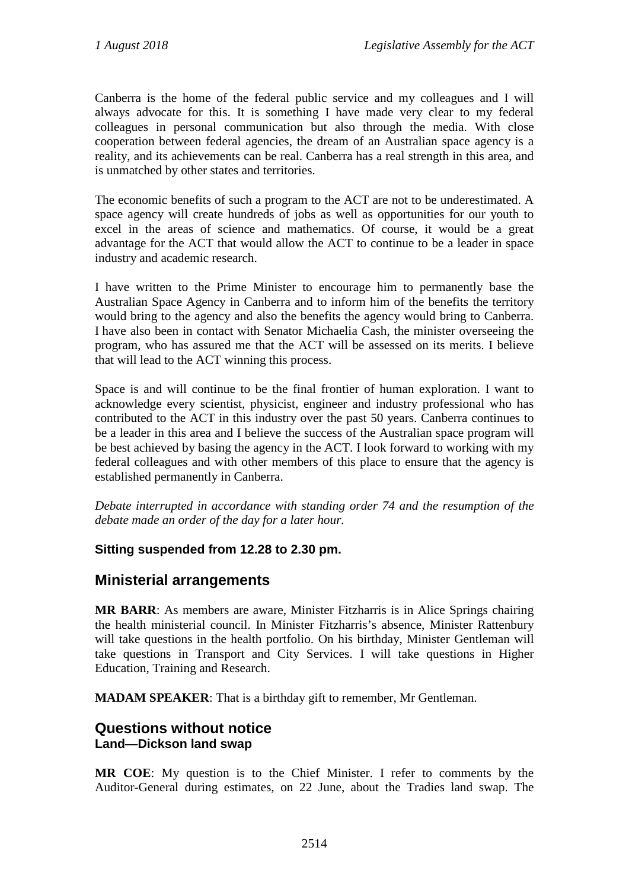Canberra is the home of the federal public service and my colleagues and I will always advocate for this. It is something I have made very clear to my federal colleagues in personal communication but also through the media. With close cooperation between federal agencies, the dream of an Australian space agency is a reality, and its achievements can be real. Canberra has a real strength in this area, and is unmatched by other states and territories.

The economic benefits of such a program to the ACT are not to be underestimated. A space agency will create hundreds of jobs as well as opportunities for our youth to excel in the areas of science and mathematics. Of course, it would be a great advantage for the ACT that would allow the ACT to continue to be a leader in space industry and academic research.

I have written to the Prime Minister to encourage him to permanently base the Australian Space Agency in Canberra and to inform him of the benefits the territory would bring to the agency and also the benefits the agency would bring to Canberra. I have also been in contact with Senator Michaelia Cash, the minister overseeing the program, who has assured me that the ACT will be assessed on its merits. I believe that will lead to the ACT winning this process.

Space is and will continue to be the final frontier of human exploration. I want to acknowledge every scientist, physicist, engineer and industry professional who has contributed to the ACT in this industry over the past 50 years. Canberra continues to be a leader in this area and I believe the success of the Australian space program will be best achieved by basing the agency in the ACT. I look forward to working with my federal colleagues and with other members of this place to ensure that the agency is established permanently in Canberra.

*Debate interrupted in accordance with standing order 74 and the resumption of the debate made an order of the day for a later hour.*

**Sitting suspended from 12.28 to 2.30 pm.**

## Ministerial arrangements

**MR BARR**: As members are aware, Minister Fitzharris is in Alice Springs chairing the health ministerial council. In Minister Fitzharris's absence, Minister Rattenbury will take questions in the health portfolio. On his birthday, Minister Gentleman will take questions in Transport and City Services. I will take questions in Higher Education, Training and Research.

**MADAM SPEAKER**: That is a birthday gift to remember, Mr Gentleman.

## Questions without notice

### Land—Dickson land swap

**MR COE**: My question is to the Chief Minister. I refer to comments by the Auditor-General during estimates, on 22 June, about the Tradies land swap. The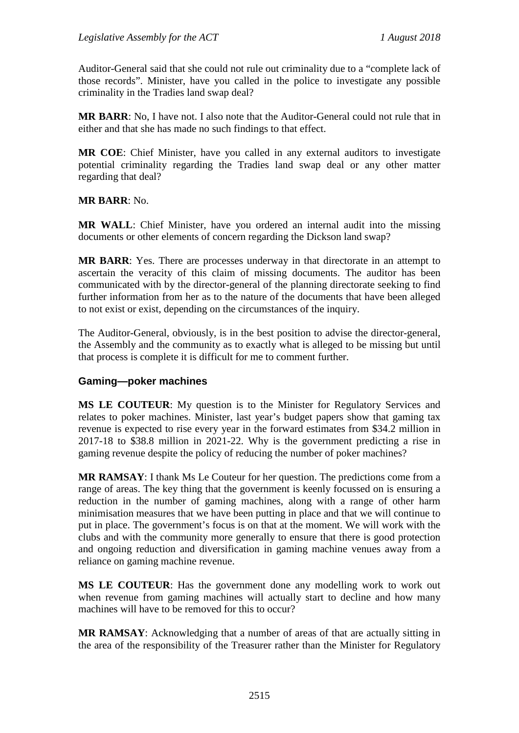Auditor-General said that she could not rule out criminality due to a "complete lack of those records". Minister, have you called in the police to investigate any possible criminality in the Tradies land swap deal?

**MR BARR**: No, I have not. I also note that the Auditor-General could not rule that in either and that she has made no such findings to that effect.

**MR COE**: Chief Minister, have you called in any external auditors to investigate potential criminality regarding the Tradies land swap deal or any other matter regarding that deal?

**MR BARR**: No.

**MR WALL**: Chief Minister, have you ordered an internal audit into the missing documents or other elements of concern regarding the Dickson land swap?

**MR BARR**: Yes. There are processes underway in that directorate in an attempt to ascertain the veracity of this claim of missing documents. The auditor has been communicated with by the director-general of the planning directorate seeking to find further information from her as to the nature of the documents that have been alleged to not exist or exist, depending on the circumstances of the inquiry.

The Auditor-General, obviously, is in the best position to advise the director-general, the Assembly and the community as to exactly what is alleged to be missing but until that process is complete it is difficult for me to comment further.

### Gaming—poker machines

**MS LE COUTEUR**: My question is to the Minister for Regulatory Services and relates to poker machines. Minister, last year's budget papers show that gaming tax revenue is expected to rise every year in the forward estimates from $34.2 million in 2017-18 to $38.8 million in 2021-22. Why is the government predicting a rise in gaming revenue despite the policy of reducing the number of poker machines?

**MR RAMSAY**: I thank Ms Le Couteur for her question. The predictions come from a range of areas. The key thing that the government is keenly focussed on is ensuring a reduction in the number of gaming machines, along with a range of other harm minimisation measures that we have been putting in place and that we will continue to put in place. The government's focus is on that at the moment. We will work with the clubs and with the community more generally to ensure that there is good protection and ongoing reduction and diversification in gaming machine venues away from a reliance on gaming machine revenue.

**MS LE COUTEUR**: Has the government done any modelling work to work out when revenue from gaming machines will actually start to decline and how many machines will have to be removed for this to occur?

**MR RAMSAY**: Acknowledging that a number of areas of that are actually sitting in the area of the responsibility of the Treasurer rather than the Minister for Regulatory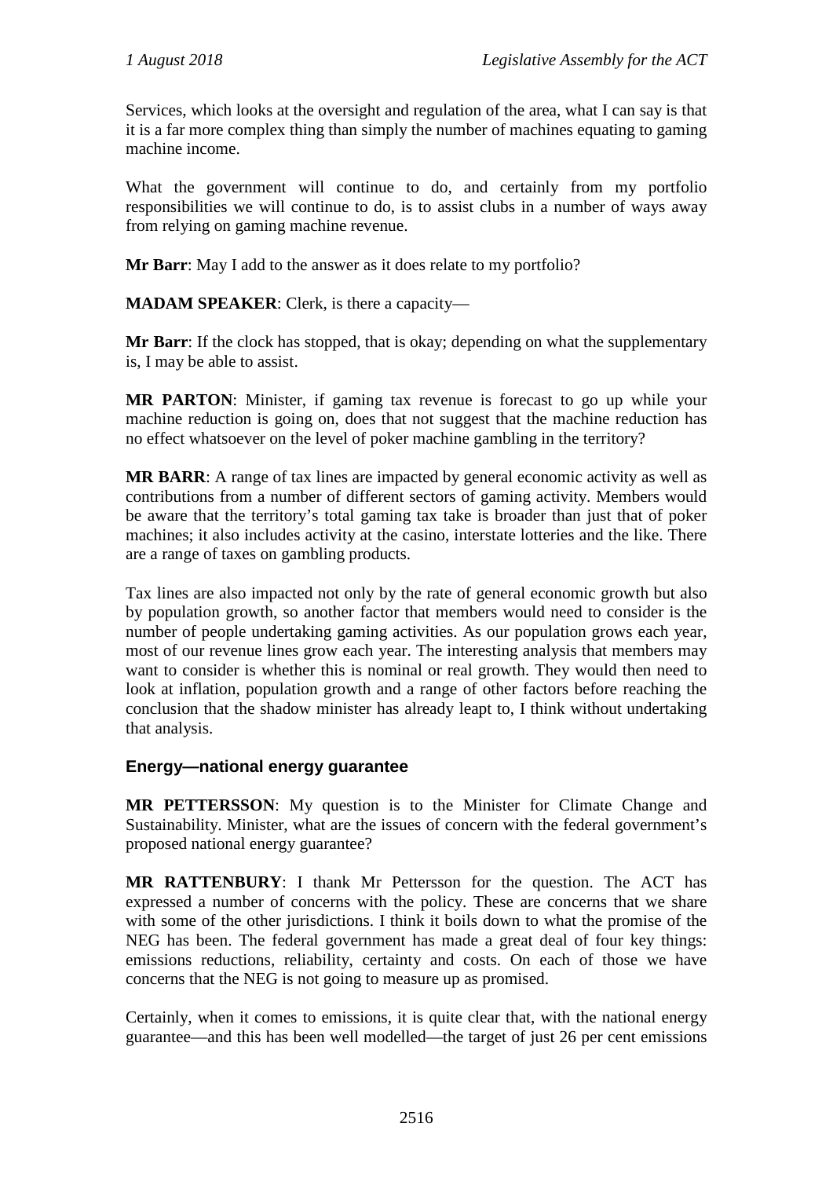Services, which looks at the oversight and regulation of the area, what I can say is that it is a far more complex thing than simply the number of machines equating to gaming machine income.

What the government will continue to do, and certainly from my portfolio responsibilities we will continue to do, is to assist clubs in a number of ways away from relying on gaming machine revenue.

**Mr Barr**: May I add to the answer as it does relate to my portfolio?

**MADAM SPEAKER**: Clerk, is there a capacity—

**Mr Barr**: If the clock has stopped, that is okay; depending on what the supplementary is, I may be able to assist.

**MR PARTON**: Minister, if gaming tax revenue is forecast to go up while your machine reduction is going on, does that not suggest that the machine reduction has no effect whatsoever on the level of poker machine gambling in the territory?

**MR BARR**: A range of tax lines are impacted by general economic activity as well as contributions from a number of different sectors of gaming activity. Members would be aware that the territory's total gaming tax take is broader than just that of poker machines; it also includes activity at the casino, interstate lotteries and the like. There are a range of taxes on gambling products.

Tax lines are also impacted not only by the rate of general economic growth but also by population growth, so another factor that members would need to consider is the number of people undertaking gaming activities. As our population grows each year, most of our revenue lines grow each year. The interesting analysis that members may want to consider is whether this is nominal or real growth. They would then need to look at inflation, population growth and a range of other factors before reaching the conclusion that the shadow minister has already leapt to, I think without undertaking that analysis.

### Energy—national energy guarantee

**MR PETTERSSON**: My question is to the Minister for Climate Change and Sustainability. Minister, what are the issues of concern with the federal government's proposed national energy guarantee?

**MR RATTENBURY**: I thank Mr Pettersson for the question. The ACT has expressed a number of concerns with the policy. These are concerns that we share with some of the other jurisdictions. I think it boils down to what the promise of the NEG has been. The federal government has made a great deal of four key things: emissions reductions, reliability, certainty and costs. On each of those we have concerns that the NEG is not going to measure up as promised.

Certainly, when it comes to emissions, it is quite clear that, with the national energy guarantee—and this has been well modelled—the target of just 26 per cent emissions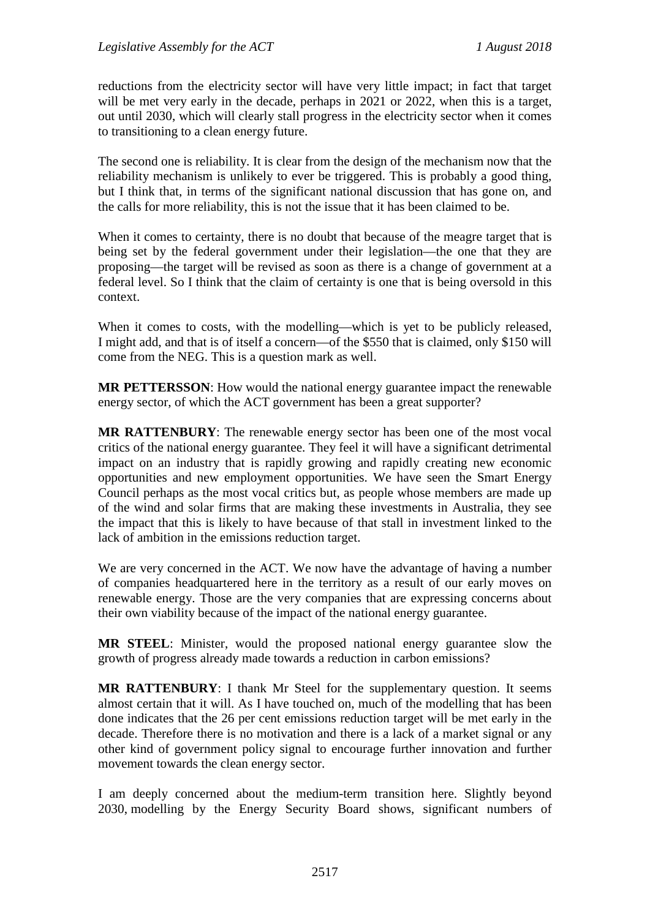reductions from the electricity sector will have very little impact; in fact that target will be met very early in the decade, perhaps in 2021 or 2022, when this is a target, out until 2030, which will clearly stall progress in the electricity sector when it comes to transitioning to a clean energy future.

The second one is reliability. It is clear from the design of the mechanism now that the reliability mechanism is unlikely to ever be triggered. This is probably a good thing, but I think that, in terms of the significant national discussion that has gone on, and the calls for more reliability, this is not the issue that it has been claimed to be.

When it comes to certainty, there is no doubt that because of the meagre target that is being set by the federal government under their legislation—the one that they are proposing—the target will be revised as soon as there is a change of government at a federal level. So I think that the claim of certainty is one that is being oversold in this context.

When it comes to costs, with the modelling—which is yet to be publicly released, I might add, and that is of itself a concern—of the $550 that is claimed, only $150 will come from the NEG. This is a question mark as well.

**MR PETTERSSON**: How would the national energy guarantee impact the renewable energy sector, of which the ACT government has been a great supporter?

**MR RATTENBURY**: The renewable energy sector has been one of the most vocal critics of the national energy guarantee. They feel it will have a significant detrimental impact on an industry that is rapidly growing and rapidly creating new economic opportunities and new employment opportunities. We have seen the Smart Energy Council perhaps as the most vocal critics but, as people whose members are made up of the wind and solar firms that are making these investments in Australia, they see the impact that this is likely to have because of that stall in investment linked to the lack of ambition in the emissions reduction target.

We are very concerned in the ACT. We now have the advantage of having a number of companies headquartered here in the territory as a result of our early moves on renewable energy. Those are the very companies that are expressing concerns about their own viability because of the impact of the national energy guarantee.

**MR STEEL**: Minister, would the proposed national energy guarantee slow the growth of progress already made towards a reduction in carbon emissions?

**MR RATTENBURY**: I thank Mr Steel for the supplementary question. It seems almost certain that it will. As I have touched on, much of the modelling that has been done indicates that the 26 per cent emissions reduction target will be met early in the decade. Therefore there is no motivation and there is a lack of a market signal or any other kind of government policy signal to encourage further innovation and further movement towards the clean energy sector.

I am deeply concerned about the medium-term transition here. Slightly beyond 2030, modelling by the Energy Security Board shows, significant numbers of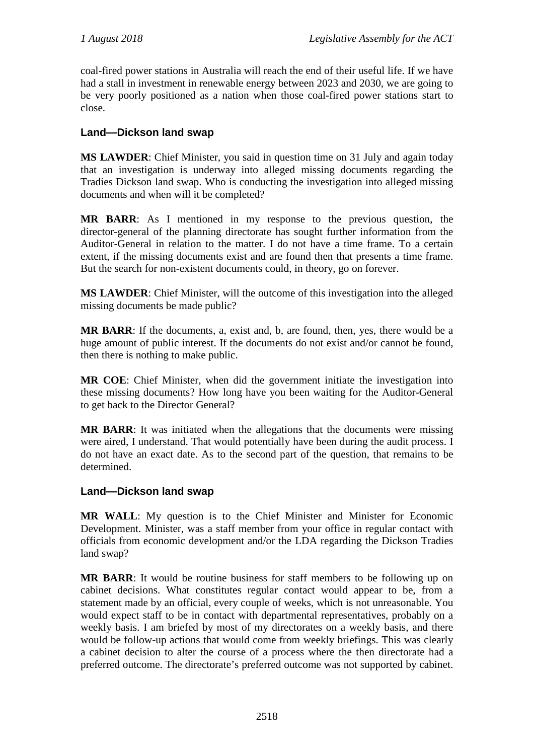coal-fired power stations in Australia will reach the end of their useful life. If we have had a stall in investment in renewable energy between 2023 and 2030, we are going to be very poorly positioned as a nation when those coal-fired power stations start to close.

### Land—Dickson land swap

**MS LAWDER**: Chief Minister, you said in question time on 31 July and again today that an investigation is underway into alleged missing documents regarding the Tradies Dickson land swap. Who is conducting the investigation into alleged missing documents and when will it be completed?

**MR BARR**: As I mentioned in my response to the previous question, the director-general of the planning directorate has sought further information from the Auditor-General in relation to the matter. I do not have a time frame. To a certain extent, if the missing documents exist and are found then that presents a time frame. But the search for non-existent documents could, in theory, go on forever.

**MS LAWDER**: Chief Minister, will the outcome of this investigation into the alleged missing documents be made public?

**MR BARR**: If the documents, a, exist and, b, are found, then, yes, there would be a huge amount of public interest. If the documents do not exist and/or cannot be found, then there is nothing to make public.

**MR COE**: Chief Minister, when did the government initiate the investigation into these missing documents? How long have you been waiting for the Auditor-General to get back to the Director General?

**MR BARR**: It was initiated when the allegations that the documents were missing were aired, I understand. That would potentially have been during the audit process. I do not have an exact date. As to the second part of the question, that remains to be determined.

### Land—Dickson land swap

**MR WALL**: My question is to the Chief Minister and Minister for Economic Development. Minister, was a staff member from your office in regular contact with officials from economic development and/or the LDA regarding the Dickson Tradies land swap?

**MR BARR**: It would be routine business for staff members to be following up on cabinet decisions. What constitutes regular contact would appear to be, from a statement made by an official, every couple of weeks, which is not unreasonable. You would expect staff to be in contact with departmental representatives, probably on a weekly basis. I am briefed by most of my directorates on a weekly basis, and there would be follow-up actions that would come from weekly briefings. This was clearly a cabinet decision to alter the course of a process where the then directorate had a preferred outcome. The directorate's preferred outcome was not supported by cabinet.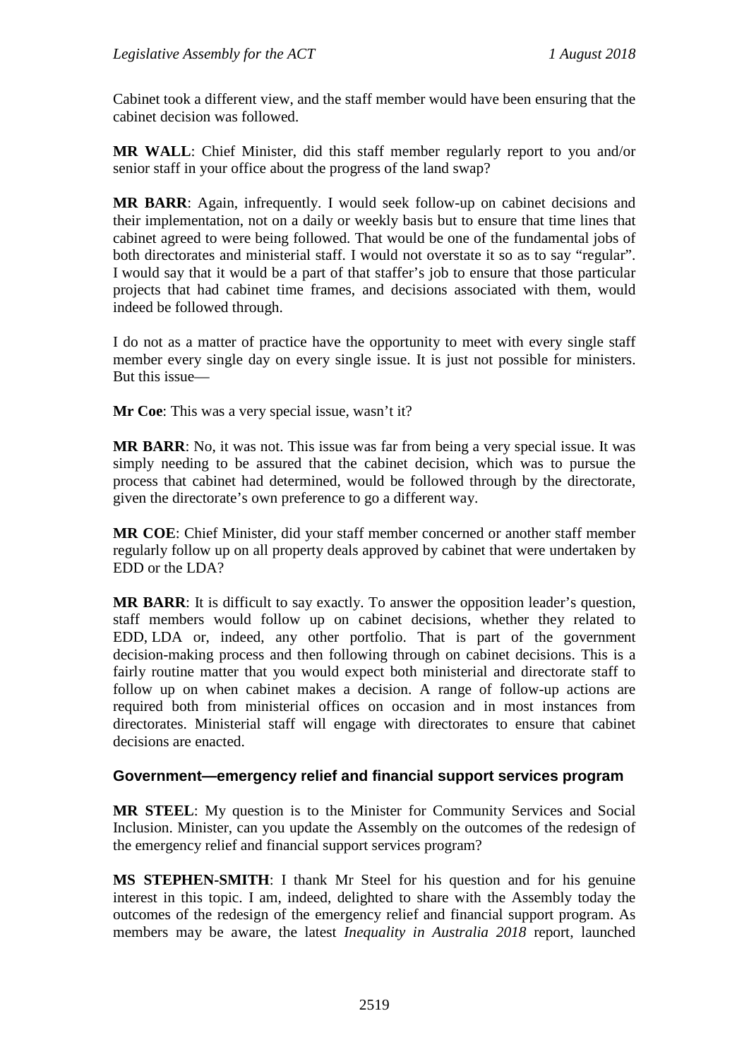Cabinet took a different view, and the staff member would have been ensuring that the cabinet decision was followed.

**MR WALL**: Chief Minister, did this staff member regularly report to you and/or senior staff in your office about the progress of the land swap?

**MR BARR**: Again, infrequently. I would seek follow-up on cabinet decisions and their implementation, not on a daily or weekly basis but to ensure that time lines that cabinet agreed to were being followed. That would be one of the fundamental jobs of both directorates and ministerial staff. I would not overstate it so as to say "regular". I would say that it would be a part of that staffer's job to ensure that those particular projects that had cabinet time frames, and decisions associated with them, would indeed be followed through.

I do not as a matter of practice have the opportunity to meet with every single staff member every single day on every single issue. It is just not possible for ministers. But this issue—

**Mr Coe**: This was a very special issue, wasn't it?

**MR BARR**: No, it was not. This issue was far from being a very special issue. It was simply needing to be assured that the cabinet decision, which was to pursue the process that cabinet had determined, would be followed through by the directorate, given the directorate's own preference to go a different way.

**MR COE**: Chief Minister, did your staff member concerned or another staff member regularly follow up on all property deals approved by cabinet that were undertaken by EDD or the LDA?

**MR BARR**: It is difficult to say exactly. To answer the opposition leader's question, staff members would follow up on cabinet decisions, whether they related to EDD, LDA or, indeed, any other portfolio. That is part of the government decision-making process and then following through on cabinet decisions. This is a fairly routine matter that you would expect both ministerial and directorate staff to follow up on when cabinet makes a decision. A range of follow-up actions are required both from ministerial offices on occasion and in most instances from directorates. Ministerial staff will engage with directorates to ensure that cabinet decisions are enacted.

### Government—emergency relief and financial support services program

**MR STEEL**: My question is to the Minister for Community Services and Social Inclusion. Minister, can you update the Assembly on the outcomes of the redesign of the emergency relief and financial support services program?

**MS STEPHEN-SMITH**: I thank Mr Steel for his question and for his genuine interest in this topic. I am, indeed, delighted to share with the Assembly today the outcomes of the redesign of the emergency relief and financial support program. As members may be aware, the latest *Inequality in Australia 2018* report, launched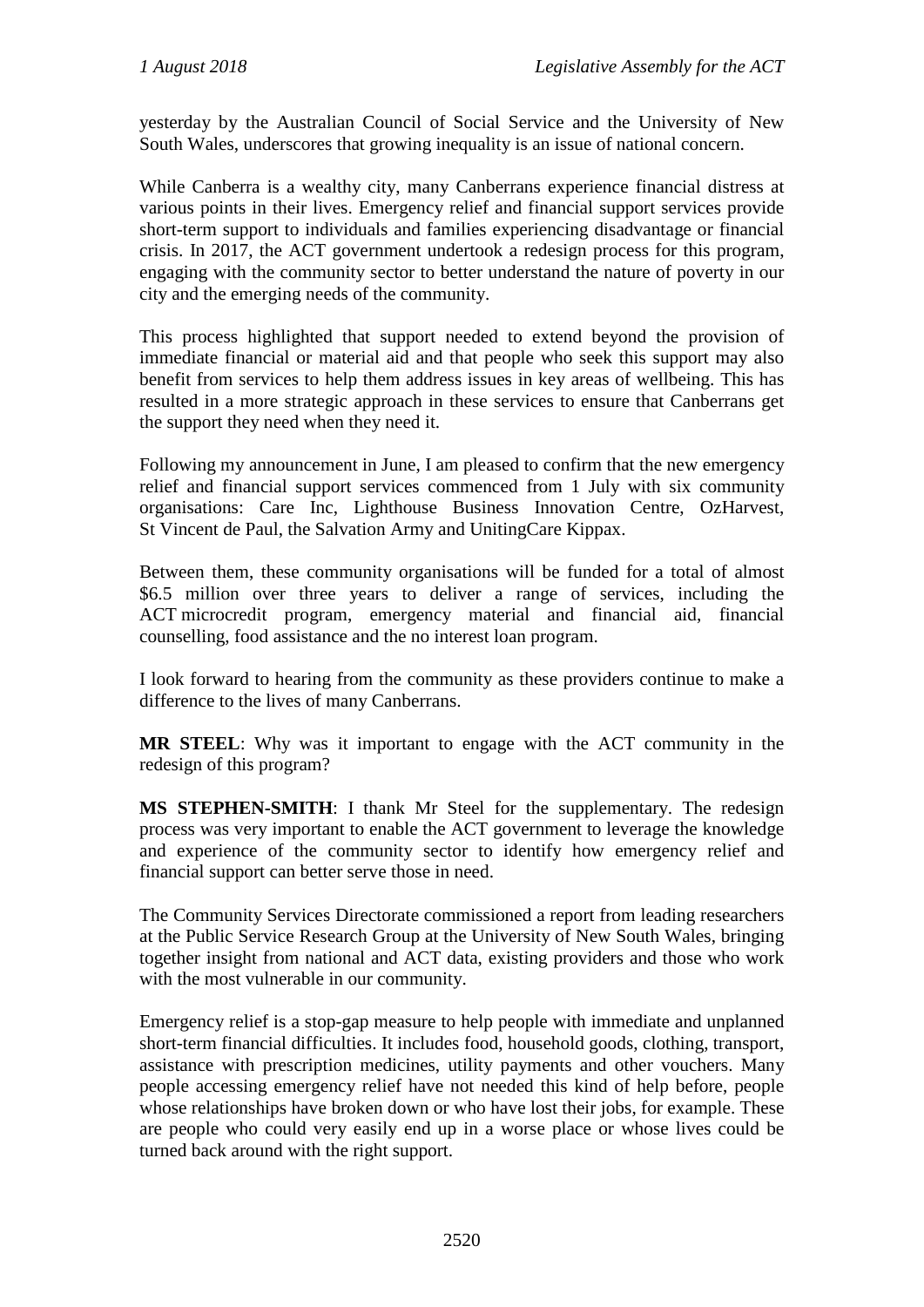yesterday by the Australian Council of Social Service and the University of New South Wales, underscores that growing inequality is an issue of national concern.

While Canberra is a wealthy city, many Canberrans experience financial distress at various points in their lives. Emergency relief and financial support services provide short-term support to individuals and families experiencing disadvantage or financial crisis. In 2017, the ACT government undertook a redesign process for this program, engaging with the community sector to better understand the nature of poverty in our city and the emerging needs of the community.

This process highlighted that support needed to extend beyond the provision of immediate financial or material aid and that people who seek this support may also benefit from services to help them address issues in key areas of wellbeing. This has resulted in a more strategic approach in these services to ensure that Canberrans get the support they need when they need it.

Following my announcement in June, I am pleased to confirm that the new emergency relief and financial support services commenced from 1 July with six community organisations: Care Inc, Lighthouse Business Innovation Centre, OzHarvest, St Vincent de Paul, the Salvation Army and UnitingCare Kippax.

Between them, these community organisations will be funded for a total of almost $6.5 million over three years to deliver a range of services, including the ACT microcredit program, emergency material and financial aid, financial counselling, food assistance and the no interest loan program.

I look forward to hearing from the community as these providers continue to make a difference to the lives of many Canberrans.

**MR STEEL**: Why was it important to engage with the ACT community in the redesign of this program?

**MS STEPHEN-SMITH**: I thank Mr Steel for the supplementary. The redesign process was very important to enable the ACT government to leverage the knowledge and experience of the community sector to identify how emergency relief and financial support can better serve those in need.

The Community Services Directorate commissioned a report from leading researchers at the Public Service Research Group at the University of New South Wales, bringing together insight from national and ACT data, existing providers and those who work with the most vulnerable in our community.

Emergency relief is a stop-gap measure to help people with immediate and unplanned short-term financial difficulties. It includes food, household goods, clothing, transport, assistance with prescription medicines, utility payments and other vouchers. Many people accessing emergency relief have not needed this kind of help before, people whose relationships have broken down or who have lost their jobs, for example. These are people who could very easily end up in a worse place or whose lives could be turned back around with the right support.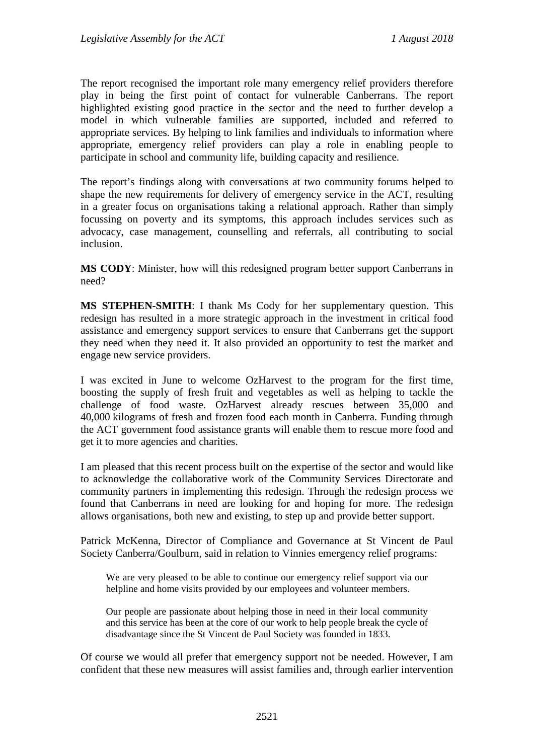The report recognised the important role many emergency relief providers therefore play in being the first point of contact for vulnerable Canberrans. The report highlighted existing good practice in the sector and the need to further develop a model in which vulnerable families are supported, included and referred to appropriate services. By helping to link families and individuals to information where appropriate, emergency relief providers can play a role in enabling people to participate in school and community life, building capacity and resilience.

The report's findings along with conversations at two community forums helped to shape the new requirements for delivery of emergency service in the ACT, resulting in a greater focus on organisations taking a relational approach. Rather than simply focussing on poverty and its symptoms, this approach includes services such as advocacy, case management, counselling and referrals, all contributing to social inclusion.

**MS CODY**: Minister, how will this redesigned program better support Canberrans in need?

**MS STEPHEN-SMITH**: I thank Ms Cody for her supplementary question. This redesign has resulted in a more strategic approach in the investment in critical food assistance and emergency support services to ensure that Canberrans get the support they need when they need it. It also provided an opportunity to test the market and engage new service providers.

I was excited in June to welcome OzHarvest to the program for the first time, boosting the supply of fresh fruit and vegetables as well as helping to tackle the challenge of food waste. OzHarvest already rescues between 35,000 and 40,000 kilograms of fresh and frozen food each month in Canberra. Funding through the ACT government food assistance grants will enable them to rescue more food and get it to more agencies and charities.

I am pleased that this recent process built on the expertise of the sector and would like to acknowledge the collaborative work of the Community Services Directorate and community partners in implementing this redesign. Through the redesign process we found that Canberrans in need are looking for and hoping for more. The redesign allows organisations, both new and existing, to step up and provide better support.

Patrick McKenna, Director of Compliance and Governance at St Vincent de Paul Society Canberra/Goulburn, said in relation to Vinnies emergency relief programs:

> We are very pleased to be able to continue our emergency relief support via our helpline and home visits provided by our employees and volunteer members.
>
> Our people are passionate about helping those in need in their local community and this service has been at the core of our work to help people break the cycle of disadvantage since the St Vincent de Paul Society was founded in 1833.

Of course we would all prefer that emergency support not be needed. However, I am confident that these new measures will assist families and, through earlier intervention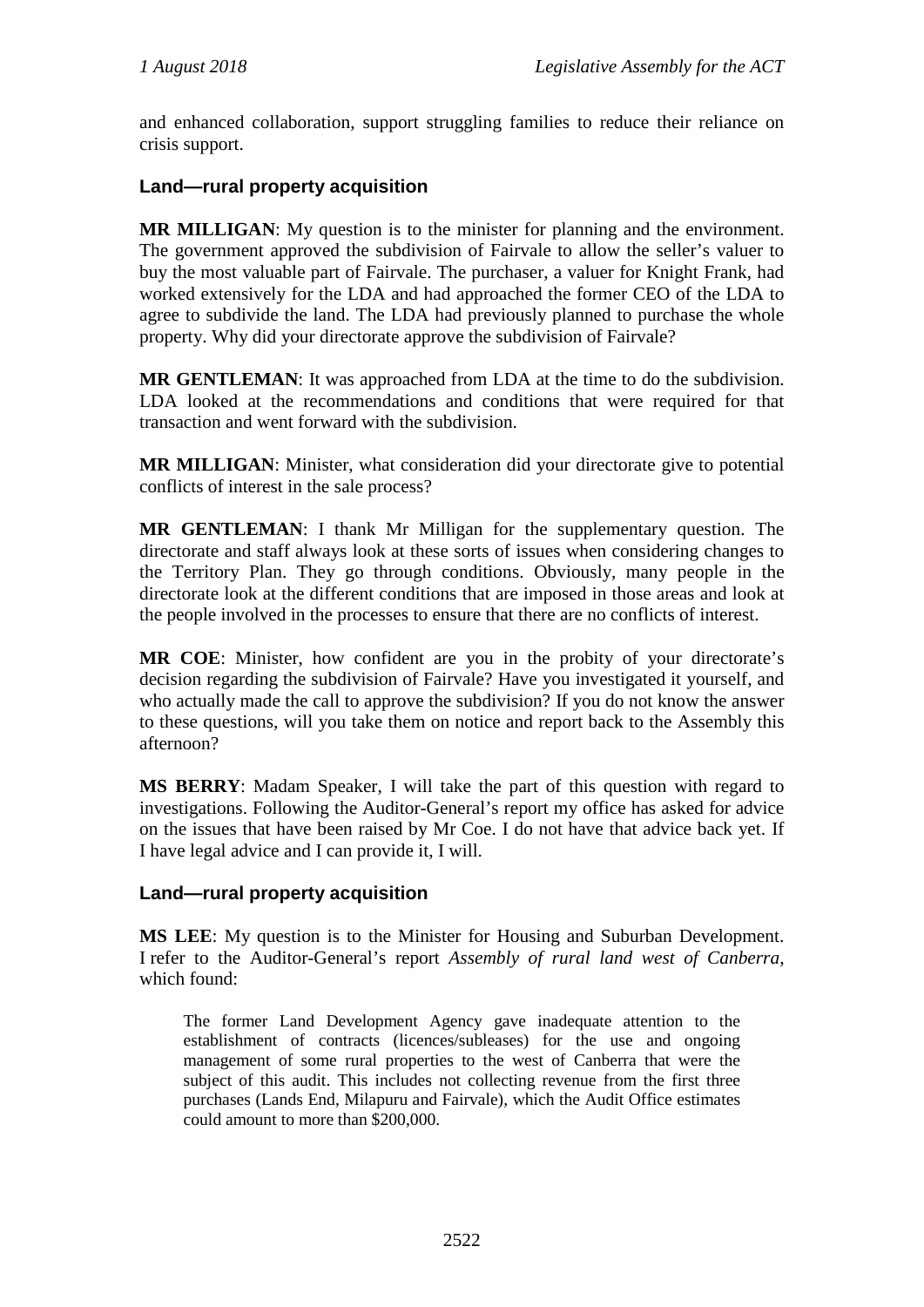and enhanced collaboration, support struggling families to reduce their reliance on crisis support.

### Land—rural property acquisition

**MR MILLIGAN**: My question is to the minister for planning and the environment. The government approved the subdivision of Fairvale to allow the seller's valuer to buy the most valuable part of Fairvale. The purchaser, a valuer for Knight Frank, had worked extensively for the LDA and had approached the former CEO of the LDA to agree to subdivide the land. The LDA had previously planned to purchase the whole property. Why did your directorate approve the subdivision of Fairvale?

**MR GENTLEMAN**: It was approached from LDA at the time to do the subdivision. LDA looked at the recommendations and conditions that were required for that transaction and went forward with the subdivision.

**MR MILLIGAN**: Minister, what consideration did your directorate give to potential conflicts of interest in the sale process?

**MR GENTLEMAN**: I thank Mr Milligan for the supplementary question. The directorate and staff always look at these sorts of issues when considering changes to the Territory Plan. They go through conditions. Obviously, many people in the directorate look at the different conditions that are imposed in those areas and look at the people involved in the processes to ensure that there are no conflicts of interest.

**MR COE**: Minister, how confident are you in the probity of your directorate's decision regarding the subdivision of Fairvale? Have you investigated it yourself, and who actually made the call to approve the subdivision? If you do not know the answer to these questions, will you take them on notice and report back to the Assembly this afternoon?

**MS BERRY**: Madam Speaker, I will take the part of this question with regard to investigations. Following the Auditor-General's report my office has asked for advice on the issues that have been raised by Mr Coe. I do not have that advice back yet. If I have legal advice and I can provide it, I will.

### Land—rural property acquisition

**MS LEE**: My question is to the Minister for Housing and Suburban Development. I refer to the Auditor-General's report *Assembly of rural land west of Canberra*, which found:

> The former Land Development Agency gave inadequate attention to the establishment of contracts (licences/subleases) for the use and ongoing management of some rural properties to the west of Canberra that were the subject of this audit. This includes not collecting revenue from the first three purchases (Lands End, Milapuru and Fairvale), which the Audit Office estimates could amount to more than $200,000.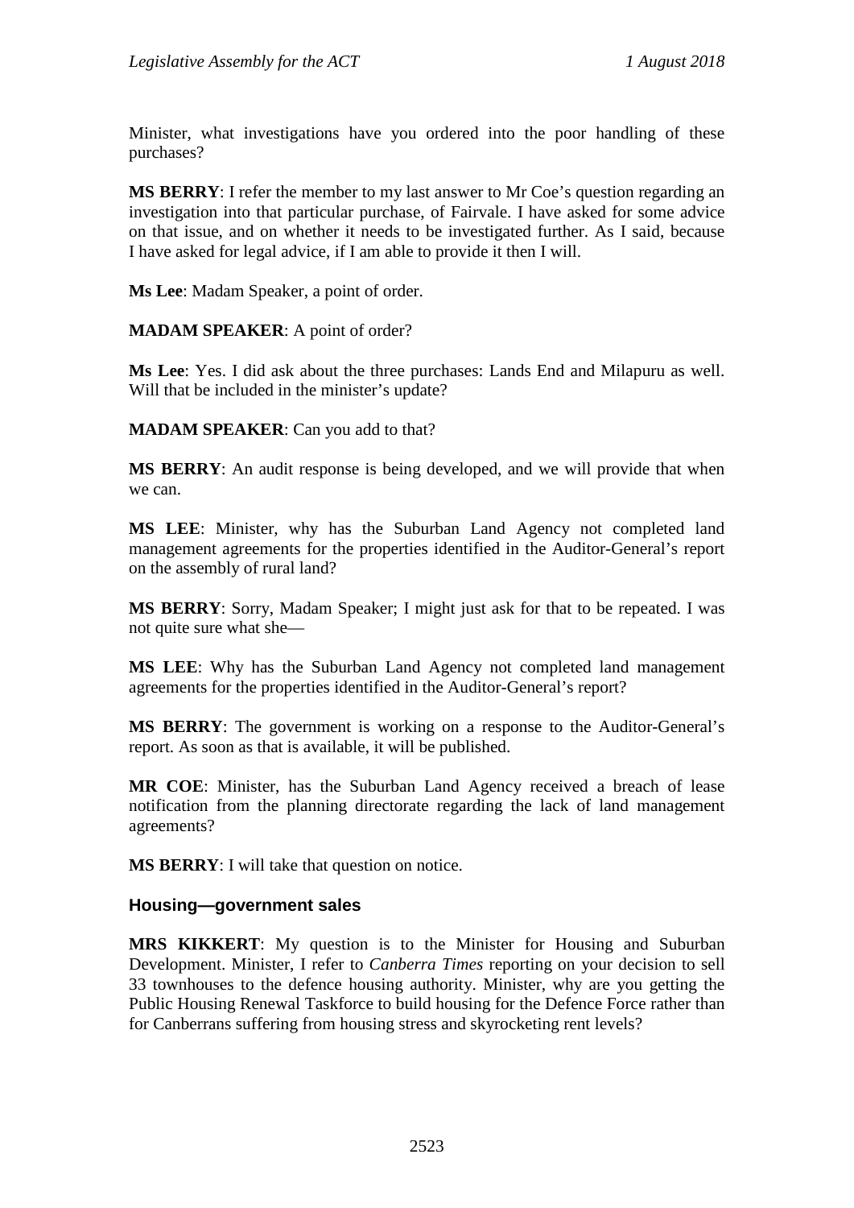Minister, what investigations have you ordered into the poor handling of these purchases?

**MS BERRY**: I refer the member to my last answer to Mr Coe's question regarding an investigation into that particular purchase, of Fairvale. I have asked for some advice on that issue, and on whether it needs to be investigated further. As I said, because I have asked for legal advice, if I am able to provide it then I will.

**Ms Lee**: Madam Speaker, a point of order.

**MADAM SPEAKER**: A point of order?

**Ms Lee**: Yes. I did ask about the three purchases: Lands End and Milapuru as well. Will that be included in the minister's update?

**MADAM SPEAKER**: Can you add to that?

**MS BERRY**: An audit response is being developed, and we will provide that when we can.

**MS LEE**: Minister, why has the Suburban Land Agency not completed land management agreements for the properties identified in the Auditor-General's report on the assembly of rural land?

**MS BERRY**: Sorry, Madam Speaker; I might just ask for that to be repeated. I was not quite sure what she—

**MS LEE**: Why has the Suburban Land Agency not completed land management agreements for the properties identified in the Auditor-General's report?

**MS BERRY**: The government is working on a response to the Auditor-General's report. As soon as that is available, it will be published.

**MR COE**: Minister, has the Suburban Land Agency received a breach of lease notification from the planning directorate regarding the lack of land management agreements?

**MS BERRY**: I will take that question on notice.

### Housing—government sales

**MRS KIKKERT**: My question is to the Minister for Housing and Suburban Development. Minister, I refer to *Canberra Times* reporting on your decision to sell 33 townhouses to the defence housing authority. Minister, why are you getting the Public Housing Renewal Taskforce to build housing for the Defence Force rather than for Canberrans suffering from housing stress and skyrocketing rent levels?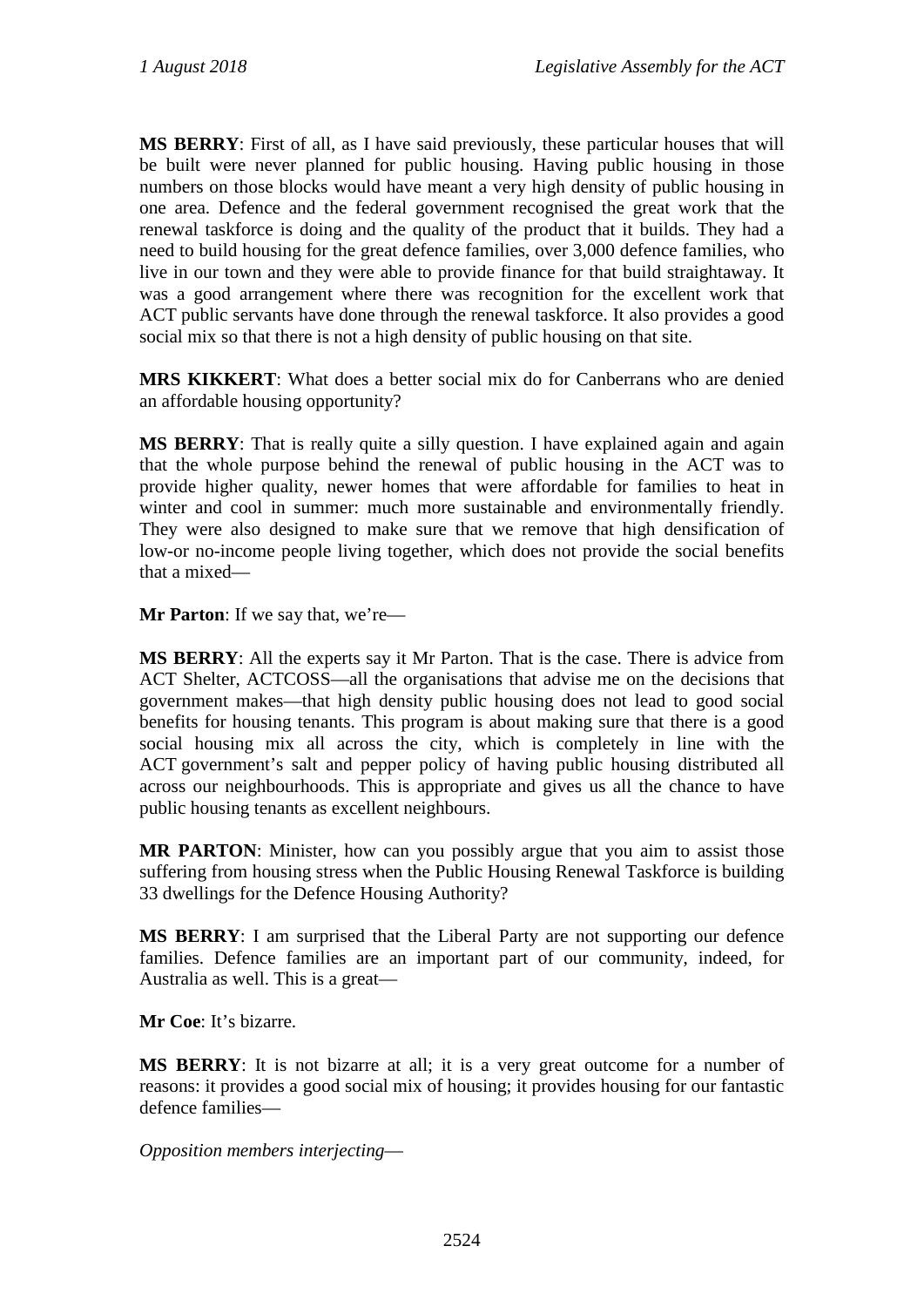**MS BERRY**: First of all, as I have said previously, these particular houses that will be built were never planned for public housing. Having public housing in those numbers on those blocks would have meant a very high density of public housing in one area. Defence and the federal government recognised the great work that the renewal taskforce is doing and the quality of the product that it builds. They had a need to build housing for the great defence families, over 3,000 defence families, who live in our town and they were able to provide finance for that build straightaway. It was a good arrangement where there was recognition for the excellent work that ACT public servants have done through the renewal taskforce. It also provides a good social mix so that there is not a high density of public housing on that site.

**MRS KIKKERT**: What does a better social mix do for Canberrans who are denied an affordable housing opportunity?

**MS BERRY**: That is really quite a silly question. I have explained again and again that the whole purpose behind the renewal of public housing in the ACT was to provide higher quality, newer homes that were affordable for families to heat in winter and cool in summer: much more sustainable and environmentally friendly. They were also designed to make sure that we remove that high densification of low-or no-income people living together, which does not provide the social benefits that a mixed—

**Mr Parton**: If we say that, we're—

**MS BERRY**: All the experts say it Mr Parton. That is the case. There is advice from ACT Shelter, ACTCOSS—all the organisations that advise me on the decisions that government makes—that high density public housing does not lead to good social benefits for housing tenants. This program is about making sure that there is a good social housing mix all across the city, which is completely in line with the ACT government's salt and pepper policy of having public housing distributed all across our neighbourhoods. This is appropriate and gives us all the chance to have public housing tenants as excellent neighbours.

**MR PARTON**: Minister, how can you possibly argue that you aim to assist those suffering from housing stress when the Public Housing Renewal Taskforce is building 33 dwellings for the Defence Housing Authority?

**MS BERRY**: I am surprised that the Liberal Party are not supporting our defence families. Defence families are an important part of our community, indeed, for Australia as well. This is a great—

**Mr Coe**: It's bizarre.

**MS BERRY**: It is not bizarre at all; it is a very great outcome for a number of reasons: it provides a good social mix of housing; it provides housing for our fantastic defence families—

*Opposition members interjecting*—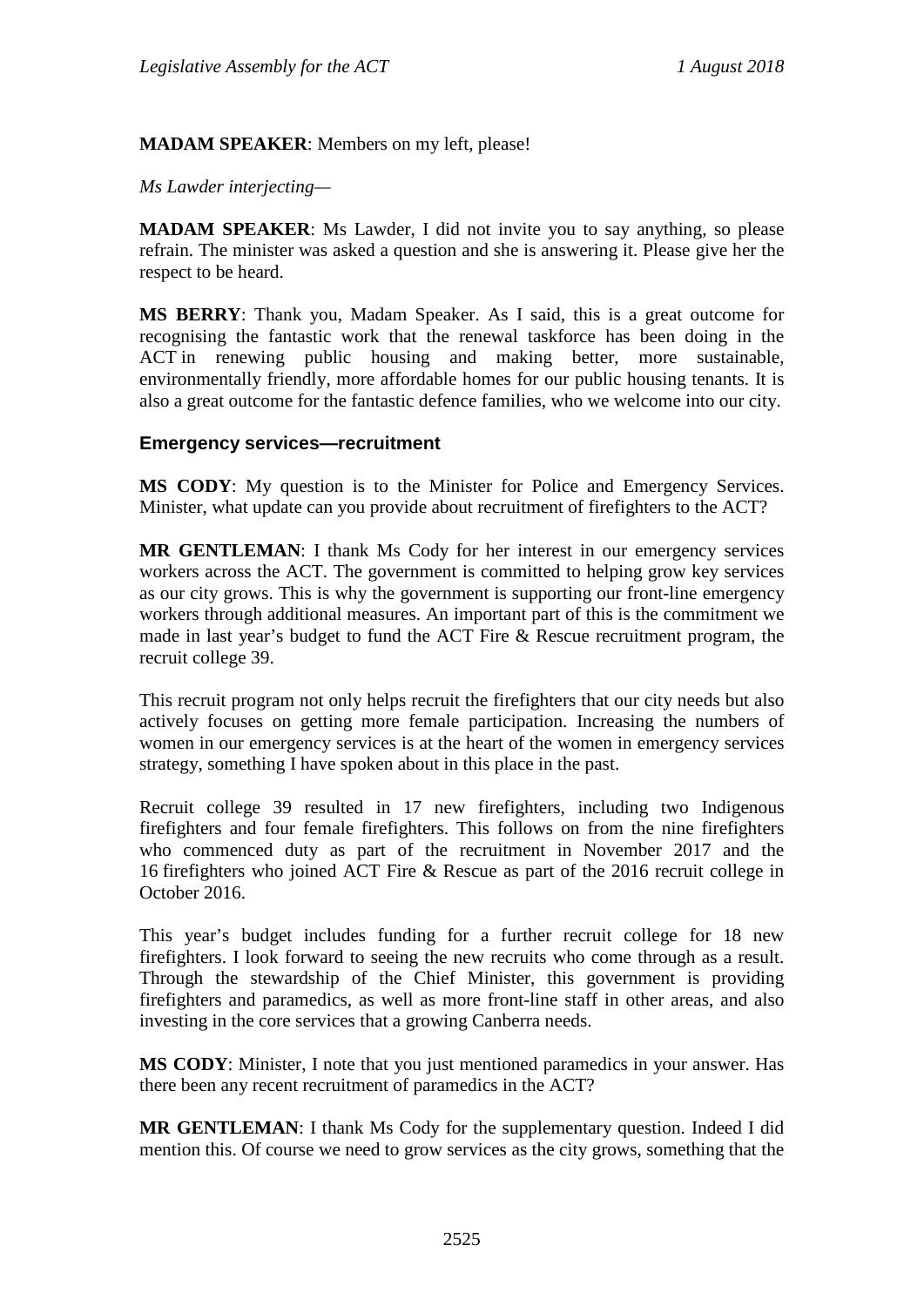**MADAM SPEAKER**: Members on my left, please!

*Ms Lawder interjecting—*

**MADAM SPEAKER**: Ms Lawder, I did not invite you to say anything, so please refrain. The minister was asked a question and she is answering it. Please give her the respect to be heard.

**MS BERRY**: Thank you, Madam Speaker. As I said, this is a great outcome for recognising the fantastic work that the renewal taskforce has been doing in the ACT in renewing public housing and making better, more sustainable, environmentally friendly, more affordable homes for our public housing tenants. It is also a great outcome for the fantastic defence families, who we welcome into our city.

### Emergency services—recruitment

**MS CODY**: My question is to the Minister for Police and Emergency Services. Minister, what update can you provide about recruitment of firefighters to the ACT?

**MR GENTLEMAN**: I thank Ms Cody for her interest in our emergency services workers across the ACT. The government is committed to helping grow key services as our city grows. This is why the government is supporting our front-line emergency workers through additional measures. An important part of this is the commitment we made in last year's budget to fund the ACT Fire & Rescue recruitment program, the recruit college 39.

This recruit program not only helps recruit the firefighters that our city needs but also actively focuses on getting more female participation. Increasing the numbers of women in our emergency services is at the heart of the women in emergency services strategy, something I have spoken about in this place in the past.

Recruit college 39 resulted in 17 new firefighters, including two Indigenous firefighters and four female firefighters. This follows on from the nine firefighters who commenced duty as part of the recruitment in November 2017 and the 16 firefighters who joined ACT Fire & Rescue as part of the 2016 recruit college in October 2016.

This year's budget includes funding for a further recruit college for 18 new firefighters. I look forward to seeing the new recruits who come through as a result. Through the stewardship of the Chief Minister, this government is providing firefighters and paramedics, as well as more front-line staff in other areas, and also investing in the core services that a growing Canberra needs.

**MS CODY**: Minister, I note that you just mentioned paramedics in your answer. Has there been any recent recruitment of paramedics in the ACT?

**MR GENTLEMAN**: I thank Ms Cody for the supplementary question. Indeed I did mention this. Of course we need to grow services as the city grows, something that the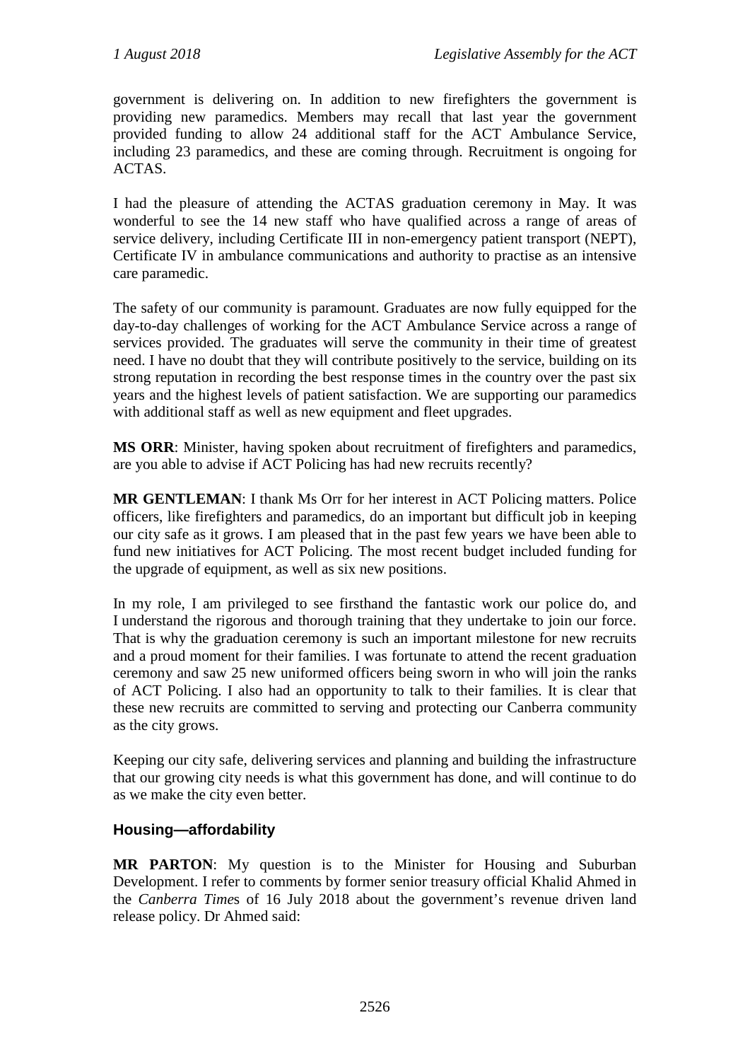government is delivering on. In addition to new firefighters the government is providing new paramedics. Members may recall that last year the government provided funding to allow 24 additional staff for the ACT Ambulance Service, including 23 paramedics, and these are coming through. Recruitment is ongoing for ACTAS.

I had the pleasure of attending the ACTAS graduation ceremony in May. It was wonderful to see the 14 new staff who have qualified across a range of areas of service delivery, including Certificate III in non-emergency patient transport (NEPT), Certificate IV in ambulance communications and authority to practise as an intensive care paramedic.

The safety of our community is paramount. Graduates are now fully equipped for the day-to-day challenges of working for the ACT Ambulance Service across a range of services provided. The graduates will serve the community in their time of greatest need. I have no doubt that they will contribute positively to the service, building on its strong reputation in recording the best response times in the country over the past six years and the highest levels of patient satisfaction. We are supporting our paramedics with additional staff as well as new equipment and fleet upgrades.

**MS ORR**: Minister, having spoken about recruitment of firefighters and paramedics, are you able to advise if ACT Policing has had new recruits recently?

**MR GENTLEMAN**: I thank Ms Orr for her interest in ACT Policing matters. Police officers, like firefighters and paramedics, do an important but difficult job in keeping our city safe as it grows. I am pleased that in the past few years we have been able to fund new initiatives for ACT Policing. The most recent budget included funding for the upgrade of equipment, as well as six new positions.

In my role, I am privileged to see firsthand the fantastic work our police do, and I understand the rigorous and thorough training that they undertake to join our force. That is why the graduation ceremony is such an important milestone for new recruits and a proud moment for their families. I was fortunate to attend the recent graduation ceremony and saw 25 new uniformed officers being sworn in who will join the ranks of ACT Policing. I also had an opportunity to talk to their families. It is clear that these new recruits are committed to serving and protecting our Canberra community as the city grows.

Keeping our city safe, delivering services and planning and building the infrastructure that our growing city needs is what this government has done, and will continue to do as we make the city even better.

### Housing—affordability

**MR PARTON**: My question is to the Minister for Housing and Suburban Development. I refer to comments by former senior treasury official Khalid Ahmed in the *Canberra Times* of 16 July 2018 about the government's revenue driven land release policy. Dr Ahmed said: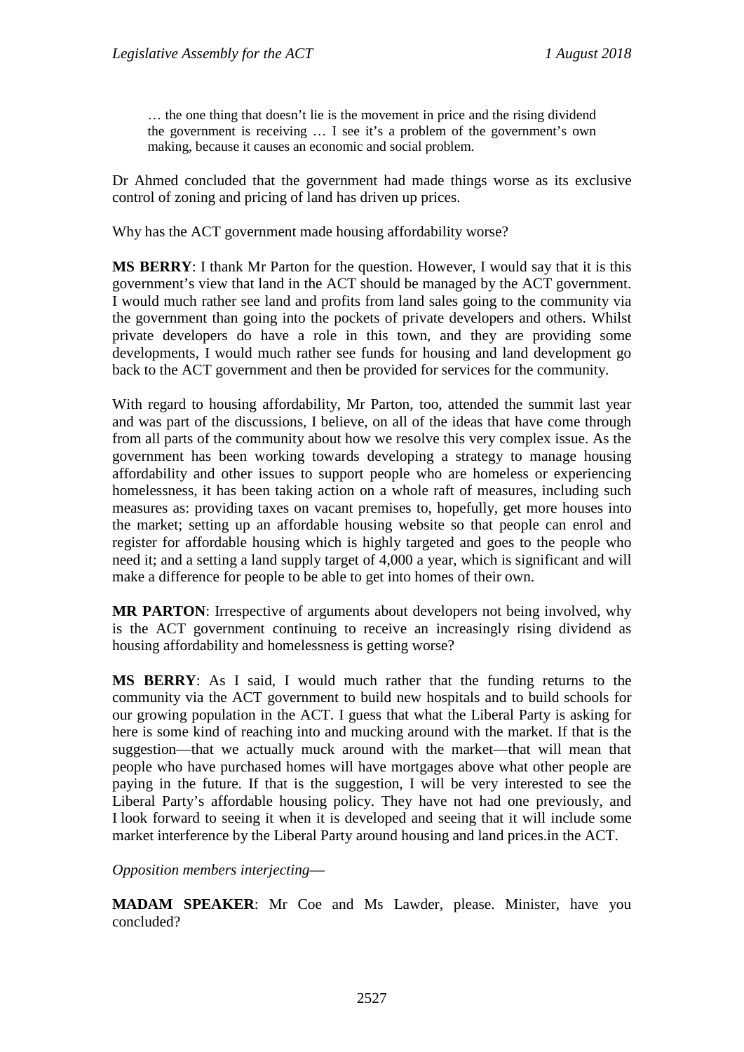> … the one thing that doesn't lie is the movement in price and the rising dividend the government is receiving … I see it's a problem of the government's own making, because it causes an economic and social problem.

Dr Ahmed concluded that the government had made things worse as its exclusive control of zoning and pricing of land has driven up prices.

Why has the ACT government made housing affordability worse?

**MS BERRY**: I thank Mr Parton for the question. However, I would say that it is this government's view that land in the ACT should be managed by the ACT government. I would much rather see land and profits from land sales going to the community via the government than going into the pockets of private developers and others. Whilst private developers do have a role in this town, and they are providing some developments, I would much rather see funds for housing and land development go back to the ACT government and then be provided for services for the community.

With regard to housing affordability, Mr Parton, too, attended the summit last year and was part of the discussions, I believe, on all of the ideas that have come through from all parts of the community about how we resolve this very complex issue. As the government has been working towards developing a strategy to manage housing affordability and other issues to support people who are homeless or experiencing homelessness, it has been taking action on a whole raft of measures, including such measures as: providing taxes on vacant premises to, hopefully, get more houses into the market; setting up an affordable housing website so that people can enrol and register for affordable housing which is highly targeted and goes to the people who need it; and a setting a land supply target of 4,000 a year, which is significant and will make a difference for people to be able to get into homes of their own.

**MR PARTON**: Irrespective of arguments about developers not being involved, why is the ACT government continuing to receive an increasingly rising dividend as housing affordability and homelessness is getting worse?

**MS BERRY**: As I said, I would much rather that the funding returns to the community via the ACT government to build new hospitals and to build schools for our growing population in the ACT. I guess that what the Liberal Party is asking for here is some kind of reaching into and mucking around with the market. If that is the suggestion—that we actually muck around with the market—that will mean that people who have purchased homes will have mortgages above what other people are paying in the future. If that is the suggestion, I will be very interested to see the Liberal Party's affordable housing policy. They have not had one previously, and I look forward to seeing it when it is developed and seeing that it will include some market interference by the Liberal Party around housing and land prices.in the ACT.

*Opposition members interjecting*—

**MADAM SPEAKER**: Mr Coe and Ms Lawder, please. Minister, have you concluded?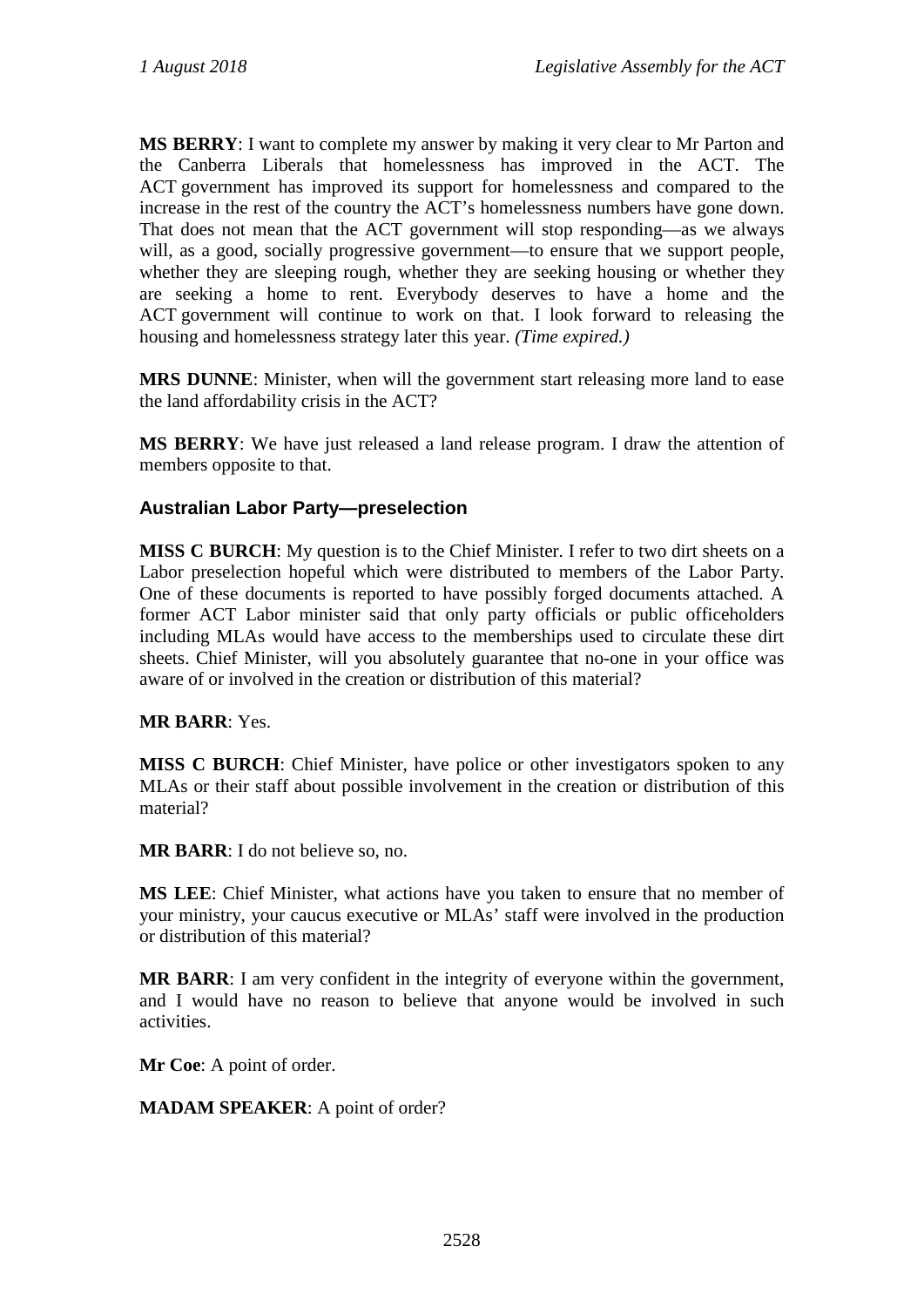**MS BERRY**: I want to complete my answer by making it very clear to Mr Parton and the Canberra Liberals that homelessness has improved in the ACT. The ACT government has improved its support for homelessness and compared to the increase in the rest of the country the ACT's homelessness numbers have gone down. That does not mean that the ACT government will stop responding—as we always will, as a good, socially progressive government—to ensure that we support people, whether they are sleeping rough, whether they are seeking housing or whether they are seeking a home to rent. Everybody deserves to have a home and the ACT government will continue to work on that. I look forward to releasing the housing and homelessness strategy later this year. *(Time expired.)*

**MRS DUNNE**: Minister, when will the government start releasing more land to ease the land affordability crisis in the ACT?

**MS BERRY**: We have just released a land release program. I draw the attention of members opposite to that.

### Australian Labor Party—preselection

**MISS C BURCH**: My question is to the Chief Minister. I refer to two dirt sheets on a Labor preselection hopeful which were distributed to members of the Labor Party. One of these documents is reported to have possibly forged documents attached. A former ACT Labor minister said that only party officials or public officeholders including MLAs would have access to the memberships used to circulate these dirt sheets. Chief Minister, will you absolutely guarantee that no-one in your office was aware of or involved in the creation or distribution of this material?

**MR BARR**: Yes.

**MISS C BURCH**: Chief Minister, have police or other investigators spoken to any MLAs or their staff about possible involvement in the creation or distribution of this material?

**MR BARR**: I do not believe so, no.

**MS LEE**: Chief Minister, what actions have you taken to ensure that no member of your ministry, your caucus executive or MLAs' staff were involved in the production or distribution of this material?

**MR BARR**: I am very confident in the integrity of everyone within the government, and I would have no reason to believe that anyone would be involved in such activities.

**Mr Coe**: A point of order.

**MADAM SPEAKER**: A point of order?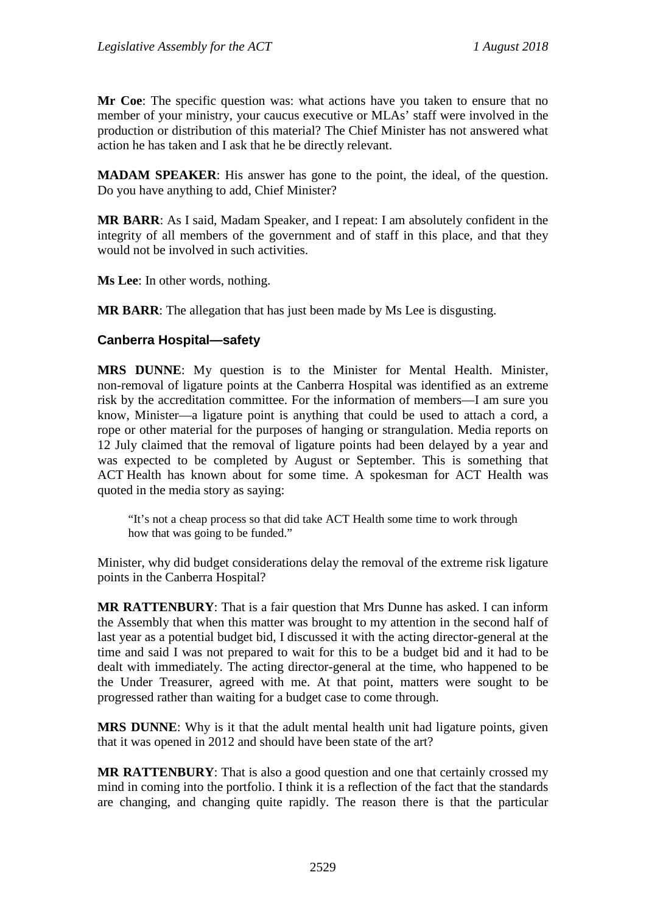**Mr Coe**: The specific question was: what actions have you taken to ensure that no member of your ministry, your caucus executive or MLAs' staff were involved in the production or distribution of this material? The Chief Minister has not answered what action he has taken and I ask that he be directly relevant.

**MADAM SPEAKER**: His answer has gone to the point, the ideal, of the question. Do you have anything to add, Chief Minister?

**MR BARR**: As I said, Madam Speaker, and I repeat: I am absolutely confident in the integrity of all members of the government and of staff in this place, and that they would not be involved in such activities.

**Ms Lee**: In other words, nothing.

**MR BARR**: The allegation that has just been made by Ms Lee is disgusting.

### Canberra Hospital—safety

**MRS DUNNE**: My question is to the Minister for Mental Health. Minister, non-removal of ligature points at the Canberra Hospital was identified as an extreme risk by the accreditation committee. For the information of members—I am sure you know, Minister—a ligature point is anything that could be used to attach a cord, a rope or other material for the purposes of hanging or strangulation. Media reports on 12 July claimed that the removal of ligature points had been delayed by a year and was expected to be completed by August or September. This is something that ACT Health has known about for some time. A spokesman for ACT Health was quoted in the media story as saying:

> "It's not a cheap process so that did take ACT Health some time to work through how that was going to be funded."

Minister, why did budget considerations delay the removal of the extreme risk ligature points in the Canberra Hospital?

**MR RATTENBURY**: That is a fair question that Mrs Dunne has asked. I can inform the Assembly that when this matter was brought to my attention in the second half of last year as a potential budget bid, I discussed it with the acting director-general at the time and said I was not prepared to wait for this to be a budget bid and it had to be dealt with immediately. The acting director-general at the time, who happened to be the Under Treasurer, agreed with me. At that point, matters were sought to be progressed rather than waiting for a budget case to come through.

**MRS DUNNE**: Why is it that the adult mental health unit had ligature points, given that it was opened in 2012 and should have been state of the art?

**MR RATTENBURY**: That is also a good question and one that certainly crossed my mind in coming into the portfolio. I think it is a reflection of the fact that the standards are changing, and changing quite rapidly. The reason there is that the particular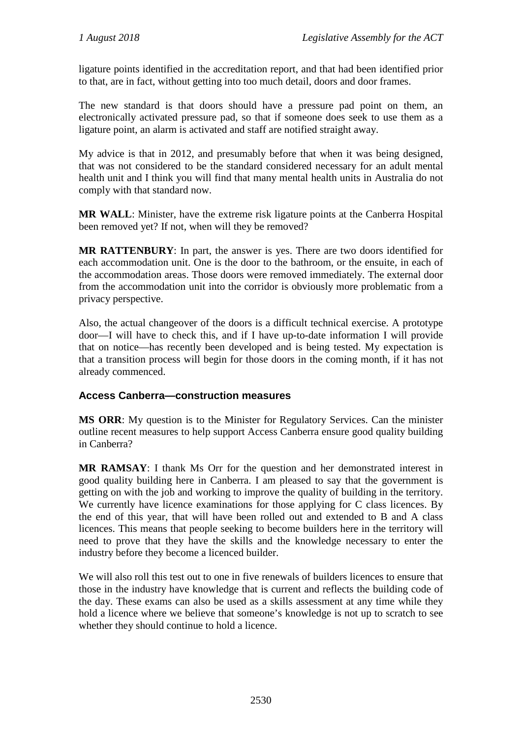ligature points identified in the accreditation report, and that had been identified prior to that, are in fact, without getting into too much detail, doors and door frames.

The new standard is that doors should have a pressure pad point on them, an electronically activated pressure pad, so that if someone does seek to use them as a ligature point, an alarm is activated and staff are notified straight away.

My advice is that in 2012, and presumably before that when it was being designed, that was not considered to be the standard considered necessary for an adult mental health unit and I think you will find that many mental health units in Australia do not comply with that standard now.

**MR WALL**: Minister, have the extreme risk ligature points at the Canberra Hospital been removed yet? If not, when will they be removed?

**MR RATTENBURY**: In part, the answer is yes. There are two doors identified for each accommodation unit. One is the door to the bathroom, or the ensuite, in each of the accommodation areas. Those doors were removed immediately. The external door from the accommodation unit into the corridor is obviously more problematic from a privacy perspective.

Also, the actual changeover of the doors is a difficult technical exercise. A prototype door—I will have to check this, and if I have up-to-date information I will provide that on notice—has recently been developed and is being tested. My expectation is that a transition process will begin for those doors in the coming month, if it has not already commenced.

### Access Canberra—construction measures

**MS ORR**: My question is to the Minister for Regulatory Services. Can the minister outline recent measures to help support Access Canberra ensure good quality building in Canberra?

**MR RAMSAY**: I thank Ms Orr for the question and her demonstrated interest in good quality building here in Canberra. I am pleased to say that the government is getting on with the job and working to improve the quality of building in the territory. We currently have licence examinations for those applying for C class licences. By the end of this year, that will have been rolled out and extended to B and A class licences. This means that people seeking to become builders here in the territory will need to prove that they have the skills and the knowledge necessary to enter the industry before they become a licenced builder.

We will also roll this test out to one in five renewals of builders licences to ensure that those in the industry have knowledge that is current and reflects the building code of the day. These exams can also be used as a skills assessment at any time while they hold a licence where we believe that someone's knowledge is not up to scratch to see whether they should continue to hold a licence.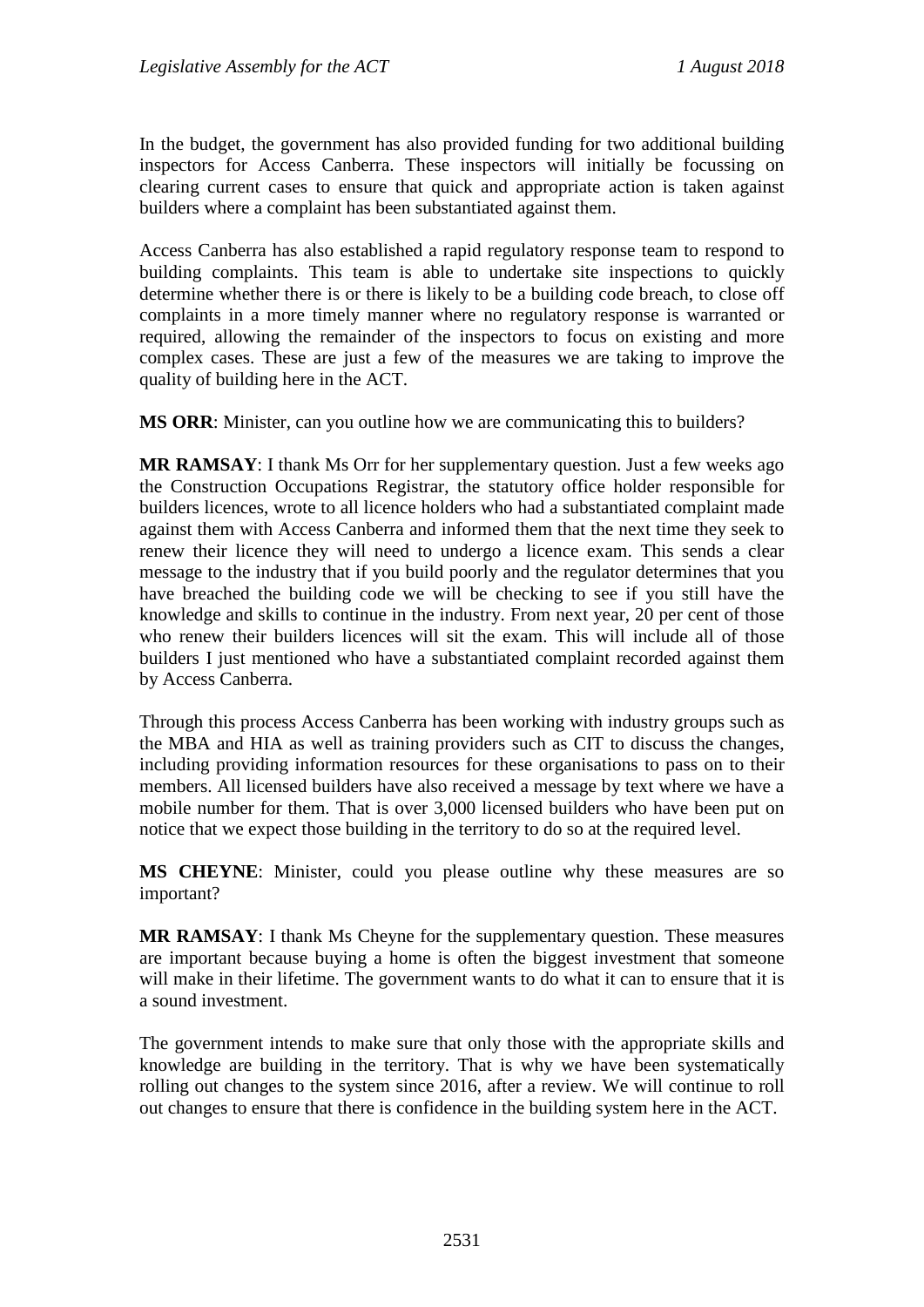In the budget, the government has also provided funding for two additional building inspectors for Access Canberra. These inspectors will initially be focussing on clearing current cases to ensure that quick and appropriate action is taken against builders where a complaint has been substantiated against them.

Access Canberra has also established a rapid regulatory response team to respond to building complaints. This team is able to undertake site inspections to quickly determine whether there is or there is likely to be a building code breach, to close off complaints in a more timely manner where no regulatory response is warranted or required, allowing the remainder of the inspectors to focus on existing and more complex cases. These are just a few of the measures we are taking to improve the quality of building here in the ACT.

**MS ORR**: Minister, can you outline how we are communicating this to builders?

**MR RAMSAY**: I thank Ms Orr for her supplementary question. Just a few weeks ago the Construction Occupations Registrar, the statutory office holder responsible for builders licences, wrote to all licence holders who had a substantiated complaint made against them with Access Canberra and informed them that the next time they seek to renew their licence they will need to undergo a licence exam. This sends a clear message to the industry that if you build poorly and the regulator determines that you have breached the building code we will be checking to see if you still have the knowledge and skills to continue in the industry. From next year, 20 per cent of those who renew their builders licences will sit the exam. This will include all of those builders I just mentioned who have a substantiated complaint recorded against them by Access Canberra.

Through this process Access Canberra has been working with industry groups such as the MBA and HIA as well as training providers such as CIT to discuss the changes, including providing information resources for these organisations to pass on to their members. All licensed builders have also received a message by text where we have a mobile number for them. That is over 3,000 licensed builders who have been put on notice that we expect those building in the territory to do so at the required level.

**MS CHEYNE**: Minister, could you please outline why these measures are so important?

**MR RAMSAY**: I thank Ms Cheyne for the supplementary question. These measures are important because buying a home is often the biggest investment that someone will make in their lifetime. The government wants to do what it can to ensure that it is a sound investment.

The government intends to make sure that only those with the appropriate skills and knowledge are building in the territory. That is why we have been systematically rolling out changes to the system since 2016, after a review. We will continue to roll out changes to ensure that there is confidence in the building system here in the ACT.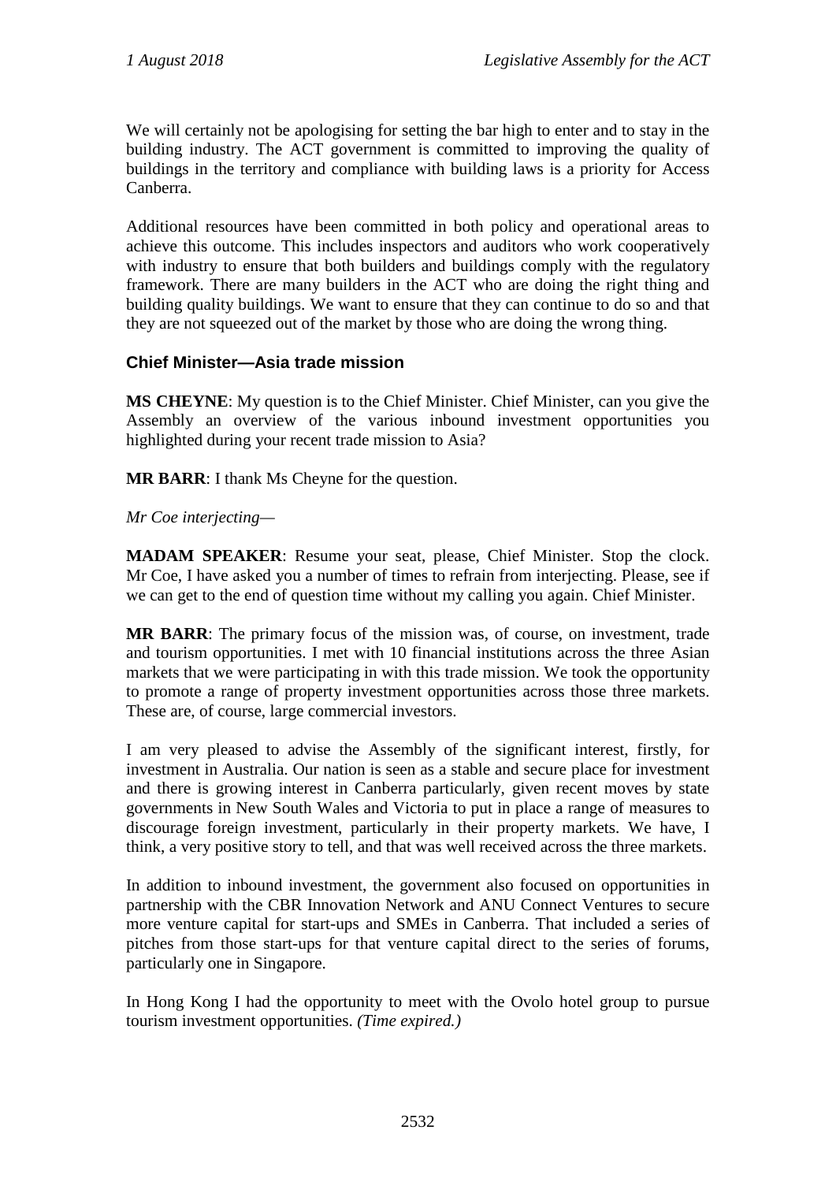We will certainly not be apologising for setting the bar high to enter and to stay in the building industry. The ACT government is committed to improving the quality of buildings in the territory and compliance with building laws is a priority for Access Canberra.

Additional resources have been committed in both policy and operational areas to achieve this outcome. This includes inspectors and auditors who work cooperatively with industry to ensure that both builders and buildings comply with the regulatory framework. There are many builders in the ACT who are doing the right thing and building quality buildings. We want to ensure that they can continue to do so and that they are not squeezed out of the market by those who are doing the wrong thing.

### Chief Minister—Asia trade mission

**MS CHEYNE**: My question is to the Chief Minister. Chief Minister, can you give the Assembly an overview of the various inbound investment opportunities you highlighted during your recent trade mission to Asia?

**MR BARR**: I thank Ms Cheyne for the question.

*Mr Coe interjecting—*

**MADAM SPEAKER**: Resume your seat, please, Chief Minister. Stop the clock. Mr Coe, I have asked you a number of times to refrain from interjecting. Please, see if we can get to the end of question time without my calling you again. Chief Minister.

**MR BARR**: The primary focus of the mission was, of course, on investment, trade and tourism opportunities. I met with 10 financial institutions across the three Asian markets that we were participating in with this trade mission. We took the opportunity to promote a range of property investment opportunities across those three markets. These are, of course, large commercial investors.

I am very pleased to advise the Assembly of the significant interest, firstly, for investment in Australia. Our nation is seen as a stable and secure place for investment and there is growing interest in Canberra particularly, given recent moves by state governments in New South Wales and Victoria to put in place a range of measures to discourage foreign investment, particularly in their property markets. We have, I think, a very positive story to tell, and that was well received across the three markets.

In addition to inbound investment, the government also focused on opportunities in partnership with the CBR Innovation Network and ANU Connect Ventures to secure more venture capital for start-ups and SMEs in Canberra. That included a series of pitches from those start-ups for that venture capital direct to the series of forums, particularly one in Singapore.

In Hong Kong I had the opportunity to meet with the Ovolo hotel group to pursue tourism investment opportunities. *(Time expired.)*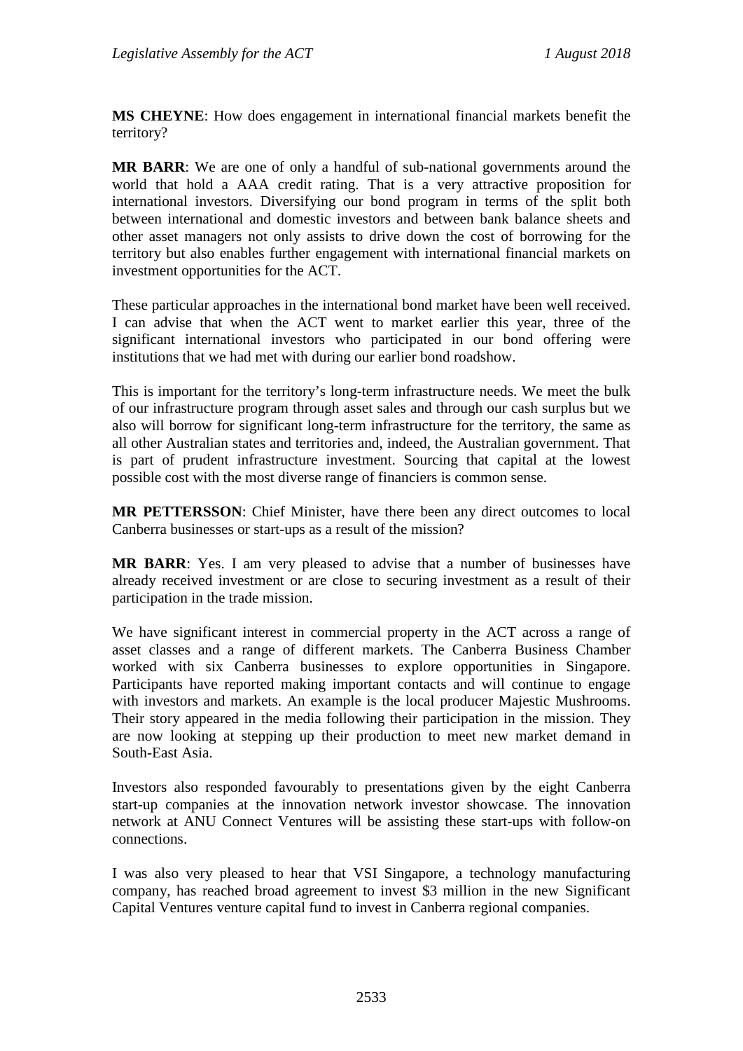**MS CHEYNE**: How does engagement in international financial markets benefit the territory?

**MR BARR**: We are one of only a handful of sub-national governments around the world that hold a AAA credit rating. That is a very attractive proposition for international investors. Diversifying our bond program in terms of the split both between international and domestic investors and between bank balance sheets and other asset managers not only assists to drive down the cost of borrowing for the territory but also enables further engagement with international financial markets on investment opportunities for the ACT.

These particular approaches in the international bond market have been well received. I can advise that when the ACT went to market earlier this year, three of the significant international investors who participated in our bond offering were institutions that we had met with during our earlier bond roadshow.

This is important for the territory's long-term infrastructure needs. We meet the bulk of our infrastructure program through asset sales and through our cash surplus but we also will borrow for significant long-term infrastructure for the territory, the same as all other Australian states and territories and, indeed, the Australian government. That is part of prudent infrastructure investment. Sourcing that capital at the lowest possible cost with the most diverse range of financiers is common sense.

**MR PETTERSSON**: Chief Minister, have there been any direct outcomes to local Canberra businesses or start-ups as a result of the mission?

**MR BARR**: Yes. I am very pleased to advise that a number of businesses have already received investment or are close to securing investment as a result of their participation in the trade mission.

We have significant interest in commercial property in the ACT across a range of asset classes and a range of different markets. The Canberra Business Chamber worked with six Canberra businesses to explore opportunities in Singapore. Participants have reported making important contacts and will continue to engage with investors and markets. An example is the local producer Majestic Mushrooms. Their story appeared in the media following their participation in the mission. They are now looking at stepping up their production to meet new market demand in South-East Asia.

Investors also responded favourably to presentations given by the eight Canberra start-up companies at the innovation network investor showcase. The innovation network at ANU Connect Ventures will be assisting these start-ups with follow-on connections.

I was also very pleased to hear that VSI Singapore, a technology manufacturing company, has reached broad agreement to invest $3 million in the new Significant Capital Ventures venture capital fund to invest in Canberra regional companies.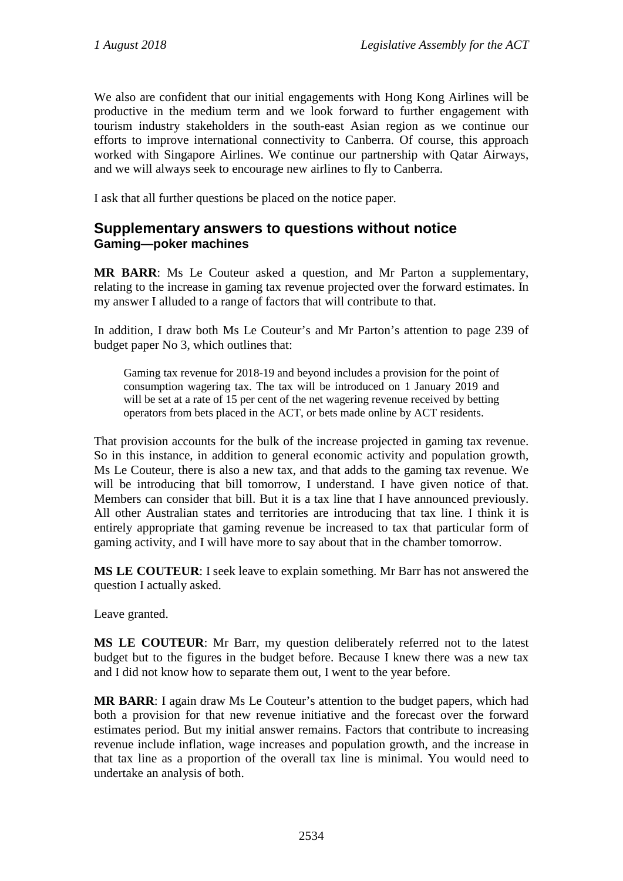We also are confident that our initial engagements with Hong Kong Airlines will be productive in the medium term and we look forward to further engagement with tourism industry stakeholders in the south-east Asian region as we continue our efforts to improve international connectivity to Canberra. Of course, this approach worked with Singapore Airlines. We continue our partnership with Qatar Airways, and we will always seek to encourage new airlines to fly to Canberra.

I ask that all further questions be placed on the notice paper.

## Supplementary answers to questions without notice

### Gaming—poker machines

**MR BARR**: Ms Le Couteur asked a question, and Mr Parton a supplementary, relating to the increase in gaming tax revenue projected over the forward estimates. In my answer I alluded to a range of factors that will contribute to that.

In addition, I draw both Ms Le Couteur's and Mr Parton's attention to page 239 of budget paper No 3, which outlines that:

> Gaming tax revenue for 2018-19 and beyond includes a provision for the point of consumption wagering tax. The tax will be introduced on 1 January 2019 and will be set at a rate of 15 per cent of the net wagering revenue received by betting operators from bets placed in the ACT, or bets made online by ACT residents.

That provision accounts for the bulk of the increase projected in gaming tax revenue. So in this instance, in addition to general economic activity and population growth, Ms Le Couteur, there is also a new tax, and that adds to the gaming tax revenue. We will be introducing that bill tomorrow, I understand. I have given notice of that. Members can consider that bill. But it is a tax line that I have announced previously. All other Australian states and territories are introducing that tax line. I think it is entirely appropriate that gaming revenue be increased to tax that particular form of gaming activity, and I will have more to say about that in the chamber tomorrow.

**MS LE COUTEUR**: I seek leave to explain something. Mr Barr has not answered the question I actually asked.

Leave granted.

**MS LE COUTEUR**: Mr Barr, my question deliberately referred not to the latest budget but to the figures in the budget before. Because I knew there was a new tax and I did not know how to separate them out, I went to the year before.

**MR BARR**: I again draw Ms Le Couteur's attention to the budget papers, which had both a provision for that new revenue initiative and the forecast over the forward estimates period. But my initial answer remains. Factors that contribute to increasing revenue include inflation, wage increases and population growth, and the increase in that tax line as a proportion of the overall tax line is minimal. You would need to undertake an analysis of both.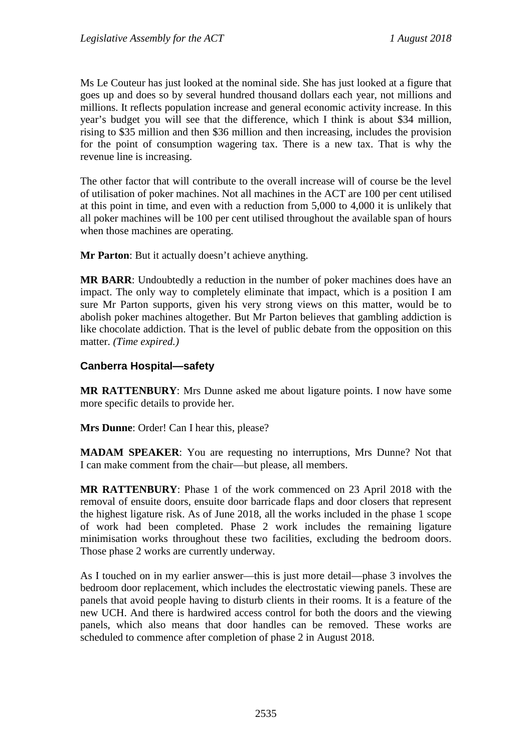Ms Le Couteur has just looked at the nominal side. She has just looked at a figure that goes up and does so by several hundred thousand dollars each year, not millions and millions. It reflects population increase and general economic activity increase. In this year's budget you will see that the difference, which I think is about $34 million, rising to $35 million and then $36 million and then increasing, includes the provision for the point of consumption wagering tax. There is a new tax. That is why the revenue line is increasing.

The other factor that will contribute to the overall increase will of course be the level of utilisation of poker machines. Not all machines in the ACT are 100 per cent utilised at this point in time, and even with a reduction from 5,000 to 4,000 it is unlikely that all poker machines will be 100 per cent utilised throughout the available span of hours when those machines are operating.

**Mr Parton**: But it actually doesn't achieve anything.

**MR BARR**: Undoubtedly a reduction in the number of poker machines does have an impact. The only way to completely eliminate that impact, which is a position I am sure Mr Parton supports, given his very strong views on this matter, would be to abolish poker machines altogether. But Mr Parton believes that gambling addiction is like chocolate addiction. That is the level of public debate from the opposition on this matter. *(Time expired.)*

### Canberra Hospital—safety

**MR RATTENBURY**: Mrs Dunne asked me about ligature points. I now have some more specific details to provide her.

**Mrs Dunne**: Order! Can I hear this, please?

**MADAM SPEAKER**: You are requesting no interruptions, Mrs Dunne? Not that I can make comment from the chair—but please, all members.

**MR RATTENBURY**: Phase 1 of the work commenced on 23 April 2018 with the removal of ensuite doors, ensuite door barricade flaps and door closers that represent the highest ligature risk. As of June 2018, all the works included in the phase 1 scope of work had been completed. Phase 2 work includes the remaining ligature minimisation works throughout these two facilities, excluding the bedroom doors. Those phase 2 works are currently underway.

As I touched on in my earlier answer—this is just more detail—phase 3 involves the bedroom door replacement, which includes the electrostatic viewing panels. These are panels that avoid people having to disturb clients in their rooms. It is a feature of the new UCH. And there is hardwired access control for both the doors and the viewing panels, which also means that door handles can be removed. These works are scheduled to commence after completion of phase 2 in August 2018.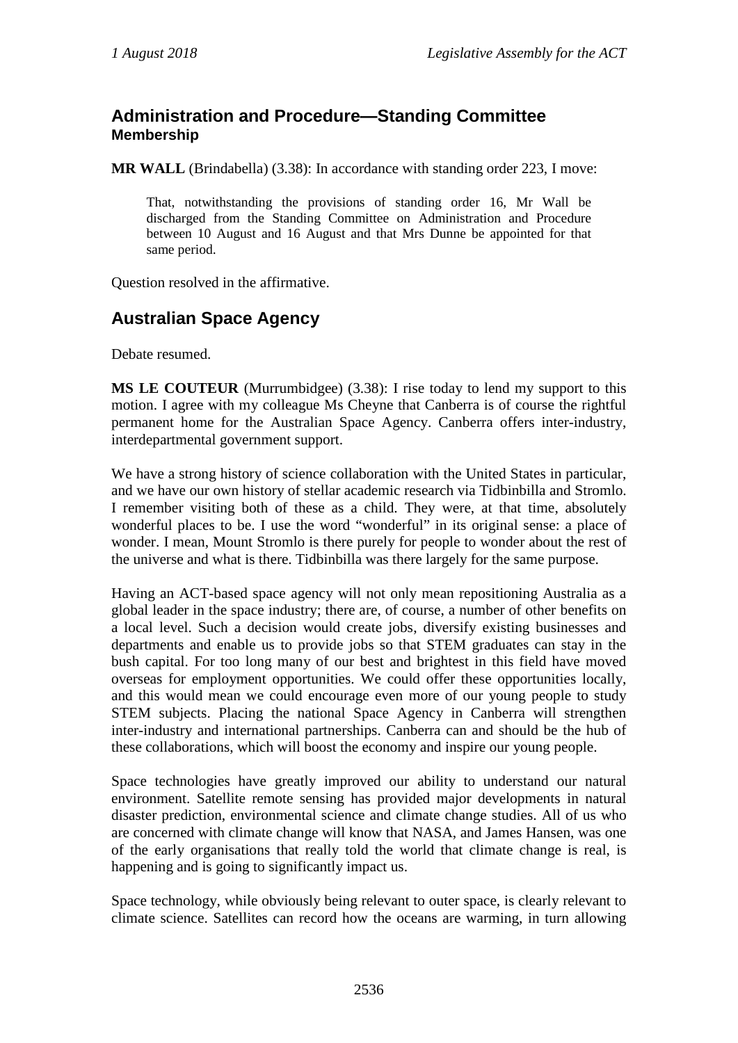## Administration and Procedure—Standing Committee

### Membership

**MR WALL** (Brindabella) (3.38): In accordance with standing order 223, I move:

> That, notwithstanding the provisions of standing order 16, Mr Wall be discharged from the Standing Committee on Administration and Procedure between 10 August and 16 August and that Mrs Dunne be appointed for that same period.

Question resolved in the affirmative.

## Australian Space Agency

Debate resumed.

**MS LE COUTEUR** (Murrumbidgee) (3.38): I rise today to lend my support to this motion. I agree with my colleague Ms Cheyne that Canberra is of course the rightful permanent home for the Australian Space Agency. Canberra offers inter-industry, interdepartmental government support.

We have a strong history of science collaboration with the United States in particular, and we have our own history of stellar academic research via Tidbinbilla and Stromlo. I remember visiting both of these as a child. They were, at that time, absolutely wonderful places to be. I use the word "wonderful" in its original sense: a place of wonder. I mean, Mount Stromlo is there purely for people to wonder about the rest of the universe and what is there. Tidbinbilla was there largely for the same purpose.

Having an ACT-based space agency will not only mean repositioning Australia as a global leader in the space industry; there are, of course, a number of other benefits on a local level. Such a decision would create jobs, diversify existing businesses and departments and enable us to provide jobs so that STEM graduates can stay in the bush capital. For too long many of our best and brightest in this field have moved overseas for employment opportunities. We could offer these opportunities locally, and this would mean we could encourage even more of our young people to study STEM subjects. Placing the national Space Agency in Canberra will strengthen inter-industry and international partnerships. Canberra can and should be the hub of these collaborations, which will boost the economy and inspire our young people.

Space technologies have greatly improved our ability to understand our natural environment. Satellite remote sensing has provided major developments in natural disaster prediction, environmental science and climate change studies. All of us who are concerned with climate change will know that NASA, and James Hansen, was one of the early organisations that really told the world that climate change is real, is happening and is going to significantly impact us.

Space technology, while obviously being relevant to outer space, is clearly relevant to climate science. Satellites can record how the oceans are warming, in turn allowing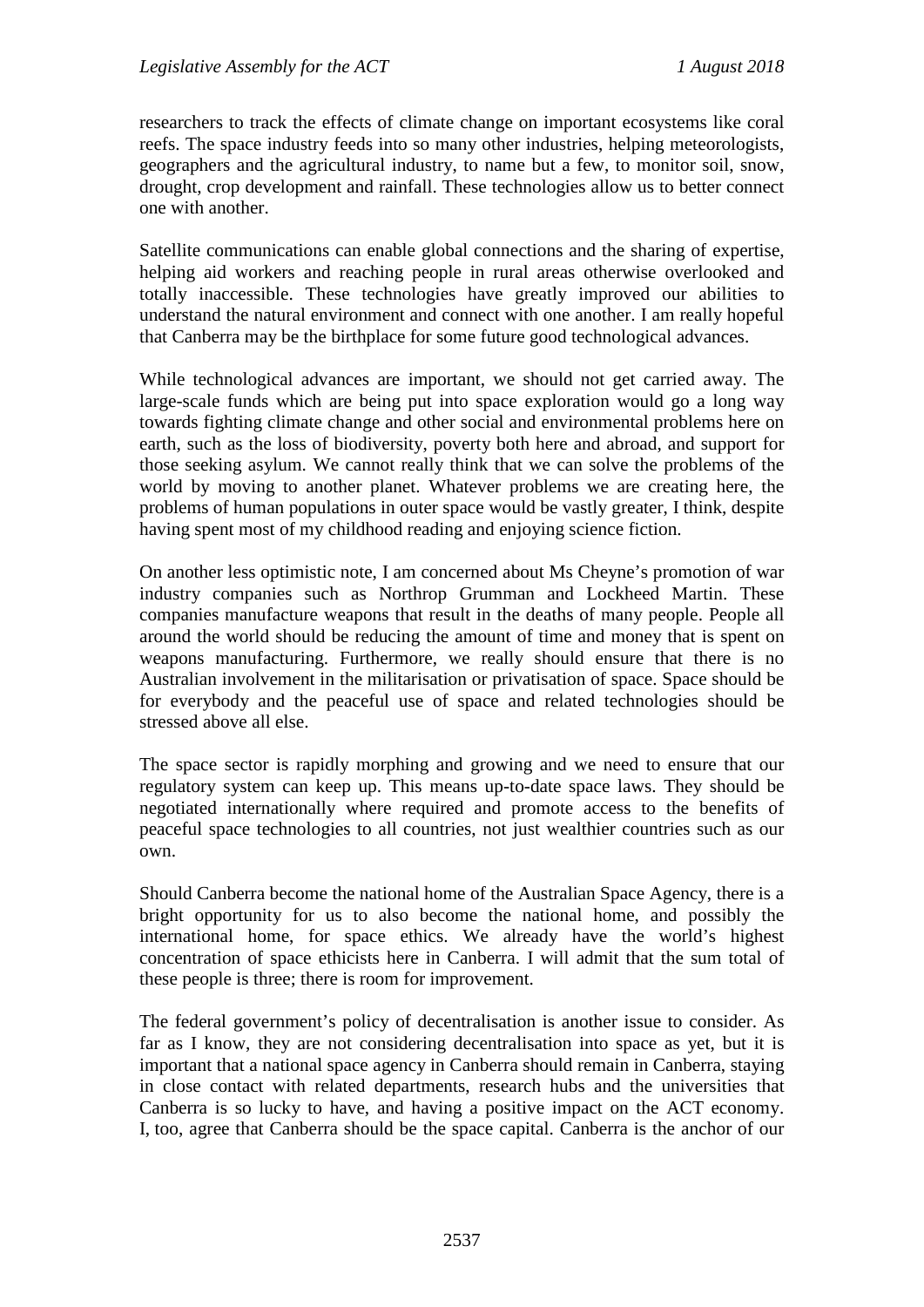researchers to track the effects of climate change on important ecosystems like coral reefs. The space industry feeds into so many other industries, helping meteorologists, geographers and the agricultural industry, to name but a few, to monitor soil, snow, drought, crop development and rainfall. These technologies allow us to better connect one with another.

Satellite communications can enable global connections and the sharing of expertise, helping aid workers and reaching people in rural areas otherwise overlooked and totally inaccessible. These technologies have greatly improved our abilities to understand the natural environment and connect with one another. I am really hopeful that Canberra may be the birthplace for some future good technological advances.

While technological advances are important, we should not get carried away. The large-scale funds which are being put into space exploration would go a long way towards fighting climate change and other social and environmental problems here on earth, such as the loss of biodiversity, poverty both here and abroad, and support for those seeking asylum. We cannot really think that we can solve the problems of the world by moving to another planet. Whatever problems we are creating here, the problems of human populations in outer space would be vastly greater, I think, despite having spent most of my childhood reading and enjoying science fiction.

On another less optimistic note, I am concerned about Ms Cheyne's promotion of war industry companies such as Northrop Grumman and Lockheed Martin. These companies manufacture weapons that result in the deaths of many people. People all around the world should be reducing the amount of time and money that is spent on weapons manufacturing. Furthermore, we really should ensure that there is no Australian involvement in the militarisation or privatisation of space. Space should be for everybody and the peaceful use of space and related technologies should be stressed above all else.

The space sector is rapidly morphing and growing and we need to ensure that our regulatory system can keep up. This means up-to-date space laws. They should be negotiated internationally where required and promote access to the benefits of peaceful space technologies to all countries, not just wealthier countries such as our own.

Should Canberra become the national home of the Australian Space Agency, there is a bright opportunity for us to also become the national home, and possibly the international home, for space ethics. We already have the world's highest concentration of space ethicists here in Canberra. I will admit that the sum total of these people is three; there is room for improvement.

The federal government's policy of decentralisation is another issue to consider. As far as I know, they are not considering decentralisation into space as yet, but it is important that a national space agency in Canberra should remain in Canberra, staying in close contact with related departments, research hubs and the universities that Canberra is so lucky to have, and having a positive impact on the ACT economy. I, too, agree that Canberra should be the space capital. Canberra is the anchor of our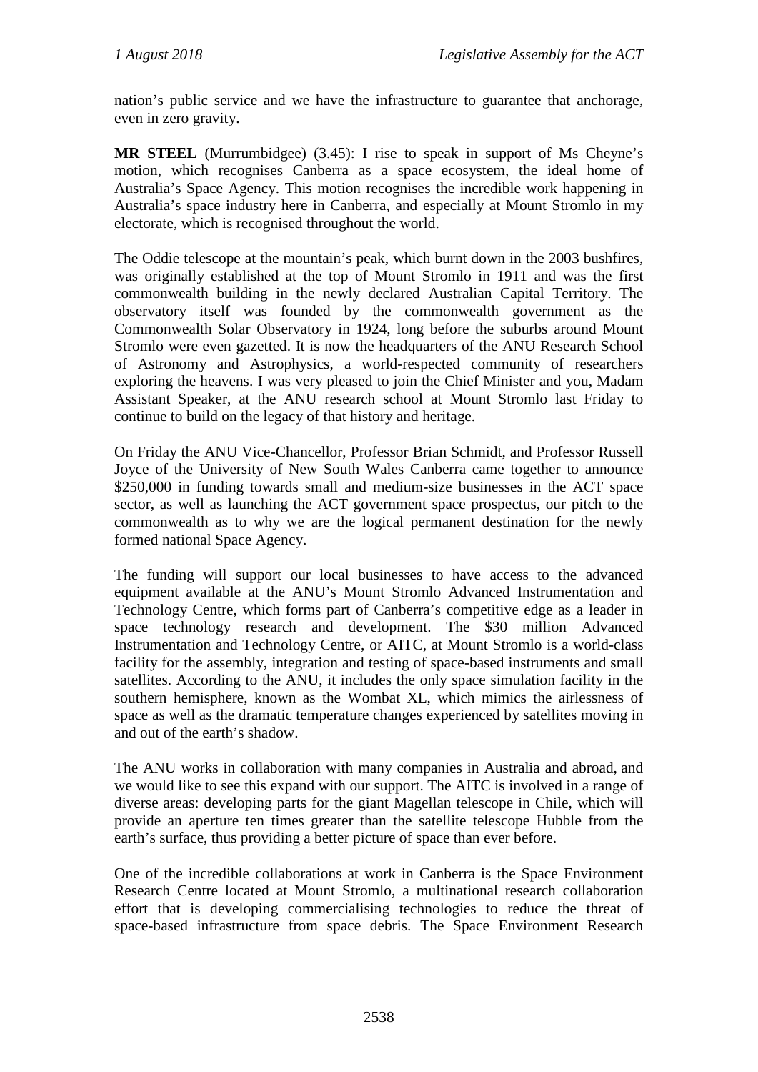nation's public service and we have the infrastructure to guarantee that anchorage, even in zero gravity.

**MR STEEL** (Murrumbidgee) (3.45): I rise to speak in support of Ms Cheyne's motion, which recognises Canberra as a space ecosystem, the ideal home of Australia's Space Agency. This motion recognises the incredible work happening in Australia's space industry here in Canberra, and especially at Mount Stromlo in my electorate, which is recognised throughout the world.

The Oddie telescope at the mountain's peak, which burnt down in the 2003 bushfires, was originally established at the top of Mount Stromlo in 1911 and was the first commonwealth building in the newly declared Australian Capital Territory. The observatory itself was founded by the commonwealth government as the Commonwealth Solar Observatory in 1924, long before the suburbs around Mount Stromlo were even gazetted. It is now the headquarters of the ANU Research School of Astronomy and Astrophysics, a world-respected community of researchers exploring the heavens. I was very pleased to join the Chief Minister and you, Madam Assistant Speaker, at the ANU research school at Mount Stromlo last Friday to continue to build on the legacy of that history and heritage.

On Friday the ANU Vice-Chancellor, Professor Brian Schmidt, and Professor Russell Joyce of the University of New South Wales Canberra came together to announce $250,000 in funding towards small and medium-size businesses in the ACT space sector, as well as launching the ACT government space prospectus, our pitch to the commonwealth as to why we are the logical permanent destination for the newly formed national Space Agency.

The funding will support our local businesses to have access to the advanced equipment available at the ANU's Mount Stromlo Advanced Instrumentation and Technology Centre, which forms part of Canberra's competitive edge as a leader in space technology research and development. The $30 million Advanced Instrumentation and Technology Centre, or AITC, at Mount Stromlo is a world-class facility for the assembly, integration and testing of space-based instruments and small satellites. According to the ANU, it includes the only space simulation facility in the southern hemisphere, known as the Wombat XL, which mimics the airlessness of space as well as the dramatic temperature changes experienced by satellites moving in and out of the earth's shadow.

The ANU works in collaboration with many companies in Australia and abroad, and we would like to see this expand with our support. The AITC is involved in a range of diverse areas: developing parts for the giant Magellan telescope in Chile, which will provide an aperture ten times greater than the satellite telescope Hubble from the earth's surface, thus providing a better picture of space than ever before.

One of the incredible collaborations at work in Canberra is the Space Environment Research Centre located at Mount Stromlo, a multinational research collaboration effort that is developing commercialising technologies to reduce the threat of space-based infrastructure from space debris. The Space Environment Research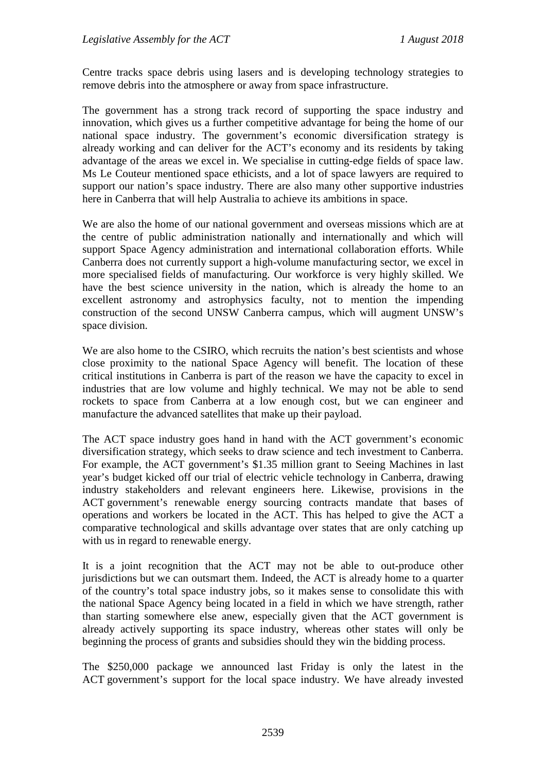Centre tracks space debris using lasers and is developing technology strategies to remove debris into the atmosphere or away from space infrastructure.

The government has a strong track record of supporting the space industry and innovation, which gives us a further competitive advantage for being the home of our national space industry. The government's economic diversification strategy is already working and can deliver for the ACT's economy and its residents by taking advantage of the areas we excel in. We specialise in cutting-edge fields of space law. Ms Le Couteur mentioned space ethicists, and a lot of space lawyers are required to support our nation's space industry. There are also many other supportive industries here in Canberra that will help Australia to achieve its ambitions in space.

We are also the home of our national government and overseas missions which are at the centre of public administration nationally and internationally and which will support Space Agency administration and international collaboration efforts. While Canberra does not currently support a high-volume manufacturing sector, we excel in more specialised fields of manufacturing. Our workforce is very highly skilled. We have the best science university in the nation, which is already the home to an excellent astronomy and astrophysics faculty, not to mention the impending construction of the second UNSW Canberra campus, which will augment UNSW's space division.

We are also home to the CSIRO, which recruits the nation's best scientists and whose close proximity to the national Space Agency will benefit. The location of these critical institutions in Canberra is part of the reason we have the capacity to excel in industries that are low volume and highly technical. We may not be able to send rockets to space from Canberra at a low enough cost, but we can engineer and manufacture the advanced satellites that make up their payload.

The ACT space industry goes hand in hand with the ACT government's economic diversification strategy, which seeks to draw science and tech investment to Canberra. For example, the ACT government's $1.35 million grant to Seeing Machines in last year's budget kicked off our trial of electric vehicle technology in Canberra, drawing industry stakeholders and relevant engineers here. Likewise, provisions in the ACT government's renewable energy sourcing contracts mandate that bases of operations and workers be located in the ACT. This has helped to give the ACT a comparative technological and skills advantage over states that are only catching up with us in regard to renewable energy.

It is a joint recognition that the ACT may not be able to out-produce other jurisdictions but we can outsmart them. Indeed, the ACT is already home to a quarter of the country's total space industry jobs, so it makes sense to consolidate this with the national Space Agency being located in a field in which we have strength, rather than starting somewhere else anew, especially given that the ACT government is already actively supporting its space industry, whereas other states will only be beginning the process of grants and subsidies should they win the bidding process.

The $250,000 package we announced last Friday is only the latest in the ACT government's support for the local space industry. We have already invested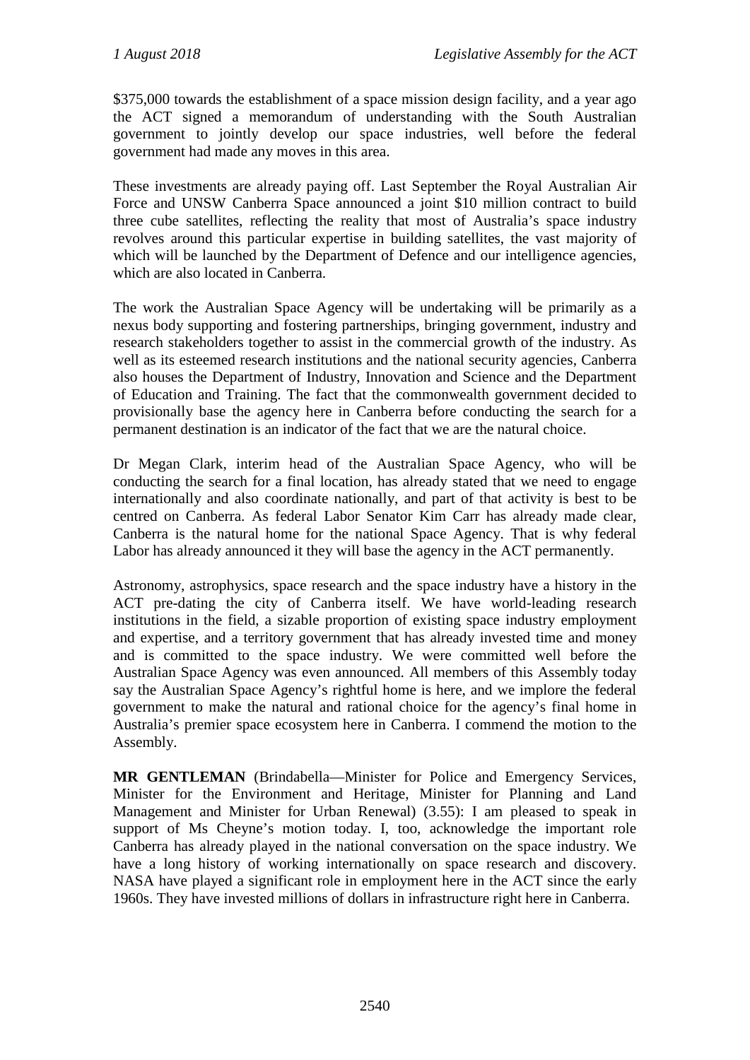$375,000 towards the establishment of a space mission design facility, and a year ago the ACT signed a memorandum of understanding with the South Australian government to jointly develop our space industries, well before the federal government had made any moves in this area.

These investments are already paying off. Last September the Royal Australian Air Force and UNSW Canberra Space announced a joint $10 million contract to build three cube satellites, reflecting the reality that most of Australia's space industry revolves around this particular expertise in building satellites, the vast majority of which will be launched by the Department of Defence and our intelligence agencies, which are also located in Canberra.

The work the Australian Space Agency will be undertaking will be primarily as a nexus body supporting and fostering partnerships, bringing government, industry and research stakeholders together to assist in the commercial growth of the industry. As well as its esteemed research institutions and the national security agencies, Canberra also houses the Department of Industry, Innovation and Science and the Department of Education and Training. The fact that the commonwealth government decided to provisionally base the agency here in Canberra before conducting the search for a permanent destination is an indicator of the fact that we are the natural choice.

Dr Megan Clark, interim head of the Australian Space Agency, who will be conducting the search for a final location, has already stated that we need to engage internationally and also coordinate nationally, and part of that activity is best to be centred on Canberra. As federal Labor Senator Kim Carr has already made clear, Canberra is the natural home for the national Space Agency. That is why federal Labor has already announced it they will base the agency in the ACT permanently.

Astronomy, astrophysics, space research and the space industry have a history in the ACT pre-dating the city of Canberra itself. We have world-leading research institutions in the field, a sizable proportion of existing space industry employment and expertise, and a territory government that has already invested time and money and is committed to the space industry. We were committed well before the Australian Space Agency was even announced. All members of this Assembly today say the Australian Space Agency's rightful home is here, and we implore the federal government to make the natural and rational choice for the agency's final home in Australia's premier space ecosystem here in Canberra. I commend the motion to the Assembly.

**MR GENTLEMAN** (Brindabella—Minister for Police and Emergency Services, Minister for the Environment and Heritage, Minister for Planning and Land Management and Minister for Urban Renewal) (3.55): I am pleased to speak in support of Ms Cheyne's motion today. I, too, acknowledge the important role Canberra has already played in the national conversation on the space industry. We have a long history of working internationally on space research and discovery. NASA have played a significant role in employment here in the ACT since the early 1960s. They have invested millions of dollars in infrastructure right here in Canberra.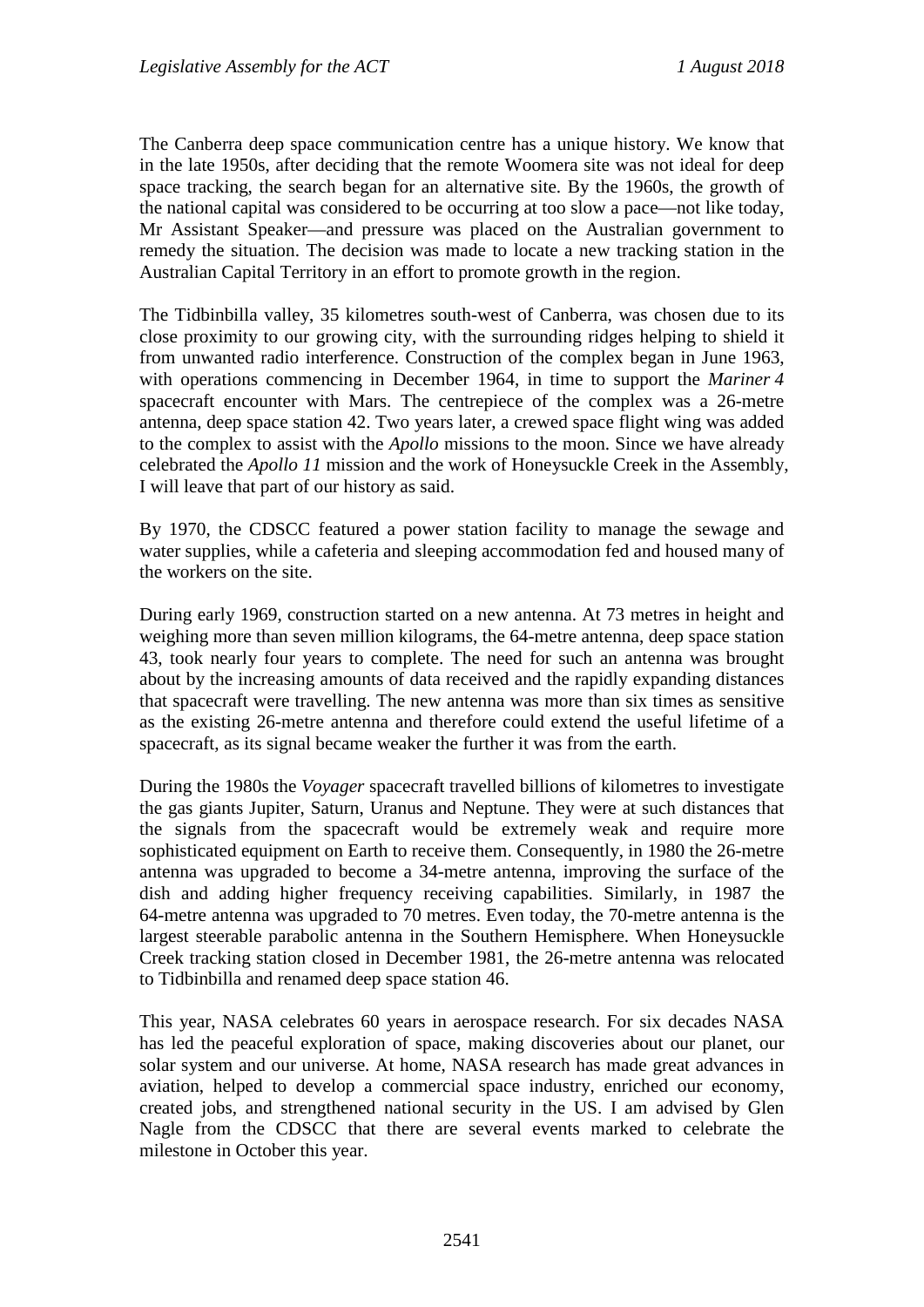The Canberra deep space communication centre has a unique history. We know that in the late 1950s, after deciding that the remote Woomera site was not ideal for deep space tracking, the search began for an alternative site. By the 1960s, the growth of the national capital was considered to be occurring at too slow a pace—not like today, Mr Assistant Speaker—and pressure was placed on the Australian government to remedy the situation. The decision was made to locate a new tracking station in the Australian Capital Territory in an effort to promote growth in the region.

The Tidbinbilla valley, 35 kilometres south-west of Canberra, was chosen due to its close proximity to our growing city, with the surrounding ridges helping to shield it from unwanted radio interference. Construction of the complex began in June 1963, with operations commencing in December 1964, in time to support the *Mariner 4* spacecraft encounter with Mars. The centrepiece of the complex was a 26-metre antenna, deep space station 42. Two years later, a crewed space flight wing was added to the complex to assist with the *Apollo* missions to the moon. Since we have already celebrated the *Apollo 11* mission and the work of Honeysuckle Creek in the Assembly, I will leave that part of our history as said.

By 1970, the CDSCC featured a power station facility to manage the sewage and water supplies, while a cafeteria and sleeping accommodation fed and housed many of the workers on the site.

During early 1969, construction started on a new antenna. At 73 metres in height and weighing more than seven million kilograms, the 64-metre antenna, deep space station 43, took nearly four years to complete. The need for such an antenna was brought about by the increasing amounts of data received and the rapidly expanding distances that spacecraft were travelling. The new antenna was more than six times as sensitive as the existing 26-metre antenna and therefore could extend the useful lifetime of a spacecraft, as its signal became weaker the further it was from the earth.

During the 1980s the *Voyager* spacecraft travelled billions of kilometres to investigate the gas giants Jupiter, Saturn, Uranus and Neptune. They were at such distances that the signals from the spacecraft would be extremely weak and require more sophisticated equipment on Earth to receive them. Consequently, in 1980 the 26-metre antenna was upgraded to become a 34-metre antenna, improving the surface of the dish and adding higher frequency receiving capabilities. Similarly, in 1987 the 64-metre antenna was upgraded to 70 metres. Even today, the 70-metre antenna is the largest steerable parabolic antenna in the Southern Hemisphere. When Honeysuckle Creek tracking station closed in December 1981, the 26-metre antenna was relocated to Tidbinbilla and renamed deep space station 46.

This year, NASA celebrates 60 years in aerospace research. For six decades NASA has led the peaceful exploration of space, making discoveries about our planet, our solar system and our universe. At home, NASA research has made great advances in aviation, helped to develop a commercial space industry, enriched our economy, created jobs, and strengthened national security in the US. I am advised by Glen Nagle from the CDSCC that there are several events marked to celebrate the milestone in October this year.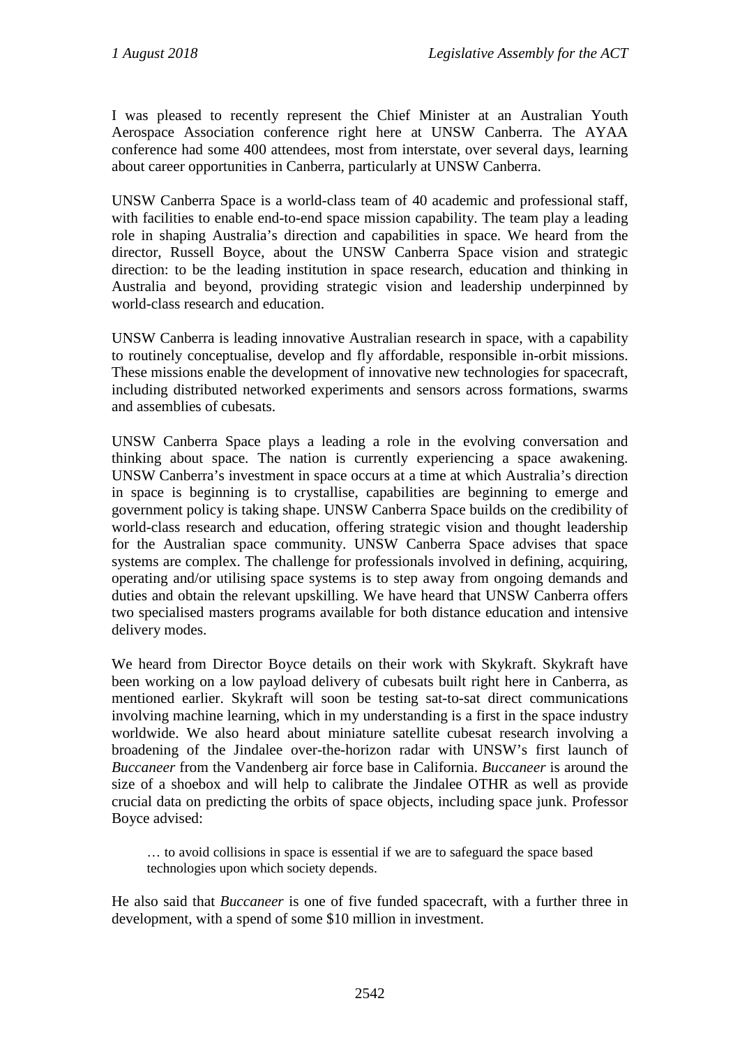I was pleased to recently represent the Chief Minister at an Australian Youth Aerospace Association conference right here at UNSW Canberra. The AYAA conference had some 400 attendees, most from interstate, over several days, learning about career opportunities in Canberra, particularly at UNSW Canberra.

UNSW Canberra Space is a world-class team of 40 academic and professional staff, with facilities to enable end-to-end space mission capability. The team play a leading role in shaping Australia's direction and capabilities in space. We heard from the director, Russell Boyce, about the UNSW Canberra Space vision and strategic direction: to be the leading institution in space research, education and thinking in Australia and beyond, providing strategic vision and leadership underpinned by world-class research and education.

UNSW Canberra is leading innovative Australian research in space, with a capability to routinely conceptualise, develop and fly affordable, responsible in-orbit missions. These missions enable the development of innovative new technologies for spacecraft, including distributed networked experiments and sensors across formations, swarms and assemblies of cubesats.

UNSW Canberra Space plays a leading a role in the evolving conversation and thinking about space. The nation is currently experiencing a space awakening. UNSW Canberra's investment in space occurs at a time at which Australia's direction in space is beginning is to crystallise, capabilities are beginning to emerge and government policy is taking shape. UNSW Canberra Space builds on the credibility of world-class research and education, offering strategic vision and thought leadership for the Australian space community. UNSW Canberra Space advises that space systems are complex. The challenge for professionals involved in defining, acquiring, operating and/or utilising space systems is to step away from ongoing demands and duties and obtain the relevant upskilling. We have heard that UNSW Canberra offers two specialised masters programs available for both distance education and intensive delivery modes.

We heard from Director Boyce details on their work with Skykraft. Skykraft have been working on a low payload delivery of cubesats built right here in Canberra, as mentioned earlier. Skykraft will soon be testing sat-to-sat direct communications involving machine learning, which in my understanding is a first in the space industry worldwide. We also heard about miniature satellite cubesat research involving a broadening of the Jindalee over-the-horizon radar with UNSW's first launch of *Buccaneer* from the Vandenberg air force base in California. *Buccaneer* is around the size of a shoebox and will help to calibrate the Jindalee OTHR as well as provide crucial data on predicting the orbits of space objects, including space junk. Professor Boyce advised:

> … to avoid collisions in space is essential if we are to safeguard the space based technologies upon which society depends.

He also said that *Buccaneer* is one of five funded spacecraft, with a further three in development, with a spend of some $10 million in investment.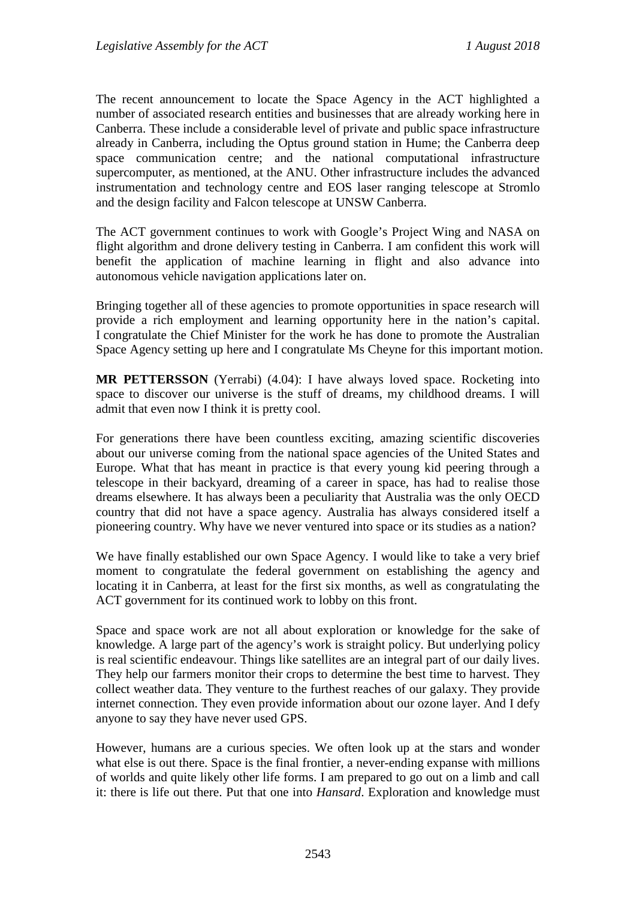The recent announcement to locate the Space Agency in the ACT highlighted a number of associated research entities and businesses that are already working here in Canberra. These include a considerable level of private and public space infrastructure already in Canberra, including the Optus ground station in Hume; the Canberra deep space communication centre; and the national computational infrastructure supercomputer, as mentioned, at the ANU. Other infrastructure includes the advanced instrumentation and technology centre and EOS laser ranging telescope at Stromlo and the design facility and Falcon telescope at UNSW Canberra.

The ACT government continues to work with Google's Project Wing and NASA on flight algorithm and drone delivery testing in Canberra. I am confident this work will benefit the application of machine learning in flight and also advance into autonomous vehicle navigation applications later on.

Bringing together all of these agencies to promote opportunities in space research will provide a rich employment and learning opportunity here in the nation's capital. I congratulate the Chief Minister for the work he has done to promote the Australian Space Agency setting up here and I congratulate Ms Cheyne for this important motion.

**MR PETTERSSON** (Yerrabi) (4.04): I have always loved space. Rocketing into space to discover our universe is the stuff of dreams, my childhood dreams. I will admit that even now I think it is pretty cool.

For generations there have been countless exciting, amazing scientific discoveries about our universe coming from the national space agencies of the United States and Europe. What that has meant in practice is that every young kid peering through a telescope in their backyard, dreaming of a career in space, has had to realise those dreams elsewhere. It has always been a peculiarity that Australia was the only OECD country that did not have a space agency. Australia has always considered itself a pioneering country. Why have we never ventured into space or its studies as a nation?

We have finally established our own Space Agency. I would like to take a very brief moment to congratulate the federal government on establishing the agency and locating it in Canberra, at least for the first six months, as well as congratulating the ACT government for its continued work to lobby on this front.

Space and space work are not all about exploration or knowledge for the sake of knowledge. A large part of the agency's work is straight policy. But underlying policy is real scientific endeavour. Things like satellites are an integral part of our daily lives. They help our farmers monitor their crops to determine the best time to harvest. They collect weather data. They venture to the furthest reaches of our galaxy. They provide internet connection. They even provide information about our ozone layer. And I defy anyone to say they have never used GPS.

However, humans are a curious species. We often look up at the stars and wonder what else is out there. Space is the final frontier, a never-ending expanse with millions of worlds and quite likely other life forms. I am prepared to go out on a limb and call it: there is life out there. Put that one into *Hansard*. Exploration and knowledge must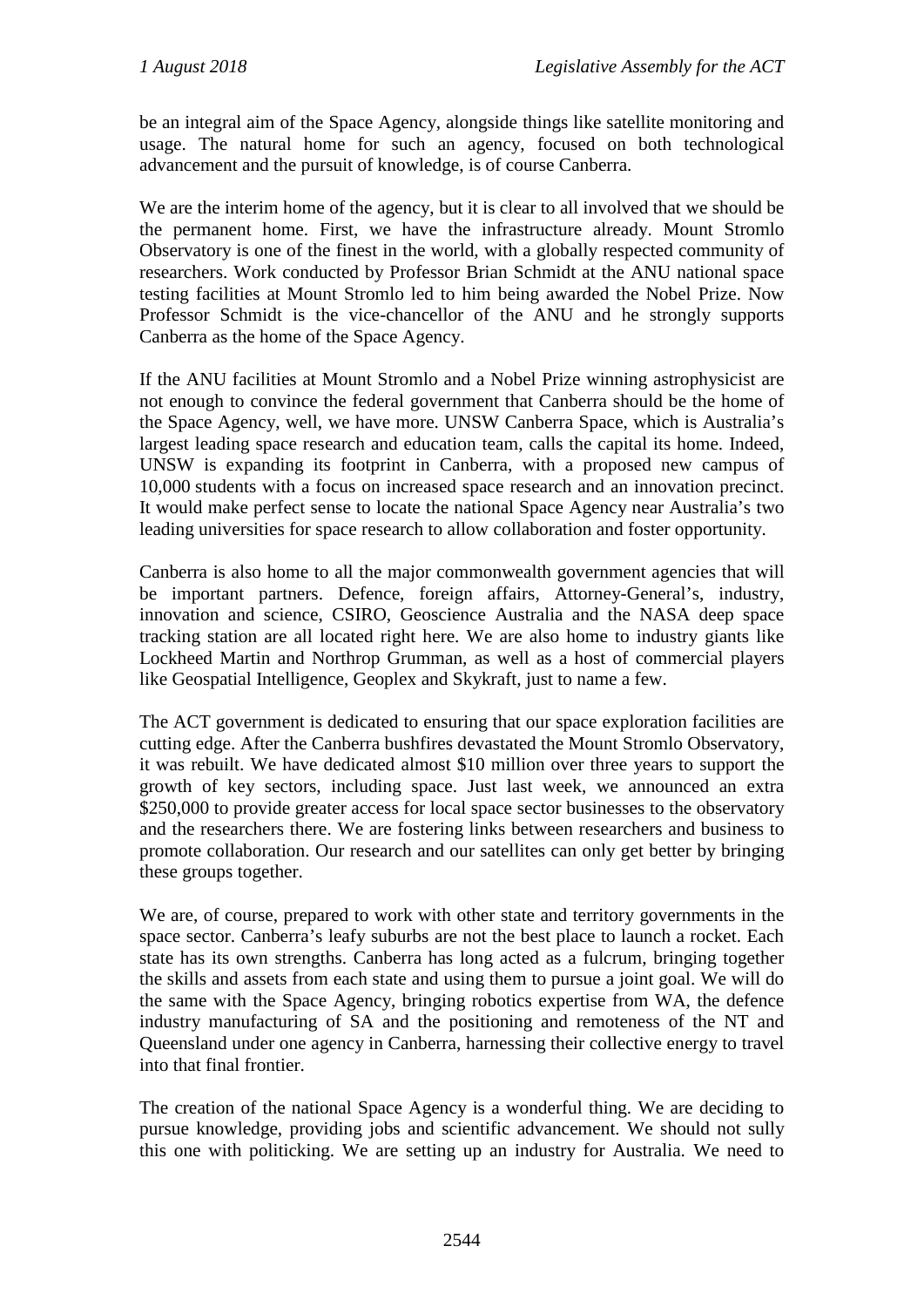be an integral aim of the Space Agency, alongside things like satellite monitoring and usage. The natural home for such an agency, focused on both technological advancement and the pursuit of knowledge, is of course Canberra.

We are the interim home of the agency, but it is clear to all involved that we should be the permanent home. First, we have the infrastructure already. Mount Stromlo Observatory is one of the finest in the world, with a globally respected community of researchers. Work conducted by Professor Brian Schmidt at the ANU national space testing facilities at Mount Stromlo led to him being awarded the Nobel Prize. Now Professor Schmidt is the vice-chancellor of the ANU and he strongly supports Canberra as the home of the Space Agency.

If the ANU facilities at Mount Stromlo and a Nobel Prize winning astrophysicist are not enough to convince the federal government that Canberra should be the home of the Space Agency, well, we have more. UNSW Canberra Space, which is Australia's largest leading space research and education team, calls the capital its home. Indeed, UNSW is expanding its footprint in Canberra, with a proposed new campus of 10,000 students with a focus on increased space research and an innovation precinct. It would make perfect sense to locate the national Space Agency near Australia's two leading universities for space research to allow collaboration and foster opportunity.

Canberra is also home to all the major commonwealth government agencies that will be important partners. Defence, foreign affairs, Attorney-General's, industry, innovation and science, CSIRO, Geoscience Australia and the NASA deep space tracking station are all located right here. We are also home to industry giants like Lockheed Martin and Northrop Grumman, as well as a host of commercial players like Geospatial Intelligence, Geoplex and Skykraft, just to name a few.

The ACT government is dedicated to ensuring that our space exploration facilities are cutting edge. After the Canberra bushfires devastated the Mount Stromlo Observatory, it was rebuilt. We have dedicated almost $10 million over three years to support the growth of key sectors, including space. Just last week, we announced an extra $250,000 to provide greater access for local space sector businesses to the observatory and the researchers there. We are fostering links between researchers and business to promote collaboration. Our research and our satellites can only get better by bringing these groups together.

We are, of course, prepared to work with other state and territory governments in the space sector. Canberra's leafy suburbs are not the best place to launch a rocket. Each state has its own strengths. Canberra has long acted as a fulcrum, bringing together the skills and assets from each state and using them to pursue a joint goal. We will do the same with the Space Agency, bringing robotics expertise from WA, the defence industry manufacturing of SA and the positioning and remoteness of the NT and Queensland under one agency in Canberra, harnessing their collective energy to travel into that final frontier.

The creation of the national Space Agency is a wonderful thing. We are deciding to pursue knowledge, providing jobs and scientific advancement. We should not sully this one with politicking. We are setting up an industry for Australia. We need to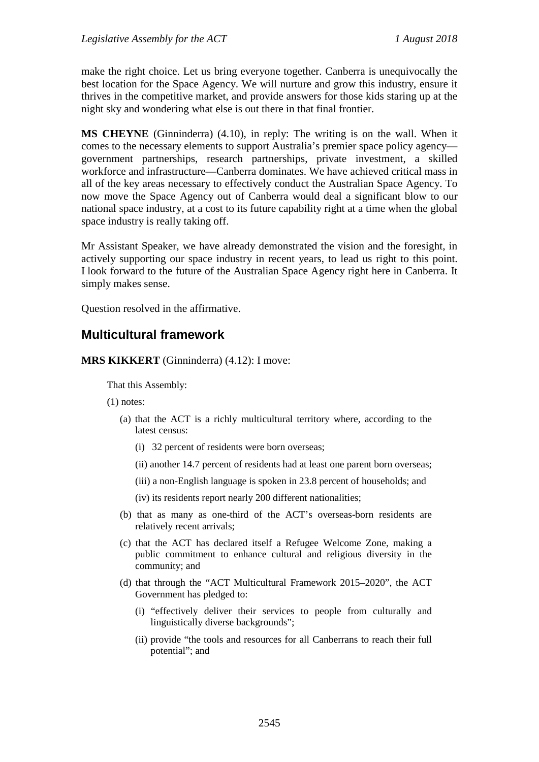make the right choice. Let us bring everyone together. Canberra is unequivocally the best location for the Space Agency. We will nurture and grow this industry, ensure it thrives in the competitive market, and provide answers for those kids staring up at the night sky and wondering what else is out there in that final frontier.

**MS CHEYNE** (Ginninderra) (4.10), in reply: The writing is on the wall. When it comes to the necessary elements to support Australia's premier space policy agency—government partnerships, research partnerships, private investment, a skilled workforce and infrastructure—Canberra dominates. We have achieved critical mass in all of the key areas necessary to effectively conduct the Australian Space Agency. To now move the Space Agency out of Canberra would deal a significant blow to our national space industry, at a cost to its future capability right at a time when the global space industry is really taking off.

Mr Assistant Speaker, we have already demonstrated the vision and the foresight, in actively supporting our space industry in recent years, to lead us right to this point. I look forward to the future of the Australian Space Agency right here in Canberra. It simply makes sense.

Question resolved in the affirmative.

## Multicultural framework

**MRS KIKKERT** (Ginninderra) (4.12): I move:

> That this Assembly:
>
> (1) notes:
>
> (a) that the ACT is a richly multicultural territory where, according to the latest census:
>
> (i) 32 percent of residents were born overseas;
>
> (ii) another 14.7 percent of residents had at least one parent born overseas;
>
> (iii) a non-English language is spoken in 23.8 percent of households; and
>
> (iv) its residents report nearly 200 different nationalities;
>
> (b) that as many as one-third of the ACT's overseas-born residents are relatively recent arrivals;
>
> (c) that the ACT has declared itself a Refugee Welcome Zone, making a public commitment to enhance cultural and religious diversity in the community; and
>
> (d) that through the "ACT Multicultural Framework 2015–2020", the ACT Government has pledged to:
>
> (i) "effectively deliver their services to people from culturally and linguistically diverse backgrounds";
>
> (ii) provide "the tools and resources for all Canberrans to reach their full potential"; and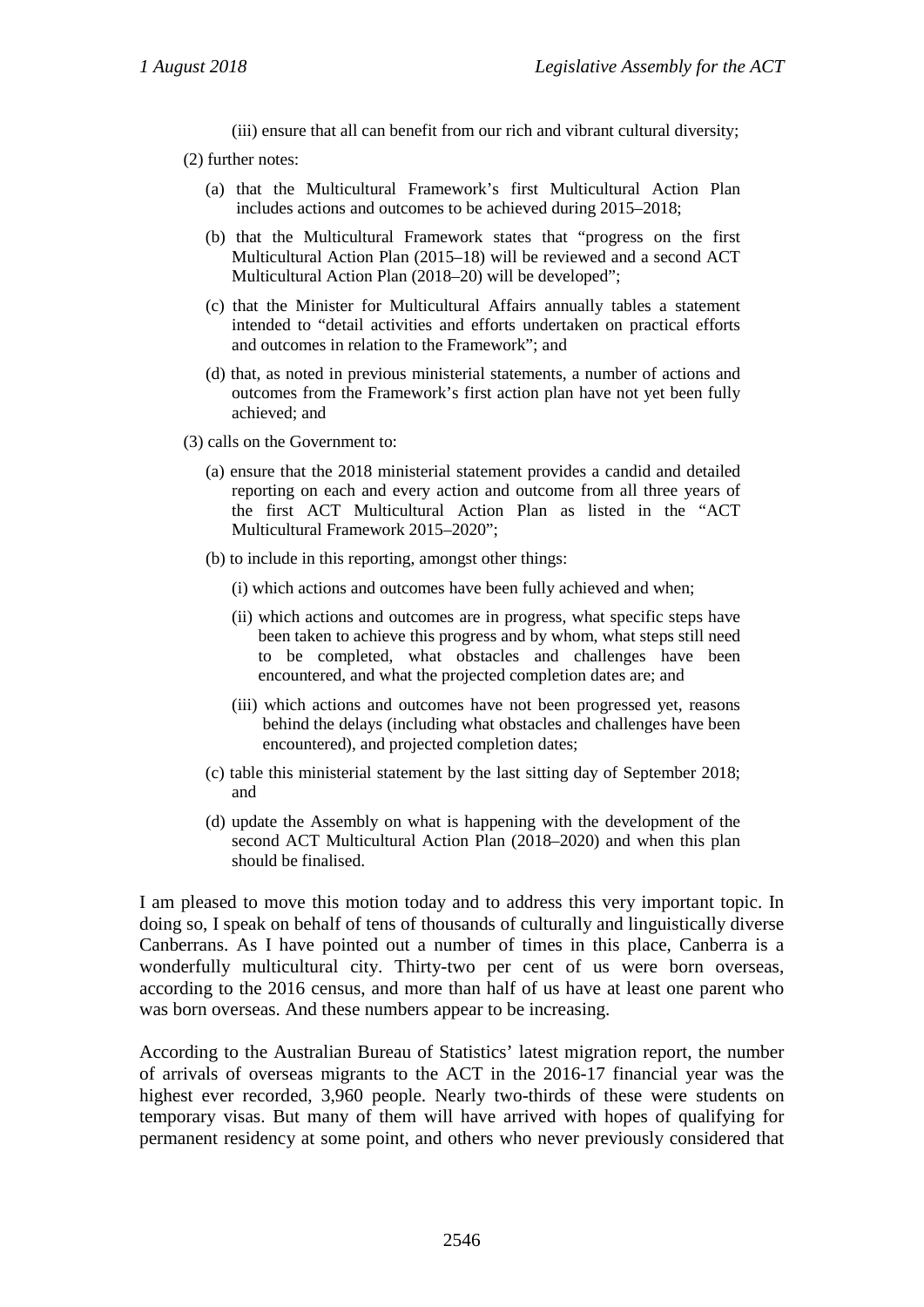(iii) ensure that all can benefit from our rich and vibrant cultural diversity;

(2) further notes:

(a) that the Multicultural Framework's first Multicultural Action Plan includes actions and outcomes to be achieved during 2015–2018;

(b) that the Multicultural Framework states that "progress on the first Multicultural Action Plan (2015–18) will be reviewed and a second ACT Multicultural Action Plan (2018–20) will be developed";

(c) that the Minister for Multicultural Affairs annually tables a statement intended to "detail activities and efforts undertaken on practical efforts and outcomes in relation to the Framework"; and

(d) that, as noted in previous ministerial statements, a number of actions and outcomes from the Framework's first action plan have not yet been fully achieved; and

(3) calls on the Government to:

(a) ensure that the 2018 ministerial statement provides a candid and detailed reporting on each and every action and outcome from all three years of the first ACT Multicultural Action Plan as listed in the "ACT Multicultural Framework 2015–2020";

(b) to include in this reporting, amongst other things:

(i) which actions and outcomes have been fully achieved and when;

(ii) which actions and outcomes are in progress, what specific steps have been taken to achieve this progress and by whom, what steps still need to be completed, what obstacles and challenges have been encountered, and what the projected completion dates are; and

(iii) which actions and outcomes have not been progressed yet, reasons behind the delays (including what obstacles and challenges have been encountered), and projected completion dates;

(c) table this ministerial statement by the last sitting day of September 2018; and

(d) update the Assembly on what is happening with the development of the second ACT Multicultural Action Plan (2018–2020) and when this plan should be finalised.

I am pleased to move this motion today and to address this very important topic. In doing so, I speak on behalf of tens of thousands of culturally and linguistically diverse Canberrans. As I have pointed out a number of times in this place, Canberra is a wonderfully multicultural city. Thirty-two per cent of us were born overseas, according to the 2016 census, and more than half of us have at least one parent who was born overseas. And these numbers appear to be increasing.

According to the Australian Bureau of Statistics' latest migration report, the number of arrivals of overseas migrants to the ACT in the 2016-17 financial year was the highest ever recorded, 3,960 people. Nearly two-thirds of these were students on temporary visas. But many of them will have arrived with hopes of qualifying for permanent residency at some point, and others who never previously considered that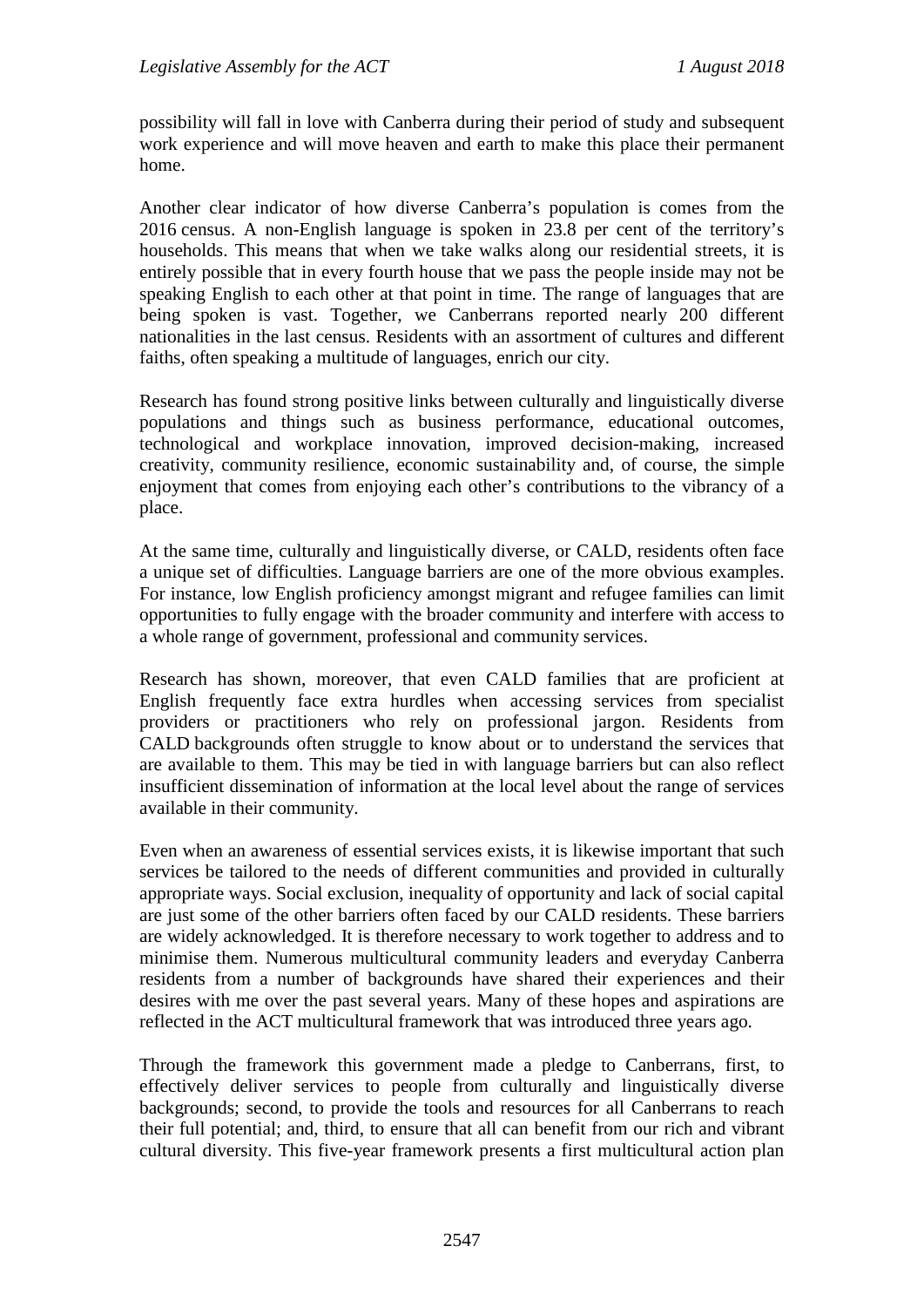possibility will fall in love with Canberra during their period of study and subsequent work experience and will move heaven and earth to make this place their permanent home.

Another clear indicator of how diverse Canberra's population is comes from the 2016 census. A non-English language is spoken in 23.8 per cent of the territory's households. This means that when we take walks along our residential streets, it is entirely possible that in every fourth house that we pass the people inside may not be speaking English to each other at that point in time. The range of languages that are being spoken is vast. Together, we Canberrans reported nearly 200 different nationalities in the last census. Residents with an assortment of cultures and different faiths, often speaking a multitude of languages, enrich our city.

Research has found strong positive links between culturally and linguistically diverse populations and things such as business performance, educational outcomes, technological and workplace innovation, improved decision-making, increased creativity, community resilience, economic sustainability and, of course, the simple enjoyment that comes from enjoying each other's contributions to the vibrancy of a place.

At the same time, culturally and linguistically diverse, or CALD, residents often face a unique set of difficulties. Language barriers are one of the more obvious examples. For instance, low English proficiency amongst migrant and refugee families can limit opportunities to fully engage with the broader community and interfere with access to a whole range of government, professional and community services.

Research has shown, moreover, that even CALD families that are proficient at English frequently face extra hurdles when accessing services from specialist providers or practitioners who rely on professional jargon. Residents from CALD backgrounds often struggle to know about or to understand the services that are available to them. This may be tied in with language barriers but can also reflect insufficient dissemination of information at the local level about the range of services available in their community.

Even when an awareness of essential services exists, it is likewise important that such services be tailored to the needs of different communities and provided in culturally appropriate ways. Social exclusion, inequality of opportunity and lack of social capital are just some of the other barriers often faced by our CALD residents. These barriers are widely acknowledged. It is therefore necessary to work together to address and to minimise them. Numerous multicultural community leaders and everyday Canberra residents from a number of backgrounds have shared their experiences and their desires with me over the past several years. Many of these hopes and aspirations are reflected in the ACT multicultural framework that was introduced three years ago.

Through the framework this government made a pledge to Canberrans, first, to effectively deliver services to people from culturally and linguistically diverse backgrounds; second, to provide the tools and resources for all Canberrans to reach their full potential; and, third, to ensure that all can benefit from our rich and vibrant cultural diversity. This five-year framework presents a first multicultural action plan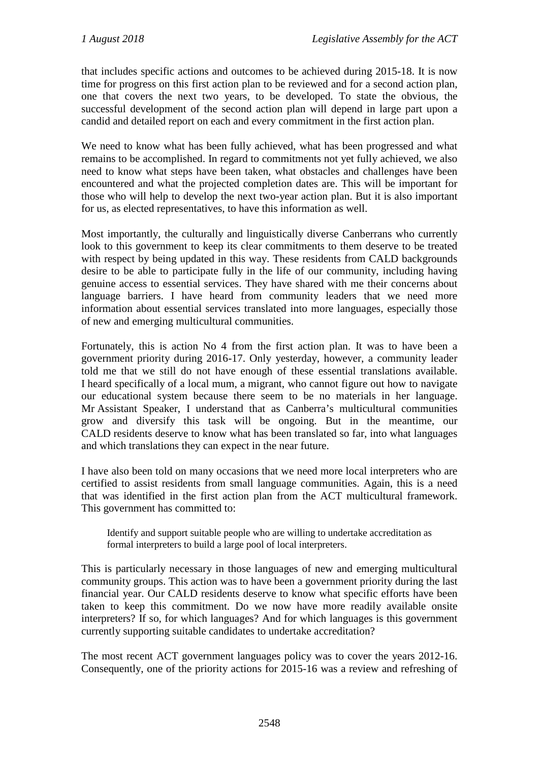that includes specific actions and outcomes to be achieved during 2015-18. It is now time for progress on this first action plan to be reviewed and for a second action plan, one that covers the next two years, to be developed. To state the obvious, the successful development of the second action plan will depend in large part upon a candid and detailed report on each and every commitment in the first action plan.

We need to know what has been fully achieved, what has been progressed and what remains to be accomplished. In regard to commitments not yet fully achieved, we also need to know what steps have been taken, what obstacles and challenges have been encountered and what the projected completion dates are. This will be important for those who will help to develop the next two-year action plan. But it is also important for us, as elected representatives, to have this information as well.

Most importantly, the culturally and linguistically diverse Canberrans who currently look to this government to keep its clear commitments to them deserve to be treated with respect by being updated in this way. These residents from CALD backgrounds desire to be able to participate fully in the life of our community, including having genuine access to essential services. They have shared with me their concerns about language barriers. I have heard from community leaders that we need more information about essential services translated into more languages, especially those of new and emerging multicultural communities.

Fortunately, this is action No 4 from the first action plan. It was to have been a government priority during 2016-17. Only yesterday, however, a community leader told me that we still do not have enough of these essential translations available. I heard specifically of a local mum, a migrant, who cannot figure out how to navigate our educational system because there seem to be no materials in her language. Mr Assistant Speaker, I understand that as Canberra's multicultural communities grow and diversify this task will be ongoing. But in the meantime, our CALD residents deserve to know what has been translated so far, into what languages and which translations they can expect in the near future.

I have also been told on many occasions that we need more local interpreters who are certified to assist residents from small language communities. Again, this is a need that was identified in the first action plan from the ACT multicultural framework. This government has committed to:

> Identify and support suitable people who are willing to undertake accreditation as formal interpreters to build a large pool of local interpreters.

This is particularly necessary in those languages of new and emerging multicultural community groups. This action was to have been a government priority during the last financial year. Our CALD residents deserve to know what specific efforts have been taken to keep this commitment. Do we now have more readily available onsite interpreters? If so, for which languages? And for which languages is this government currently supporting suitable candidates to undertake accreditation?

The most recent ACT government languages policy was to cover the years 2012-16. Consequently, one of the priority actions for 2015-16 was a review and refreshing of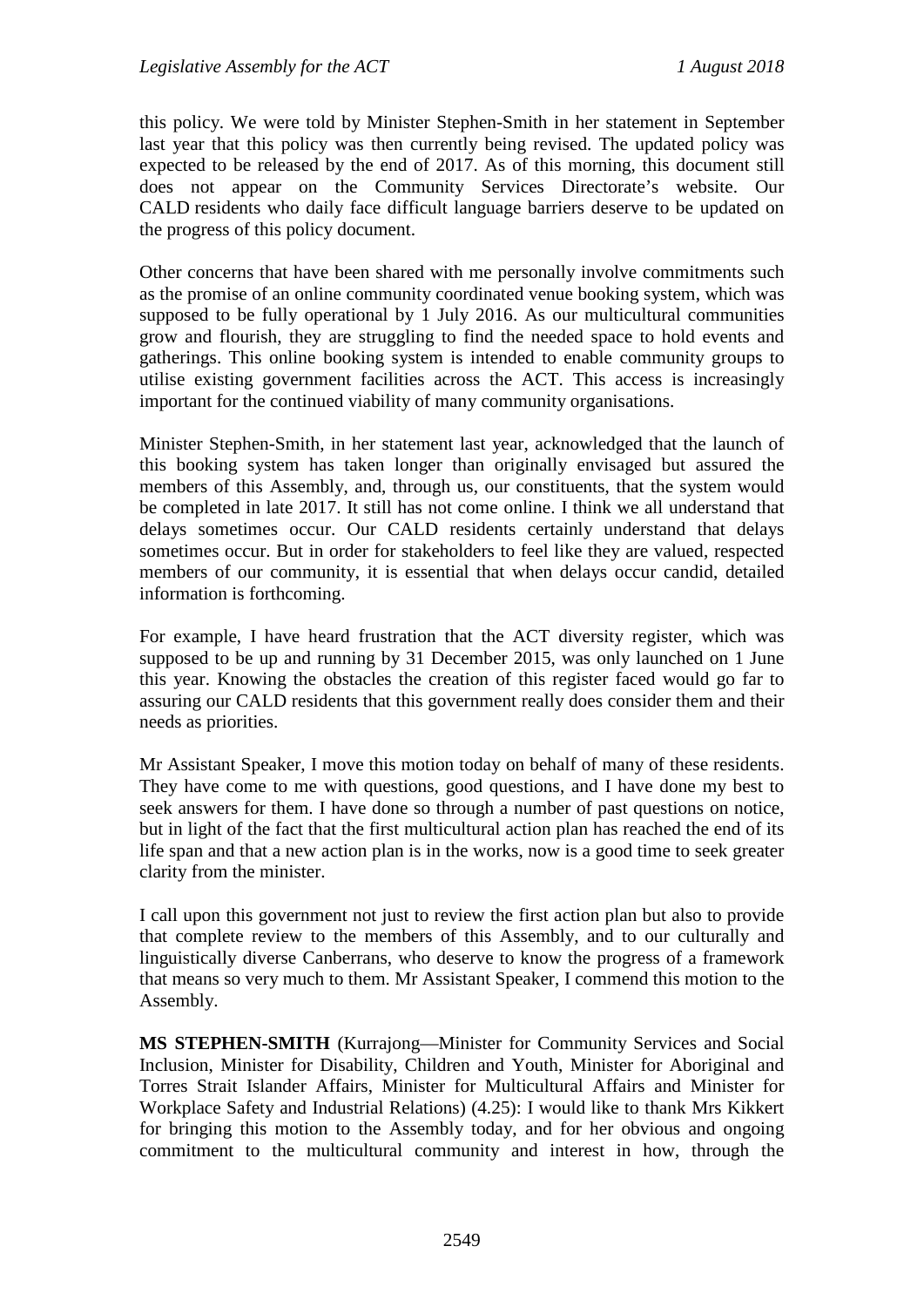this policy. We were told by Minister Stephen-Smith in her statement in September last year that this policy was then currently being revised. The updated policy was expected to be released by the end of 2017. As of this morning, this document still does not appear on the Community Services Directorate's website. Our CALD residents who daily face difficult language barriers deserve to be updated on the progress of this policy document.

Other concerns that have been shared with me personally involve commitments such as the promise of an online community coordinated venue booking system, which was supposed to be fully operational by 1 July 2016. As our multicultural communities grow and flourish, they are struggling to find the needed space to hold events and gatherings. This online booking system is intended to enable community groups to utilise existing government facilities across the ACT. This access is increasingly important for the continued viability of many community organisations.

Minister Stephen-Smith, in her statement last year, acknowledged that the launch of this booking system has taken longer than originally envisaged but assured the members of this Assembly, and, through us, our constituents, that the system would be completed in late 2017. It still has not come online. I think we all understand that delays sometimes occur. Our CALD residents certainly understand that delays sometimes occur. But in order for stakeholders to feel like they are valued, respected members of our community, it is essential that when delays occur candid, detailed information is forthcoming.

For example, I have heard frustration that the ACT diversity register, which was supposed to be up and running by 31 December 2015, was only launched on 1 June this year. Knowing the obstacles the creation of this register faced would go far to assuring our CALD residents that this government really does consider them and their needs as priorities.

Mr Assistant Speaker, I move this motion today on behalf of many of these residents. They have come to me with questions, good questions, and I have done my best to seek answers for them. I have done so through a number of past questions on notice, but in light of the fact that the first multicultural action plan has reached the end of its life span and that a new action plan is in the works, now is a good time to seek greater clarity from the minister.

I call upon this government not just to review the first action plan but also to provide that complete review to the members of this Assembly, and to our culturally and linguistically diverse Canberrans, who deserve to know the progress of a framework that means so very much to them. Mr Assistant Speaker, I commend this motion to the Assembly.

**MS STEPHEN-SMITH** (Kurrajong—Minister for Community Services and Social Inclusion, Minister for Disability, Children and Youth, Minister for Aboriginal and Torres Strait Islander Affairs, Minister for Multicultural Affairs and Minister for Workplace Safety and Industrial Relations) (4.25): I would like to thank Mrs Kikkert for bringing this motion to the Assembly today, and for her obvious and ongoing commitment to the multicultural community and interest in how, through the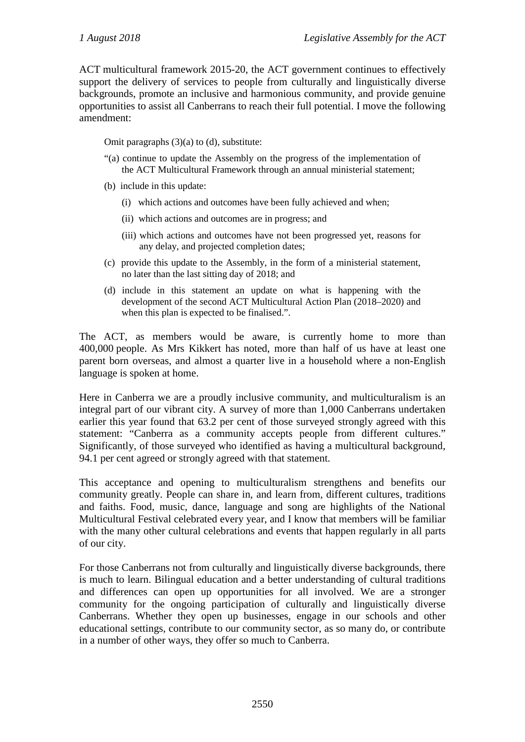ACT multicultural framework 2015-20, the ACT government continues to effectively support the delivery of services to people from culturally and linguistically diverse backgrounds, promote an inclusive and harmonious community, and provide genuine opportunities to assist all Canberrans to reach their full potential. I move the following amendment:

> Omit paragraphs (3)(a) to (d), substitute:
>
> "(a) continue to update the Assembly on the progress of the implementation of the ACT Multicultural Framework through an annual ministerial statement;
>
> (b) include in this update:
>
> (i) which actions and outcomes have been fully achieved and when;
>
> (ii) which actions and outcomes are in progress; and
>
> (iii) which actions and outcomes have not been progressed yet, reasons for any delay, and projected completion dates;
>
> (c) provide this update to the Assembly, in the form of a ministerial statement, no later than the last sitting day of 2018; and
>
> (d) include in this statement an update on what is happening with the development of the second ACT Multicultural Action Plan (2018–2020) and when this plan is expected to be finalised.".

The ACT, as members would be aware, is currently home to more than 400,000 people. As Mrs Kikkert has noted, more than half of us have at least one parent born overseas, and almost a quarter live in a household where a non-English language is spoken at home.

Here in Canberra we are a proudly inclusive community, and multiculturalism is an integral part of our vibrant city. A survey of more than 1,000 Canberrans undertaken earlier this year found that 63.2 per cent of those surveyed strongly agreed with this statement: "Canberra as a community accepts people from different cultures." Significantly, of those surveyed who identified as having a multicultural background, 94.1 per cent agreed or strongly agreed with that statement.

This acceptance and opening to multiculturalism strengthens and benefits our community greatly. People can share in, and learn from, different cultures, traditions and faiths. Food, music, dance, language and song are highlights of the National Multicultural Festival celebrated every year, and I know that members will be familiar with the many other cultural celebrations and events that happen regularly in all parts of our city.

For those Canberrans not from culturally and linguistically diverse backgrounds, there is much to learn. Bilingual education and a better understanding of cultural traditions and differences can open up opportunities for all involved. We are a stronger community for the ongoing participation of culturally and linguistically diverse Canberrans. Whether they open up businesses, engage in our schools and other educational settings, contribute to our community sector, as so many do, or contribute in a number of other ways, they offer so much to Canberra.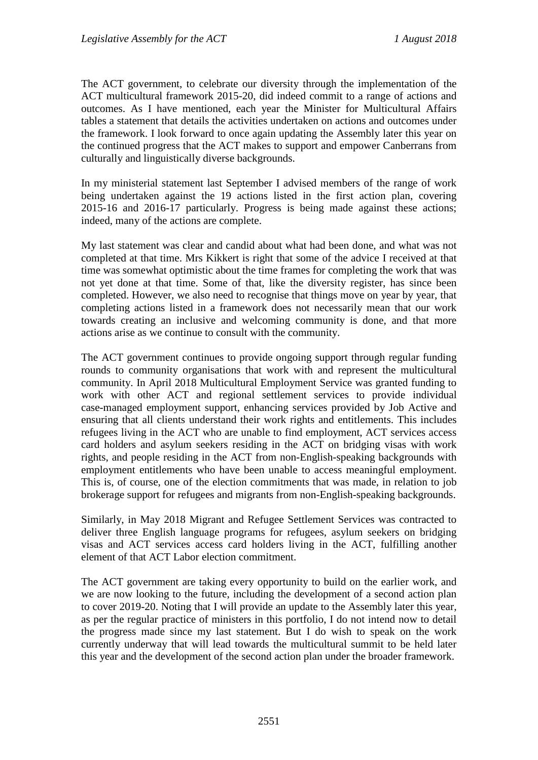The ACT government, to celebrate our diversity through the implementation of the ACT multicultural framework 2015-20, did indeed commit to a range of actions and outcomes. As I have mentioned, each year the Minister for Multicultural Affairs tables a statement that details the activities undertaken on actions and outcomes under the framework. I look forward to once again updating the Assembly later this year on the continued progress that the ACT makes to support and empower Canberrans from culturally and linguistically diverse backgrounds.

In my ministerial statement last September I advised members of the range of work being undertaken against the 19 actions listed in the first action plan, covering 2015-16 and 2016-17 particularly. Progress is being made against these actions; indeed, many of the actions are complete.

My last statement was clear and candid about what had been done, and what was not completed at that time. Mrs Kikkert is right that some of the advice I received at that time was somewhat optimistic about the time frames for completing the work that was not yet done at that time. Some of that, like the diversity register, has since been completed. However, we also need to recognise that things move on year by year, that completing actions listed in a framework does not necessarily mean that our work towards creating an inclusive and welcoming community is done, and that more actions arise as we continue to consult with the community.

The ACT government continues to provide ongoing support through regular funding rounds to community organisations that work with and represent the multicultural community. In April 2018 Multicultural Employment Service was granted funding to work with other ACT and regional settlement services to provide individual case-managed employment support, enhancing services provided by Job Active and ensuring that all clients understand their work rights and entitlements. This includes refugees living in the ACT who are unable to find employment, ACT services access card holders and asylum seekers residing in the ACT on bridging visas with work rights, and people residing in the ACT from non-English-speaking backgrounds with employment entitlements who have been unable to access meaningful employment. This is, of course, one of the election commitments that was made, in relation to job brokerage support for refugees and migrants from non-English-speaking backgrounds.

Similarly, in May 2018 Migrant and Refugee Settlement Services was contracted to deliver three English language programs for refugees, asylum seekers on bridging visas and ACT services access card holders living in the ACT, fulfilling another element of that ACT Labor election commitment.

The ACT government are taking every opportunity to build on the earlier work, and we are now looking to the future, including the development of a second action plan to cover 2019-20. Noting that I will provide an update to the Assembly later this year, as per the regular practice of ministers in this portfolio, I do not intend now to detail the progress made since my last statement. But I do wish to speak on the work currently underway that will lead towards the multicultural summit to be held later this year and the development of the second action plan under the broader framework.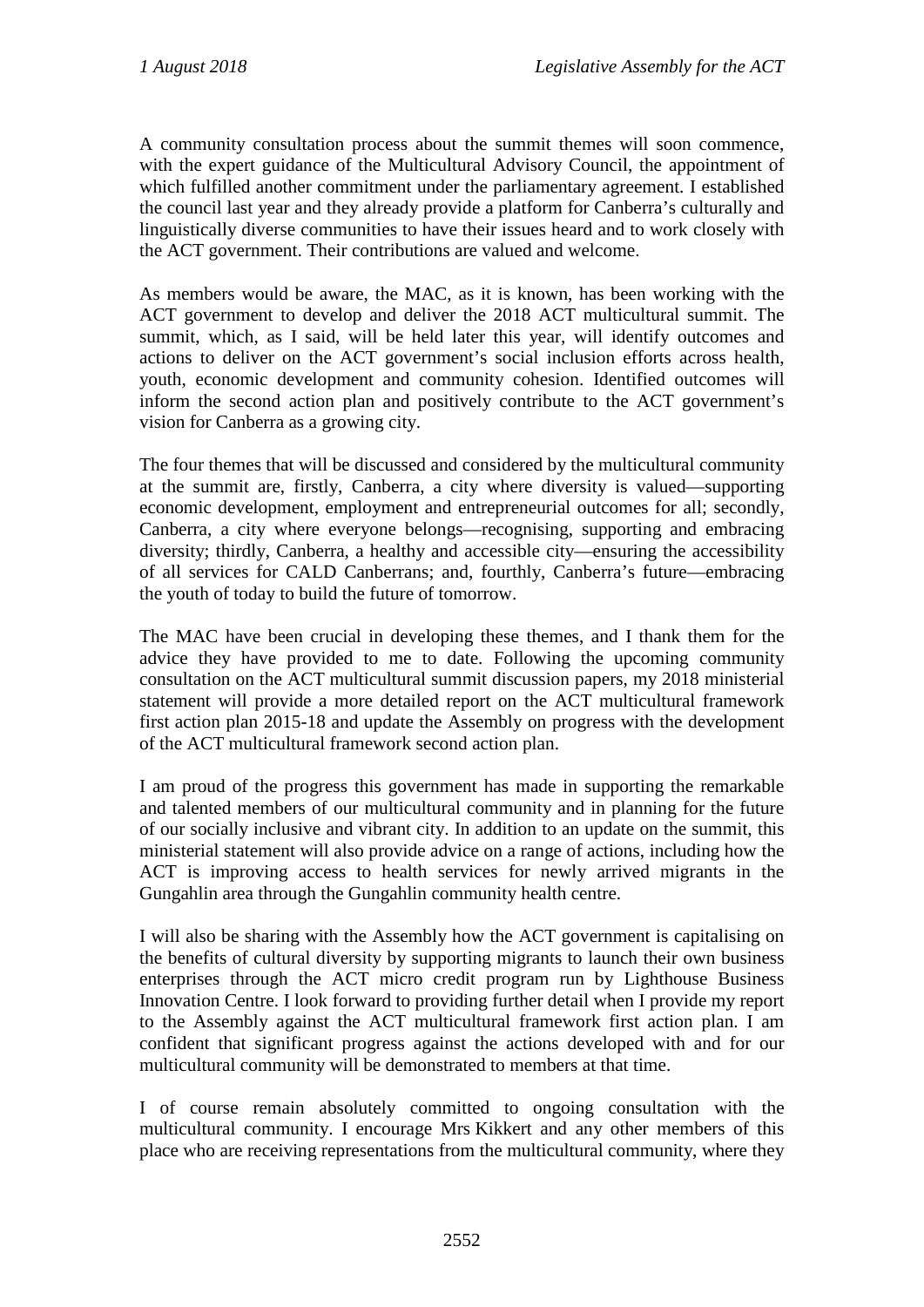A community consultation process about the summit themes will soon commence, with the expert guidance of the Multicultural Advisory Council, the appointment of which fulfilled another commitment under the parliamentary agreement. I established the council last year and they already provide a platform for Canberra's culturally and linguistically diverse communities to have their issues heard and to work closely with the ACT government. Their contributions are valued and welcome.

As members would be aware, the MAC, as it is known, has been working with the ACT government to develop and deliver the 2018 ACT multicultural summit. The summit, which, as I said, will be held later this year, will identify outcomes and actions to deliver on the ACT government's social inclusion efforts across health, youth, economic development and community cohesion. Identified outcomes will inform the second action plan and positively contribute to the ACT government's vision for Canberra as a growing city.

The four themes that will be discussed and considered by the multicultural community at the summit are, firstly, Canberra, a city where diversity is valued—supporting economic development, employment and entrepreneurial outcomes for all; secondly, Canberra, a city where everyone belongs—recognising, supporting and embracing diversity; thirdly, Canberra, a healthy and accessible city—ensuring the accessibility of all services for CALD Canberrans; and, fourthly, Canberra's future—embracing the youth of today to build the future of tomorrow.

The MAC have been crucial in developing these themes, and I thank them for the advice they have provided to me to date. Following the upcoming community consultation on the ACT multicultural summit discussion papers, my 2018 ministerial statement will provide a more detailed report on the ACT multicultural framework first action plan 2015-18 and update the Assembly on progress with the development of the ACT multicultural framework second action plan.

I am proud of the progress this government has made in supporting the remarkable and talented members of our multicultural community and in planning for the future of our socially inclusive and vibrant city. In addition to an update on the summit, this ministerial statement will also provide advice on a range of actions, including how the ACT is improving access to health services for newly arrived migrants in the Gungahlin area through the Gungahlin community health centre.

I will also be sharing with the Assembly how the ACT government is capitalising on the benefits of cultural diversity by supporting migrants to launch their own business enterprises through the ACT micro credit program run by Lighthouse Business Innovation Centre. I look forward to providing further detail when I provide my report to the Assembly against the ACT multicultural framework first action plan. I am confident that significant progress against the actions developed with and for our multicultural community will be demonstrated to members at that time.

I of course remain absolutely committed to ongoing consultation with the multicultural community. I encourage Mrs Kikkert and any other members of this place who are receiving representations from the multicultural community, where they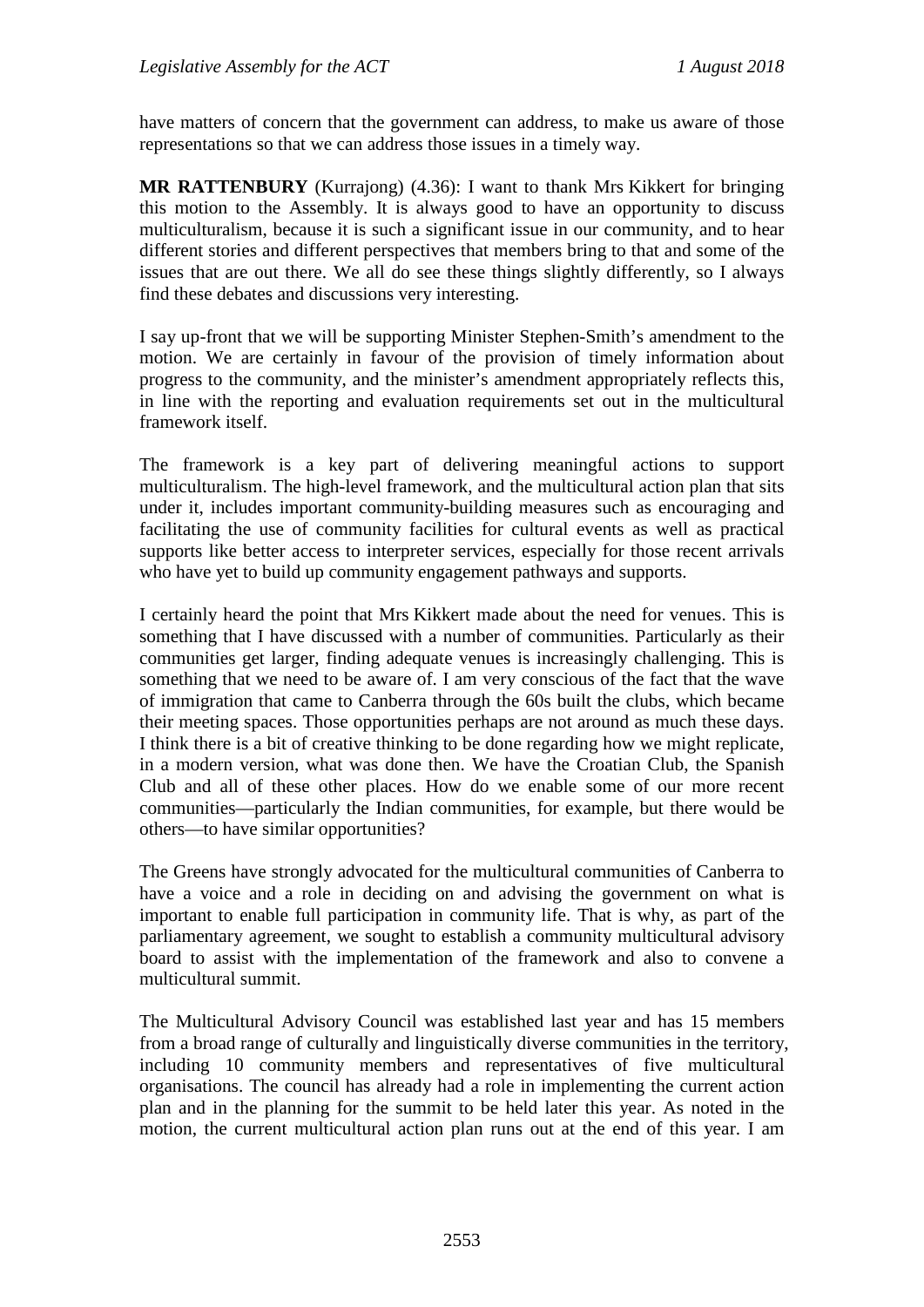have matters of concern that the government can address, to make us aware of those representations so that we can address those issues in a timely way.

**MR RATTENBURY** (Kurrajong) (4.36): I want to thank Mrs Kikkert for bringing this motion to the Assembly. It is always good to have an opportunity to discuss multiculturalism, because it is such a significant issue in our community, and to hear different stories and different perspectives that members bring to that and some of the issues that are out there. We all do see these things slightly differently, so I always find these debates and discussions very interesting.

I say up-front that we will be supporting Minister Stephen-Smith's amendment to the motion. We are certainly in favour of the provision of timely information about progress to the community, and the minister's amendment appropriately reflects this, in line with the reporting and evaluation requirements set out in the multicultural framework itself.

The framework is a key part of delivering meaningful actions to support multiculturalism. The high-level framework, and the multicultural action plan that sits under it, includes important community-building measures such as encouraging and facilitating the use of community facilities for cultural events as well as practical supports like better access to interpreter services, especially for those recent arrivals who have yet to build up community engagement pathways and supports.

I certainly heard the point that Mrs Kikkert made about the need for venues. This is something that I have discussed with a number of communities. Particularly as their communities get larger, finding adequate venues is increasingly challenging. This is something that we need to be aware of. I am very conscious of the fact that the wave of immigration that came to Canberra through the 60s built the clubs, which became their meeting spaces. Those opportunities perhaps are not around as much these days. I think there is a bit of creative thinking to be done regarding how we might replicate, in a modern version, what was done then. We have the Croatian Club, the Spanish Club and all of these other places. How do we enable some of our more recent communities—particularly the Indian communities, for example, but there would be others—to have similar opportunities?

The Greens have strongly advocated for the multicultural communities of Canberra to have a voice and a role in deciding on and advising the government on what is important to enable full participation in community life. That is why, as part of the parliamentary agreement, we sought to establish a community multicultural advisory board to assist with the implementation of the framework and also to convene a multicultural summit.

The Multicultural Advisory Council was established last year and has 15 members from a broad range of culturally and linguistically diverse communities in the territory, including 10 community members and representatives of five multicultural organisations. The council has already had a role in implementing the current action plan and in the planning for the summit to be held later this year. As noted in the motion, the current multicultural action plan runs out at the end of this year. I am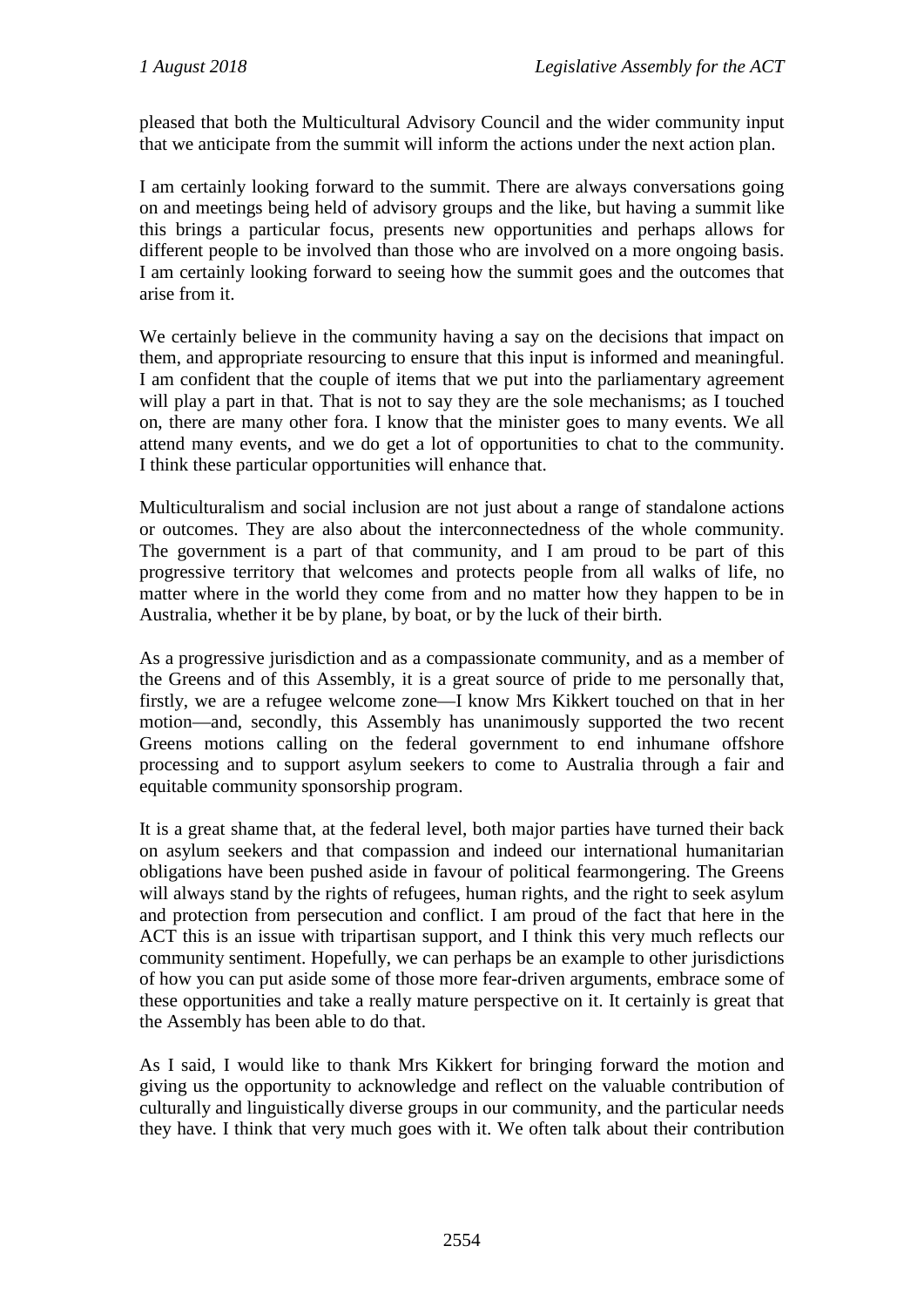pleased that both the Multicultural Advisory Council and the wider community input that we anticipate from the summit will inform the actions under the next action plan.

I am certainly looking forward to the summit. There are always conversations going on and meetings being held of advisory groups and the like, but having a summit like this brings a particular focus, presents new opportunities and perhaps allows for different people to be involved than those who are involved on a more ongoing basis. I am certainly looking forward to seeing how the summit goes and the outcomes that arise from it.

We certainly believe in the community having a say on the decisions that impact on them, and appropriate resourcing to ensure that this input is informed and meaningful. I am confident that the couple of items that we put into the parliamentary agreement will play a part in that. That is not to say they are the sole mechanisms; as I touched on, there are many other fora. I know that the minister goes to many events. We all attend many events, and we do get a lot of opportunities to chat to the community. I think these particular opportunities will enhance that.

Multiculturalism and social inclusion are not just about a range of standalone actions or outcomes. They are also about the interconnectedness of the whole community. The government is a part of that community, and I am proud to be part of this progressive territory that welcomes and protects people from all walks of life, no matter where in the world they come from and no matter how they happen to be in Australia, whether it be by plane, by boat, or by the luck of their birth.

As a progressive jurisdiction and as a compassionate community, and as a member of the Greens and of this Assembly, it is a great source of pride to me personally that, firstly, we are a refugee welcome zone—I know Mrs Kikkert touched on that in her motion—and, secondly, this Assembly has unanimously supported the two recent Greens motions calling on the federal government to end inhumane offshore processing and to support asylum seekers to come to Australia through a fair and equitable community sponsorship program.

It is a great shame that, at the federal level, both major parties have turned their back on asylum seekers and that compassion and indeed our international humanitarian obligations have been pushed aside in favour of political fearmongering. The Greens will always stand by the rights of refugees, human rights, and the right to seek asylum and protection from persecution and conflict. I am proud of the fact that here in the ACT this is an issue with tripartisan support, and I think this very much reflects our community sentiment. Hopefully, we can perhaps be an example to other jurisdictions of how you can put aside some of those more fear-driven arguments, embrace some of these opportunities and take a really mature perspective on it. It certainly is great that the Assembly has been able to do that.

As I said, I would like to thank Mrs Kikkert for bringing forward the motion and giving us the opportunity to acknowledge and reflect on the valuable contribution of culturally and linguistically diverse groups in our community, and the particular needs they have. I think that very much goes with it. We often talk about their contribution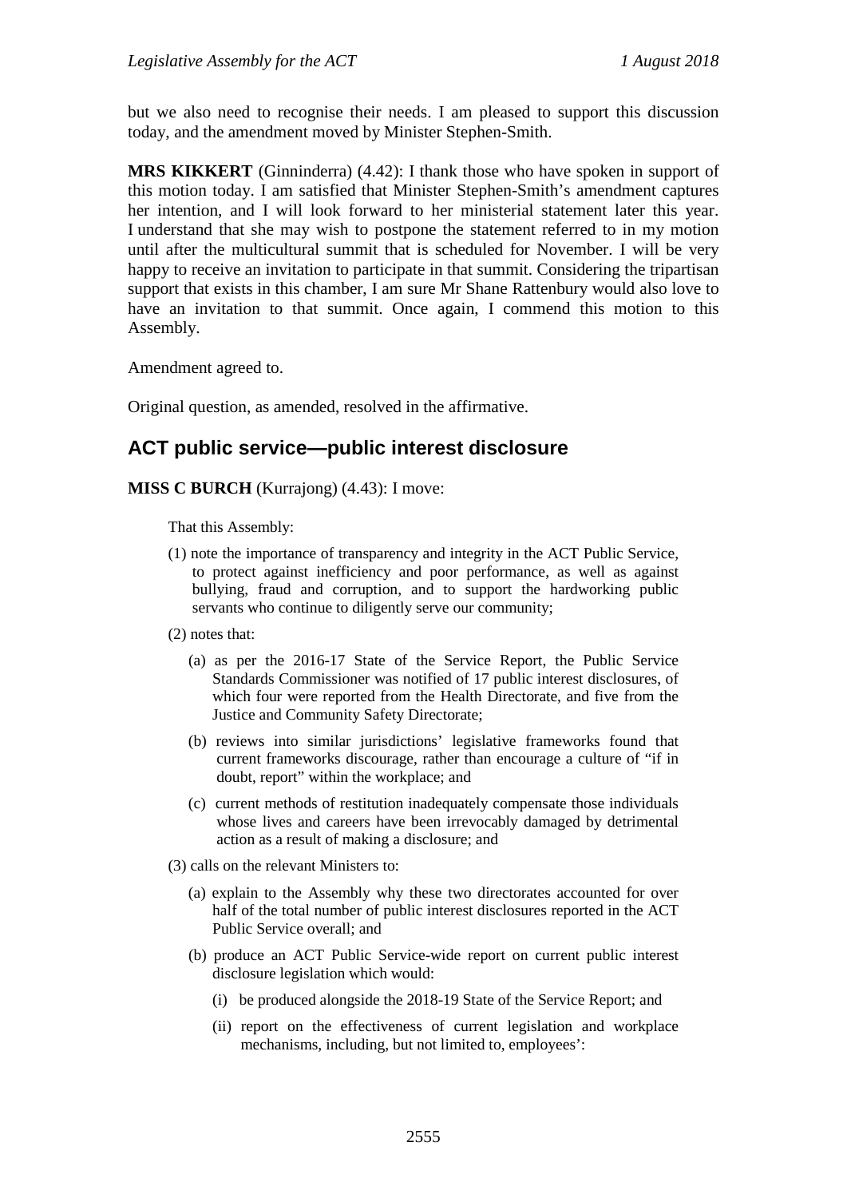but we also need to recognise their needs. I am pleased to support this discussion today, and the amendment moved by Minister Stephen-Smith.

**MRS KIKKERT** (Ginninderra) (4.42): I thank those who have spoken in support of this motion today. I am satisfied that Minister Stephen-Smith's amendment captures her intention, and I will look forward to her ministerial statement later this year. I understand that she may wish to postpone the statement referred to in my motion until after the multicultural summit that is scheduled for November. I will be very happy to receive an invitation to participate in that summit. Considering the tripartisan support that exists in this chamber, I am sure Mr Shane Rattenbury would also love to have an invitation to that summit. Once again, I commend this motion to this Assembly.

Amendment agreed to.

Original question, as amended, resolved in the affirmative.

## ACT public service—public interest disclosure

**MISS C BURCH** (Kurrajong) (4.43): I move:

> That this Assembly:
>
> (1) note the importance of transparency and integrity in the ACT Public Service, to protect against inefficiency and poor performance, as well as against bullying, fraud and corruption, and to support the hardworking public servants who continue to diligently serve our community;
>
> (2) notes that:
>
> (a) as per the 2016-17 State of the Service Report, the Public Service Standards Commissioner was notified of 17 public interest disclosures, of which four were reported from the Health Directorate, and five from the Justice and Community Safety Directorate;
>
> (b) reviews into similar jurisdictions' legislative frameworks found that current frameworks discourage, rather than encourage a culture of "if in doubt, report" within the workplace; and
>
> (c) current methods of restitution inadequately compensate those individuals whose lives and careers have been irrevocably damaged by detrimental action as a result of making a disclosure; and
>
> (3) calls on the relevant Ministers to:
>
> (a) explain to the Assembly why these two directorates accounted for over half of the total number of public interest disclosures reported in the ACT Public Service overall; and
>
> (b) produce an ACT Public Service-wide report on current public interest disclosure legislation which would:
>
> (i) be produced alongside the 2018-19 State of the Service Report; and
>
> (ii) report on the effectiveness of current legislation and workplace mechanisms, including, but not limited to, employees':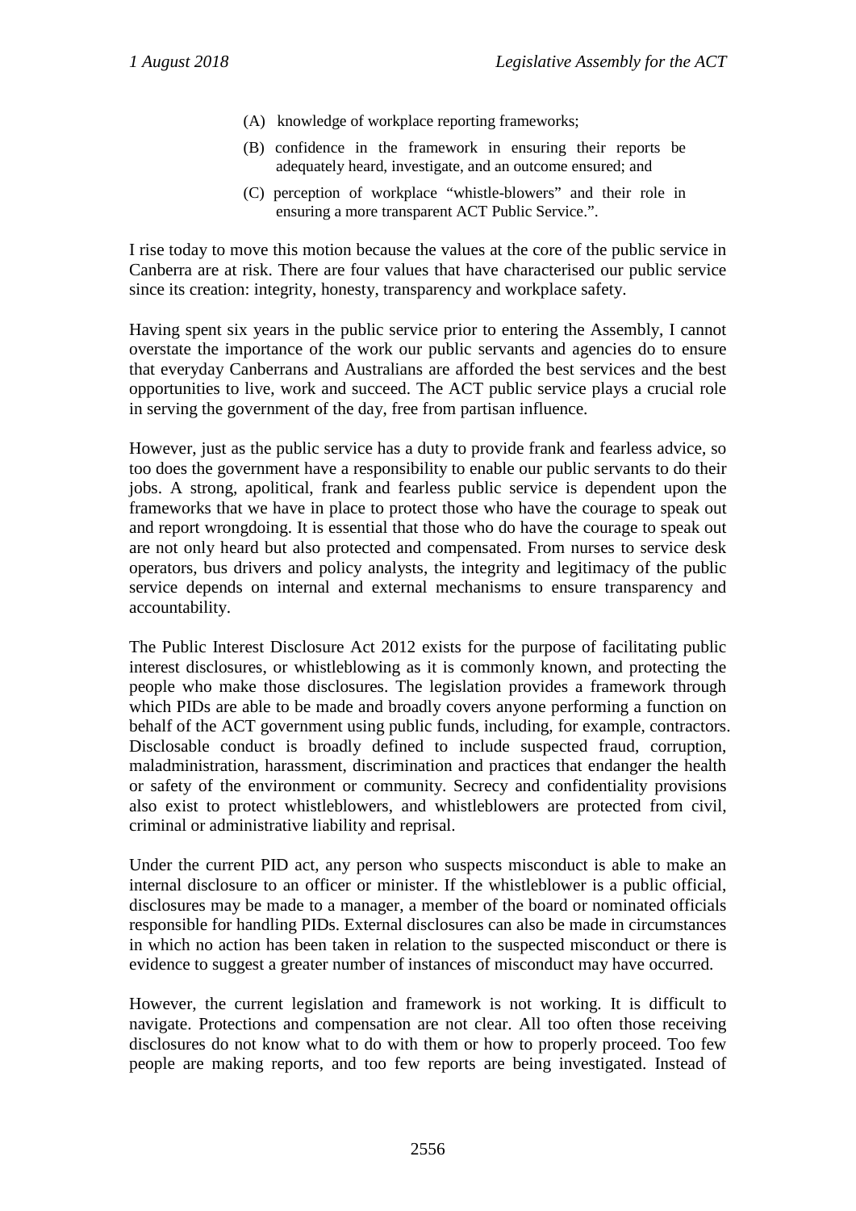(A) knowledge of workplace reporting frameworks;

(B) confidence in the framework in ensuring their reports be adequately heard, investigate, and an outcome ensured; and

(C) perception of workplace "whistle-blowers" and their role in ensuring a more transparent ACT Public Service.".

I rise today to move this motion because the values at the core of the public service in Canberra are at risk. There are four values that have characterised our public service since its creation: integrity, honesty, transparency and workplace safety.

Having spent six years in the public service prior to entering the Assembly, I cannot overstate the importance of the work our public servants and agencies do to ensure that everyday Canberrans and Australians are afforded the best services and the best opportunities to live, work and succeed. The ACT public service plays a crucial role in serving the government of the day, free from partisan influence.

However, just as the public service has a duty to provide frank and fearless advice, so too does the government have a responsibility to enable our public servants to do their jobs. A strong, apolitical, frank and fearless public service is dependent upon the frameworks that we have in place to protect those who have the courage to speak out and report wrongdoing. It is essential that those who do have the courage to speak out are not only heard but also protected and compensated. From nurses to service desk operators, bus drivers and policy analysts, the integrity and legitimacy of the public service depends on internal and external mechanisms to ensure transparency and accountability.

The Public Interest Disclosure Act 2012 exists for the purpose of facilitating public interest disclosures, or whistleblowing as it is commonly known, and protecting the people who make those disclosures. The legislation provides a framework through which PIDs are able to be made and broadly covers anyone performing a function on behalf of the ACT government using public funds, including, for example, contractors. Disclosable conduct is broadly defined to include suspected fraud, corruption, maladministration, harassment, discrimination and practices that endanger the health or safety of the environment or community. Secrecy and confidentiality provisions also exist to protect whistleblowers, and whistleblowers are protected from civil, criminal or administrative liability and reprisal.

Under the current PID act, any person who suspects misconduct is able to make an internal disclosure to an officer or minister. If the whistleblower is a public official, disclosures may be made to a manager, a member of the board or nominated officials responsible for handling PIDs. External disclosures can also be made in circumstances in which no action has been taken in relation to the suspected misconduct or there is evidence to suggest a greater number of instances of misconduct may have occurred.

However, the current legislation and framework is not working. It is difficult to navigate. Protections and compensation are not clear. All too often those receiving disclosures do not know what to do with them or how to properly proceed. Too few people are making reports, and too few reports are being investigated. Instead of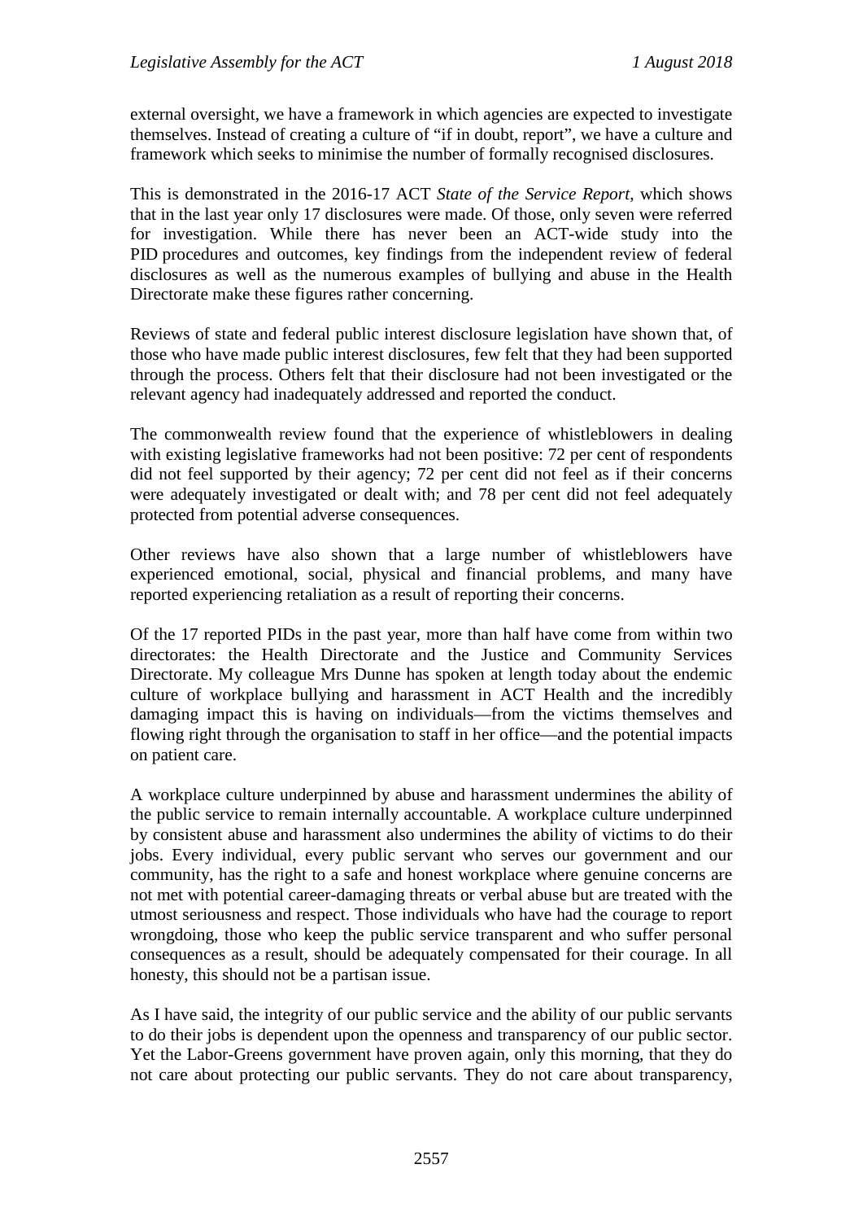external oversight, we have a framework in which agencies are expected to investigate themselves. Instead of creating a culture of "if in doubt, report", we have a culture and framework which seeks to minimise the number of formally recognised disclosures.

This is demonstrated in the 2016-17 ACT *State of the Service Report*, which shows that in the last year only 17 disclosures were made. Of those, only seven were referred for investigation. While there has never been an ACT-wide study into the PID procedures and outcomes, key findings from the independent review of federal disclosures as well as the numerous examples of bullying and abuse in the Health Directorate make these figures rather concerning.

Reviews of state and federal public interest disclosure legislation have shown that, of those who have made public interest disclosures, few felt that they had been supported through the process. Others felt that their disclosure had not been investigated or the relevant agency had inadequately addressed and reported the conduct.

The commonwealth review found that the experience of whistleblowers in dealing with existing legislative frameworks had not been positive: 72 per cent of respondents did not feel supported by their agency; 72 per cent did not feel as if their concerns were adequately investigated or dealt with; and 78 per cent did not feel adequately protected from potential adverse consequences.

Other reviews have also shown that a large number of whistleblowers have experienced emotional, social, physical and financial problems, and many have reported experiencing retaliation as a result of reporting their concerns.

Of the 17 reported PIDs in the past year, more than half have come from within two directorates: the Health Directorate and the Justice and Community Services Directorate. My colleague Mrs Dunne has spoken at length today about the endemic culture of workplace bullying and harassment in ACT Health and the incredibly damaging impact this is having on individuals—from the victims themselves and flowing right through the organisation to staff in her office—and the potential impacts on patient care.

A workplace culture underpinned by abuse and harassment undermines the ability of the public service to remain internally accountable. A workplace culture underpinned by consistent abuse and harassment also undermines the ability of victims to do their jobs. Every individual, every public servant who serves our government and our community, has the right to a safe and honest workplace where genuine concerns are not met with potential career-damaging threats or verbal abuse but are treated with the utmost seriousness and respect. Those individuals who have had the courage to report wrongdoing, those who keep the public service transparent and who suffer personal consequences as a result, should be adequately compensated for their courage. In all honesty, this should not be a partisan issue.

As I have said, the integrity of our public service and the ability of our public servants to do their jobs is dependent upon the openness and transparency of our public sector. Yet the Labor-Greens government have proven again, only this morning, that they do not care about protecting our public servants. They do not care about transparency,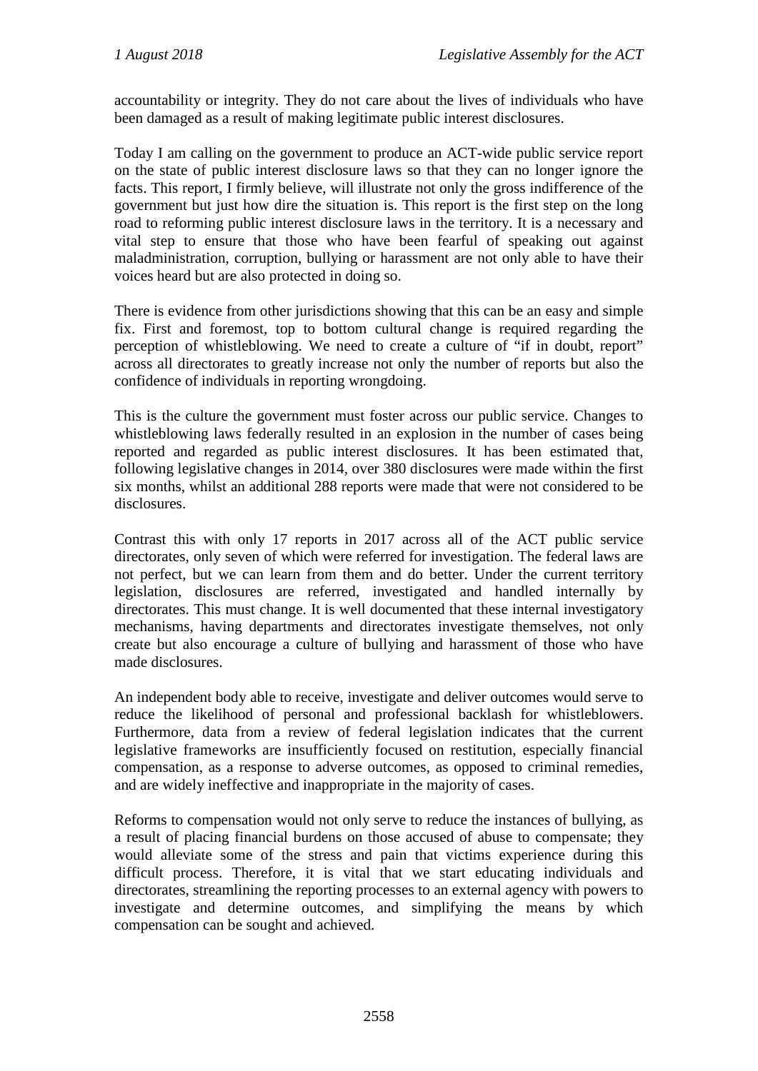accountability or integrity. They do not care about the lives of individuals who have been damaged as a result of making legitimate public interest disclosures.

Today I am calling on the government to produce an ACT-wide public service report on the state of public interest disclosure laws so that they can no longer ignore the facts. This report, I firmly believe, will illustrate not only the gross indifference of the government but just how dire the situation is. This report is the first step on the long road to reforming public interest disclosure laws in the territory. It is a necessary and vital step to ensure that those who have been fearful of speaking out against maladministration, corruption, bullying or harassment are not only able to have their voices heard but are also protected in doing so.

There is evidence from other jurisdictions showing that this can be an easy and simple fix. First and foremost, top to bottom cultural change is required regarding the perception of whistleblowing. We need to create a culture of "if in doubt, report" across all directorates to greatly increase not only the number of reports but also the confidence of individuals in reporting wrongdoing.

This is the culture the government must foster across our public service. Changes to whistleblowing laws federally resulted in an explosion in the number of cases being reported and regarded as public interest disclosures. It has been estimated that, following legislative changes in 2014, over 380 disclosures were made within the first six months, whilst an additional 288 reports were made that were not considered to be disclosures.

Contrast this with only 17 reports in 2017 across all of the ACT public service directorates, only seven of which were referred for investigation. The federal laws are not perfect, but we can learn from them and do better. Under the current territory legislation, disclosures are referred, investigated and handled internally by directorates. This must change. It is well documented that these internal investigatory mechanisms, having departments and directorates investigate themselves, not only create but also encourage a culture of bullying and harassment of those who have made disclosures.

An independent body able to receive, investigate and deliver outcomes would serve to reduce the likelihood of personal and professional backlash for whistleblowers. Furthermore, data from a review of federal legislation indicates that the current legislative frameworks are insufficiently focused on restitution, especially financial compensation, as a response to adverse outcomes, as opposed to criminal remedies, and are widely ineffective and inappropriate in the majority of cases.

Reforms to compensation would not only serve to reduce the instances of bullying, as a result of placing financial burdens on those accused of abuse to compensate; they would alleviate some of the stress and pain that victims experience during this difficult process. Therefore, it is vital that we start educating individuals and directorates, streamlining the reporting processes to an external agency with powers to investigate and determine outcomes, and simplifying the means by which compensation can be sought and achieved.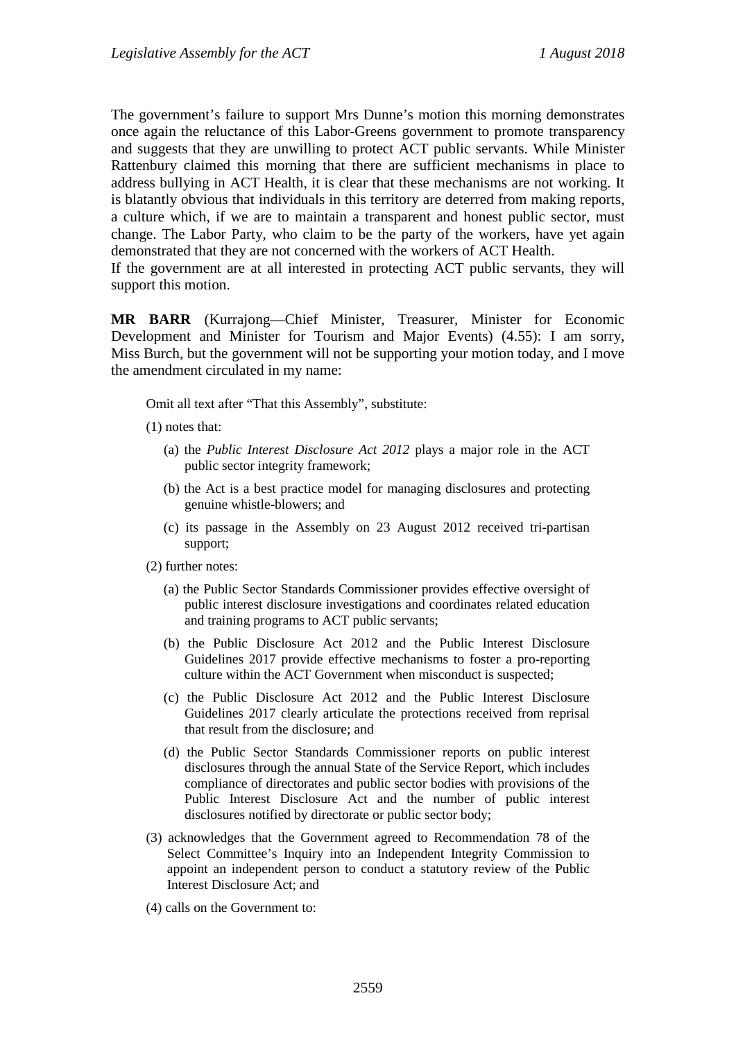The government's failure to support Mrs Dunne's motion this morning demonstrates once again the reluctance of this Labor-Greens government to promote transparency and suggests that they are unwilling to protect ACT public servants. While Minister Rattenbury claimed this morning that there are sufficient mechanisms in place to address bullying in ACT Health, it is clear that these mechanisms are not working. It is blatantly obvious that individuals in this territory are deterred from making reports, a culture which, if we are to maintain a transparent and honest public sector, must change. The Labor Party, who claim to be the party of the workers, have yet again demonstrated that they are not concerned with the workers of ACT Health.

If the government are at all interested in protecting ACT public servants, they will support this motion.

**MR BARR** (Kurrajong—Chief Minister, Treasurer, Minister for Economic Development and Minister for Tourism and Major Events) (4.55): I am sorry, Miss Burch, but the government will not be supporting your motion today, and I move the amendment circulated in my name:

> Omit all text after "That this Assembly", substitute:
>
> (1) notes that:
>
> (a) the *Public Interest Disclosure Act 2012* plays a major role in the ACT public sector integrity framework;
>
> (b) the Act is a best practice model for managing disclosures and protecting genuine whistle-blowers; and
>
> (c) its passage in the Assembly on 23 August 2012 received tri-partisan support;
>
> (2) further notes:
>
> (a) the Public Sector Standards Commissioner provides effective oversight of public interest disclosure investigations and coordinates related education and training programs to ACT public servants;
>
> (b) the Public Disclosure Act 2012 and the Public Interest Disclosure Guidelines 2017 provide effective mechanisms to foster a pro-reporting culture within the ACT Government when misconduct is suspected;
>
> (c) the Public Disclosure Act 2012 and the Public Interest Disclosure Guidelines 2017 clearly articulate the protections received from reprisal that result from the disclosure; and
>
> (d) the Public Sector Standards Commissioner reports on public interest disclosures through the annual State of the Service Report, which includes compliance of directorates and public sector bodies with provisions of the Public Interest Disclosure Act and the number of public interest disclosures notified by directorate or public sector body;
>
> (3) acknowledges that the Government agreed to Recommendation 78 of the Select Committee's Inquiry into an Independent Integrity Commission to appoint an independent person to conduct a statutory review of the Public Interest Disclosure Act; and
>
> (4) calls on the Government to: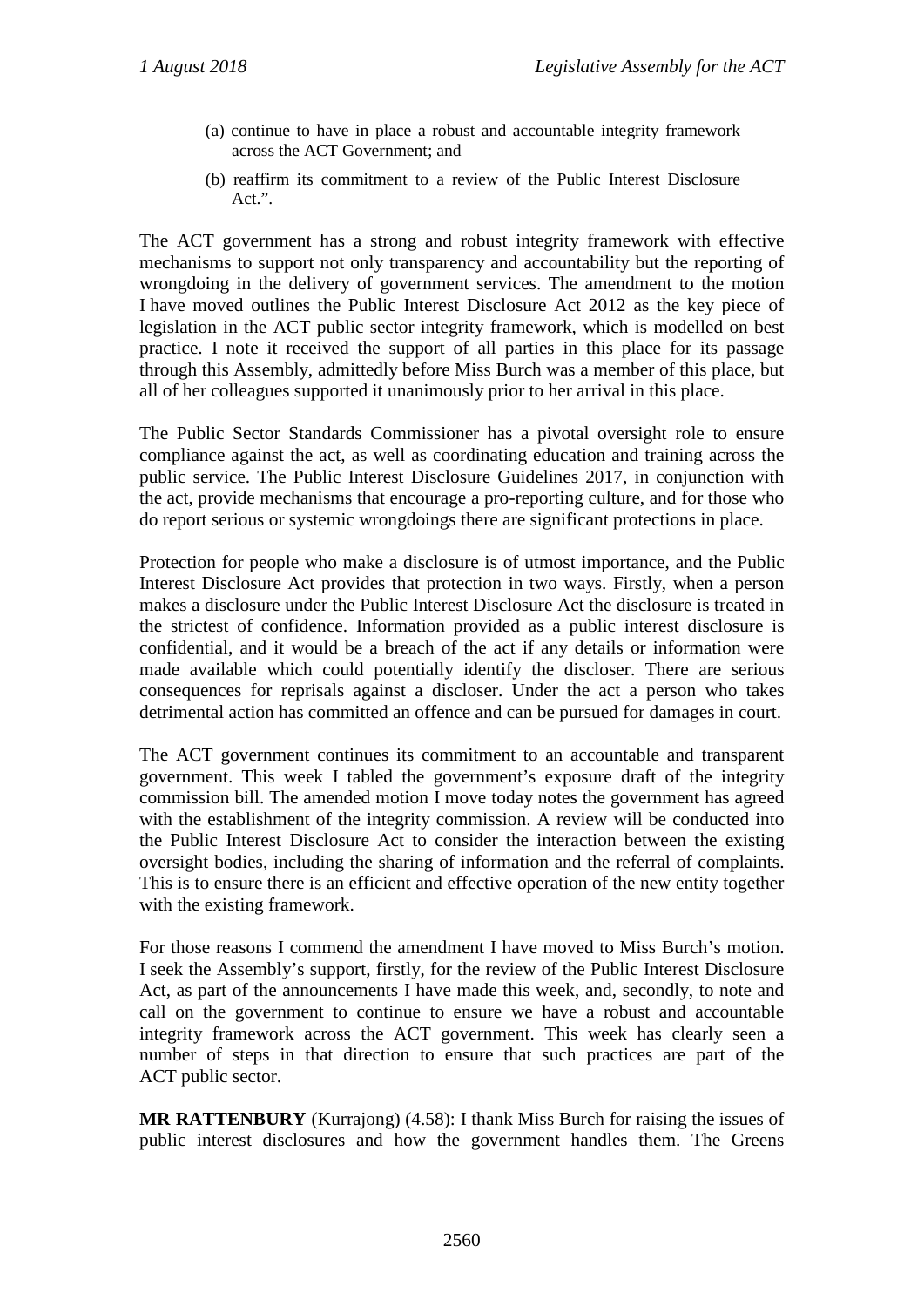(a) continue to have in place a robust and accountable integrity framework across the ACT Government; and

(b) reaffirm its commitment to a review of the Public Interest Disclosure Act.".

The ACT government has a strong and robust integrity framework with effective mechanisms to support not only transparency and accountability but the reporting of wrongdoing in the delivery of government services. The amendment to the motion I have moved outlines the Public Interest Disclosure Act 2012 as the key piece of legislation in the ACT public sector integrity framework, which is modelled on best practice. I note it received the support of all parties in this place for its passage through this Assembly, admittedly before Miss Burch was a member of this place, but all of her colleagues supported it unanimously prior to her arrival in this place.

The Public Sector Standards Commissioner has a pivotal oversight role to ensure compliance against the act, as well as coordinating education and training across the public service. The Public Interest Disclosure Guidelines 2017, in conjunction with the act, provide mechanisms that encourage a pro-reporting culture, and for those who do report serious or systemic wrongdoings there are significant protections in place.

Protection for people who make a disclosure is of utmost importance, and the Public Interest Disclosure Act provides that protection in two ways. Firstly, when a person makes a disclosure under the Public Interest Disclosure Act the disclosure is treated in the strictest of confidence. Information provided as a public interest disclosure is confidential, and it would be a breach of the act if any details or information were made available which could potentially identify the discloser. There are serious consequences for reprisals against a discloser. Under the act a person who takes detrimental action has committed an offence and can be pursued for damages in court.

The ACT government continues its commitment to an accountable and transparent government. This week I tabled the government's exposure draft of the integrity commission bill. The amended motion I move today notes the government has agreed with the establishment of the integrity commission. A review will be conducted into the Public Interest Disclosure Act to consider the interaction between the existing oversight bodies, including the sharing of information and the referral of complaints. This is to ensure there is an efficient and effective operation of the new entity together with the existing framework.

For those reasons I commend the amendment I have moved to Miss Burch's motion. I seek the Assembly's support, firstly, for the review of the Public Interest Disclosure Act, as part of the announcements I have made this week, and, secondly, to note and call on the government to continue to ensure we have a robust and accountable integrity framework across the ACT government. This week has clearly seen a number of steps in that direction to ensure that such practices are part of the ACT public sector.

**MR RATTENBURY** (Kurrajong) (4.58): I thank Miss Burch for raising the issues of public interest disclosures and how the government handles them. The Greens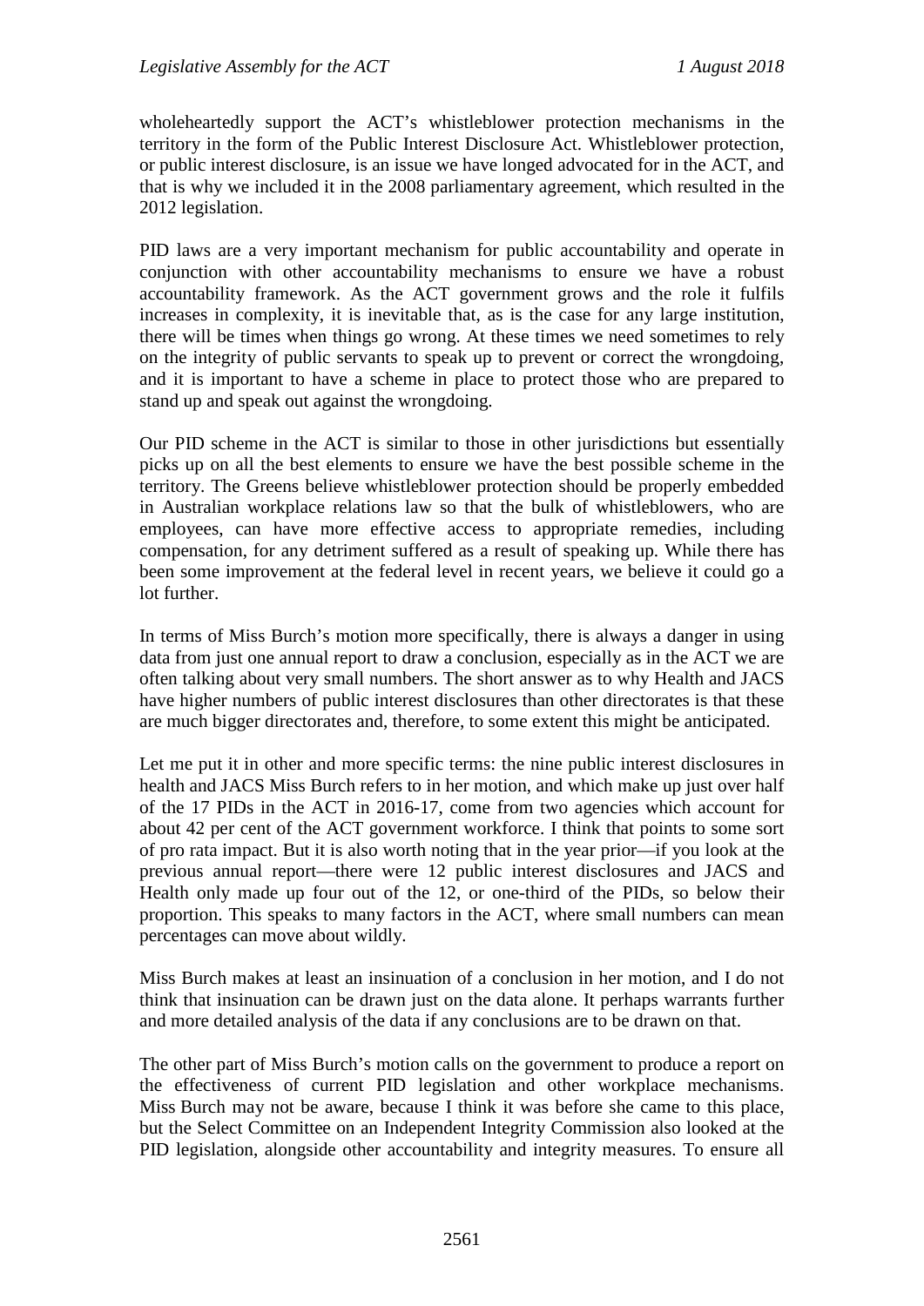wholeheartedly support the ACT's whistleblower protection mechanisms in the territory in the form of the Public Interest Disclosure Act. Whistleblower protection, or public interest disclosure, is an issue we have longed advocated for in the ACT, and that is why we included it in the 2008 parliamentary agreement, which resulted in the 2012 legislation.

PID laws are a very important mechanism for public accountability and operate in conjunction with other accountability mechanisms to ensure we have a robust accountability framework. As the ACT government grows and the role it fulfils increases in complexity, it is inevitable that, as is the case for any large institution, there will be times when things go wrong. At these times we need sometimes to rely on the integrity of public servants to speak up to prevent or correct the wrongdoing, and it is important to have a scheme in place to protect those who are prepared to stand up and speak out against the wrongdoing.

Our PID scheme in the ACT is similar to those in other jurisdictions but essentially picks up on all the best elements to ensure we have the best possible scheme in the territory. The Greens believe whistleblower protection should be properly embedded in Australian workplace relations law so that the bulk of whistleblowers, who are employees, can have more effective access to appropriate remedies, including compensation, for any detriment suffered as a result of speaking up. While there has been some improvement at the federal level in recent years, we believe it could go a lot further.

In terms of Miss Burch's motion more specifically, there is always a danger in using data from just one annual report to draw a conclusion, especially as in the ACT we are often talking about very small numbers. The short answer as to why Health and JACS have higher numbers of public interest disclosures than other directorates is that these are much bigger directorates and, therefore, to some extent this might be anticipated.

Let me put it in other and more specific terms: the nine public interest disclosures in health and JACS Miss Burch refers to in her motion, and which make up just over half of the 17 PIDs in the ACT in 2016-17, come from two agencies which account for about 42 per cent of the ACT government workforce. I think that points to some sort of pro rata impact. But it is also worth noting that in the year prior—if you look at the previous annual report—there were 12 public interest disclosures and JACS and Health only made up four out of the 12, or one-third of the PIDs, so below their proportion. This speaks to many factors in the ACT, where small numbers can mean percentages can move about wildly.

Miss Burch makes at least an insinuation of a conclusion in her motion, and I do not think that insinuation can be drawn just on the data alone. It perhaps warrants further and more detailed analysis of the data if any conclusions are to be drawn on that.

The other part of Miss Burch's motion calls on the government to produce a report on the effectiveness of current PID legislation and other workplace mechanisms. Miss Burch may not be aware, because I think it was before she came to this place, but the Select Committee on an Independent Integrity Commission also looked at the PID legislation, alongside other accountability and integrity measures. To ensure all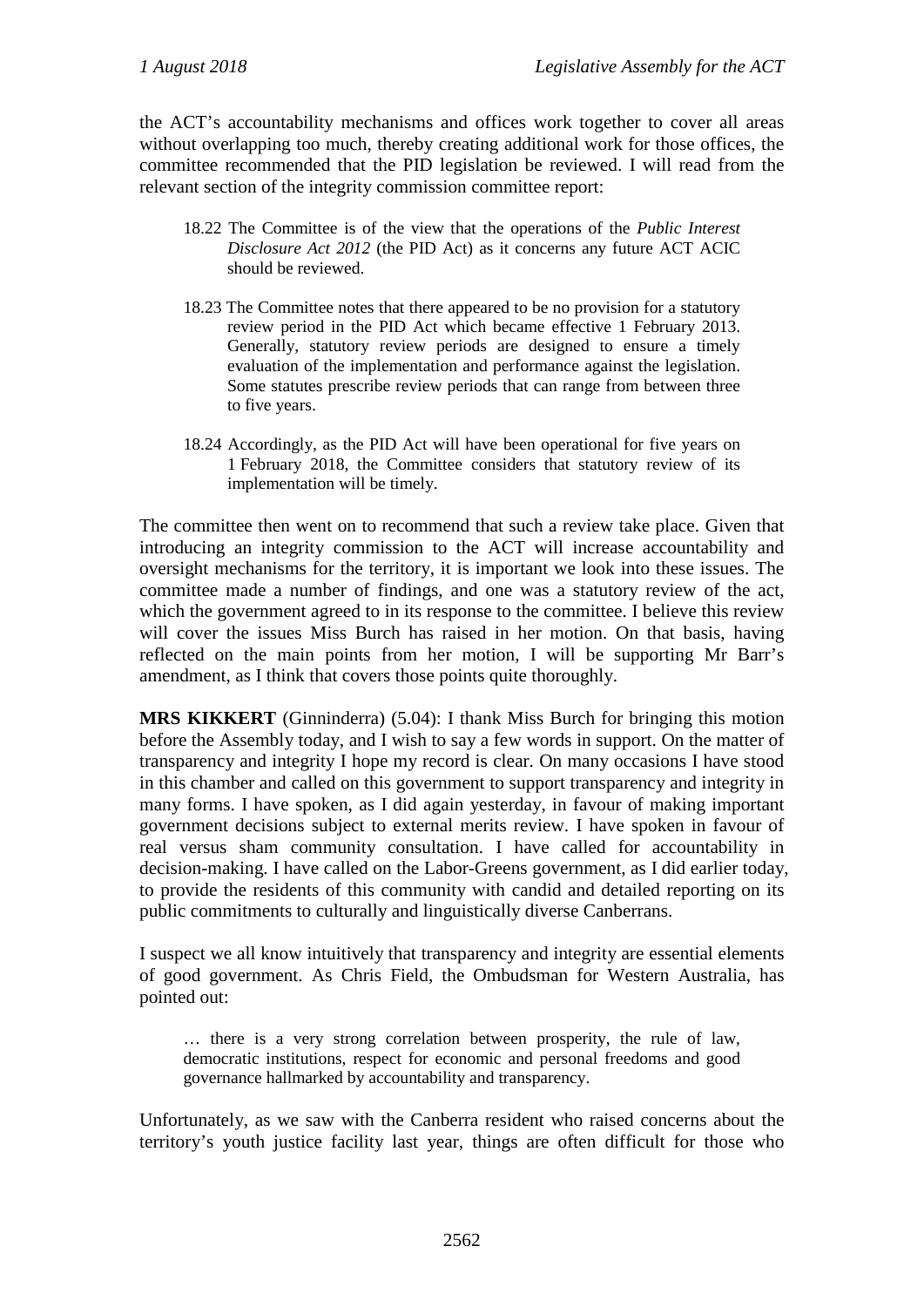the ACT's accountability mechanisms and offices work together to cover all areas without overlapping too much, thereby creating additional work for those offices, the committee recommended that the PID legislation be reviewed. I will read from the relevant section of the integrity commission committee report:

> 18.22 The Committee is of the view that the operations of the *Public Interest Disclosure Act 2012* (the PID Act) as it concerns any future ACT ACIC should be reviewed.
>
> 18.23 The Committee notes that there appeared to be no provision for a statutory review period in the PID Act which became effective 1 February 2013. Generally, statutory review periods are designed to ensure a timely evaluation of the implementation and performance against the legislation. Some statutes prescribe review periods that can range from between three to five years.
>
> 18.24 Accordingly, as the PID Act will have been operational for five years on 1 February 2018, the Committee considers that statutory review of its implementation will be timely.

The committee then went on to recommend that such a review take place. Given that introducing an integrity commission to the ACT will increase accountability and oversight mechanisms for the territory, it is important we look into these issues. The committee made a number of findings, and one was a statutory review of the act, which the government agreed to in its response to the committee. I believe this review will cover the issues Miss Burch has raised in her motion. On that basis, having reflected on the main points from her motion, I will be supporting Mr Barr's amendment, as I think that covers those points quite thoroughly.

**MRS KIKKERT** (Ginninderra) (5.04): I thank Miss Burch for bringing this motion before the Assembly today, and I wish to say a few words in support. On the matter of transparency and integrity I hope my record is clear. On many occasions I have stood in this chamber and called on this government to support transparency and integrity in many forms. I have spoken, as I did again yesterday, in favour of making important government decisions subject to external merits review. I have spoken in favour of real versus sham community consultation. I have called for accountability in decision-making. I have called on the Labor-Greens government, as I did earlier today, to provide the residents of this community with candid and detailed reporting on its public commitments to culturally and linguistically diverse Canberrans.

I suspect we all know intuitively that transparency and integrity are essential elements of good government. As Chris Field, the Ombudsman for Western Australia, has pointed out:

> … there is a very strong correlation between prosperity, the rule of law, democratic institutions, respect for economic and personal freedoms and good governance hallmarked by accountability and transparency.

Unfortunately, as we saw with the Canberra resident who raised concerns about the territory's youth justice facility last year, things are often difficult for those who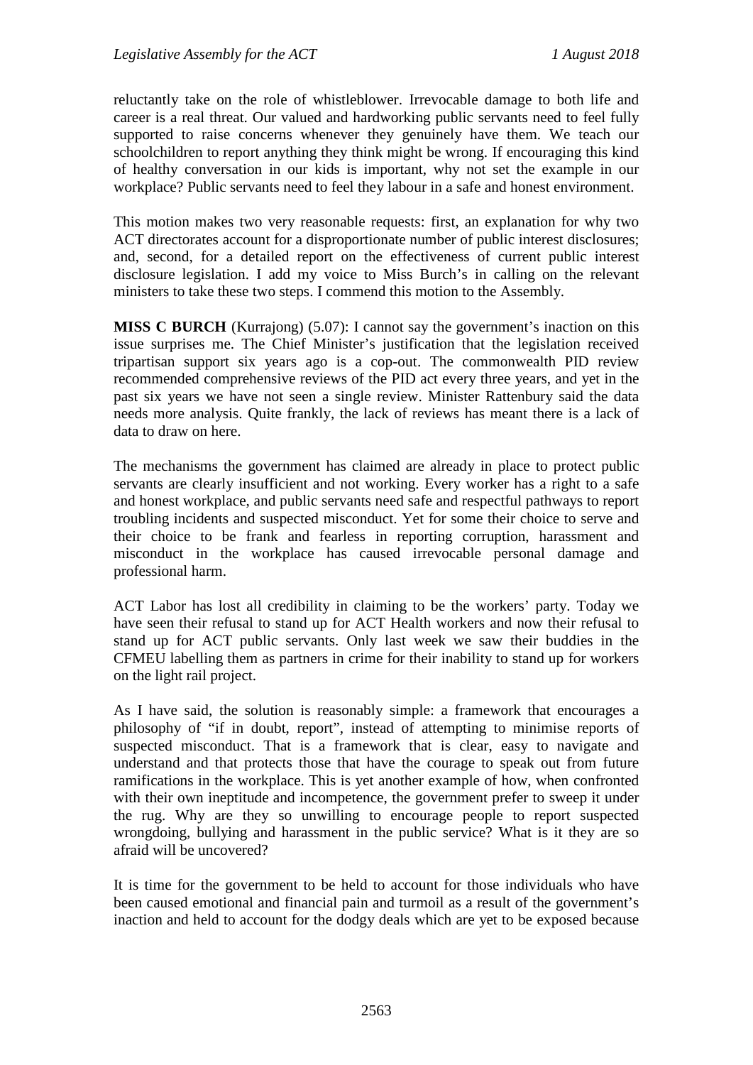reluctantly take on the role of whistleblower. Irrevocable damage to both life and career is a real threat. Our valued and hardworking public servants need to feel fully supported to raise concerns whenever they genuinely have them. We teach our schoolchildren to report anything they think might be wrong. If encouraging this kind of healthy conversation in our kids is important, why not set the example in our workplace? Public servants need to feel they labour in a safe and honest environment.

This motion makes two very reasonable requests: first, an explanation for why two ACT directorates account for a disproportionate number of public interest disclosures; and, second, for a detailed report on the effectiveness of current public interest disclosure legislation. I add my voice to Miss Burch's in calling on the relevant ministers to take these two steps. I commend this motion to the Assembly.

**MISS C BURCH** (Kurrajong) (5.07): I cannot say the government's inaction on this issue surprises me. The Chief Minister's justification that the legislation received tripartisan support six years ago is a cop-out. The commonwealth PID review recommended comprehensive reviews of the PID act every three years, and yet in the past six years we have not seen a single review. Minister Rattenbury said the data needs more analysis. Quite frankly, the lack of reviews has meant there is a lack of data to draw on here.

The mechanisms the government has claimed are already in place to protect public servants are clearly insufficient and not working. Every worker has a right to a safe and honest workplace, and public servants need safe and respectful pathways to report troubling incidents and suspected misconduct. Yet for some their choice to serve and their choice to be frank and fearless in reporting corruption, harassment and misconduct in the workplace has caused irrevocable personal damage and professional harm.

ACT Labor has lost all credibility in claiming to be the workers' party. Today we have seen their refusal to stand up for ACT Health workers and now their refusal to stand up for ACT public servants. Only last week we saw their buddies in the CFMEU labelling them as partners in crime for their inability to stand up for workers on the light rail project.

As I have said, the solution is reasonably simple: a framework that encourages a philosophy of "if in doubt, report", instead of attempting to minimise reports of suspected misconduct. That is a framework that is clear, easy to navigate and understand and that protects those that have the courage to speak out from future ramifications in the workplace. This is yet another example of how, when confronted with their own ineptitude and incompetence, the government prefer to sweep it under the rug. Why are they so unwilling to encourage people to report suspected wrongdoing, bullying and harassment in the public service? What is it they are so afraid will be uncovered?

It is time for the government to be held to account for those individuals who have been caused emotional and financial pain and turmoil as a result of the government's inaction and held to account for the dodgy deals which are yet to be exposed because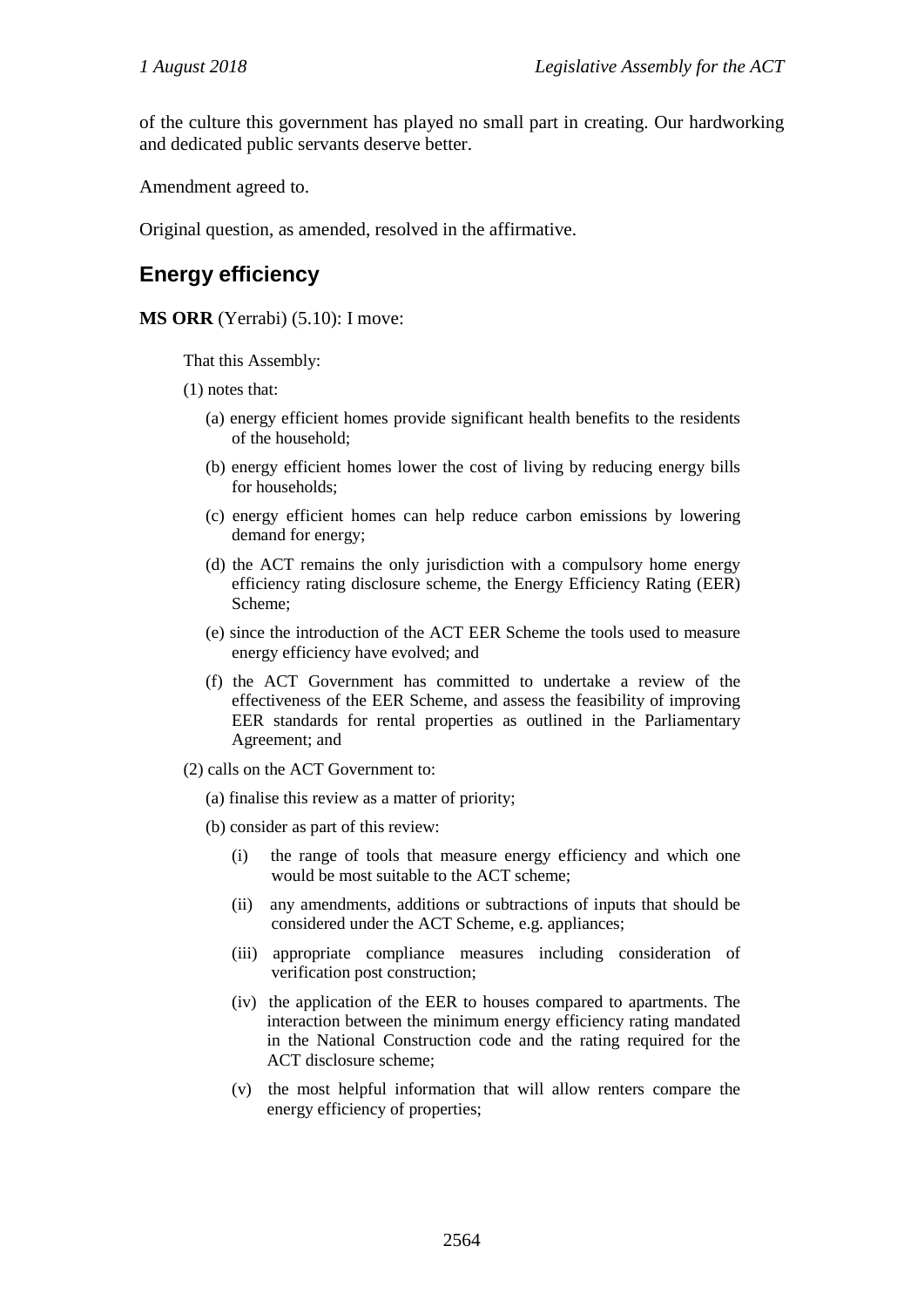of the culture this government has played no small part in creating. Our hardworking and dedicated public servants deserve better.

Amendment agreed to.

Original question, as amended, resolved in the affirmative.

## Energy efficiency

**MS ORR** (Yerrabi) (5.10): I move:

That this Assembly:

(1) notes that:

(a) energy efficient homes provide significant health benefits to the residents of the household;

(b) energy efficient homes lower the cost of living by reducing energy bills for households;

(c) energy efficient homes can help reduce carbon emissions by lowering demand for energy;

(d) the ACT remains the only jurisdiction with a compulsory home energy efficiency rating disclosure scheme, the Energy Efficiency Rating (EER) Scheme;

(e) since the introduction of the ACT EER Scheme the tools used to measure energy efficiency have evolved; and

(f) the ACT Government has committed to undertake a review of the effectiveness of the EER Scheme, and assess the feasibility of improving EER standards for rental properties as outlined in the Parliamentary Agreement; and

(2) calls on the ACT Government to:

(a) finalise this review as a matter of priority;

(b) consider as part of this review:

(i) the range of tools that measure energy efficiency and which one would be most suitable to the ACT scheme;

(ii) any amendments, additions or subtractions of inputs that should be considered under the ACT Scheme, e.g. appliances;

(iii) appropriate compliance measures including consideration of verification post construction;

(iv) the application of the EER to houses compared to apartments. The interaction between the minimum energy efficiency rating mandated in the National Construction code and the rating required for the ACT disclosure scheme;

(v) the most helpful information that will allow renters compare the energy efficiency of properties;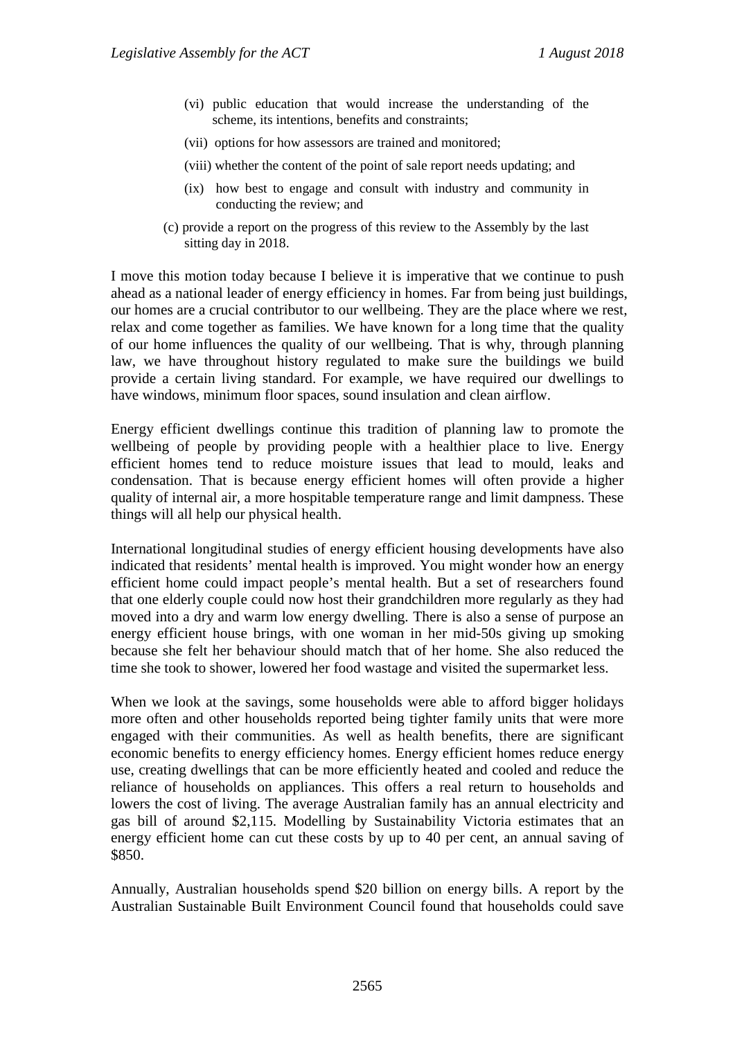(vi) public education that would increase the understanding of the scheme, its intentions, benefits and constraints;

(vii) options for how assessors are trained and monitored;

(viii) whether the content of the point of sale report needs updating; and

(ix) how best to engage and consult with industry and community in conducting the review; and

(c) provide a report on the progress of this review to the Assembly by the last sitting day in 2018.

I move this motion today because I believe it is imperative that we continue to push ahead as a national leader of energy efficiency in homes. Far from being just buildings, our homes are a crucial contributor to our wellbeing. They are the place where we rest, relax and come together as families. We have known for a long time that the quality of our home influences the quality of our wellbeing. That is why, through planning law, we have throughout history regulated to make sure the buildings we build provide a certain living standard. For example, we have required our dwellings to have windows, minimum floor spaces, sound insulation and clean airflow.

Energy efficient dwellings continue this tradition of planning law to promote the wellbeing of people by providing people with a healthier place to live. Energy efficient homes tend to reduce moisture issues that lead to mould, leaks and condensation. That is because energy efficient homes will often provide a higher quality of internal air, a more hospitable temperature range and limit dampness. These things will all help our physical health.

International longitudinal studies of energy efficient housing developments have also indicated that residents' mental health is improved. You might wonder how an energy efficient home could impact people's mental health. But a set of researchers found that one elderly couple could now host their grandchildren more regularly as they had moved into a dry and warm low energy dwelling. There is also a sense of purpose an energy efficient house brings, with one woman in her mid-50s giving up smoking because she felt her behaviour should match that of her home. She also reduced the time she took to shower, lowered her food wastage and visited the supermarket less.

When we look at the savings, some households were able to afford bigger holidays more often and other households reported being tighter family units that were more engaged with their communities. As well as health benefits, there are significant economic benefits to energy efficiency homes. Energy efficient homes reduce energy use, creating dwellings that can be more efficiently heated and cooled and reduce the reliance of households on appliances. This offers a real return to households and lowers the cost of living. The average Australian family has an annual electricity and gas bill of around $2,115. Modelling by Sustainability Victoria estimates that an energy efficient home can cut these costs by up to 40 per cent, an annual saving of $850.

Annually, Australian households spend $20 billion on energy bills. A report by the Australian Sustainable Built Environment Council found that households could save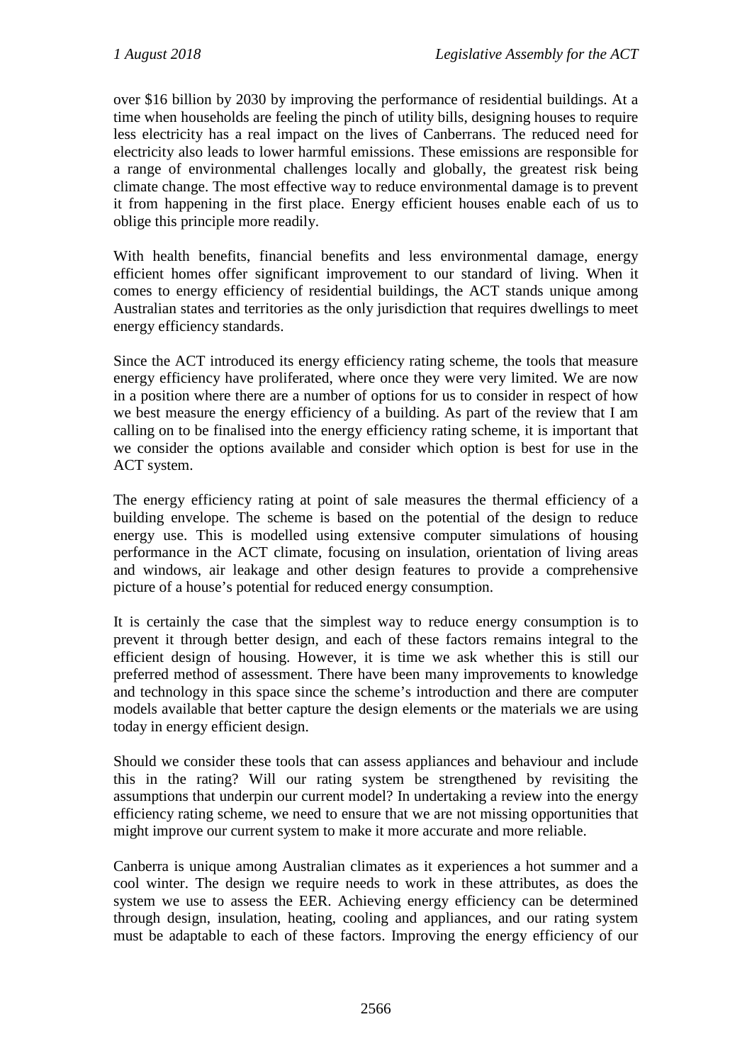over $16 billion by 2030 by improving the performance of residential buildings. At a time when households are feeling the pinch of utility bills, designing houses to require less electricity has a real impact on the lives of Canberrans. The reduced need for electricity also leads to lower harmful emissions. These emissions are responsible for a range of environmental challenges locally and globally, the greatest risk being climate change. The most effective way to reduce environmental damage is to prevent it from happening in the first place. Energy efficient houses enable each of us to oblige this principle more readily.

With health benefits, financial benefits and less environmental damage, energy efficient homes offer significant improvement to our standard of living. When it comes to energy efficiency of residential buildings, the ACT stands unique among Australian states and territories as the only jurisdiction that requires dwellings to meet energy efficiency standards.

Since the ACT introduced its energy efficiency rating scheme, the tools that measure energy efficiency have proliferated, where once they were very limited. We are now in a position where there are a number of options for us to consider in respect of how we best measure the energy efficiency of a building. As part of the review that I am calling on to be finalised into the energy efficiency rating scheme, it is important that we consider the options available and consider which option is best for use in the ACT system.

The energy efficiency rating at point of sale measures the thermal efficiency of a building envelope. The scheme is based on the potential of the design to reduce energy use. This is modelled using extensive computer simulations of housing performance in the ACT climate, focusing on insulation, orientation of living areas and windows, air leakage and other design features to provide a comprehensive picture of a house's potential for reduced energy consumption.

It is certainly the case that the simplest way to reduce energy consumption is to prevent it through better design, and each of these factors remains integral to the efficient design of housing. However, it is time we ask whether this is still our preferred method of assessment. There have been many improvements to knowledge and technology in this space since the scheme's introduction and there are computer models available that better capture the design elements or the materials we are using today in energy efficient design.

Should we consider these tools that can assess appliances and behaviour and include this in the rating? Will our rating system be strengthened by revisiting the assumptions that underpin our current model? In undertaking a review into the energy efficiency rating scheme, we need to ensure that we are not missing opportunities that might improve our current system to make it more accurate and more reliable.

Canberra is unique among Australian climates as it experiences a hot summer and a cool winter. The design we require needs to work in these attributes, as does the system we use to assess the EER. Achieving energy efficiency can be determined through design, insulation, heating, cooling and appliances, and our rating system must be adaptable to each of these factors. Improving the energy efficiency of our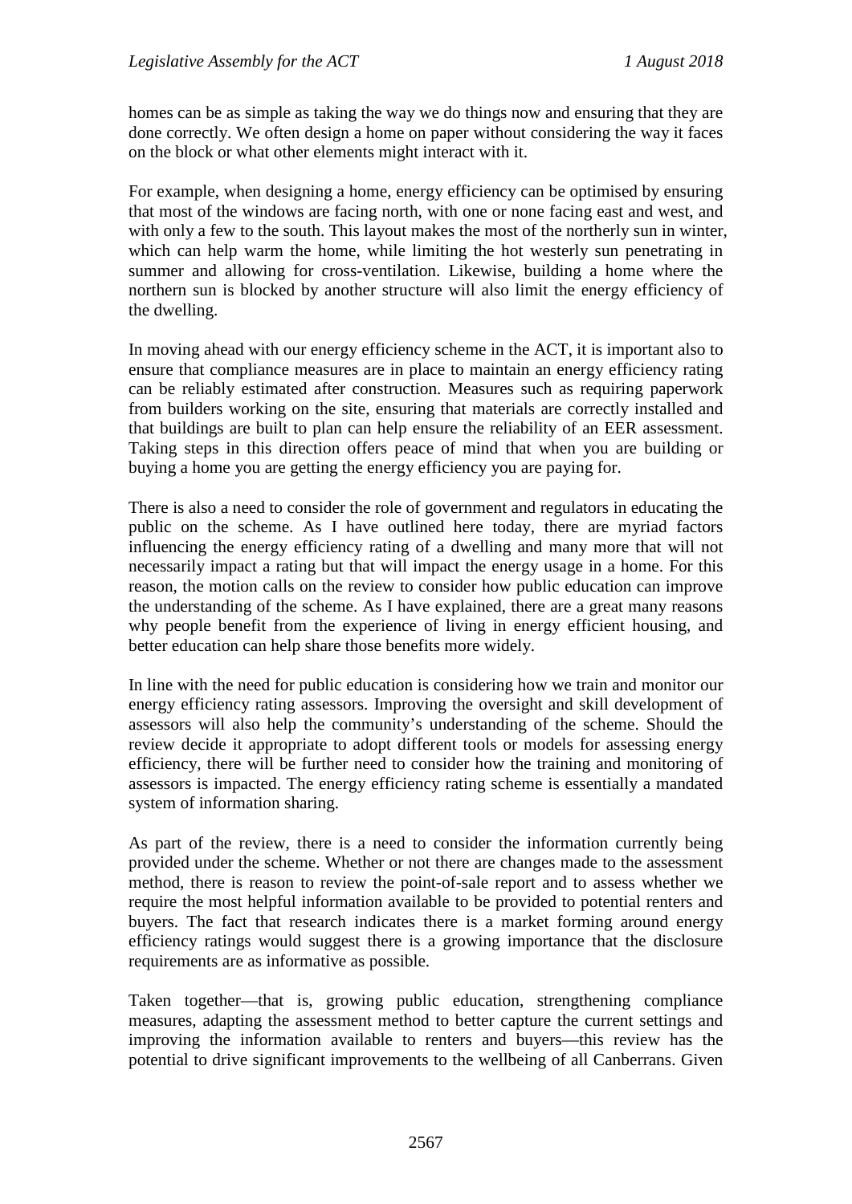homes can be as simple as taking the way we do things now and ensuring that they are done correctly. We often design a home on paper without considering the way it faces on the block or what other elements might interact with it.

For example, when designing a home, energy efficiency can be optimised by ensuring that most of the windows are facing north, with one or none facing east and west, and with only a few to the south. This layout makes the most of the northerly sun in winter, which can help warm the home, while limiting the hot westerly sun penetrating in summer and allowing for cross-ventilation. Likewise, building a home where the northern sun is blocked by another structure will also limit the energy efficiency of the dwelling.

In moving ahead with our energy efficiency scheme in the ACT, it is important also to ensure that compliance measures are in place to maintain an energy efficiency rating can be reliably estimated after construction. Measures such as requiring paperwork from builders working on the site, ensuring that materials are correctly installed and that buildings are built to plan can help ensure the reliability of an EER assessment. Taking steps in this direction offers peace of mind that when you are building or buying a home you are getting the energy efficiency you are paying for.

There is also a need to consider the role of government and regulators in educating the public on the scheme. As I have outlined here today, there are myriad factors influencing the energy efficiency rating of a dwelling and many more that will not necessarily impact a rating but that will impact the energy usage in a home. For this reason, the motion calls on the review to consider how public education can improve the understanding of the scheme. As I have explained, there are a great many reasons why people benefit from the experience of living in energy efficient housing, and better education can help share those benefits more widely.

In line with the need for public education is considering how we train and monitor our energy efficiency rating assessors. Improving the oversight and skill development of assessors will also help the community's understanding of the scheme. Should the review decide it appropriate to adopt different tools or models for assessing energy efficiency, there will be further need to consider how the training and monitoring of assessors is impacted. The energy efficiency rating scheme is essentially a mandated system of information sharing.

As part of the review, there is a need to consider the information currently being provided under the scheme. Whether or not there are changes made to the assessment method, there is reason to review the point-of-sale report and to assess whether we require the most helpful information available to be provided to potential renters and buyers. The fact that research indicates there is a market forming around energy efficiency ratings would suggest there is a growing importance that the disclosure requirements are as informative as possible.

Taken together—that is, growing public education, strengthening compliance measures, adapting the assessment method to better capture the current settings and improving the information available to renters and buyers—this review has the potential to drive significant improvements to the wellbeing of all Canberrans. Given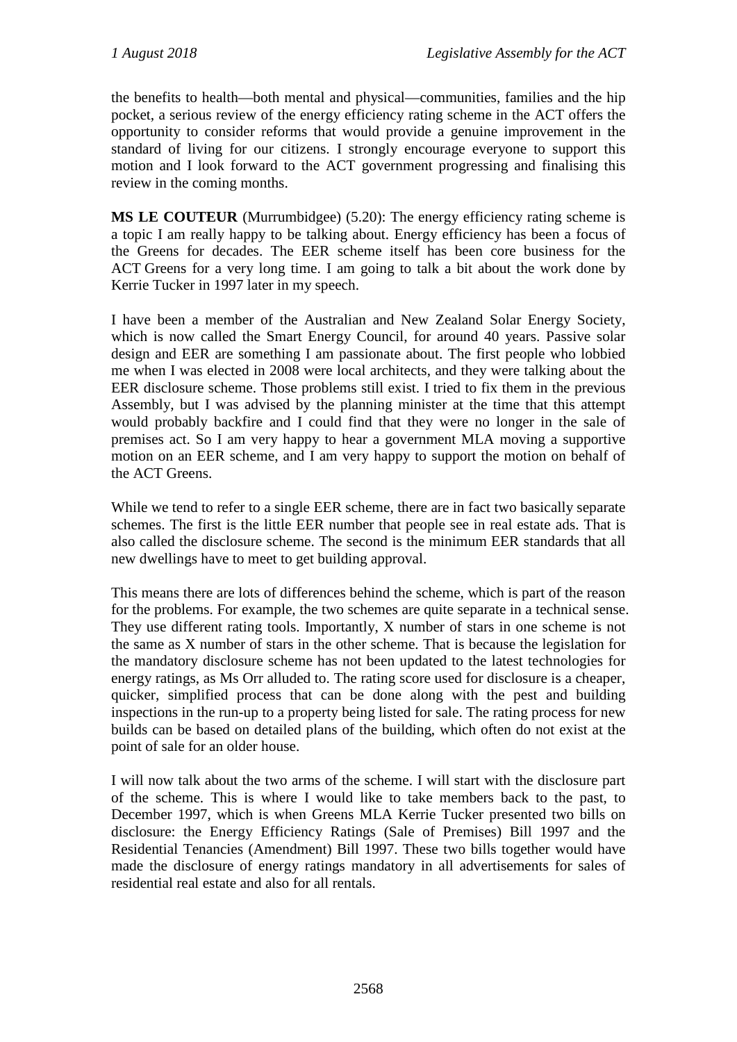the benefits to health—both mental and physical—communities, families and the hip pocket, a serious review of the energy efficiency rating scheme in the ACT offers the opportunity to consider reforms that would provide a genuine improvement in the standard of living for our citizens. I strongly encourage everyone to support this motion and I look forward to the ACT government progressing and finalising this review in the coming months.

**MS LE COUTEUR** (Murrumbidgee) (5.20): The energy efficiency rating scheme is a topic I am really happy to be talking about. Energy efficiency has been a focus of the Greens for decades. The EER scheme itself has been core business for the ACT Greens for a very long time. I am going to talk a bit about the work done by Kerrie Tucker in 1997 later in my speech.

I have been a member of the Australian and New Zealand Solar Energy Society, which is now called the Smart Energy Council, for around 40 years. Passive solar design and EER are something I am passionate about. The first people who lobbied me when I was elected in 2008 were local architects, and they were talking about the EER disclosure scheme. Those problems still exist. I tried to fix them in the previous Assembly, but I was advised by the planning minister at the time that this attempt would probably backfire and I could find that they were no longer in the sale of premises act. So I am very happy to hear a government MLA moving a supportive motion on an EER scheme, and I am very happy to support the motion on behalf of the ACT Greens.

While we tend to refer to a single EER scheme, there are in fact two basically separate schemes. The first is the little EER number that people see in real estate ads. That is also called the disclosure scheme. The second is the minimum EER standards that all new dwellings have to meet to get building approval.

This means there are lots of differences behind the scheme, which is part of the reason for the problems. For example, the two schemes are quite separate in a technical sense. They use different rating tools. Importantly, X number of stars in one scheme is not the same as X number of stars in the other scheme. That is because the legislation for the mandatory disclosure scheme has not been updated to the latest technologies for energy ratings, as Ms Orr alluded to. The rating score used for disclosure is a cheaper, quicker, simplified process that can be done along with the pest and building inspections in the run-up to a property being listed for sale. The rating process for new builds can be based on detailed plans of the building, which often do not exist at the point of sale for an older house.

I will now talk about the two arms of the scheme. I will start with the disclosure part of the scheme. This is where I would like to take members back to the past, to December 1997, which is when Greens MLA Kerrie Tucker presented two bills on disclosure: the Energy Efficiency Ratings (Sale of Premises) Bill 1997 and the Residential Tenancies (Amendment) Bill 1997. These two bills together would have made the disclosure of energy ratings mandatory in all advertisements for sales of residential real estate and also for all rentals.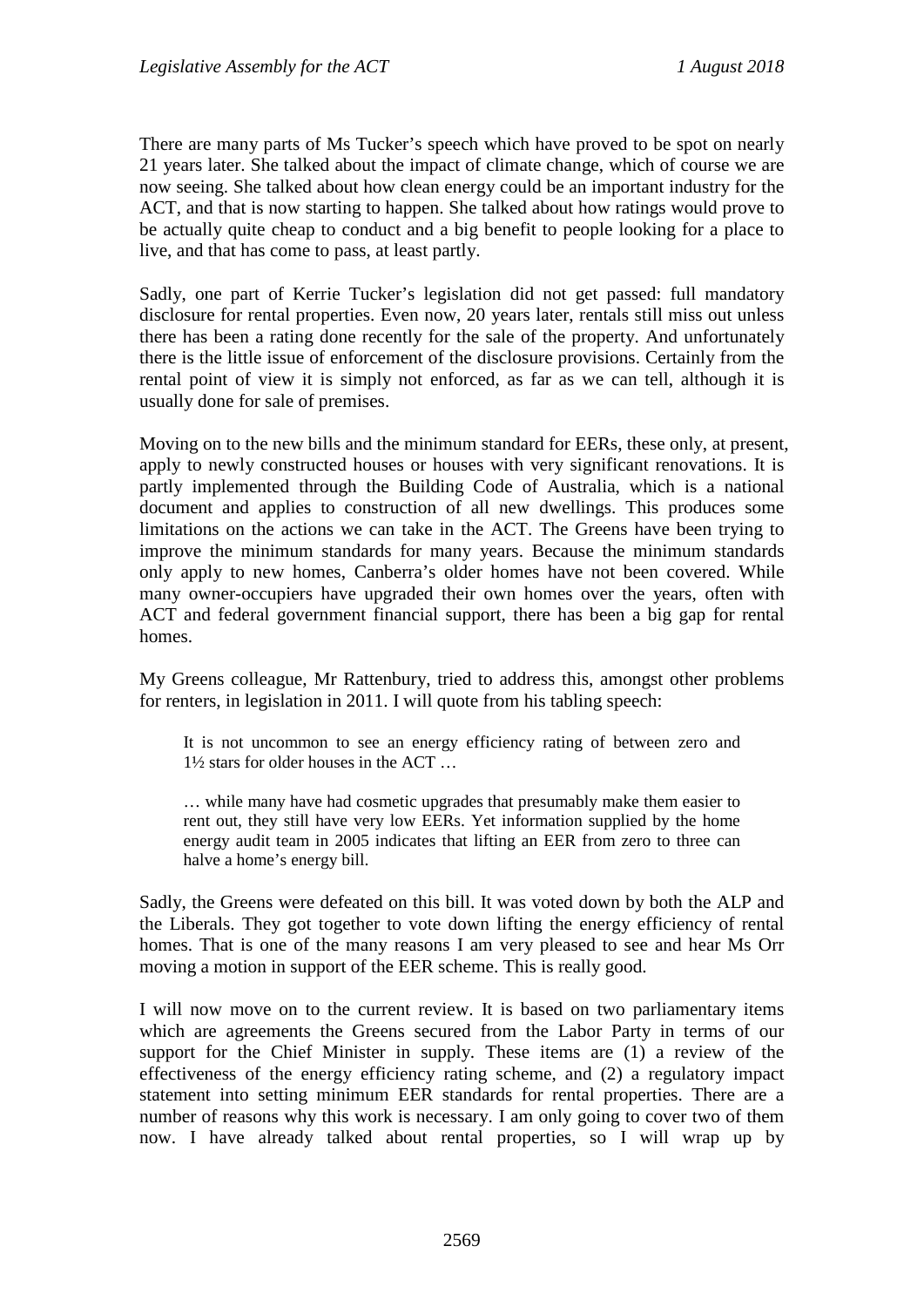There are many parts of Ms Tucker's speech which have proved to be spot on nearly 21 years later. She talked about the impact of climate change, which of course we are now seeing. She talked about how clean energy could be an important industry for the ACT, and that is now starting to happen. She talked about how ratings would prove to be actually quite cheap to conduct and a big benefit to people looking for a place to live, and that has come to pass, at least partly.

Sadly, one part of Kerrie Tucker's legislation did not get passed: full mandatory disclosure for rental properties. Even now, 20 years later, rentals still miss out unless there has been a rating done recently for the sale of the property. And unfortunately there is the little issue of enforcement of the disclosure provisions. Certainly from the rental point of view it is simply not enforced, as far as we can tell, although it is usually done for sale of premises.

Moving on to the new bills and the minimum standard for EERs, these only, at present, apply to newly constructed houses or houses with very significant renovations. It is partly implemented through the Building Code of Australia, which is a national document and applies to construction of all new dwellings. This produces some limitations on the actions we can take in the ACT. The Greens have been trying to improve the minimum standards for many years. Because the minimum standards only apply to new homes, Canberra's older homes have not been covered. While many owner-occupiers have upgraded their own homes over the years, often with ACT and federal government financial support, there has been a big gap for rental homes.

My Greens colleague, Mr Rattenbury, tried to address this, amongst other problems for renters, in legislation in 2011. I will quote from his tabling speech:

> It is not uncommon to see an energy efficiency rating of between zero and 1½ stars for older houses in the ACT …
>
> … while many have had cosmetic upgrades that presumably make them easier to rent out, they still have very low EERs. Yet information supplied by the home energy audit team in 2005 indicates that lifting an EER from zero to three can halve a home's energy bill.

Sadly, the Greens were defeated on this bill. It was voted down by both the ALP and the Liberals. They got together to vote down lifting the energy efficiency of rental homes. That is one of the many reasons I am very pleased to see and hear Ms Orr moving a motion in support of the EER scheme. This is really good.

I will now move on to the current review. It is based on two parliamentary items which are agreements the Greens secured from the Labor Party in terms of our support for the Chief Minister in supply. These items are (1) a review of the effectiveness of the energy efficiency rating scheme, and (2) a regulatory impact statement into setting minimum EER standards for rental properties. There are a number of reasons why this work is necessary. I am only going to cover two of them now. I have already talked about rental properties, so I will wrap up by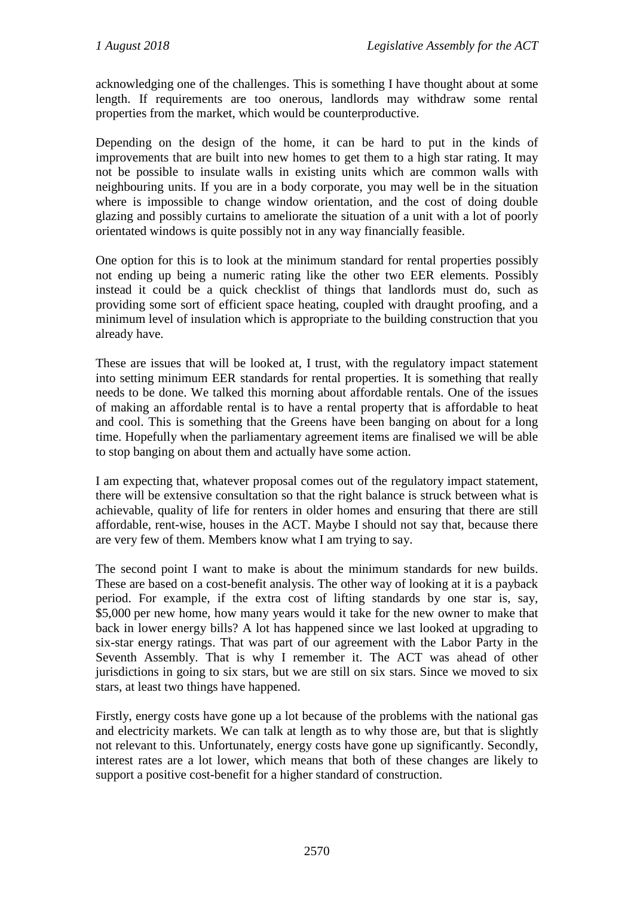acknowledging one of the challenges. This is something I have thought about at some length. If requirements are too onerous, landlords may withdraw some rental properties from the market, which would be counterproductive.

Depending on the design of the home, it can be hard to put in the kinds of improvements that are built into new homes to get them to a high star rating. It may not be possible to insulate walls in existing units which are common walls with neighbouring units. If you are in a body corporate, you may well be in the situation where is impossible to change window orientation, and the cost of doing double glazing and possibly curtains to ameliorate the situation of a unit with a lot of poorly orientated windows is quite possibly not in any way financially feasible.

One option for this is to look at the minimum standard for rental properties possibly not ending up being a numeric rating like the other two EER elements. Possibly instead it could be a quick checklist of things that landlords must do, such as providing some sort of efficient space heating, coupled with draught proofing, and a minimum level of insulation which is appropriate to the building construction that you already have.

These are issues that will be looked at, I trust, with the regulatory impact statement into setting minimum EER standards for rental properties. It is something that really needs to be done. We talked this morning about affordable rentals. One of the issues of making an affordable rental is to have a rental property that is affordable to heat and cool. This is something that the Greens have been banging on about for a long time. Hopefully when the parliamentary agreement items are finalised we will be able to stop banging on about them and actually have some action.

I am expecting that, whatever proposal comes out of the regulatory impact statement, there will be extensive consultation so that the right balance is struck between what is achievable, quality of life for renters in older homes and ensuring that there are still affordable, rent-wise, houses in the ACT. Maybe I should not say that, because there are very few of them. Members know what I am trying to say.

The second point I want to make is about the minimum standards for new builds. These are based on a cost-benefit analysis. The other way of looking at it is a payback period. For example, if the extra cost of lifting standards by one star is, say, $5,000 per new home, how many years would it take for the new owner to make that back in lower energy bills? A lot has happened since we last looked at upgrading to six-star energy ratings. That was part of our agreement with the Labor Party in the Seventh Assembly. That is why I remember it. The ACT was ahead of other jurisdictions in going to six stars, but we are still on six stars. Since we moved to six stars, at least two things have happened.

Firstly, energy costs have gone up a lot because of the problems with the national gas and electricity markets. We can talk at length as to why those are, but that is slightly not relevant to this. Unfortunately, energy costs have gone up significantly. Secondly, interest rates are a lot lower, which means that both of these changes are likely to support a positive cost-benefit for a higher standard of construction.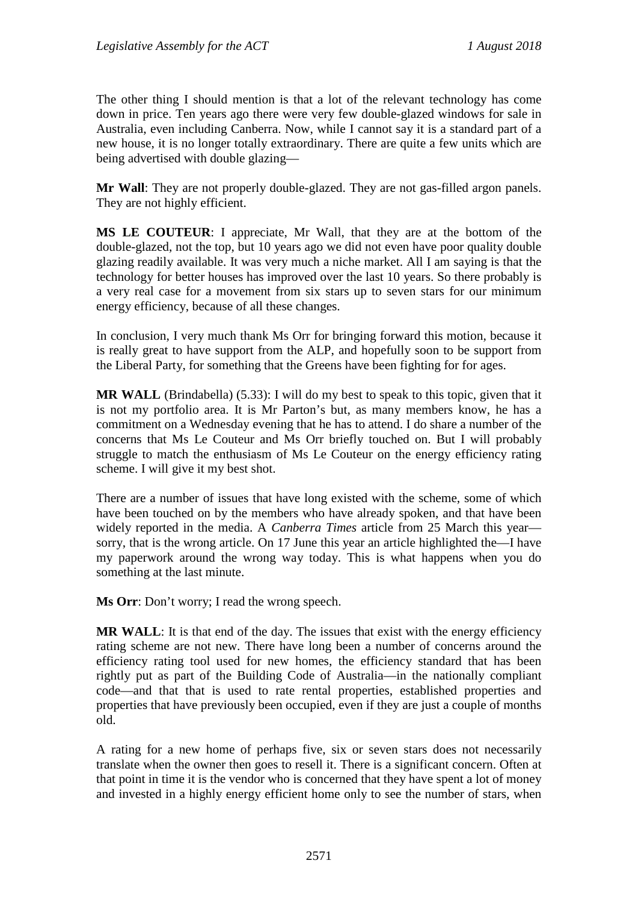The other thing I should mention is that a lot of the relevant technology has come down in price. Ten years ago there were very few double-glazed windows for sale in Australia, even including Canberra. Now, while I cannot say it is a standard part of a new house, it is no longer totally extraordinary. There are quite a few units which are being advertised with double glazing—

**Mr Wall**: They are not properly double-glazed. They are not gas-filled argon panels. They are not highly efficient.

**MS LE COUTEUR**: I appreciate, Mr Wall, that they are at the bottom of the double-glazed, not the top, but 10 years ago we did not even have poor quality double glazing readily available. It was very much a niche market. All I am saying is that the technology for better houses has improved over the last 10 years. So there probably is a very real case for a movement from six stars up to seven stars for our minimum energy efficiency, because of all these changes.

In conclusion, I very much thank Ms Orr for bringing forward this motion, because it is really great to have support from the ALP, and hopefully soon to be support from the Liberal Party, for something that the Greens have been fighting for for ages.

**MR WALL** (Brindabella) (5.33): I will do my best to speak to this topic, given that it is not my portfolio area. It is Mr Parton's but, as many members know, he has a commitment on a Wednesday evening that he has to attend. I do share a number of the concerns that Ms Le Couteur and Ms Orr briefly touched on. But I will probably struggle to match the enthusiasm of Ms Le Couteur on the energy efficiency rating scheme. I will give it my best shot.

There are a number of issues that have long existed with the scheme, some of which have been touched on by the members who have already spoken, and that have been widely reported in the media. A *Canberra Times* article from 25 March this year—sorry, that is the wrong article. On 17 June this year an article highlighted the—I have my paperwork around the wrong way today. This is what happens when you do something at the last minute.

**Ms Orr**: Don't worry; I read the wrong speech.

**MR WALL**: It is that end of the day. The issues that exist with the energy efficiency rating scheme are not new. There have long been a number of concerns around the efficiency rating tool used for new homes, the efficiency standard that has been rightly put as part of the Building Code of Australia—in the nationally compliant code—and that that is used to rate rental properties, established properties and properties that have previously been occupied, even if they are just a couple of months old.

A rating for a new home of perhaps five, six or seven stars does not necessarily translate when the owner then goes to resell it. There is a significant concern. Often at that point in time it is the vendor who is concerned that they have spent a lot of money and invested in a highly energy efficient home only to see the number of stars, when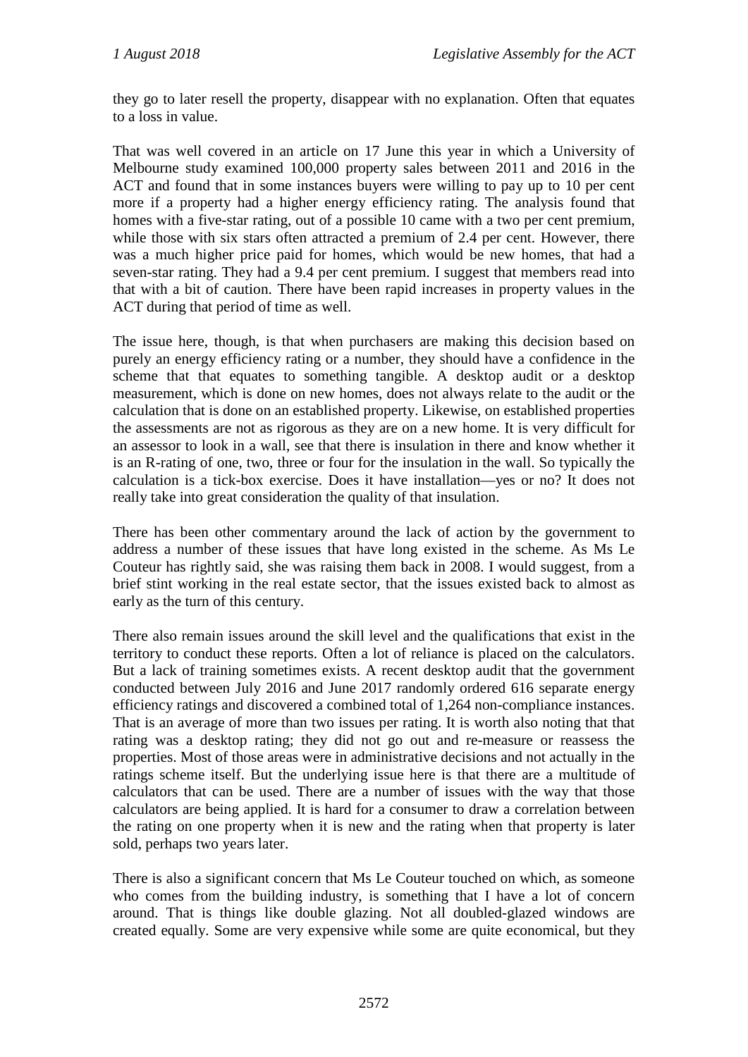they go to later resell the property, disappear with no explanation. Often that equates to a loss in value.

That was well covered in an article on 17 June this year in which a University of Melbourne study examined 100,000 property sales between 2011 and 2016 in the ACT and found that in some instances buyers were willing to pay up to 10 per cent more if a property had a higher energy efficiency rating. The analysis found that homes with a five-star rating, out of a possible 10 came with a two per cent premium, while those with six stars often attracted a premium of 2.4 per cent. However, there was a much higher price paid for homes, which would be new homes, that had a seven-star rating. They had a 9.4 per cent premium. I suggest that members read into that with a bit of caution. There have been rapid increases in property values in the ACT during that period of time as well.

The issue here, though, is that when purchasers are making this decision based on purely an energy efficiency rating or a number, they should have a confidence in the scheme that that equates to something tangible. A desktop audit or a desktop measurement, which is done on new homes, does not always relate to the audit or the calculation that is done on an established property. Likewise, on established properties the assessments are not as rigorous as they are on a new home. It is very difficult for an assessor to look in a wall, see that there is insulation in there and know whether it is an R-rating of one, two, three or four for the insulation in the wall. So typically the calculation is a tick-box exercise. Does it have installation—yes or no? It does not really take into great consideration the quality of that insulation.

There has been other commentary around the lack of action by the government to address a number of these issues that have long existed in the scheme. As Ms Le Couteur has rightly said, she was raising them back in 2008. I would suggest, from a brief stint working in the real estate sector, that the issues existed back to almost as early as the turn of this century.

There also remain issues around the skill level and the qualifications that exist in the territory to conduct these reports. Often a lot of reliance is placed on the calculators. But a lack of training sometimes exists. A recent desktop audit that the government conducted between July 2016 and June 2017 randomly ordered 616 separate energy efficiency ratings and discovered a combined total of 1,264 non-compliance instances. That is an average of more than two issues per rating. It is worth also noting that that rating was a desktop rating; they did not go out and re-measure or reassess the properties. Most of those areas were in administrative decisions and not actually in the ratings scheme itself. But the underlying issue here is that there are a multitude of calculators that can be used. There are a number of issues with the way that those calculators are being applied. It is hard for a consumer to draw a correlation between the rating on one property when it is new and the rating when that property is later sold, perhaps two years later.

There is also a significant concern that Ms Le Couteur touched on which, as someone who comes from the building industry, is something that I have a lot of concern around. That is things like double glazing. Not all doubled-glazed windows are created equally. Some are very expensive while some are quite economical, but they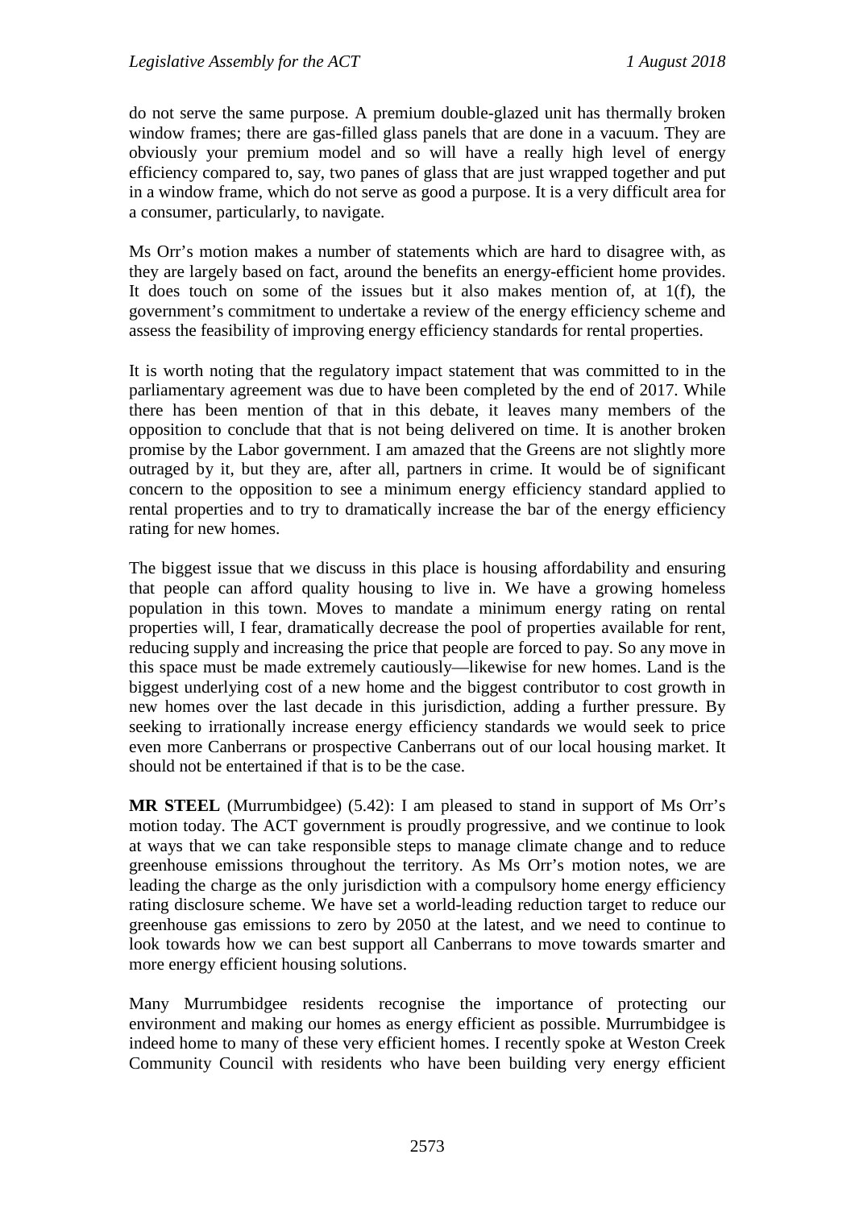do not serve the same purpose. A premium double-glazed unit has thermally broken window frames; there are gas-filled glass panels that are done in a vacuum. They are obviously your premium model and so will have a really high level of energy efficiency compared to, say, two panes of glass that are just wrapped together and put in a window frame, which do not serve as good a purpose. It is a very difficult area for a consumer, particularly, to navigate.

Ms Orr's motion makes a number of statements which are hard to disagree with, as they are largely based on fact, around the benefits an energy-efficient home provides. It does touch on some of the issues but it also makes mention of, at 1(f), the government's commitment to undertake a review of the energy efficiency scheme and assess the feasibility of improving energy efficiency standards for rental properties.

It is worth noting that the regulatory impact statement that was committed to in the parliamentary agreement was due to have been completed by the end of 2017. While there has been mention of that in this debate, it leaves many members of the opposition to conclude that that is not being delivered on time. It is another broken promise by the Labor government. I am amazed that the Greens are not slightly more outraged by it, but they are, after all, partners in crime. It would be of significant concern to the opposition to see a minimum energy efficiency standard applied to rental properties and to try to dramatically increase the bar of the energy efficiency rating for new homes.

The biggest issue that we discuss in this place is housing affordability and ensuring that people can afford quality housing to live in. We have a growing homeless population in this town. Moves to mandate a minimum energy rating on rental properties will, I fear, dramatically decrease the pool of properties available for rent, reducing supply and increasing the price that people are forced to pay. So any move in this space must be made extremely cautiously—likewise for new homes. Land is the biggest underlying cost of a new home and the biggest contributor to cost growth in new homes over the last decade in this jurisdiction, adding a further pressure. By seeking to irrationally increase energy efficiency standards we would seek to price even more Canberrans or prospective Canberrans out of our local housing market. It should not be entertained if that is to be the case.

**MR STEEL** (Murrumbidgee) (5.42): I am pleased to stand in support of Ms Orr's motion today. The ACT government is proudly progressive, and we continue to look at ways that we can take responsible steps to manage climate change and to reduce greenhouse emissions throughout the territory. As Ms Orr's motion notes, we are leading the charge as the only jurisdiction with a compulsory home energy efficiency rating disclosure scheme. We have set a world-leading reduction target to reduce our greenhouse gas emissions to zero by 2050 at the latest, and we need to continue to look towards how we can best support all Canberrans to move towards smarter and more energy efficient housing solutions.

Many Murrumbidgee residents recognise the importance of protecting our environment and making our homes as energy efficient as possible. Murrumbidgee is indeed home to many of these very efficient homes. I recently spoke at Weston Creek Community Council with residents who have been building very energy efficient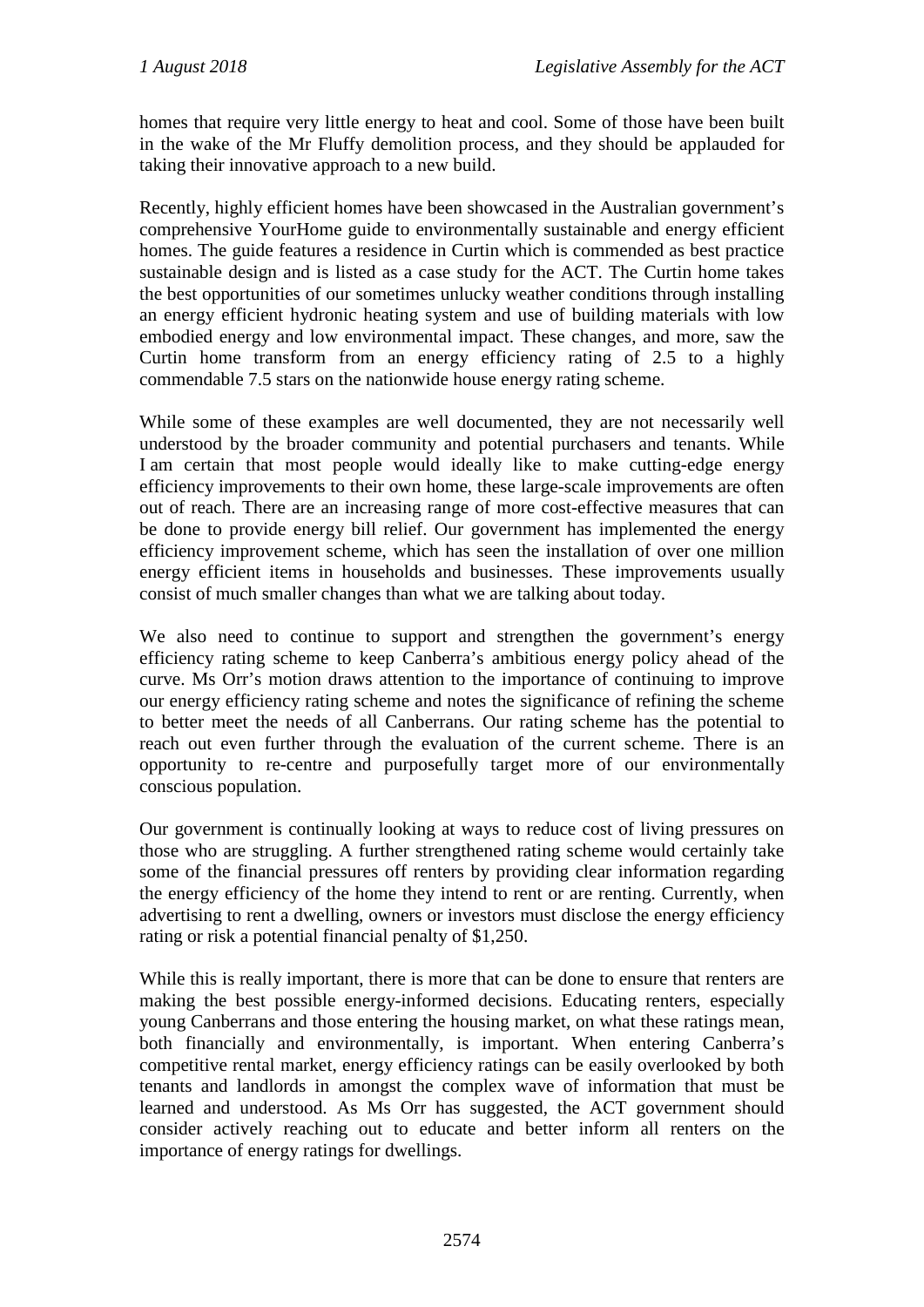homes that require very little energy to heat and cool. Some of those have been built in the wake of the Mr Fluffy demolition process, and they should be applauded for taking their innovative approach to a new build.

Recently, highly efficient homes have been showcased in the Australian government's comprehensive YourHome guide to environmentally sustainable and energy efficient homes. The guide features a residence in Curtin which is commended as best practice sustainable design and is listed as a case study for the ACT. The Curtin home takes the best opportunities of our sometimes unlucky weather conditions through installing an energy efficient hydronic heating system and use of building materials with low embodied energy and low environmental impact. These changes, and more, saw the Curtin home transform from an energy efficiency rating of 2.5 to a highly commendable 7.5 stars on the nationwide house energy rating scheme.

While some of these examples are well documented, they are not necessarily well understood by the broader community and potential purchasers and tenants. While I am certain that most people would ideally like to make cutting-edge energy efficiency improvements to their own home, these large-scale improvements are often out of reach. There are an increasing range of more cost-effective measures that can be done to provide energy bill relief. Our government has implemented the energy efficiency improvement scheme, which has seen the installation of over one million energy efficient items in households and businesses. These improvements usually consist of much smaller changes than what we are talking about today.

We also need to continue to support and strengthen the government's energy efficiency rating scheme to keep Canberra's ambitious energy policy ahead of the curve. Ms Orr's motion draws attention to the importance of continuing to improve our energy efficiency rating scheme and notes the significance of refining the scheme to better meet the needs of all Canberrans. Our rating scheme has the potential to reach out even further through the evaluation of the current scheme. There is an opportunity to re-centre and purposefully target more of our environmentally conscious population.

Our government is continually looking at ways to reduce cost of living pressures on those who are struggling. A further strengthened rating scheme would certainly take some of the financial pressures off renters by providing clear information regarding the energy efficiency of the home they intend to rent or are renting. Currently, when advertising to rent a dwelling, owners or investors must disclose the energy efficiency rating or risk a potential financial penalty of $1,250.

While this is really important, there is more that can be done to ensure that renters are making the best possible energy-informed decisions. Educating renters, especially young Canberrans and those entering the housing market, on what these ratings mean, both financially and environmentally, is important. When entering Canberra's competitive rental market, energy efficiency ratings can be easily overlooked by both tenants and landlords in amongst the complex wave of information that must be learned and understood. As Ms Orr has suggested, the ACT government should consider actively reaching out to educate and better inform all renters on the importance of energy ratings for dwellings.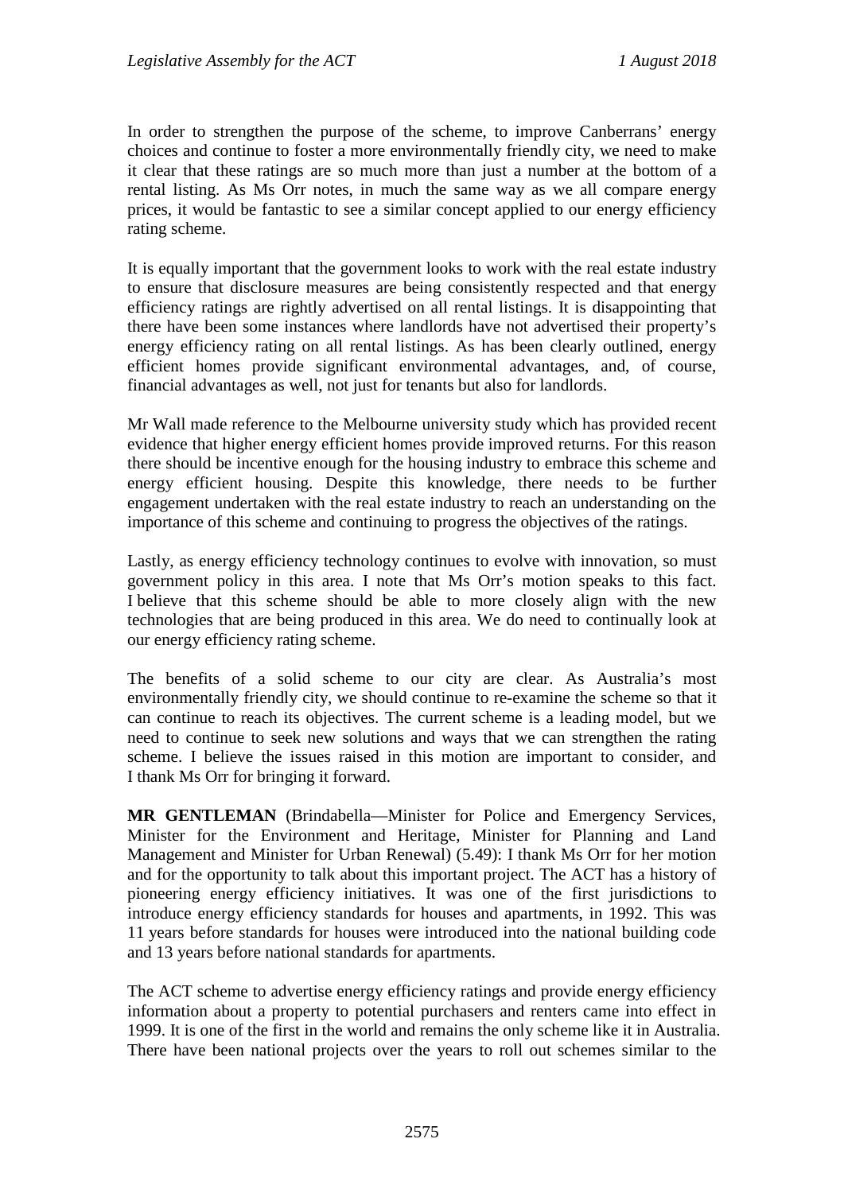In order to strengthen the purpose of the scheme, to improve Canberrans' energy choices and continue to foster a more environmentally friendly city, we need to make it clear that these ratings are so much more than just a number at the bottom of a rental listing. As Ms Orr notes, in much the same way as we all compare energy prices, it would be fantastic to see a similar concept applied to our energy efficiency rating scheme.

It is equally important that the government looks to work with the real estate industry to ensure that disclosure measures are being consistently respected and that energy efficiency ratings are rightly advertised on all rental listings. It is disappointing that there have been some instances where landlords have not advertised their property's energy efficiency rating on all rental listings. As has been clearly outlined, energy efficient homes provide significant environmental advantages, and, of course, financial advantages as well, not just for tenants but also for landlords.

Mr Wall made reference to the Melbourne university study which has provided recent evidence that higher energy efficient homes provide improved returns. For this reason there should be incentive enough for the housing industry to embrace this scheme and energy efficient housing. Despite this knowledge, there needs to be further engagement undertaken with the real estate industry to reach an understanding on the importance of this scheme and continuing to progress the objectives of the ratings.

Lastly, as energy efficiency technology continues to evolve with innovation, so must government policy in this area. I note that Ms Orr's motion speaks to this fact. I believe that this scheme should be able to more closely align with the new technologies that are being produced in this area. We do need to continually look at our energy efficiency rating scheme.

The benefits of a solid scheme to our city are clear. As Australia's most environmentally friendly city, we should continue to re-examine the scheme so that it can continue to reach its objectives. The current scheme is a leading model, but we need to continue to seek new solutions and ways that we can strengthen the rating scheme. I believe the issues raised in this motion are important to consider, and I thank Ms Orr for bringing it forward.

**MR GENTLEMAN** (Brindabella—Minister for Police and Emergency Services, Minister for the Environment and Heritage, Minister for Planning and Land Management and Minister for Urban Renewal) (5.49): I thank Ms Orr for her motion and for the opportunity to talk about this important project. The ACT has a history of pioneering energy efficiency initiatives. It was one of the first jurisdictions to introduce energy efficiency standards for houses and apartments, in 1992. This was 11 years before standards for houses were introduced into the national building code and 13 years before national standards for apartments.

The ACT scheme to advertise energy efficiency ratings and provide energy efficiency information about a property to potential purchasers and renters came into effect in 1999. It is one of the first in the world and remains the only scheme like it in Australia. There have been national projects over the years to roll out schemes similar to the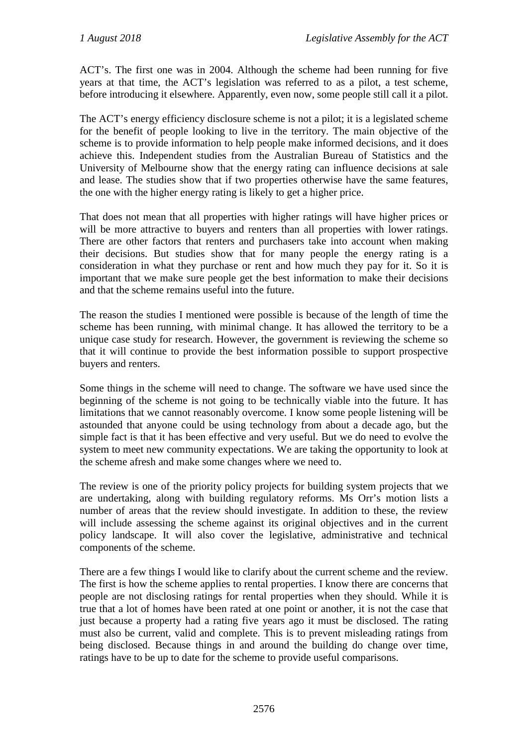ACT's. The first one was in 2004. Although the scheme had been running for five years at that time, the ACT's legislation was referred to as a pilot, a test scheme, before introducing it elsewhere. Apparently, even now, some people still call it a pilot.

The ACT's energy efficiency disclosure scheme is not a pilot; it is a legislated scheme for the benefit of people looking to live in the territory. The main objective of the scheme is to provide information to help people make informed decisions, and it does achieve this. Independent studies from the Australian Bureau of Statistics and the University of Melbourne show that the energy rating can influence decisions at sale and lease. The studies show that if two properties otherwise have the same features, the one with the higher energy rating is likely to get a higher price.

That does not mean that all properties with higher ratings will have higher prices or will be more attractive to buyers and renters than all properties with lower ratings. There are other factors that renters and purchasers take into account when making their decisions. But studies show that for many people the energy rating is a consideration in what they purchase or rent and how much they pay for it. So it is important that we make sure people get the best information to make their decisions and that the scheme remains useful into the future.

The reason the studies I mentioned were possible is because of the length of time the scheme has been running, with minimal change. It has allowed the territory to be a unique case study for research. However, the government is reviewing the scheme so that it will continue to provide the best information possible to support prospective buyers and renters.

Some things in the scheme will need to change. The software we have used since the beginning of the scheme is not going to be technically viable into the future. It has limitations that we cannot reasonably overcome. I know some people listening will be astounded that anyone could be using technology from about a decade ago, but the simple fact is that it has been effective and very useful. But we do need to evolve the system to meet new community expectations. We are taking the opportunity to look at the scheme afresh and make some changes where we need to.

The review is one of the priority policy projects for building system projects that we are undertaking, along with building regulatory reforms. Ms Orr's motion lists a number of areas that the review should investigate. In addition to these, the review will include assessing the scheme against its original objectives and in the current policy landscape. It will also cover the legislative, administrative and technical components of the scheme.

There are a few things I would like to clarify about the current scheme and the review. The first is how the scheme applies to rental properties. I know there are concerns that people are not disclosing ratings for rental properties when they should. While it is true that a lot of homes have been rated at one point or another, it is not the case that just because a property had a rating five years ago it must be disclosed. The rating must also be current, valid and complete. This is to prevent misleading ratings from being disclosed. Because things in and around the building do change over time, ratings have to be up to date for the scheme to provide useful comparisons.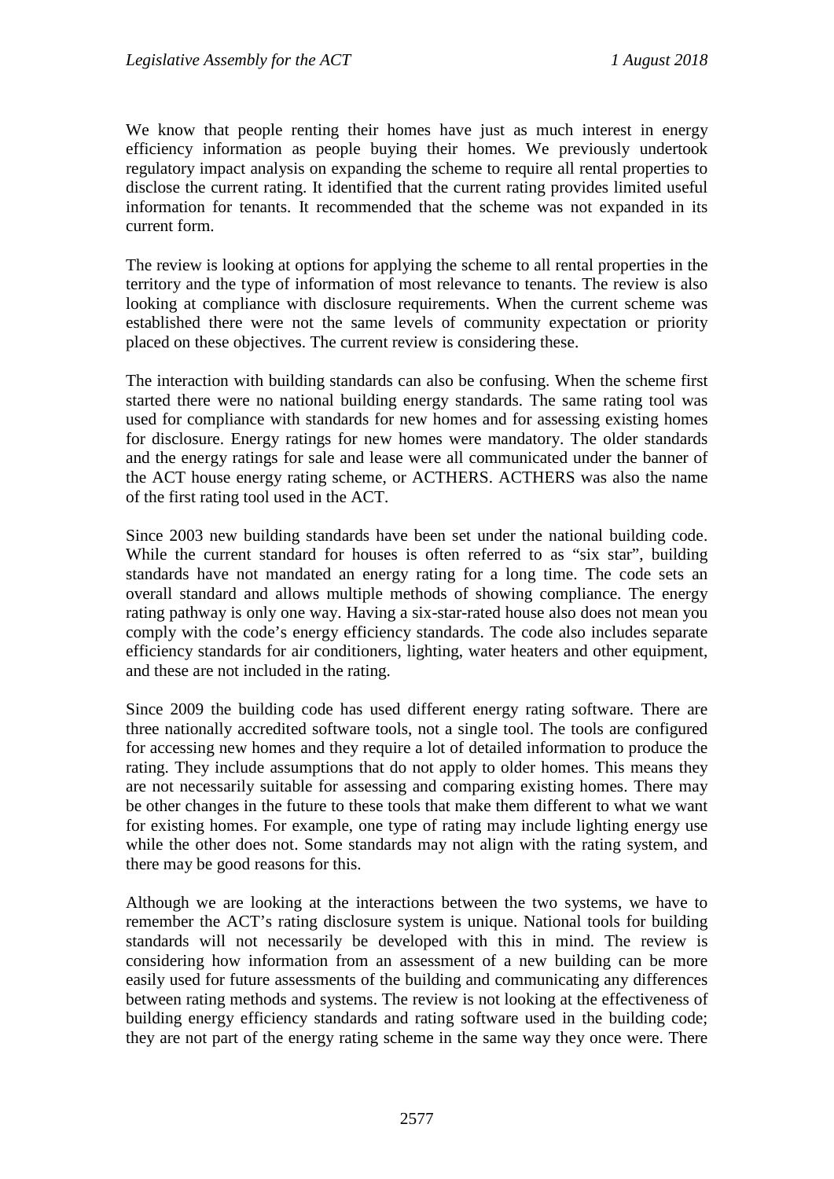We know that people renting their homes have just as much interest in energy efficiency information as people buying their homes. We previously undertook regulatory impact analysis on expanding the scheme to require all rental properties to disclose the current rating. It identified that the current rating provides limited useful information for tenants. It recommended that the scheme was not expanded in its current form.

The review is looking at options for applying the scheme to all rental properties in the territory and the type of information of most relevance to tenants. The review is also looking at compliance with disclosure requirements. When the current scheme was established there were not the same levels of community expectation or priority placed on these objectives. The current review is considering these.

The interaction with building standards can also be confusing. When the scheme first started there were no national building energy standards. The same rating tool was used for compliance with standards for new homes and for assessing existing homes for disclosure. Energy ratings for new homes were mandatory. The older standards and the energy ratings for sale and lease were all communicated under the banner of the ACT house energy rating scheme, or ACTHERS. ACTHERS was also the name of the first rating tool used in the ACT.

Since 2003 new building standards have been set under the national building code. While the current standard for houses is often referred to as "six star", building standards have not mandated an energy rating for a long time. The code sets an overall standard and allows multiple methods of showing compliance. The energy rating pathway is only one way. Having a six-star-rated house also does not mean you comply with the code's energy efficiency standards. The code also includes separate efficiency standards for air conditioners, lighting, water heaters and other equipment, and these are not included in the rating.

Since 2009 the building code has used different energy rating software. There are three nationally accredited software tools, not a single tool. The tools are configured for accessing new homes and they require a lot of detailed information to produce the rating. They include assumptions that do not apply to older homes. This means they are not necessarily suitable for assessing and comparing existing homes. There may be other changes in the future to these tools that make them different to what we want for existing homes. For example, one type of rating may include lighting energy use while the other does not. Some standards may not align with the rating system, and there may be good reasons for this.

Although we are looking at the interactions between the two systems, we have to remember the ACT's rating disclosure system is unique. National tools for building standards will not necessarily be developed with this in mind. The review is considering how information from an assessment of a new building can be more easily used for future assessments of the building and communicating any differences between rating methods and systems. The review is not looking at the effectiveness of building energy efficiency standards and rating software used in the building code; they are not part of the energy rating scheme in the same way they once were. There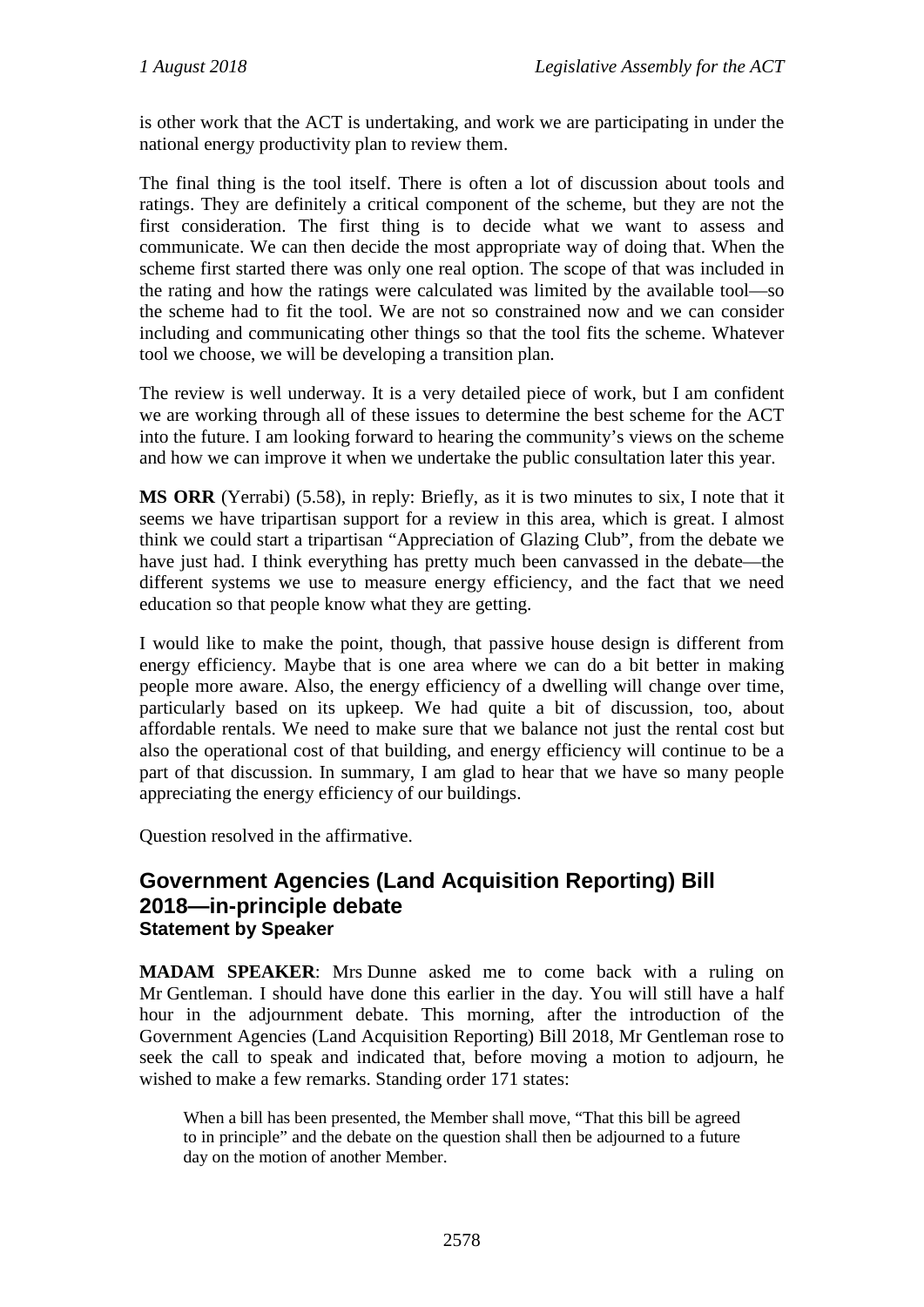is other work that the ACT is undertaking, and work we are participating in under the national energy productivity plan to review them.

The final thing is the tool itself. There is often a lot of discussion about tools and ratings. They are definitely a critical component of the scheme, but they are not the first consideration. The first thing is to decide what we want to assess and communicate. We can then decide the most appropriate way of doing that. When the scheme first started there was only one real option. The scope of that was included in the rating and how the ratings were calculated was limited by the available tool—so the scheme had to fit the tool. We are not so constrained now and we can consider including and communicating other things so that the tool fits the scheme. Whatever tool we choose, we will be developing a transition plan.

The review is well underway. It is a very detailed piece of work, but I am confident we are working through all of these issues to determine the best scheme for the ACT into the future. I am looking forward to hearing the community's views on the scheme and how we can improve it when we undertake the public consultation later this year.

**MS ORR** (Yerrabi) (5.58), in reply: Briefly, as it is two minutes to six, I note that it seems we have tripartisan support for a review in this area, which is great. I almost think we could start a tripartisan "Appreciation of Glazing Club", from the debate we have just had. I think everything has pretty much been canvassed in the debate—the different systems we use to measure energy efficiency, and the fact that we need education so that people know what they are getting.

I would like to make the point, though, that passive house design is different from energy efficiency. Maybe that is one area where we can do a bit better in making people more aware. Also, the energy efficiency of a dwelling will change over time, particularly based on its upkeep. We had quite a bit of discussion, too, about affordable rentals. We need to make sure that we balance not just the rental cost but also the operational cost of that building, and energy efficiency will continue to be a part of that discussion. In summary, I am glad to hear that we have so many people appreciating the energy efficiency of our buildings.

Question resolved in the affirmative.

## Government Agencies (Land Acquisition Reporting) Bill 2018—in-principle debate
### Statement by Speaker

**MADAM SPEAKER**: Mrs Dunne asked me to come back with a ruling on Mr Gentleman. I should have done this earlier in the day. You will still have a half hour in the adjournment debate. This morning, after the introduction of the Government Agencies (Land Acquisition Reporting) Bill 2018, Mr Gentleman rose to seek the call to speak and indicated that, before moving a motion to adjourn, he wished to make a few remarks. Standing order 171 states:

> When a bill has been presented, the Member shall move, "That this bill be agreed to in principle" and the debate on the question shall then be adjourned to a future day on the motion of another Member.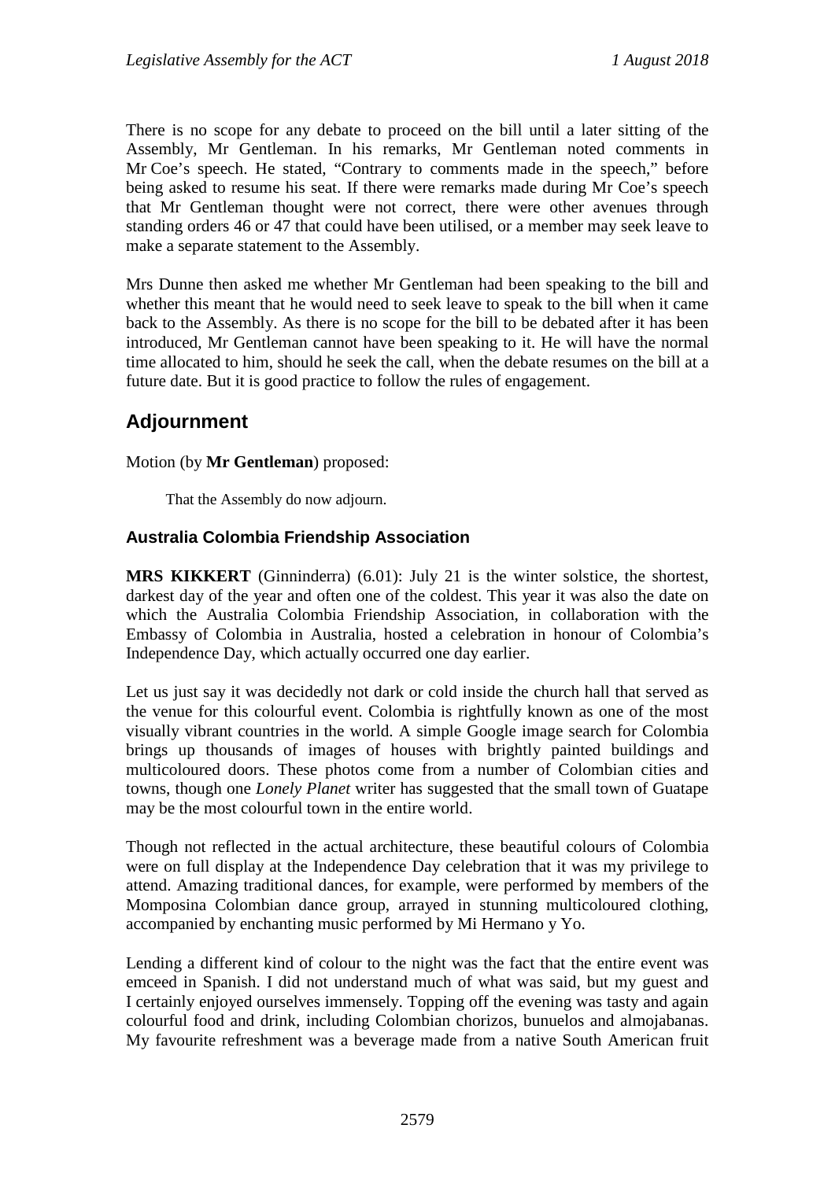There is no scope for any debate to proceed on the bill until a later sitting of the Assembly, Mr Gentleman. In his remarks, Mr Gentleman noted comments in Mr Coe's speech. He stated, "Contrary to comments made in the speech," before being asked to resume his seat. If there were remarks made during Mr Coe's speech that Mr Gentleman thought were not correct, there were other avenues through standing orders 46 or 47 that could have been utilised, or a member may seek leave to make a separate statement to the Assembly.

Mrs Dunne then asked me whether Mr Gentleman had been speaking to the bill and whether this meant that he would need to seek leave to speak to the bill when it came back to the Assembly. As there is no scope for the bill to be debated after it has been introduced, Mr Gentleman cannot have been speaking to it. He will have the normal time allocated to him, should he seek the call, when the debate resumes on the bill at a future date. But it is good practice to follow the rules of engagement.

## Adjournment

Motion (by **Mr Gentleman**) proposed:

That the Assembly do now adjourn.

### Australia Colombia Friendship Association

**MRS KIKKERT** (Ginninderra) (6.01): July 21 is the winter solstice, the shortest, darkest day of the year and often one of the coldest. This year it was also the date on which the Australia Colombia Friendship Association, in collaboration with the Embassy of Colombia in Australia, hosted a celebration in honour of Colombia's Independence Day, which actually occurred one day earlier.

Let us just say it was decidedly not dark or cold inside the church hall that served as the venue for this colourful event. Colombia is rightfully known as one of the most visually vibrant countries in the world. A simple Google image search for Colombia brings up thousands of images of houses with brightly painted buildings and multicoloured doors. These photos come from a number of Colombian cities and towns, though one *Lonely Planet* writer has suggested that the small town of Guatape may be the most colourful town in the entire world.

Though not reflected in the actual architecture, these beautiful colours of Colombia were on full display at the Independence Day celebration that it was my privilege to attend. Amazing traditional dances, for example, were performed by members of the Momposina Colombian dance group, arrayed in stunning multicoloured clothing, accompanied by enchanting music performed by Mi Hermano y Yo.

Lending a different kind of colour to the night was the fact that the entire event was emceed in Spanish. I did not understand much of what was said, but my guest and I certainly enjoyed ourselves immensely. Topping off the evening was tasty and again colourful food and drink, including Colombian chorizos, bunuelos and almojabanas. My favourite refreshment was a beverage made from a native South American fruit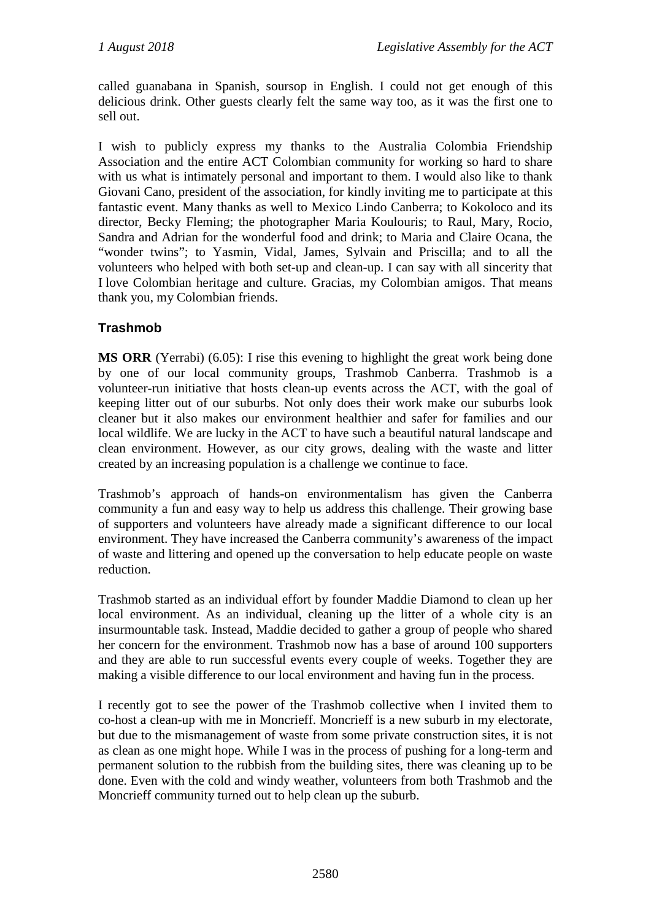called guanabana in Spanish, soursop in English. I could not get enough of this delicious drink. Other guests clearly felt the same way too, as it was the first one to sell out.

I wish to publicly express my thanks to the Australia Colombia Friendship Association and the entire ACT Colombian community for working so hard to share with us what is intimately personal and important to them. I would also like to thank Giovani Cano, president of the association, for kindly inviting me to participate at this fantastic event. Many thanks as well to Mexico Lindo Canberra; to Kokoloco and its director, Becky Fleming; the photographer Maria Koulouris; to Raul, Mary, Rocio, Sandra and Adrian for the wonderful food and drink; to Maria and Claire Ocana, the "wonder twins"; to Yasmin, Vidal, James, Sylvain and Priscilla; and to all the volunteers who helped with both set-up and clean-up. I can say with all sincerity that I love Colombian heritage and culture. Gracias, my Colombian amigos. That means thank you, my Colombian friends.

## Trashmob

**MS ORR** (Yerrabi) (6.05): I rise this evening to highlight the great work being done by one of our local community groups, Trashmob Canberra. Trashmob is a volunteer-run initiative that hosts clean-up events across the ACT, with the goal of keeping litter out of our suburbs. Not only does their work make our suburbs look cleaner but it also makes our environment healthier and safer for families and our local wildlife. We are lucky in the ACT to have such a beautiful natural landscape and clean environment. However, as our city grows, dealing with the waste and litter created by an increasing population is a challenge we continue to face.

Trashmob's approach of hands-on environmentalism has given the Canberra community a fun and easy way to help us address this challenge. Their growing base of supporters and volunteers have already made a significant difference to our local environment. They have increased the Canberra community's awareness of the impact of waste and littering and opened up the conversation to help educate people on waste reduction.

Trashmob started as an individual effort by founder Maddie Diamond to clean up her local environment. As an individual, cleaning up the litter of a whole city is an insurmountable task. Instead, Maddie decided to gather a group of people who shared her concern for the environment. Trashmob now has a base of around 100 supporters and they are able to run successful events every couple of weeks. Together they are making a visible difference to our local environment and having fun in the process.

I recently got to see the power of the Trashmob collective when I invited them to co-host a clean-up with me in Moncrieff. Moncrieff is a new suburb in my electorate, but due to the mismanagement of waste from some private construction sites, it is not as clean as one might hope. While I was in the process of pushing for a long-term and permanent solution to the rubbish from the building sites, there was cleaning up to be done. Even with the cold and windy weather, volunteers from both Trashmob and the Moncrieff community turned out to help clean up the suburb.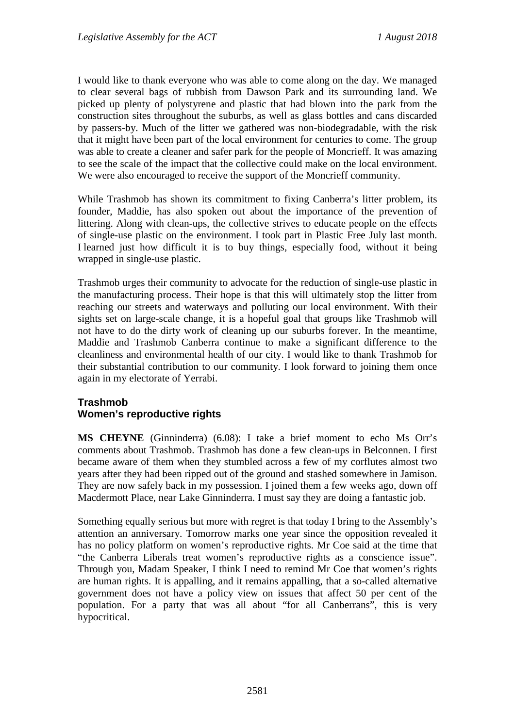I would like to thank everyone who was able to come along on the day. We managed to clear several bags of rubbish from Dawson Park and its surrounding land. We picked up plenty of polystyrene and plastic that had blown into the park from the construction sites throughout the suburbs, as well as glass bottles and cans discarded by passers-by. Much of the litter we gathered was non-biodegradable, with the risk that it might have been part of the local environment for centuries to come. The group was able to create a cleaner and safer park for the people of Moncrieff. It was amazing to see the scale of the impact that the collective could make on the local environment. We were also encouraged to receive the support of the Moncrieff community.

While Trashmob has shown its commitment to fixing Canberra's litter problem, its founder, Maddie, has also spoken out about the importance of the prevention of littering. Along with clean-ups, the collective strives to educate people on the effects of single-use plastic on the environment. I took part in Plastic Free July last month. I learned just how difficult it is to buy things, especially food, without it being wrapped in single-use plastic.

Trashmob urges their community to advocate for the reduction of single-use plastic in the manufacturing process. Their hope is that this will ultimately stop the litter from reaching our streets and waterways and polluting our local environment. With their sights set on large-scale change, it is a hopeful goal that groups like Trashmob will not have to do the dirty work of cleaning up our suburbs forever. In the meantime, Maddie and Trashmob Canberra continue to make a significant difference to the cleanliness and environmental health of our city. I would like to thank Trashmob for their substantial contribution to our community. I look forward to joining them once again in my electorate of Yerrabi.

### Trashmob
### Women's reproductive rights

**MS CHEYNE** (Ginninderra) (6.08): I take a brief moment to echo Ms Orr's comments about Trashmob. Trashmob has done a few clean-ups in Belconnen. I first became aware of them when they stumbled across a few of my corflutes almost two years after they had been ripped out of the ground and stashed somewhere in Jamison. They are now safely back in my possession. I joined them a few weeks ago, down off Macdermott Place, near Lake Ginninderra. I must say they are doing a fantastic job.

Something equally serious but more with regret is that today I bring to the Assembly's attention an anniversary. Tomorrow marks one year since the opposition revealed it has no policy platform on women's reproductive rights. Mr Coe said at the time that "the Canberra Liberals treat women's reproductive rights as a conscience issue". Through you, Madam Speaker, I think I need to remind Mr Coe that women's rights are human rights. It is appalling, and it remains appalling, that a so-called alternative government does not have a policy view on issues that affect 50 per cent of the population. For a party that was all about "for all Canberrans", this is very hypocritical.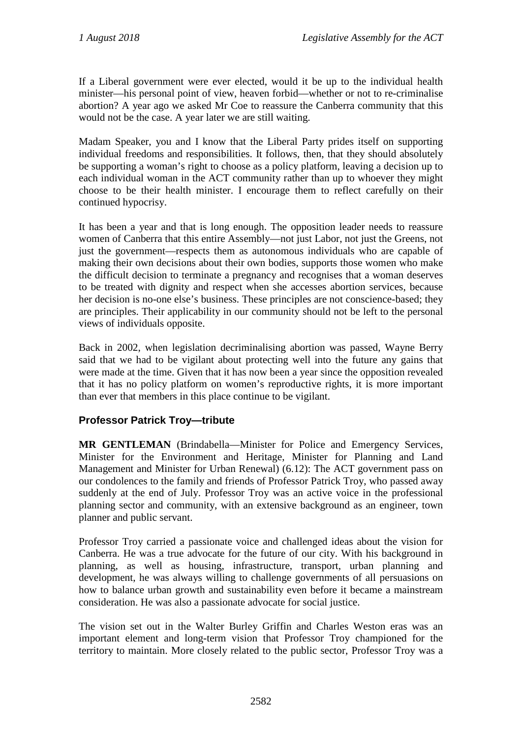If a Liberal government were ever elected, would it be up to the individual health minister—his personal point of view, heaven forbid—whether or not to re-criminalise abortion? A year ago we asked Mr Coe to reassure the Canberra community that this would not be the case. A year later we are still waiting.

Madam Speaker, you and I know that the Liberal Party prides itself on supporting individual freedoms and responsibilities. It follows, then, that they should absolutely be supporting a woman's right to choose as a policy platform, leaving a decision up to each individual woman in the ACT community rather than up to whoever they might choose to be their health minister. I encourage them to reflect carefully on their continued hypocrisy.

It has been a year and that is long enough. The opposition leader needs to reassure women of Canberra that this entire Assembly—not just Labor, not just the Greens, not just the government—respects them as autonomous individuals who are capable of making their own decisions about their own bodies, supports those women who make the difficult decision to terminate a pregnancy and recognises that a woman deserves to be treated with dignity and respect when she accesses abortion services, because her decision is no-one else's business. These principles are not conscience-based; they are principles. Their applicability in our community should not be left to the personal views of individuals opposite.

Back in 2002, when legislation decriminalising abortion was passed, Wayne Berry said that we had to be vigilant about protecting well into the future any gains that were made at the time. Given that it has now been a year since the opposition revealed that it has no policy platform on women's reproductive rights, it is more important than ever that members in this place continue to be vigilant.

## Professor Patrick Troy—tribute

**MR GENTLEMAN** (Brindabella—Minister for Police and Emergency Services, Minister for the Environment and Heritage, Minister for Planning and Land Management and Minister for Urban Renewal) (6.12): The ACT government pass on our condolences to the family and friends of Professor Patrick Troy, who passed away suddenly at the end of July. Professor Troy was an active voice in the professional planning sector and community, with an extensive background as an engineer, town planner and public servant.

Professor Troy carried a passionate voice and challenged ideas about the vision for Canberra. He was a true advocate for the future of our city. With his background in planning, as well as housing, infrastructure, transport, urban planning and development, he was always willing to challenge governments of all persuasions on how to balance urban growth and sustainability even before it became a mainstream consideration. He was also a passionate advocate for social justice.

The vision set out in the Walter Burley Griffin and Charles Weston eras was an important element and long-term vision that Professor Troy championed for the territory to maintain. More closely related to the public sector, Professor Troy was a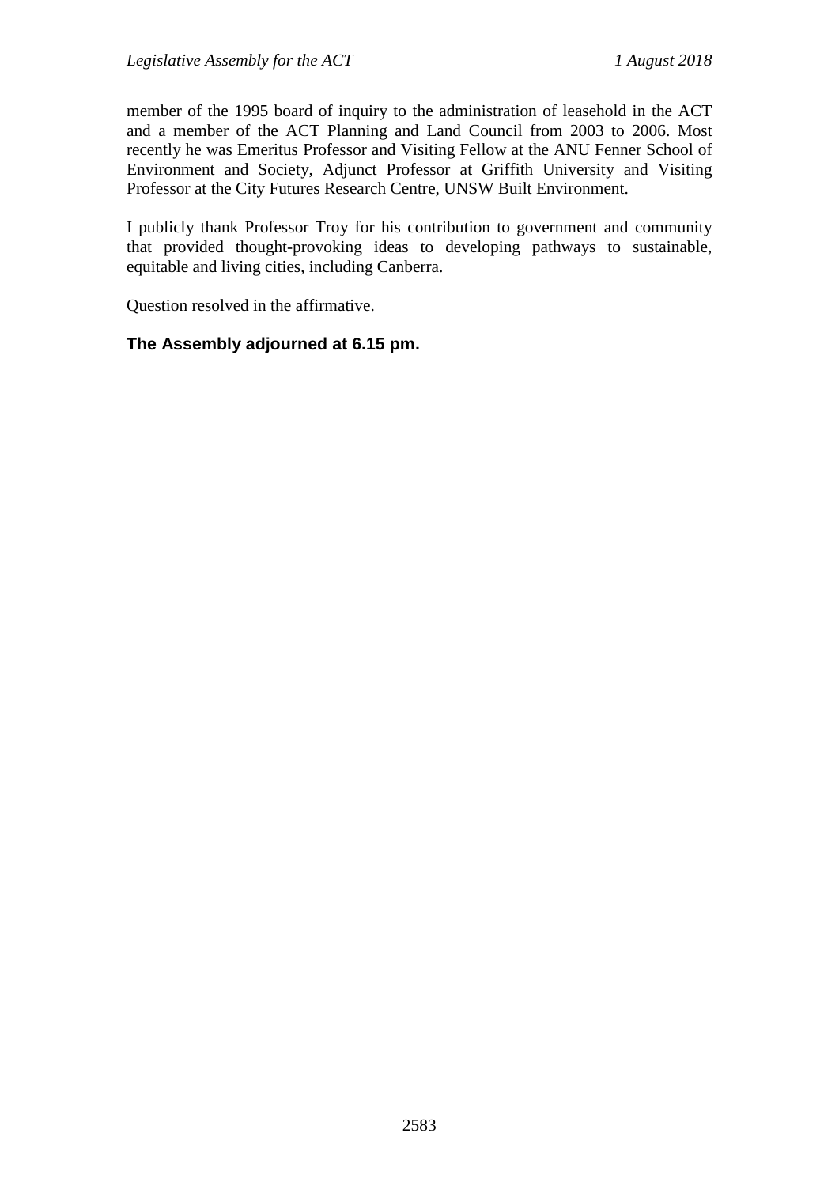member of the 1995 board of inquiry to the administration of leasehold in the ACT and a member of the ACT Planning and Land Council from 2003 to 2006. Most recently he was Emeritus Professor and Visiting Fellow at the ANU Fenner School of Environment and Society, Adjunct Professor at Griffith University and Visiting Professor at the City Futures Research Centre, UNSW Built Environment.

I publicly thank Professor Troy for his contribution to government and community that provided thought-provoking ideas to developing pathways to sustainable, equitable and living cities, including Canberra.

Question resolved in the affirmative.

**The Assembly adjourned at 6.15 pm.**